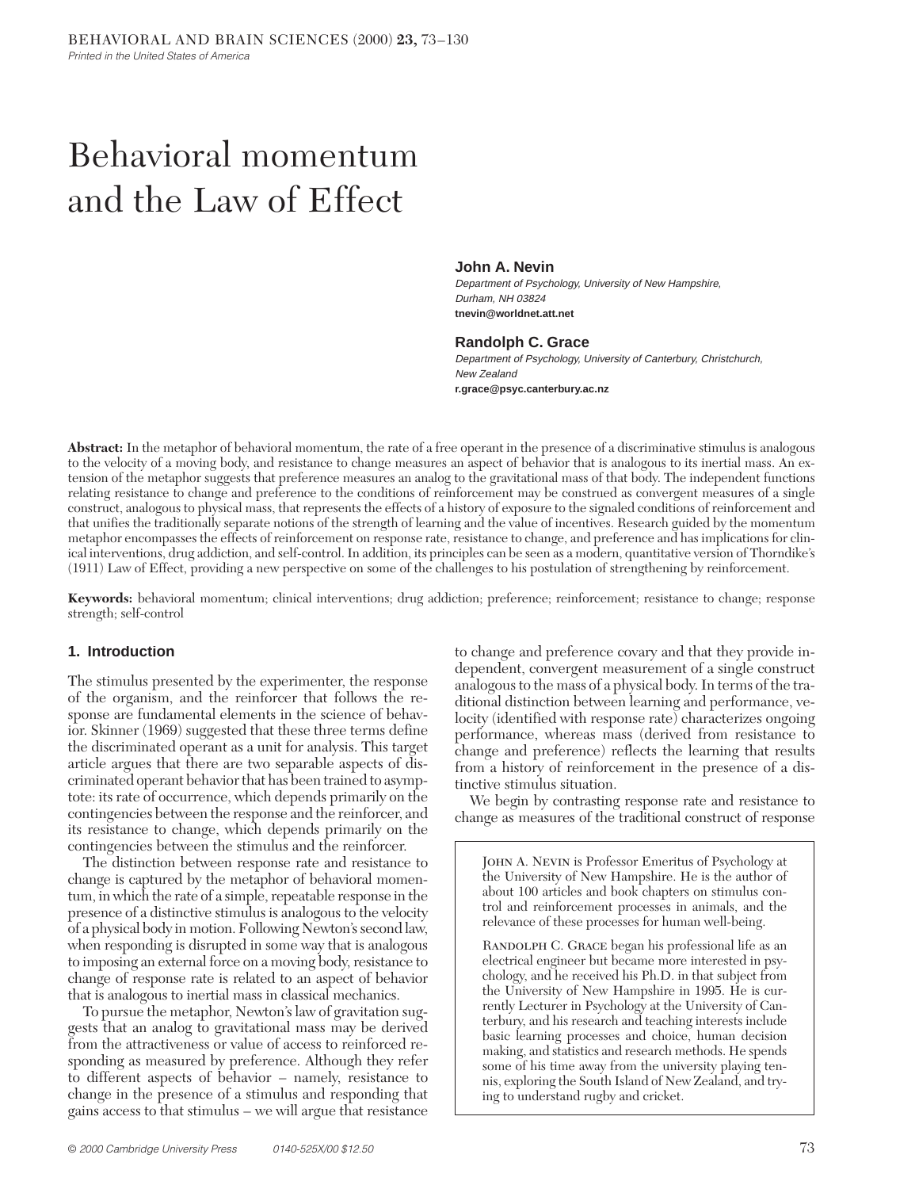# Behavioral momentum and the Law of Effect

**John A. Nevin**
*Department of Psychology, University of New Hampshire, Durham, NH 03824*
**tnevin@worldnet.att.net**

**Randolph C. Grace**
*Department of Psychology, University of Canterbury, Christchurch, New Zealand*
**r.grace@psyc.canterbury.ac.nz**

**Abstract:** In the metaphor of behavioral momentum, the rate of a free operant in the presence of a discriminative stimulus is analogous to the velocity of a moving body, and resistance to change measures an aspect of behavior that is analogous to its inertial mass. An extension of the metaphor suggests that preference measures an analog to the gravitational mass of that body. The independent functions relating resistance to change and preference to the conditions of reinforcement may be construed as convergent measures of a single construct, analogous to physical mass, that represents the effects of a history of exposure to the signaled conditions of reinforcement and that unifies the traditionally separate notions of the strength of learning and the value of incentives. Research guided by the momentum metaphor encompasses the effects of reinforcement on response rate, resistance to change, and preference and has implications for clinical interventions, drug addiction, and self-control. In addition, its principles can be seen as a modern, quantitative version of Thorndike's (1911) Law of Effect, providing a new perspective on some of the challenges to his postulation of strengthening by reinforcement.

**Keywords:** behavioral momentum; clinical interventions; drug addiction; preference; reinforcement; resistance to change; response strength; self-control

## 1. Introduction

The stimulus presented by the experimenter, the response of the organism, and the reinforcer that follows the response are fundamental elements in the science of behavior. Skinner (1969) suggested that these three terms define the discriminated operant as a unit for analysis. This target article argues that there are two separable aspects of discriminated operant behavior that has been trained to asymptote: its rate of occurrence, which depends primarily on the contingencies between the response and the reinforcer, and its resistance to change, which depends primarily on the contingencies between the stimulus and the reinforcer.

The distinction between response rate and resistance to change is captured by the metaphor of behavioral momentum, in which the rate of a simple, repeatable response in the presence of a distinctive stimulus is analogous to the velocity of a physical body in motion. Following Newton's second law, when responding is disrupted in some way that is analogous to imposing an external force on a moving body, resistance to change of response rate is related to an aspect of behavior that is analogous to inertial mass in classical mechanics.

To pursue the metaphor, Newton's law of gravitation suggests that an analog to gravitational mass may be derived from the attractiveness or value of access to reinforced responding as measured by preference. Although they refer to different aspects of behavior – namely, resistance to change in the presence of a stimulus and responding that gains access to that stimulus – we will argue that resistance to change and preference covary and that they provide independent, convergent measurement of a single construct analogous to the mass of a physical body. In terms of the traditional distinction between learning and performance, velocity (identified with response rate) characterizes ongoing performance, whereas mass (derived from resistance to change and preference) reflects the learning that results from a history of reinforcement in the presence of a distinctive stimulus situation.

We begin by contrasting response rate and resistance to change as measures of the traditional construct of response

John A. Nevin is Professor Emeritus of Psychology at the University of New Hampshire. He is the author of about 100 articles and book chapters on stimulus control and reinforcement processes in animals, and the relevance of these processes for human well-being.

Randolph C. Grace began his professional life as an electrical engineer but became more interested in psychology, and he received his Ph.D. in that subject from the University of New Hampshire in 1995. He is currently Lecturer in Psychology at the University of Canterbury, and his research and teaching interests include basic learning processes and choice, human decision making, and statistics and research methods. He spends some of his time away from the university playing tennis, exploring the South Island of New Zealand, and trying to understand rugby and cricket.

© 2000 Cambridge University Press 0140-525X/00 $12.50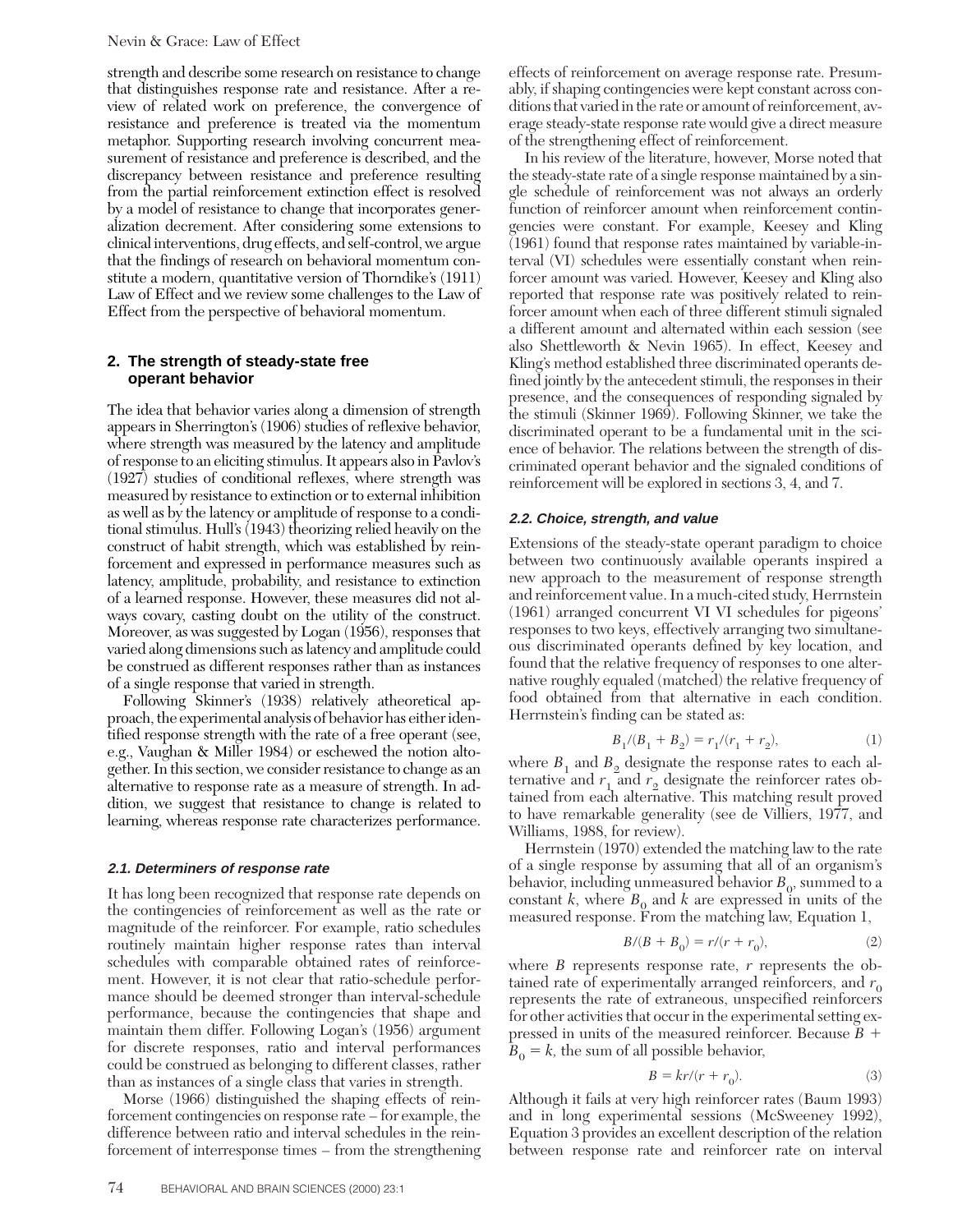strength and describe some research on resistance to change that distinguishes response rate and resistance. After a review of related work on preference, the convergence of resistance and preference is treated via the momentum metaphor. Supporting research involving concurrent measurement of resistance and preference is described, and the discrepancy between resistance and preference resulting from the partial reinforcement extinction effect is resolved by a model of resistance to change that incorporates generalization decrement. After considering some extensions to clinical interventions, drug effects, and self-control, we argue that the findings of research on behavioral momentum constitute a modern, quantitative version of Thorndike's (1911) Law of Effect and we review some challenges to the Law of Effect from the perspective of behavioral momentum.

## 2. The strength of steady-state free operant behavior

The idea that behavior varies along a dimension of strength appears in Sherrington's (1906) studies of reflexive behavior, where strength was measured by the latency and amplitude of response to an eliciting stimulus. It appears also in Pavlov's (1927) studies of conditional reflexes, where strength was measured by resistance to extinction or to external inhibition as well as by the latency or amplitude of response to a conditional stimulus. Hull's (1943) theorizing relied heavily on the construct of habit strength, which was established by reinforcement and expressed in performance measures such as latency, amplitude, probability, and resistance to extinction of a learned response. However, these measures did not always covary, casting doubt on the utility of the construct. Moreover, as was suggested by Logan (1956), responses that varied along dimensions such as latency and amplitude could be construed as different responses rather than as instances of a single response that varied in strength.

Following Skinner's (1938) relatively atheoretical approach, the experimental analysis of behavior has either identified response strength with the rate of a free operant (see, e.g., Vaughan & Miller 1984) or eschewed the notion altogether. In this section, we consider resistance to change as an alternative to response rate as a measure of strength. In addition, we suggest that resistance to change is related to learning, whereas response rate characterizes performance.

### 2.1. Determiners of response rate

It has long been recognized that response rate depends on the contingencies of reinforcement as well as the rate or magnitude of the reinforcer. For example, ratio schedules routinely maintain higher response rates than interval schedules with comparable obtained rates of reinforcement. However, it is not clear that ratio-schedule performance should be deemed stronger than interval-schedule performance, because the contingencies that shape and maintain them differ. Following Logan's (1956) argument for discrete responses, ratio and interval performances could be construed as belonging to different classes, rather than as instances of a single class that varies in strength.

Morse (1966) distinguished the shaping effects of reinforcement contingencies on response rate – for example, the difference between ratio and interval schedules in the reinforcement of interresponse times – from the strengthening effects of reinforcement on average response rate. Presumably, if shaping contingencies were kept constant across conditions that varied in the rate or amount of reinforcement, average steady-state response rate would give a direct measure of the strengthening effect of reinforcement.

In his review of the literature, however, Morse noted that the steady-state rate of a single response maintained by a single schedule of reinforcement was not always an orderly function of reinforcer amount when reinforcement contingencies were constant. For example, Keesey and Kling (1961) found that response rates maintained by variable-interval (VI) schedules were essentially constant when reinforcer amount was varied. However, Keesey and Kling also reported that response rate was positively related to reinforcer amount when each of three different stimuli signaled a different amount and alternated within each session (see also Shettleworth & Nevin 1965). In effect, Keesey and Kling's method established three discriminated operants defined jointly by the antecedent stimuli, the responses in their presence, and the consequences of responding signaled by the stimuli (Skinner 1969). Following Skinner, we take the discriminated operant to be a fundamental unit in the science of behavior. The relations between the strength of discriminated operant behavior and the signaled conditions of reinforcement will be explored in sections 3, 4, and 7.

### 2.2. Choice, strength, and value

Extensions of the steady-state operant paradigm to choice between two continuously available operants inspired a new approach to the measurement of response strength and reinforcement value. In a much-cited study, Herrnstein (1961) arranged concurrent VI VI schedules for pigeons' responses to two keys, effectively arranging two simultaneous discriminated operants defined by key location, and found that the relative frequency of responses to one alternative roughly equaled (matched) the relative frequency of food obtained from that alternative in each condition. Herrnstein's finding can be stated as:

$$B_1/(B_1 + B_2) = r_1/(r_1 + r_2), \tag{1}$$

where $B_1$ and $B_2$ designate the response rates to each alternative and $r_1$ and $r_2$ designate the reinforcer rates obtained from each alternative. This matching result proved to have remarkable generality (see de Villiers, 1977, and Williams, 1988, for review).

Herrnstein (1970) extended the matching law to the rate of a single response by assuming that all of an organism's behavior, including unmeasured behavior $B_0$, summed to a constant $k$, where $B_0$ and $k$ are expressed in units of the measured response. From the matching law, Equation 1,

$$B/(B + B_0) = r/(r + r_0), \tag{2}$$

where $B$ represents response rate, $r$ represents the obtained rate of experimentally arranged reinforcers, and $r_0$ represents the rate of extraneous, unspecified reinforcers for other activities that occur in the experimental setting expressed in units of the measured reinforcer. Because $B + B_0 = k$, the sum of all possible behavior,

$$B = kr/(r + r_0). \tag{3}$$

Although it fails at very high reinforcer rates (Baum 1993) and in long experimental sessions (McSweeney 1992), Equation 3 provides an excellent description of the relation between response rate and reinforcer rate on interval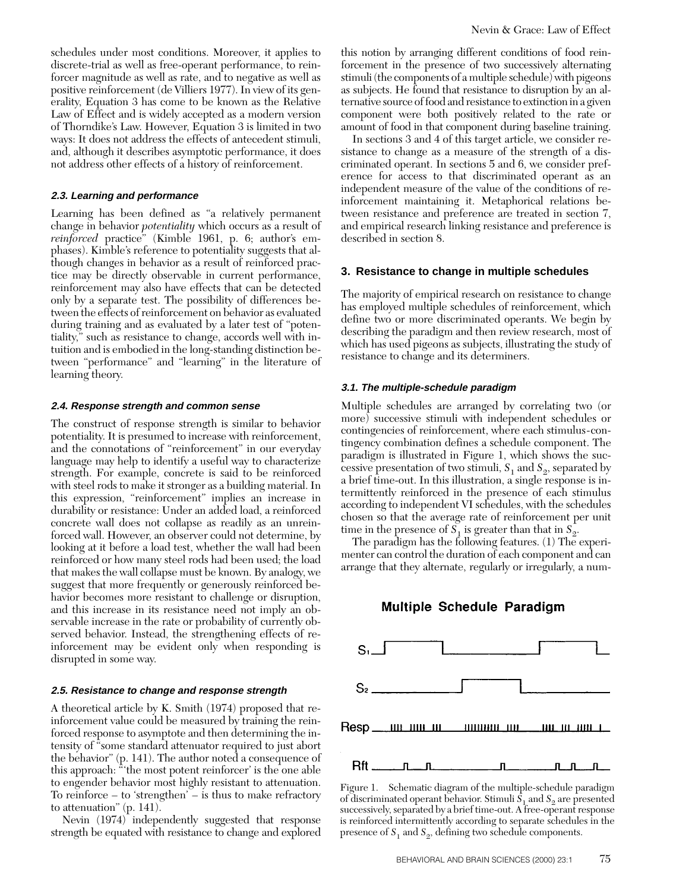schedules under most conditions. Moreover, it applies to discrete-trial as well as free-operant performance, to reinforcer magnitude as well as rate, and to negative as well as positive reinforcement (de Villiers 1977). In view of its generality, Equation 3 has come to be known as the Relative Law of Effect and is widely accepted as a modern version of Thorndike's Law. However, Equation 3 is limited in two ways: It does not address the effects of antecedent stimuli, and, although it describes asymptotic performance, it does not address other effects of a history of reinforcement.

### 2.3. Learning and performance

Learning has been defined as "a relatively permanent change in behavior *potentiality* which occurs as a result of *reinforced* practice" (Kimble 1961, p. 6; author's emphases). Kimble's reference to potentiality suggests that although changes in behavior as a result of reinforced practice may be directly observable in current performance, reinforcement may also have effects that can be detected only by a separate test. The possibility of differences between the effects of reinforcement on behavior as evaluated during training and as evaluated by a later test of "potentiality," such as resistance to change, accords well with intuition and is embodied in the long-standing distinction between "performance" and "learning" in the literature of learning theory.

### 2.4. Response strength and common sense

The construct of response strength is similar to behavior potentiality. It is presumed to increase with reinforcement, and the connotations of "reinforcement" in our everyday language may help to identify a useful way to characterize strength. For example, concrete is said to be reinforced with steel rods to make it stronger as a building material. In this expression, "reinforcement" implies an increase in durability or resistance: Under an added load, a reinforced concrete wall does not collapse as readily as an unreinforced wall. However, an observer could not determine, by looking at it before a load test, whether the wall had been reinforced or how many steel rods had been used; the load that makes the wall collapse must be known. By analogy, we suggest that more frequently or generously reinforced behavior becomes more resistant to challenge or disruption, and this increase in its resistance need not imply an observable increase in the rate or probability of currently observed behavior. Instead, the strengthening effects of reinforcement may be evident only when responding is disrupted in some way.

### 2.5. Resistance to change and response strength

A theoretical article by K. Smith (1974) proposed that reinforcement value could be measured by training the reinforced response to asymptote and then determining the intensity of "some standard attenuator required to just abort the behavior" (p. 141). The author noted a consequence of this approach: "'the most potent reinforcer' is the one able to engender behavior most highly resistant to attenuation. To reinforce – to 'strengthen' – is thus to make refractory to attenuation" (p. 141).

Nevin (1974) independently suggested that response strength be equated with resistance to change and explored this notion by arranging different conditions of food reinforcement in the presence of two successively alternating stimuli (the components of a multiple schedule) with pigeons as subjects. He found that resistance to disruption by an alternative source of food and resistance to extinction in a given component were both positively related to the rate or amount of food in that component during baseline training.

In sections 3 and 4 of this target article, we consider resistance to change as a measure of the strength of a discriminated operant. In sections 5 and 6, we consider preference for access to that discriminated operant as an independent measure of the value of the conditions of reinforcement maintaining it. Metaphorical relations between resistance and preference are treated in section 7, and empirical research linking resistance and preference is described in section 8.

## 3. Resistance to change in multiple schedules

The majority of empirical research on resistance to change has employed multiple schedules of reinforcement, which define two or more discriminated operants. We begin by describing the paradigm and then review research, most of which has used pigeons as subjects, illustrating the study of resistance to change and its determiners.

### 3.1. The multiple-schedule paradigm

Multiple schedules are arranged by correlating two (or more) successive stimuli with independent schedules or contingencies of reinforcement, where each stimulus-contingency combination defines a schedule component. The paradigm is illustrated in Figure 1, which shows the successive presentation of two stimuli, $S_1$ and $S_2$, separated by a brief time-out. In this illustration, a single response is intermittently reinforced in the presence of each stimulus according to independent VI schedules, with the schedules chosen so that the average rate of reinforcement per unit time in the presence of $S_1$ is greater than that in $S_2$.

The paradigm has the following features. (1) The experimenter can control the duration of each component and can arrange that they alternate, regularly or irregularly, a num-

Figure 1. Schematic diagram of the multiple-schedule paradigm of discriminated operant behavior. Stimuli $S_1$ and $S_2$ are presented successively, separated by a brief time-out. A free-operant response is reinforced intermittently according to separate schedules in the presence of $S_1$ and $S_2$, defining two schedule components.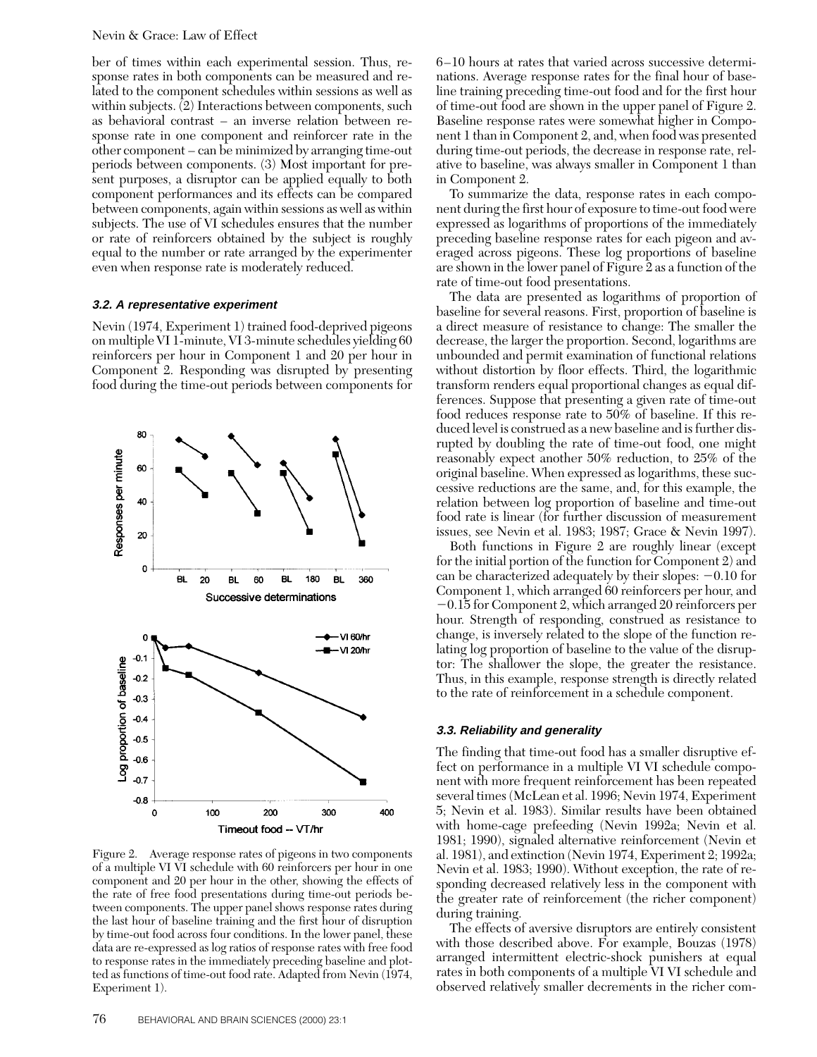ber of times within each experimental session. Thus, response rates in both components can be measured and related to the component schedules within sessions as well as within subjects. (2) Interactions between components, such as behavioral contrast – an inverse relation between response rate in one component and reinforcer rate in the other component – can be minimized by arranging time-out periods between components. (3) Most important for present purposes, a disruptor can be applied equally to both component performances and its effects can be compared between components, again within sessions as well as within subjects. The use of VI schedules ensures that the number or rate of reinforcers obtained by the subject is roughly equal to the number or rate arranged by the experimenter even when response rate is moderately reduced.

### 3.2. A representative experiment

Nevin (1974, Experiment 1) trained food-deprived pigeons on multiple VI 1-minute, VI 3-minute schedules yielding 60 reinforcers per hour in Component 1 and 20 per hour in Component 2. Responding was disrupted by presenting food during the time-out periods between components for 6–10 hours at rates that varied across successive determinations. Average response rates for the final hour of baseline training preceding time-out food and for the first hour of time-out food are shown in the upper panel of Figure 2. Baseline response rates were somewhat higher in Component 1 than in Component 2, and, when food was presented during time-out periods, the decrease in response rate, relative to baseline, was always smaller in Component 1 than in Component 2.

Figure 2. Average response rates of pigeons in two components of a multiple VI VI schedule with 60 reinforcers per hour in one component and 20 per hour in the other, showing the effects of the rate of free food presentations during time-out periods between components. The upper panel shows response rates during the last hour of baseline training and the first hour of disruption by time-out food across four conditions. In the lower panel, these data are re-expressed as log ratios of response rates with free food to response rates in the immediately preceding baseline and plotted as functions of time-out food rate. Adapted from Nevin (1974, Experiment 1).

To summarize the data, response rates in each component during the first hour of exposure to time-out food were expressed as logarithms of proportions of the immediately preceding baseline response rates for each pigeon and averaged across pigeons. These log proportions of baseline are shown in the lower panel of Figure 2 as a function of the rate of time-out food presentations.

The data are presented as logarithms of proportion of baseline for several reasons. First, proportion of baseline is a direct measure of resistance to change: The smaller the decrease, the larger the proportion. Second, logarithms are unbounded and permit examination of functional relations without distortion by floor effects. Third, the logarithmic transform renders equal proportional changes as equal differences. Suppose that presenting a given rate of time-out food reduces response rate to 50% of baseline. If this reduced level is construed as a new baseline and is further disrupted by doubling the rate of time-out food, one might reasonably expect another 50% reduction, to 25% of the original baseline. When expressed as logarithms, these successive reductions are the same, and, for this example, the relation between log proportion of baseline and time-out food rate is linear (for further discussion of measurement issues, see Nevin et al. 1983; 1987; Grace & Nevin 1997).

Both functions in Figure 2 are roughly linear (except for the initial portion of the function for Component 2) and can be characterized adequately by their slopes: −0.10 for Component 1, which arranged 60 reinforcers per hour, and −0.15 for Component 2, which arranged 20 reinforcers per hour. Strength of responding, construed as resistance to change, is inversely related to the slope of the function relating log proportion of baseline to the value of the disruptor: The shallower the slope, the greater the resistance. Thus, in this example, response strength is directly related to the rate of reinforcement in a schedule component.

### 3.3. Reliability and generality

The finding that time-out food has a smaller disruptive effect on performance in a multiple VI VI schedule component with more frequent reinforcement has been repeated several times (McLean et al. 1996; Nevin 1974, Experiment 5; Nevin et al. 1983). Similar results have been obtained with home-cage prefeeding (Nevin 1992a; Nevin et al. 1981; 1990), signaled alternative reinforcement (Nevin et al. 1981), and extinction (Nevin 1974, Experiment 2; 1992a; Nevin et al. 1983; 1990). Without exception, the rate of responding decreased relatively less in the component with the greater rate of reinforcement (the richer component) during training.

The effects of aversive disruptors are entirely consistent with those described above. For example, Bouzas (1978) arranged intermittent electric-shock punishers at equal rates in both components of a multiple VI VI schedule and observed relatively smaller decrements in the richer com-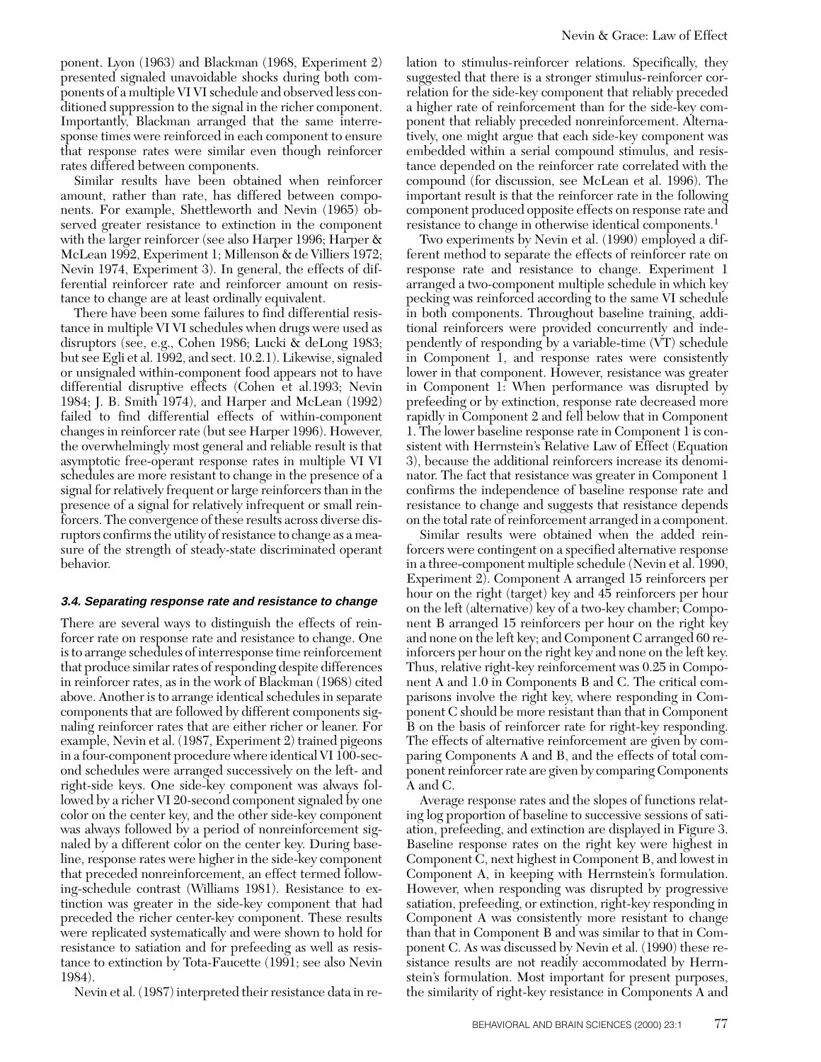ponent. Lyon (1963) and Blackman (1968, Experiment 2) presented signaled unavoidable shocks during both components of a multiple VI VI schedule and observed less conditioned suppression to the signal in the richer component. Importantly, Blackman arranged that the same interresponse times were reinforced in each component to ensure that response rates were similar even though reinforcer rates differed between components.

Similar results have been obtained when reinforcer amount, rather than rate, has differed between components. For example, Shettleworth and Nevin (1965) observed greater resistance to extinction in the component with the larger reinforcer (see also Harper 1996; Harper & McLean 1992, Experiment 1; Millenson & de Villiers 1972; Nevin 1974, Experiment 3). In general, the effects of differential reinforcer rate and reinforcer amount on resistance to change are at least ordinally equivalent.

There have been some failures to find differential resistance in multiple VI VI schedules when drugs were used as disruptors (see, e.g., Cohen 1986; Lucki & deLong 1983; but see Egli et al. 1992, and sect. 10.2.1). Likewise, signaled or unsignaled within-component food appears not to have differential disruptive effects (Cohen et al.1993; Nevin 1984; J. B. Smith 1974), and Harper and McLean (1992) failed to find differential effects of within-component changes in reinforcer rate (but see Harper 1996). However, the overwhelmingly most general and reliable result is that asymptotic free-operant response rates in multiple VI VI schedules are more resistant to change in the presence of a signal for relatively frequent or large reinforcers than in the presence of a signal for relatively infrequent or small reinforcers. The convergence of these results across diverse disruptors confirms the utility of resistance to change as a measure of the strength of steady-state discriminated operant behavior.

### 3.4. Separating response rate and resistance to change

There are several ways to distinguish the effects of reinforcer rate on response rate and resistance to change. One is to arrange schedules of interresponse time reinforcement that produce similar rates of responding despite differences in reinforcer rates, as in the work of Blackman (1968) cited above. Another is to arrange identical schedules in separate components that are followed by different components signaling reinforcer rates that are either richer or leaner. For example, Nevin et al. (1987, Experiment 2) trained pigeons in a four-component procedure where identical VI 100-second schedules were arranged successively on the left- and right-side keys. One side-key component was always followed by a richer VI 20-second component signaled by one color on the center key, and the other side-key component was always followed by a period of nonreinforcement signaled by a different color on the center key. During baseline, response rates were higher in the side-key component that preceded nonreinforcement, an effect termed following-schedule contrast (Williams 1981). Resistance to extinction was greater in the side-key component that had preceded the richer center-key component. These results were replicated systematically and were shown to hold for resistance to satiation and for prefeeding as well as resistance to extinction by Tota-Faucette (1991; see also Nevin 1984).

Nevin et al. (1987) interpreted their resistance data in relation to stimulus-reinforcer relations. Specifically, they suggested that there is a stronger stimulus-reinforcer correlation for the side-key component that reliably preceded a higher rate of reinforcement than for the side-key component that reliably preceded nonreinforcement. Alternatively, one might argue that each side-key component was embedded within a serial compound stimulus, and resistance depended on the reinforcer rate correlated with the compound (for discussion, see McLean et al. 1996). The important result is that the reinforcer rate in the following component produced opposite effects on response rate and resistance to change in otherwise identical components.[1]

Two experiments by Nevin et al. (1990) employed a different method to separate the effects of reinforcer rate on response rate and resistance to change. Experiment 1 arranged a two-component multiple schedule in which key pecking was reinforced according to the same VI schedule in both components. Throughout baseline training, additional reinforcers were provided concurrently and independently of responding by a variable-time (VT) schedule in Component 1, and response rates were consistently lower in that component. However, resistance was greater in Component 1: When performance was disrupted by prefeeding or by extinction, response rate decreased more rapidly in Component 2 and fell below that in Component 1. The lower baseline response rate in Component 1 is consistent with Herrnstein's Relative Law of Effect (Equation 3), because the additional reinforcers increase its denominator. The fact that resistance was greater in Component 1 confirms the independence of baseline response rate and resistance to change and suggests that resistance depends on the total rate of reinforcement arranged in a component.

Similar results were obtained when the added reinforcers were contingent on a specified alternative response in a three-component multiple schedule (Nevin et al. 1990, Experiment 2). Component A arranged 15 reinforcers per hour on the right (target) key and 45 reinforcers per hour on the left (alternative) key of a two-key chamber; Component B arranged 15 reinforcers per hour on the right key and none on the left key; and Component C arranged 60 reinforcers per hour on the right key and none on the left key. Thus, relative right-key reinforcement was 0.25 in Component A and 1.0 in Components B and C. The critical comparisons involve the right key, where responding in Component C should be more resistant than that in Component B on the basis of reinforcer rate for right-key responding. The effects of alternative reinforcement are given by comparing Components A and B, and the effects of total component reinforcer rate are given by comparing Components A and C.

Average response rates and the slopes of functions relating log proportion of baseline to successive sessions of satiation, prefeeding, and extinction are displayed in Figure 3. Baseline response rates on the right key were highest in Component C, next highest in Component B, and lowest in Component A, in keeping with Herrnstein's formulation. However, when responding was disrupted by progressive satiation, prefeeding, or extinction, right-key responding in Component A was consistently more resistant to change than that in Component B and was similar to that in Component C. As was discussed by Nevin et al. (1990) these resistance results are not readily accommodated by Herrnstein's formulation. Most important for present purposes, the similarity of right-key resistance in Components A and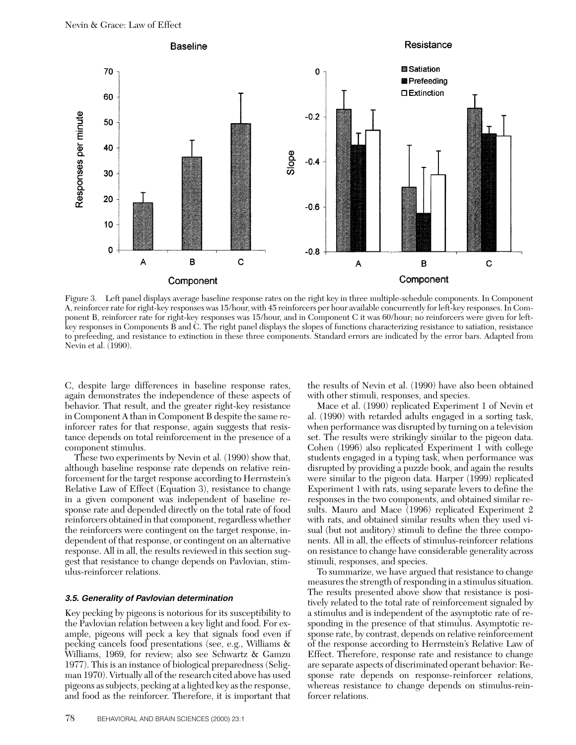Figure 3. Left panel displays average baseline response rates on the right key in three multiple-schedule components. In Component A, reinforcer rate for right-key responses was 15/hour, with 45 reinforcers per hour available concurrently for left-key responses. In Component B, reinforcer rate for right-key responses was 15/hour, and in Component C it was 60/hour; no reinforcers were given for left-key responses in Components B and C. The right panel displays the slopes of functions characterizing resistance to satiation, resistance to prefeeding, and resistance to extinction in these three components. Standard errors are indicated by the error bars. Adapted from Nevin et al. (1990).

C, despite large differences in baseline response rates, again demonstrates the independence of these aspects of behavior. That result, and the greater right-key resistance in Component A than in Component B despite the same reinforcer rates for that response, again suggests that resistance depends on total reinforcement in the presence of a component stimulus.

These two experiments by Nevin et al. (1990) show that, although baseline response rate depends on relative reinforcement for the target response according to Herrnstein's Relative Law of Effect (Equation 3), resistance to change in a given component was independent of baseline response rate and depended directly on the total rate of food reinforcers obtained in that component, regardless whether the reinforcers were contingent on the target response, independent of that response, or contingent on an alternative response. All in all, the results reviewed in this section suggest that resistance to change depends on Pavlovian, stimulus-reinforcer relations.

### 3.5. Generality of Pavlovian determination

Key pecking by pigeons is notorious for its susceptibility to the Pavlovian relation between a key light and food. For example, pigeons will peck a key that signals food even if pecking cancels food presentations (see, e.g., Williams & Williams, 1969, for review; also see Schwartz & Gamzu 1977). This is an instance of biological preparedness (Seligman 1970). Virtually all of the research cited above has used pigeons as subjects, pecking at a lighted key as the response, and food as the reinforcer. Therefore, it is important that the results of Nevin et al. (1990) have also been obtained with other stimuli, responses, and species.

Mace et al. (1990) replicated Experiment 1 of Nevin et al. (1990) with retarded adults engaged in a sorting task, when performance was disrupted by turning on a television set. The results were strikingly similar to the pigeon data. Cohen (1996) also replicated Experiment 1 with college students engaged in a typing task, when performance was disrupted by providing a puzzle book, and again the results were similar to the pigeon data. Harper (1999) replicated Experiment 1 with rats, using separate levers to define the responses in the two components, and obtained similar results. Mauro and Mace (1996) replicated Experiment 2 with rats, and obtained similar results when they used visual (but not auditory) stimuli to define the three components. All in all, the effects of stimulus-reinforcer relations on resistance to change have considerable generality across stimuli, responses, and species.

To summarize, we have argued that resistance to change measures the strength of responding in a stimulus situation. The results presented above show that resistance is positively related to the total rate of reinforcement signaled by a stimulus and is independent of the asymptotic rate of responding in the presence of that stimulus. Asymptotic response rate, by contrast, depends on relative reinforcement of the response according to Herrnstein's Relative Law of Effect. Therefore, response rate and resistance to change are separate aspects of discriminated operant behavior: Response rate depends on response-reinforcer relations, whereas resistance to change depends on stimulus-reinforcer relations.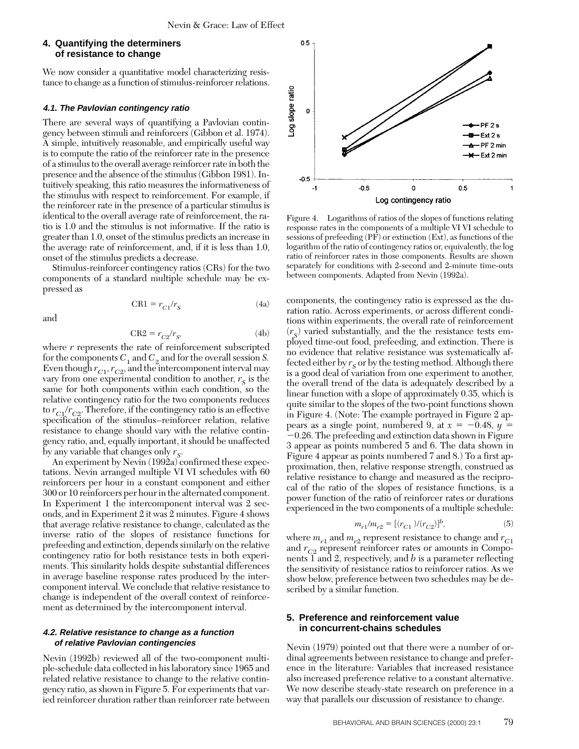## 4. Quantifying the determiners of resistance to change

We now consider a quantitative model characterizing resistance to change as a function of stimulus-reinforcer relations.

### 4.1. The Pavlovian contingency ratio

There are several ways of quantifying a Pavlovian contingency between stimuli and reinforcers (Gibbon et al. 1974). A simple, intuitively reasonable, and empirically useful way is to compute the ratio of the reinforcer rate in the presence of a stimulus to the overall average reinforcer rate in both the presence and the absence of the stimulus (Gibbon 1981). Intuitively speaking, this ratio measures the informativeness of the stimulus with respect to reinforcement. For example, if the reinforcer rate in the presence of a particular stimulus is identical to the overall average rate of reinforcement, the ratio is 1.0 and the stimulus is not informative. If the ratio is greater than 1.0, onset of the stimulus predicts an increase in the average rate of reinforcement, and, if it is less than 1.0, onset of the stimulus predicts a decrease.

Stimulus-reinforcer contingency ratios (CRs) for the two components of a standard multiple schedule may be expressed as

$$\text{CR1} = r_{C1}/r_S \quad (4a)$$

and

$$\text{CR2} = r_{C2}/r_S, \quad (4b)$$

where $r$ represents the rate of reinforcement subscripted for the components $C_1$ and $C_2$ and for the overall session $S$. Even though $r_{C1}$, $r_{C2}$, and the intercomponent interval may vary from one experimental condition to another, $r_S$ is the same for both components within each condition, so the relative contingency ratio for the two components reduces to $r_{C1}/r_{C2}$. Therefore, if the contingency ratio is an effective specification of the stimulus–reinforcer relation, relative resistance to change should vary with the relative contingency ratio, and, equally important, it should be unaffected by any variable that changes only $r_S$.

An experiment by Nevin (1992a) confirmed these expectations. Nevin arranged multiple VI VI schedules with 60 reinforcers per hour in a constant component and either 300 or 10 reinforcers per hour in the alternated component. In Experiment 1 the intercomponent interval was 2 seconds, and in Experiment 2 it was 2 minutes. Figure 4 shows that average relative resistance to change, calculated as the inverse ratio of the slopes of resistance functions for prefeeding and extinction, depends similarly on the relative contingency ratio for both resistance tests in both experiments. This similarity holds despite substantial differences in average baseline response rates produced by the intercomponent interval. We conclude that relative resistance to change is independent of the overall context of reinforcement as determined by the intercomponent interval.

Figure 4. Logarithms of ratios of the slopes of functions relating response rates in the components of a multiple VI VI schedule to sessions of prefeeding (PF) or extinction (Ext), as functions of the logarithm of the ratio of contingency ratios or, equivalently, the log ratio of reinforcer rates in those components. Results are shown separately for conditions with 2-second and 2-minute time-outs between components. Adapted from Nevin (1992a).

### 4.2. Relative resistance to change as a function of relative Pavlovian contingencies

Nevin (1992b) reviewed all of the two-component multiple-schedule data collected in his laboratory since 1965 and related relative resistance to change to the relative contingency ratio, as shown in Figure 5. For experiments that varied reinforcer duration rather than reinforcer rate between components, the contingency ratio is expressed as the duration ratio. Across experiments, or across different conditions within experiments, the overall rate of reinforcement ($r_S$) varied substantially, and the the resistance tests employed time-out food, prefeeding, and extinction. There is no evidence that relative resistance was systematically affected either by $r_S$ or by the testing method. Although there is a good deal of variation from one experiment to another, the overall trend of the data is adequately described by a linear function with a slope of approximately 0.35, which is quite similar to the slopes of the two-point functions shown in Figure 4. (Note: The example portrayed in Figure 2 appears as a single point, numbered 9, at $x = -0.48$, $y = -0.26$. The prefeeding and extinction data shown in Figure 3 appear as points numbered 5 and 6. The data shown in Figure 4 appear as points numbered 7 and 8.) To a first approximation, then, relative response strength, construed as relative resistance to change and measured as the reciprocal of the ratio of the slopes of resistance functions, is a power function of the ratio of reinforcer rates or durations experienced in the two components of a multiple schedule:

$$m_{r1}/m_{r2} = [(r_{C1})/(r_{C2})]^b, \quad (5)$$

where $m_{r1}$ and $m_{r2}$ represent resistance to change and $r_{C1}$ and $r_{C2}$ represent reinforcer rates or amounts in Components 1 and 2, respectively, and $b$ is a parameter reflecting the sensitivity of resistance ratios to reinforcer ratios. As we show below, preference between two schedules may be described by a similar function.

## 5. Preference and reinforcement value in concurrent-chains schedules

Nevin (1979) pointed out that there were a number of ordinal agreements between resistance to change and preference in the literature: Variables that increased resistance also increased preference relative to a constant alternative. We now describe steady-state research on preference in a way that parallels our discussion of resistance to change.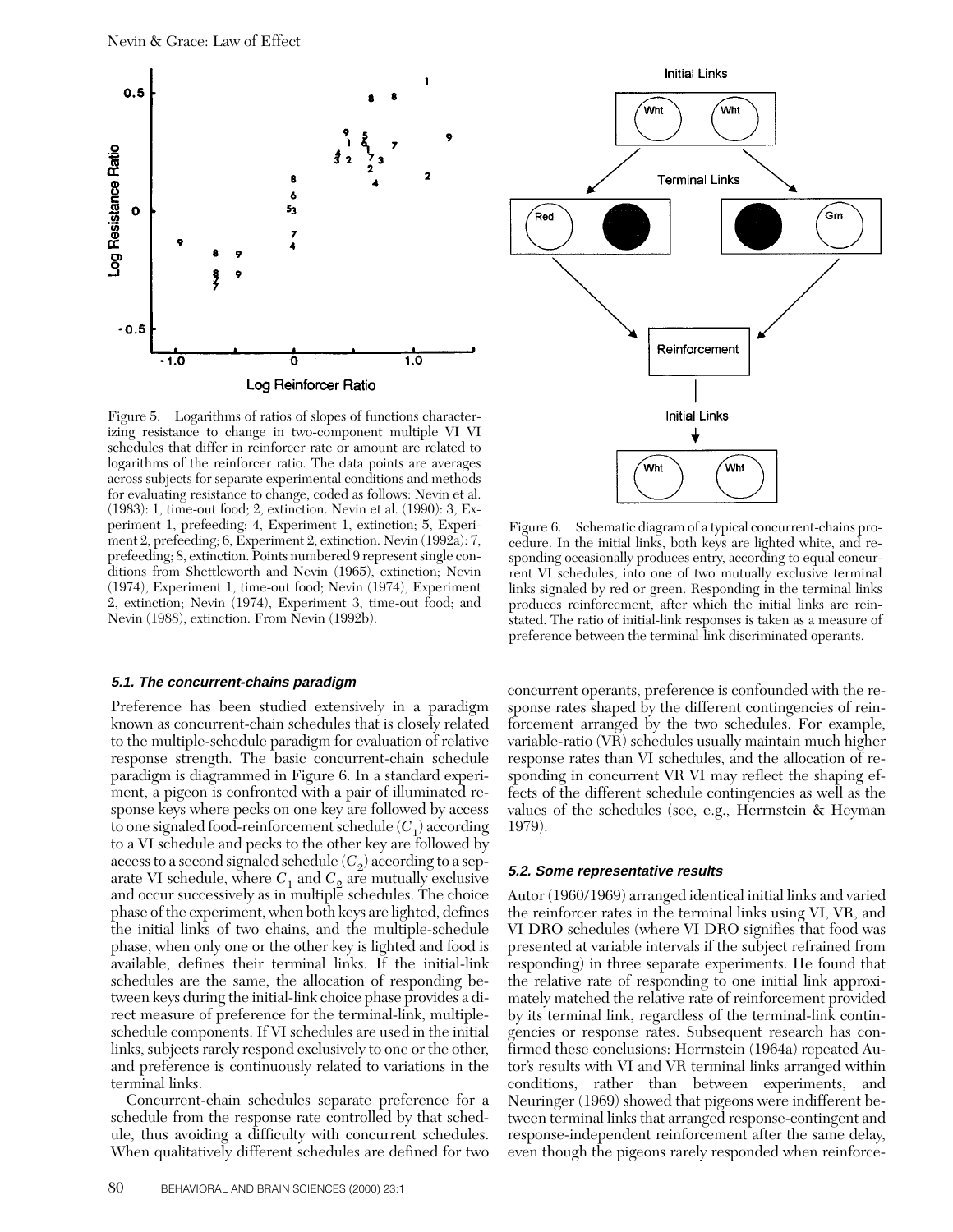Figure 5. Logarithms of ratios of slopes of functions characterizing resistance to change in two-component multiple VI VI schedules that differ in reinforcer rate or amount are related to logarithms of the reinforcer ratio. The data points are averages across subjects for separate experimental conditions and methods for evaluating resistance to change, coded as follows: Nevin et al. (1983): 1, time-out food; 2, extinction. Nevin et al. (1990): 3, Experiment 1, prefeeding; 4, Experiment 1, extinction; 5, Experiment 2, prefeeding; 6, Experiment 2, extinction. Nevin (1992a): 7, prefeeding; 8, extinction. Points numbered 9 represent single conditions from Shettleworth and Nevin (1965), extinction; Nevin (1974), Experiment 1, time-out food; Nevin (1974), Experiment 2, extinction; Nevin (1974), Experiment 3, time-out food; and Nevin (1988), extinction. From Nevin (1992b).

Figure 6. Schematic diagram of a typical concurrent-chains procedure. In the initial links, both keys are lighted white, and responding occasionally produces entry, according to equal concurrent VI schedules, into one of two mutually exclusive terminal links signaled by red or green. Responding in the terminal links produces reinforcement, after which the initial links are reinstated. The ratio of initial-link responses is taken as a measure of preference between the terminal-link discriminated operants.

### 5.1. The concurrent-chains paradigm

Preference has been studied extensively in a paradigm known as concurrent-chain schedules that is closely related to the multiple-schedule paradigm for evaluation of relative response strength. The basic concurrent-chain schedule paradigm is diagrammed in Figure 6. In a standard experiment, a pigeon is confronted with a pair of illuminated response keys where pecks on one key are followed by access to one signaled food-reinforcement schedule ($C_1$) according to a VI schedule and pecks to the other key are followed by access to a second signaled schedule ($C_2$) according to a separate VI schedule, where $C_1$ and $C_2$ are mutually exclusive and occur successively as in multiple schedules. The choice phase of the experiment, when both keys are lighted, defines the initial links of two chains, and the multiple-schedule phase, when only one or the other key is lighted and food is available, defines their terminal links. If the initial-link schedules are the same, the allocation of responding between keys during the initial-link choice phase provides a direct measure of preference for the terminal-link, multiple-schedule components. If VI schedules are used in the initial links, subjects rarely respond exclusively to one or the other, and preference is continuously related to variations in the terminal links.

Concurrent-chain schedules separate preference for a schedule from the response rate controlled by that schedule, thus avoiding a difficulty with concurrent schedules. When qualitatively different schedules are defined for two concurrent operants, preference is confounded with the response rates shaped by the different contingencies of reinforcement arranged by the two schedules. For example, variable-ratio (VR) schedules usually maintain much higher response rates than VI schedules, and the allocation of responding in concurrent VR VI may reflect the shaping effects of the different schedule contingencies as well as the values of the schedules (see, e.g., Herrnstein & Heyman 1979).

### 5.2. Some representative results

Autor (1960/1969) arranged identical initial links and varied the reinforcer rates in the terminal links using VI, VR, and VI DRO schedules (where VI DRO signifies that food was presented at variable intervals if the subject refrained from responding) in three separate experiments. He found that the relative rate of responding to one initial link approximately matched the relative rate of reinforcement provided by its terminal link, regardless of the terminal-link contingencies or response rates. Subsequent research has confirmed these conclusions: Herrnstein (1964a) repeated Autor's results with VI and VR terminal links arranged within conditions, rather than between experiments, and Neuringer (1969) showed that pigeons were indifferent between terminal links that arranged response-contingent and response-independent reinforcement after the same delay, even though the pigeons rarely responded when reinforce-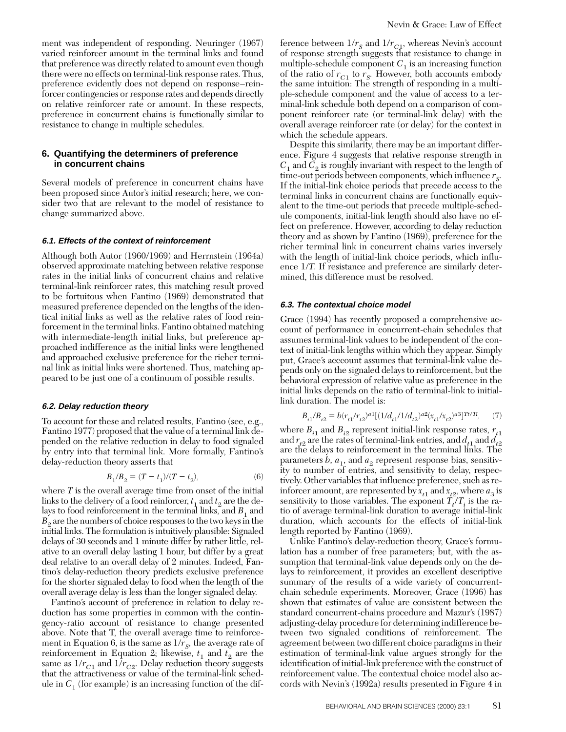ment was independent of responding. Neuringer (1967) varied reinforcer amount in the terminal links and found that preference was directly related to amount even though there were no effects on terminal-link response rates. Thus, preference evidently does not depend on response–reinforcer contingencies or response rates and depends directly on relative reinforcer rate or amount. In these respects, preference in concurrent chains is functionally similar to resistance to change in multiple schedules.

## 6. Quantifying the determiners of preference in concurrent chains

Several models of preference in concurrent chains have been proposed since Autor's initial research; here, we consider two that are relevant to the model of resistance to change summarized above.

### 6.1. Effects of the context of reinforcement

Although both Autor (1960/1969) and Herrnstein (1964a) observed approximate matching between relative response rates in the initial links of concurrent chains and relative terminal-link reinforcer rates, this matching result proved to be fortuitous when Fantino (1969) demonstrated that measured preference depended on the lengths of the identical initial links as well as the relative rates of food reinforcement in the terminal links. Fantino obtained matching with intermediate-length initial links, but preference approached indifference as the initial links were lengthened and approached exclusive preference for the richer terminal link as initial links were shortened. Thus, matching appeared to be just one of a continuum of possible results.

### 6.2. Delay reduction theory

To account for these and related results, Fantino (see, e.g., Fantino 1977) proposed that the value of a terminal link depended on the relative reduction in delay to food signaled by entry into that terminal link. More formally, Fantino's delay-reduction theory asserts that

$$B_1/B_2 = (T - t_1)/(T - t_2), \qquad (6)$$

where $T$ is the overall average time from onset of the initial links to the delivery of a food reinforcer, $t_1$ and $t_2$ are the delays to food reinforcement in the terminal links, and $B_1$ and $B_2$ are the numbers of choice responses to the two keys in the initial links. The formulation is intuitively plausible: Signaled delays of 30 seconds and 1 minute differ by rather little, relative to an overall delay lasting 1 hour, but differ by a great deal relative to an overall delay of 2 minutes. Indeed, Fantino's delay-reduction theory predicts exclusive preference for the shorter signaled delay to food when the length of the overall average delay is less than the longer signaled delay.

Fantino's account of preference in relation to delay reduction has some properties in common with the contingency-ratio account of resistance to change presented above. Note that T, the overall average time to reinforcement in Equation 6, is the same as $1/r_S$, the average rate of reinforcement in Equation 2; likewise, $t_1$ and $t_2$ are the same as $1/r_{C1}$ and $1/r_{C2}$. Delay reduction theory suggests that the attractiveness or value of the terminal-link schedule in $C_1$ (for example) is an increasing function of the difference between $1/r_S$ and $1/r_{C1}$, whereas Nevin's account of response strength suggests that resistance to change in multiple-schedule component $C_1$ is an increasing function of the ratio of $r_{C1}$ to $r_S$. However, both accounts embody the same intuition: The strength of responding in a multiple-schedule component and the value of access to a terminal-link schedule both depend on a comparison of component reinforcer rate (or terminal-link delay) with the overall average reinforcer rate (or delay) for the context in which the schedule appears.

Despite this similarity, there may be an important difference. Figure 4 suggests that relative response strength in $C_1$ and $C_2$ is roughly invariant with respect to the length of time-out periods between components, which influence $r_S$. If the initial-link choice periods that precede access to the terminal links in concurrent chains are functionally equivalent to the time-out periods that precede multiple-schedule components, initial-link length should also have no effect on preference. However, according to delay reduction theory and as shown by Fantino (1969), preference for the richer terminal link in concurrent chains varies inversely with the length of initial-link choice periods, which influence $1/T$. If resistance and preference are similarly determined, this difference must be resolved.

### 6.3. The contextual choice model

Grace (1994) has recently proposed a comprehensive account of performance in concurrent-chain schedules that assumes terminal-link values to be independent of the context of initial-link lengths within which they appear. Simply put, Grace's acccount assumes that terminal-link value depends only on the signaled delays to reinforcement, but the behavioral expression of relative value as preference in the initial links depends on the ratio of terminal-link to initial-link duration. The model is:

$$B_{i1}/B_{i2} = b(r_{t1}/r_{t2})^{a1}[(1/d_{t1}/1/d_{t2})^{a2}(x_{t1}/x_{t2})^{a3}]^{Tt/Ti}, \qquad (7)$$

where $B_{i1}$ and $B_{i2}$ represent initial-link response rates, $r_{t1}$ and $r_{t2}$ are the rates of terminal-link entries, and $d_{t1}$ and $d_{t2}$ are the delays to reinforcement in the terminal links. The parameters $b$, $a_1$, and $a_2$ represent response bias, sensitivity to number of entries, and sensitivity to delay, respectively. Other variables that influence preference, such as reinforcer amount, are represented by $x_{t1}$ and $x_{t2}$, where $a_3$ is sensitivity to those variables. The exponent $T_t/T_i$ is the ratio of average terminal-link duration to average initial-link duration, which accounts for the effects of initial-link length reported by Fantino (1969).

Unlike Fantino's delay-reduction theory, Grace's formulation has a number of free parameters; but, with the assumption that terminal-link value depends only on the delays to reinforcement, it provides an excellent descriptive summary of the results of a wide variety of concurrent-chain schedule experiments. Moreover, Grace (1996) has shown that estimates of value are consistent between the standard concurrent-chains procedure and Mazur's (1987) adjusting-delay procedure for determining indifference between two signaled conditions of reinforcement. The agreement between two different choice paradigms in their estimation of terminal-link value argues strongly for the identification of initial-link preference with the construct of reinforcement value. The contextual choice model also accords with Nevin's (1992a) results presented in Figure 4 in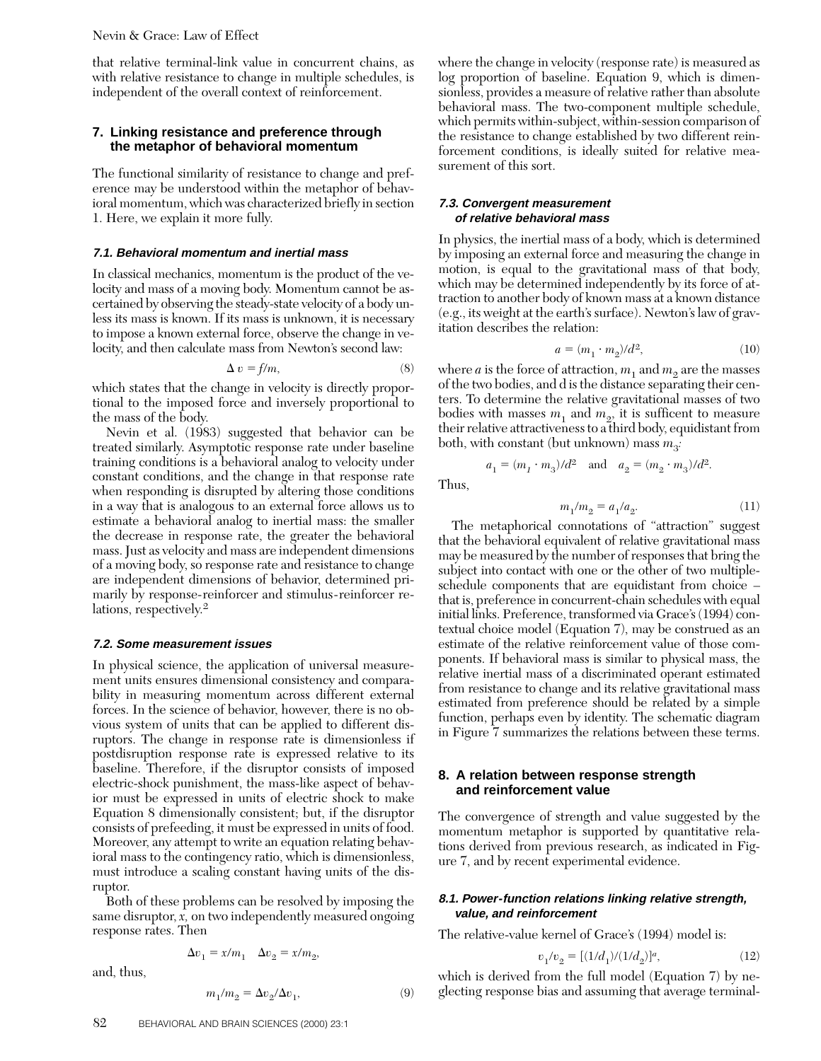that relative terminal-link value in concurrent chains, as with relative resistance to change in multiple schedules, is independent of the overall context of reinforcement.

## 7. Linking resistance and preference through the metaphor of behavioral momentum

The functional similarity of resistance to change and preference may be understood within the metaphor of behavioral momentum, which was characterized briefly in section 1. Here, we explain it more fully.

### 7.1. Behavioral momentum and inertial mass

In classical mechanics, momentum is the product of the velocity and mass of a moving body. Momentum cannot be ascertained by observing the steady-state velocity of a body unless its mass is known. If its mass is unknown, it is necessary to impose a known external force, observe the change in velocity, and then calculate mass from Newton's second law:

$$\Delta v = f/m, \tag{8}$$

which states that the change in velocity is directly proportional to the imposed force and inversely proportional to the mass of the body.

Nevin et al. (1983) suggested that behavior can be treated similarly. Asymptotic response rate under baseline training conditions is a behavioral analog to velocity under constant conditions, and the change in that response rate when responding is disrupted by altering those conditions in a way that is analogous to an external force allows us to estimate a behavioral analog to inertial mass: the smaller the decrease in response rate, the greater the behavioral mass. Just as velocity and mass are independent dimensions of a moving body, so response rate and resistance to change are independent dimensions of behavior, determined primarily by response-reinforcer and stimulus-reinforcer relations, respectively.[2]

### 7.2. Some measurement issues

In physical science, the application of universal measurement units ensures dimensional consistency and comparability in measuring momentum across different external forces. In the science of behavior, however, there is no obvious system of units that can be applied to different disruptors. The change in response rate is dimensionless if postdisruption response rate is expressed relative to its baseline. Therefore, if the disruptor consists of imposed electric-shock punishment, the mass-like aspect of behavior must be expressed in units of electric shock to make Equation 8 dimensionally consistent; but, if the disruptor consists of prefeeding, it must be expressed in units of food. Moreover, any attempt to write an equation relating behavioral mass to the contingency ratio, which is dimensionless, must introduce a scaling constant having units of the disruptor.

Both of these problems can be resolved by imposing the same disruptor, $x$, on two independently measured ongoing response rates. Then

$$\Delta v_1 = x/m_1 \quad \Delta v_2 = x/m_2,$$

and, thus,

$$m_1/m_2 = \Delta v_2/\Delta v_1, \tag{9}$$

where the change in velocity (response rate) is measured as log proportion of baseline. Equation 9, which is dimensionless, provides a measure of relative rather than absolute behavioral mass. The two-component multiple schedule, which permits within-subject, within-session comparison of the resistance to change established by two different reinforcement conditions, is ideally suited for relative measurement of this sort.

### 7.3. Convergent measurement of relative behavioral mass

In physics, the inertial mass of a body, which is determined by imposing an external force and measuring the change in motion, is equal to the gravitational mass of that body, which may be determined independently by its force of attraction to another body of known mass at a known distance (e.g., its weight at the earth's surface). Newton's law of gravitation describes the relation:

$$a = (m_1 \cdot m_2)/d^2, \tag{10}$$

where $a$ is the force of attraction, $m_1$ and $m_2$ are the masses of the two bodies, and d is the distance separating their centers. To determine the relative gravitational masses of two bodies with masses $m_1$ and $m_2$, it is sufficent to measure their relative attractiveness to a third body, equidistant from both, with constant (but unknown) mass $m_3$:

$$a_1 = (m_1 \cdot m_3)/d^2 \quad \text{and} \quad a_2 = (m_2 \cdot m_3)/d^2.$$

Thus,

$$m_1/m_2 = a_1/a_2. \tag{11}$$

The metaphorical connotations of "attraction" suggest that the behavioral equivalent of relative gravitational mass may be measured by the number of responses that bring the subject into contact with one or the other of two multiple-schedule components that are equidistant from choice – that is, preference in concurrent-chain schedules with equal initial links. Preference, transformed via Grace's (1994) contextual choice model (Equation 7), may be construed as an estimate of the relative reinforcement value of those components. If behavioral mass is similar to physical mass, the relative inertial mass of a discriminated operant estimated from resistance to change and its relative gravitational mass estimated from preference should be related by a simple function, perhaps even by identity. The schematic diagram in Figure 7 summarizes the relations between these terms.

## 8. A relation between response strength and reinforcement value

The convergence of strength and value suggested by the momentum metaphor is supported by quantitative relations derived from previous research, as indicated in Figure 7, and by recent experimental evidence.

### 8.1. Power-function relations linking relative strength, value, and reinforcement

The relative-value kernel of Grace's (1994) model is:

$$v_1/v_2 = [(1/d_1)/(1/d_2)]^a, \tag{12}$$

which is derived from the full model (Equation 7) by neglecting response bias and assuming that average terminal-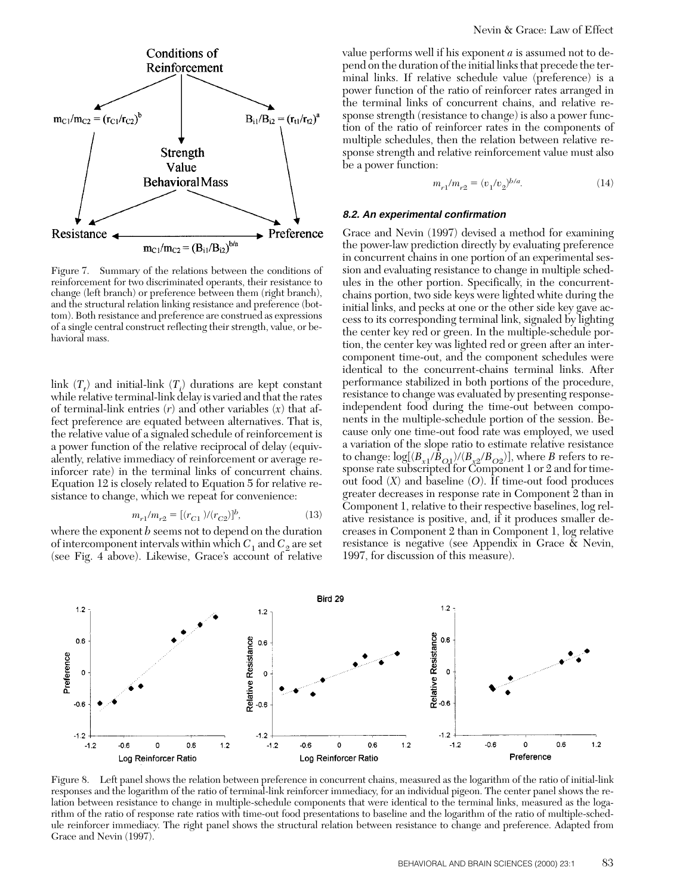Figure 7. Summary of the relations between the conditions of reinforcement for two discriminated operants, their resistance to change (left branch) or preference between them (right branch), and the structural relation linking resistance and preference (bottom). Both resistance and preference are construed as expressions of a single central construct reflecting their strength, value, or behavioral mass.

link ($T_t$) and initial-link ($T_i$) durations are kept constant while relative terminal-link delay is varied and that the rates of terminal-link entries ($r$) and other variables ($x$) that affect preference are equated between alternatives. That is, the relative value of a signaled schedule of reinforcement is a power function of the relative reciprocal of delay (equivalently, relative immediacy of reinforcement or average reinforcer rate) in the terminal links of concurrent chains. Equation 12 is closely related to Equation 5 for relative resistance to change, which we repeat for convenience:

$$m_{r1}/m_{r2} = [(r_{C1})/(r_{C2})]^b, \tag{13}$$

where the exponent $b$ seems not to depend on the duration of intercomponent intervals within which $C_1$ and $C_2$ are set (see Fig. 4 above). Likewise, Grace's account of relative value performs well if his exponent $a$ is assumed not to depend on the duration of the initial links that precede the terminal links. If relative schedule value (preference) is a power function of the ratio of reinforcer rates arranged in the terminal links of concurrent chains, and relative response strength (resistance to change) is also a power function of the ratio of reinforcer rates in the components of multiple schedules, then the relation between relative response strength and relative reinforcement value must also be a power function:

$$m_{r1}/m_{r2} = (v_1/v_2)^{b/a}. \tag{14}$$

### 8.2. An experimental confirmation

Grace and Nevin (1997) devised a method for examining the power-law prediction directly by evaluating preference in concurrent chains in one portion of an experimental session and evaluating resistance to change in multiple schedules in the other portion. Specifically, in the concurrent-chains portion, two side keys were lighted white during the initial links, and pecks at one or the other side key gave access to its corresponding terminal link, signaled by lighting the center key red or green. In the multiple-schedule portion, the center key was lighted red or green after an intercomponent time-out, and the component schedules were identical to the concurrent-chains terminal links. After performance stabilized in both portions of the procedure, resistance to change was evaluated by presenting response-independent food during the time-out between components in the multiple-schedule portion of the session. Because only one time-out food rate was employed, we used a variation of the slope ratio to estimate relative resistance to change: $\log[(B_{x1}/B_{O1})/(B_{x2}/B_{O2})]$, where $B$ refers to response rate subscripted for Component 1 or 2 and for time-out food ($X$) and baseline ($O$). If time-out food produces greater decreases in response rate in Component 2 than in Component 1, relative to their respective baselines, log relative resistance is positive, and, if it produces smaller decreases in Component 2 than in Component 1, log relative resistance is negative (see Appendix in Grace & Nevin, 1997, for discussion of this measure).

Figure 8. Left panel shows the relation between preference in concurrent chains, measured as the logarithm of the ratio of initial-link responses and the logarithm of the ratio of terminal-link reinforcer immediacy, for an individual pigeon. The center panel shows the relation between resistance to change in multiple-schedule components that were identical to the terminal links, measured as the logarithm of the ratio of response rate ratios with time-out food presentations to baseline and the logarithm of the ratio of multiple-schedule reinforcer immediacy. The right panel shows the structural relation between resistance to change and preference. Adapted from Grace and Nevin (1997).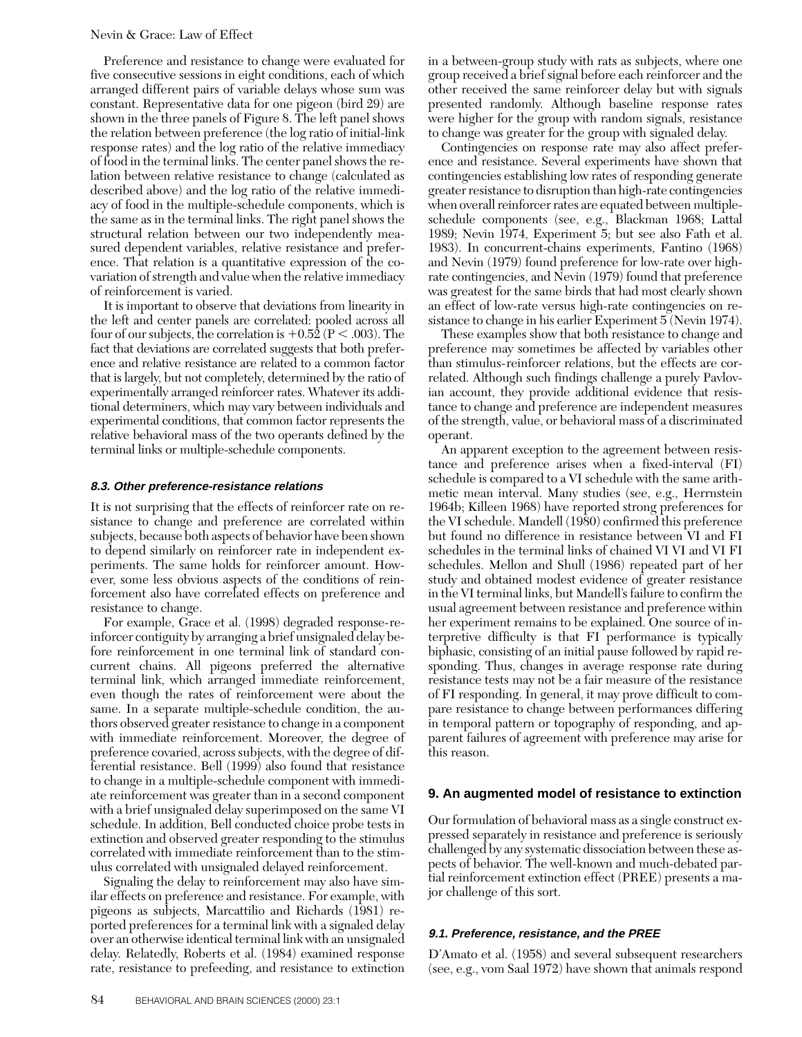Preference and resistance to change were evaluated for five consecutive sessions in eight conditions, each of which arranged different pairs of variable delays whose sum was constant. Representative data for one pigeon (bird 29) are shown in the three panels of Figure 8. The left panel shows the relation between preference (the log ratio of initial-link response rates) and the log ratio of the relative immediacy of food in the terminal links. The center panel shows the relation between relative resistance to change (calculated as described above) and the log ratio of the relative immediacy of food in the multiple-schedule components, which is the same as in the terminal links. The right panel shows the structural relation between our two independently measured dependent variables, relative resistance and preference. That relation is a quantitative expression of the covariation of strength and value when the relative immediacy of reinforcement is varied.

It is important to observe that deviations from linearity in the left and center panels are correlated: pooled across all four of our subjects, the correlation is $+0.52$ ($P < .003$). The fact that deviations are correlated suggests that both preference and relative resistance are related to a common factor that is largely, but not completely, determined by the ratio of experimentally arranged reinforcer rates. Whatever its additional determiners, which may vary between individuals and experimental conditions, that common factor represents the relative behavioral mass of the two operants defined by the terminal links or multiple-schedule components.

### 8.3. Other preference-resistance relations

It is not surprising that the effects of reinforcer rate on resistance to change and preference are correlated within subjects, because both aspects of behavior have been shown to depend similarly on reinforcer rate in independent experiments. The same holds for reinforcer amount. However, some less obvious aspects of the conditions of reinforcement also have correlated effects on preference and resistance to change.

For example, Grace et al. (1998) degraded response-reinforcer contiguity by arranging a brief unsignaled delay before reinforcement in one terminal link of standard concurrent chains. All pigeons preferred the alternative terminal link, which arranged immediate reinforcement, even though the rates of reinforcement were about the same. In a separate multiple-schedule condition, the authors observed greater resistance to change in a component with immediate reinforcement. Moreover, the degree of preference covaried, across subjects, with the degree of differential resistance. Bell (1999) also found that resistance to change in a multiple-schedule component with immediate reinforcement was greater than in a second component with a brief unsignaled delay superimposed on the same VI schedule. In addition, Bell conducted choice probe tests in extinction and observed greater responding to the stimulus correlated with immediate reinforcement than to the stimulus correlated with unsignaled delayed reinforcement.

Signaling the delay to reinforcement may also have similar effects on preference and resistance. For example, with pigeons as subjects, Marcattilio and Richards (1981) reported preferences for a terminal link with a signaled delay over an otherwise identical terminal link with an unsignaled delay. Relatedly, Roberts et al. (1984) examined response rate, resistance to prefeeding, and resistance to extinction in a between-group study with rats as subjects, where one group received a brief signal before each reinforcer and the other received the same reinforcer delay but with signals presented randomly. Although baseline response rates were higher for the group with random signals, resistance to change was greater for the group with signaled delay.

Contingencies on response rate may also affect preference and resistance. Several experiments have shown that contingencies establishing low rates of responding generate greater resistance to disruption than high-rate contingencies when overall reinforcer rates are equated between multiple-schedule components (see, e.g., Blackman 1968; Lattal 1989; Nevin 1974, Experiment 5; but see also Fath et al. 1983). In concurrent-chains experiments, Fantino (1968) and Nevin (1979) found preference for low-rate over high-rate contingencies, and Nevin (1979) found that preference was greatest for the same birds that had most clearly shown an effect of low-rate versus high-rate contingencies on resistance to change in his earlier Experiment 5 (Nevin 1974).

These examples show that both resistance to change and preference may sometimes be affected by variables other than stimulus-reinforcer relations, but the effects are correlated. Although such findings challenge a purely Pavlovian account, they provide additional evidence that resistance to change and preference are independent measures of the strength, value, or behavioral mass of a discriminated operant.

An apparent exception to the agreement between resistance and preference arises when a fixed-interval (FI) schedule is compared to a VI schedule with the same arithmetic mean interval. Many studies (see, e.g., Herrnstein 1964b; Killeen 1968) have reported strong preferences for the VI schedule. Mandell (1980) confirmed this preference but found no difference in resistance between VI and FI schedules in the terminal links of chained VI VI and VI FI schedules. Mellon and Shull (1986) repeated part of her study and obtained modest evidence of greater resistance in the VI terminal links, but Mandell's failure to confirm the usual agreement between resistance and preference within her experiment remains to be explained. One source of interpretive difficulty is that FI performance is typically biphasic, consisting of an initial pause followed by rapid responding. Thus, changes in average response rate during resistance tests may not be a fair measure of the resistance of FI responding. In general, it may prove difficult to compare resistance to change between performances differing in temporal pattern or topography of responding, and apparent failures of agreement with preference may arise for this reason.

## 9. An augmented model of resistance to extinction

Our formulation of behavioral mass as a single construct expressed separately in resistance and preference is seriously challenged by any systematic dissociation between these aspects of behavior. The well-known and much-debated partial reinforcement extinction effect (PREE) presents a major challenge of this sort.

### 9.1. Preference, resistance, and the PREE

D'Amato et al. (1958) and several subsequent researchers (see, e.g., vom Saal 1972) have shown that animals respond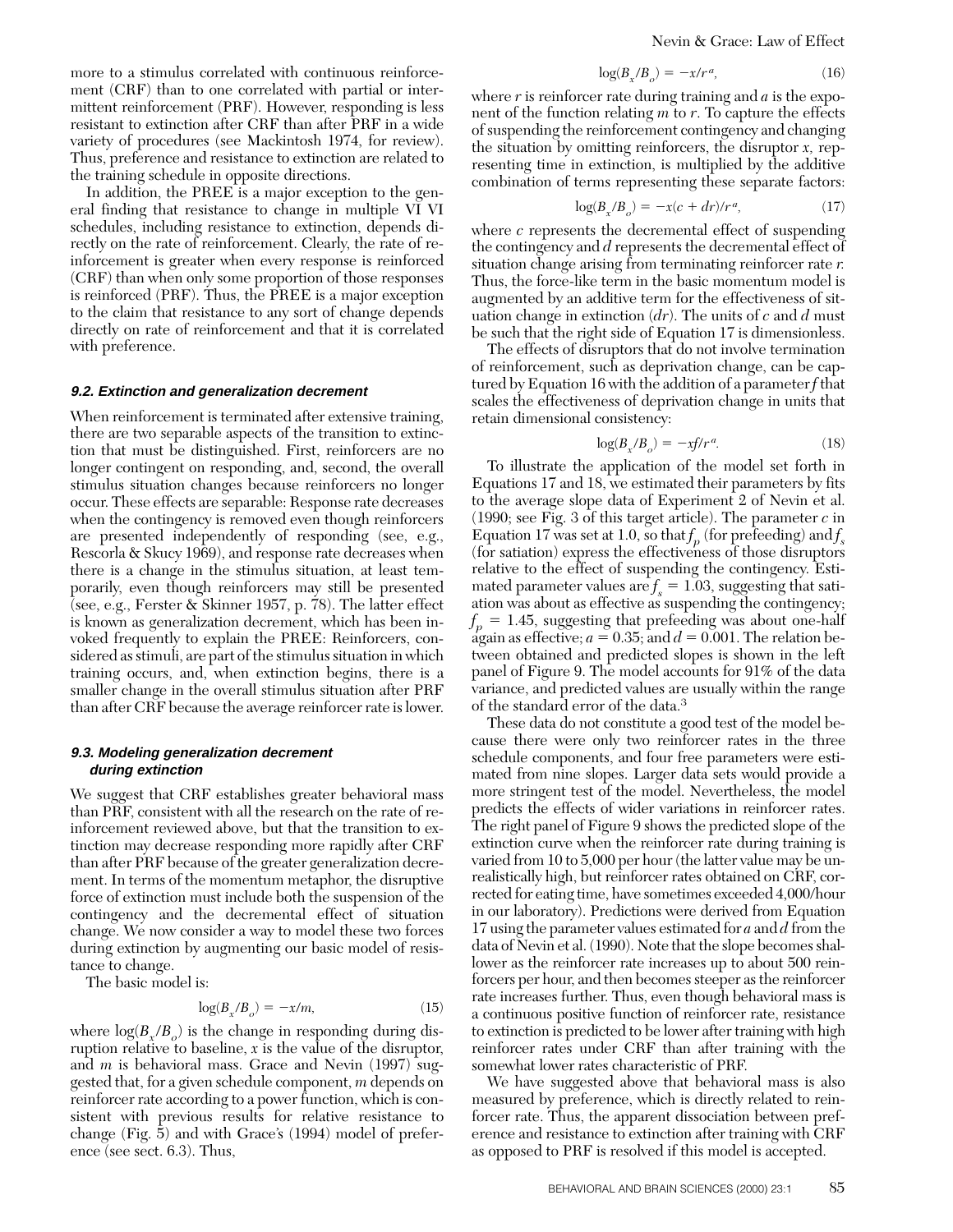more to a stimulus correlated with continuous reinforcement (CRF) than to one correlated with partial or intermittent reinforcement (PRF). However, responding is less resistant to extinction after CRF than after PRF in a wide variety of procedures (see Mackintosh 1974, for review). Thus, preference and resistance to extinction are related to the training schedule in opposite directions.

In addition, the PREE is a major exception to the general finding that resistance to change in multiple VI VI schedules, including resistance to extinction, depends directly on the rate of reinforcement. Clearly, the rate of reinforcement is greater when every response is reinforced (CRF) than when only some proportion of those responses is reinforced (PRF). Thus, the PREE is a major exception to the claim that resistance to any sort of change depends directly on rate of reinforcement and that it is correlated with preference.

### *9.2. Extinction and generalization decrement*

When reinforcement is terminated after extensive training, there are two separable aspects of the transition to extinction that must be distinguished. First, reinforcers are no longer contingent on responding, and, second, the overall stimulus situation changes because reinforcers no longer occur. These effects are separable: Response rate decreases when the contingency is removed even though reinforcers are presented independently of responding (see, e.g., Rescorla & Skucy 1969), and response rate decreases when there is a change in the stimulus situation, at least temporarily, even though reinforcers may still be presented (see, e.g., Ferster & Skinner 1957, p. 78). The latter effect is known as generalization decrement, which has been invoked frequently to explain the PREE: Reinforcers, considered as stimuli, are part of the stimulus situation in which training occurs, and, when extinction begins, there is a smaller change in the overall stimulus situation after PRF than after CRF because the average reinforcer rate is lower.

### *9.3. Modeling generalization decrement during extinction*

We suggest that CRF establishes greater behavioral mass than PRF, consistent with all the research on the rate of reinforcement reviewed above, but that the transition to extinction may decrease responding more rapidly after CRF than after PRF because of the greater generalization decrement. In terms of the momentum metaphor, the disruptive force of extinction must include both the suspension of the contingency and the decremental effect of situation change. We now consider a way to model these two forces during extinction by augmenting our basic model of resistance to change.

The basic model is:

$$\log(B_x/B_o) = -x/m, \tag{15}$$

where $\log(B_x/B_o)$ is the change in responding during disruption relative to baseline, $x$ is the value of the disruptor, and $m$ is behavioral mass. Grace and Nevin (1997) suggested that, for a given schedule component, $m$ depends on reinforcer rate according to a power function, which is consistent with previous results for relative resistance to change (Fig. 5) and with Grace's (1994) model of preference (see sect. 6.3). Thus,

$$\log(B_x/B_o) = -x/r^a, \tag{16}$$

where $r$ is reinforcer rate during training and $a$ is the exponent of the function relating $m$ to $r$. To capture the effects of suspending the reinforcement contingency and changing the situation by omitting reinforcers, the disruptor $x$, representing time in extinction, is multiplied by the additive combination of terms representing these separate factors:

$$\log(B_x/B_o) = -x(c + dr)/r^a, \tag{17}$$

where $c$ represents the decremental effect of suspending the contingency and $d$ represents the decremental effect of situation change arising from terminating reinforcer rate $r$. Thus, the force-like term in the basic momentum model is augmented by an additive term for the effectiveness of situation change in extinction ($dr$). The units of $c$ and $d$ must be such that the right side of Equation 17 is dimensionless.

The effects of disruptors that do not involve termination of reinforcement, such as deprivation change, can be captured by Equation 16 with the addition of a parameter $f$ that scales the effectiveness of deprivation change in units that retain dimensional consistency:

$$\log(B_x/B_o) = -xf/r^a. \tag{18}$$

To illustrate the application of the model set forth in Equations 17 and 18, we estimated their parameters by fits to the average slope data of Experiment 2 of Nevin et al. (1990; see Fig. 3 of this target article). The parameter $c$ in Equation 17 was set at 1.0, so that $f_p$ (for prefeeding) and $f_s$ (for satiation) express the effectiveness of those disruptors relative to the effect of suspending the contingency. Estimated parameter values are $f_s = 1.03$, suggesting that satiation was about as effective as suspending the contingency; $f_p = 1.45$, suggesting that prefeeding was about one-half again as effective; $a = 0.35$; and $d = 0.001$. The relation between obtained and predicted slopes is shown in the left panel of Figure 9. The model accounts for 91% of the data variance, and predicted values are usually within the range of the standard error of the data.[3]

These data do not constitute a good test of the model because there were only two reinforcer rates in the three schedule components, and four free parameters were estimated from nine slopes. Larger data sets would provide a more stringent test of the model. Nevertheless, the model predicts the effects of wider variations in reinforcer rates. The right panel of Figure 9 shows the predicted slope of the extinction curve when the reinforcer rate during training is varied from 10 to 5,000 per hour (the latter value may be unrealistically high, but reinforcer rates obtained on CRF, corrected for eating time, have sometimes exceeded 4,000/hour in our laboratory). Predictions were derived from Equation 17 using the parameter values estimated for $a$ and $d$ from the data of Nevin et al. (1990). Note that the slope becomes shallower as the reinforcer rate increases up to about 500 reinforcers per hour, and then becomes steeper as the reinforcer rate increases further. Thus, even though behavioral mass is a continuous positive function of reinforcer rate, resistance to extinction is predicted to be lower after training with high reinforcer rates under CRF than after training with the somewhat lower rates characteristic of PRF.

We have suggested above that behavioral mass is also measured by preference, which is directly related to reinforcer rate. Thus, the apparent dissociation between preference and resistance to extinction after training with CRF as opposed to PRF is resolved if this model is accepted.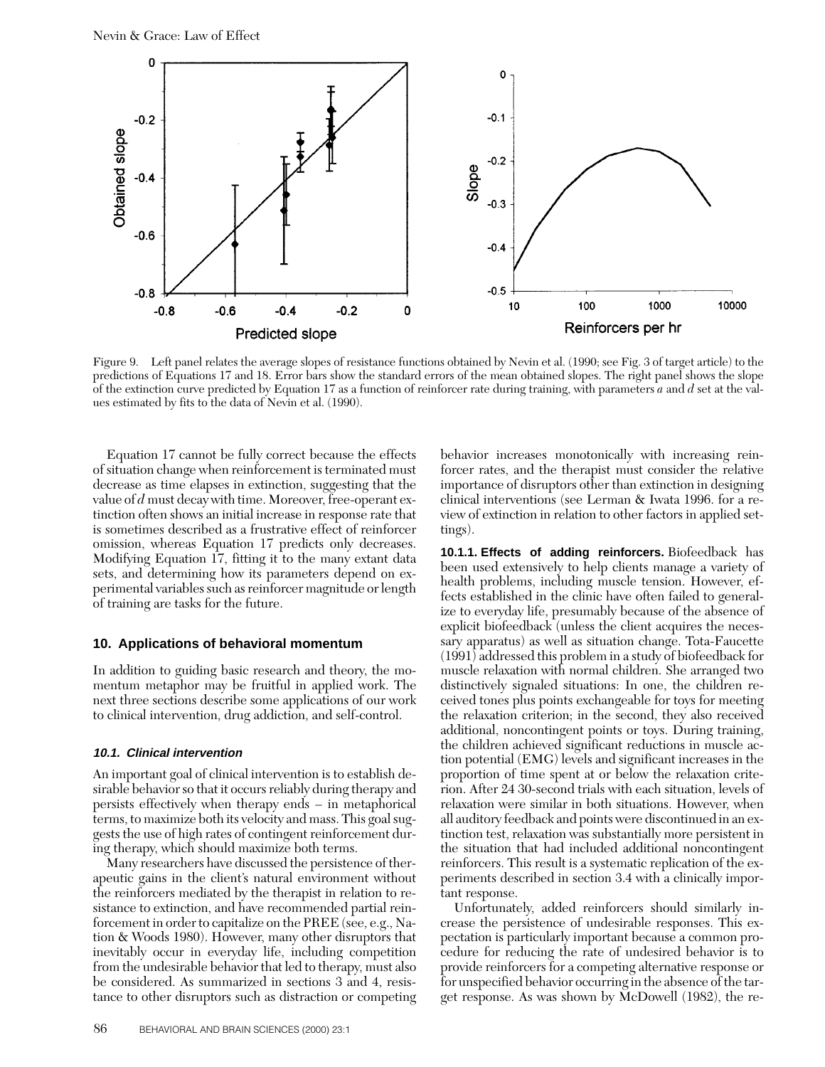Figure 9. Left panel relates the average slopes of resistance functions obtained by Nevin et al. (1990; see Fig. 3 of target article) to the predictions of Equations 17 and 18. Error bars show the standard errors of the mean obtained slopes. The right panel shows the slope of the extinction curve predicted by Equation 17 as a function of reinforcer rate during training, with parameters *a* and *d* set at the values estimated by fits to the data of Nevin et al. (1990).

Equation 17 cannot be fully correct because the effects of situation change when reinforcement is terminated must decrease as time elapses in extinction, suggesting that the value of *d* must decay with time. Moreover, free-operant extinction often shows an initial increase in response rate that is sometimes described as a frustrative effect of reinforcer omission, whereas Equation 17 predicts only decreases. Modifying Equation 17, fitting it to the many extant data sets, and determining how its parameters depend on experimental variables such as reinforcer magnitude or length of training are tasks for the future.

## 10. Applications of behavioral momentum

In addition to guiding basic research and theory, the momentum metaphor may be fruitful in applied work. The next three sections describe some applications of our work to clinical intervention, drug addiction, and self-control.

### 10.1. Clinical intervention

An important goal of clinical intervention is to establish desirable behavior so that it occurs reliably during therapy and persists effectively when therapy ends – in metaphorical terms, to maximize both its velocity and mass. This goal suggests the use of high rates of contingent reinforcement during therapy, which should maximize both terms.

Many researchers have discussed the persistence of therapeutic gains in the client's natural environment without the reinforcers mediated by the therapist in relation to resistance to extinction, and have recommended partial reinforcement in order to capitalize on the PREE (see, e.g., Nation & Woods 1980). However, many other disruptors that inevitably occur in everyday life, including competition from the undesirable behavior that led to therapy, must also be considered. As summarized in sections 3 and 4, resistance to other disruptors such as distraction or competing behavior increases monotonically with increasing reinforcer rates, and the therapist must consider the relative importance of disruptors other than extinction in designing clinical interventions (see Lerman & Iwata 1996. for a review of extinction in relation to other factors in applied settings).

**10.1.1. Effects of adding reinforcers.** Biofeedback has been used extensively to help clients manage a variety of health problems, including muscle tension. However, effects established in the clinic have often failed to generalize to everyday life, presumably because of the absence of explicit biofeedback (unless the client acquires the necessary apparatus) as well as situation change. Tota-Faucette (1991) addressed this problem in a study of biofeedback for muscle relaxation with normal children. She arranged two distinctively signaled situations: In one, the children received tones plus points exchangeable for toys for meeting the relaxation criterion; in the second, they also received additional, noncontingent points or toys. During training, the children achieved significant reductions in muscle action potential (EMG) levels and significant increases in the proportion of time spent at or below the relaxation criterion. After 24 30-second trials with each situation, levels of relaxation were similar in both situations. However, when all auditory feedback and points were discontinued in an extinction test, relaxation was substantially more persistent in the situation that had included additional noncontingent reinforcers. This result is a systematic replication of the experiments described in section 3.4 with a clinically important response.

Unfortunately, added reinforcers should similarly increase the persistence of undesirable responses. This expectation is particularly important because a common procedure for reducing the rate of undesired behavior is to provide reinforcers for a competing alternative response or for unspecified behavior occurring in the absence of the target response. As was shown by McDowell (1982), the re-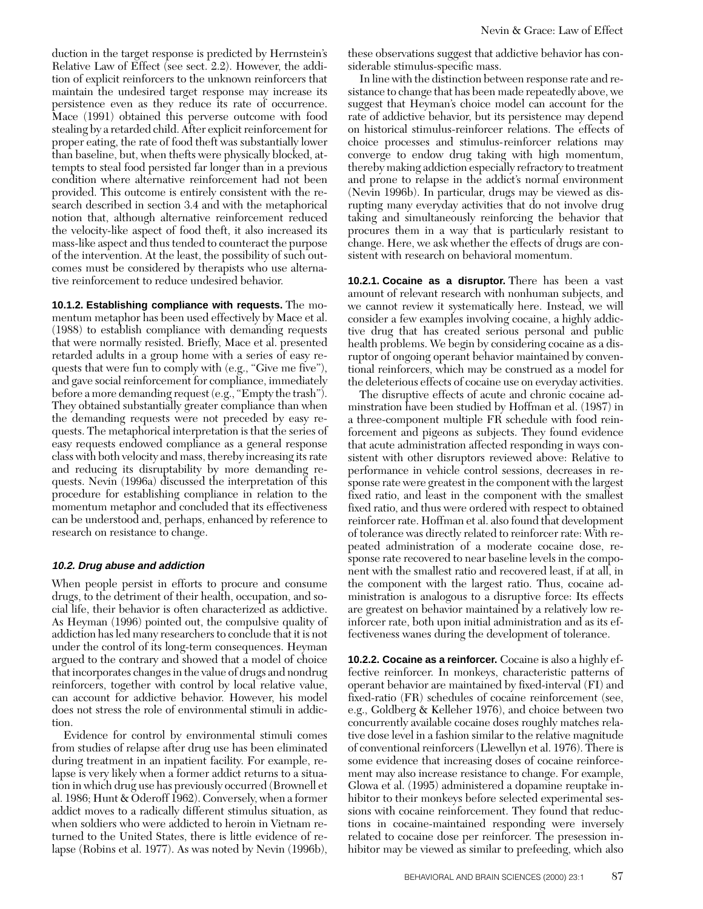duction in the target response is predicted by Herrnstein's Relative Law of Effect (see sect. 2.2). However, the addition of explicit reinforcers to the unknown reinforcers that maintain the undesired target response may increase its persistence even as they reduce its rate of occurrence. Mace (1991) obtained this perverse outcome with food stealing by a retarded child. After explicit reinforcement for proper eating, the rate of food theft was substantially lower than baseline, but, when thefts were physically blocked, attempts to steal food persisted far longer than in a previous condition where alternative reinforcement had not been provided. This outcome is entirely consistent with the research described in section 3.4 and with the metaphorical notion that, although alternative reinforcement reduced the velocity-like aspect of food theft, it also increased its mass-like aspect and thus tended to counteract the purpose of the intervention. At the least, the possibility of such outcomes must be considered by therapists who use alternative reinforcement to reduce undesired behavior.

**10.1.2. Establishing compliance with requests.** The momentum metaphor has been used effectively by Mace et al. (1988) to establish compliance with demanding requests that were normally resisted. Briefly, Mace et al. presented retarded adults in a group home with a series of easy requests that were fun to comply with (e.g., "Give me five"), and gave social reinforcement for compliance, immediately before a more demanding request (e.g., "Empty the trash"). They obtained substantially greater compliance than when the demanding requests were not preceded by easy requests. The metaphorical interpretation is that the series of easy requests endowed compliance as a general response class with both velocity and mass, thereby increasing its rate and reducing its disruptability by more demanding requests. Nevin (1996a) discussed the interpretation of this procedure for establishing compliance in relation to the momentum metaphor and concluded that its effectiveness can be understood and, perhaps, enhanced by reference to research on resistance to change.

### *10.2. Drug abuse and addiction*

When people persist in efforts to procure and consume drugs, to the detriment of their health, occupation, and social life, their behavior is often characterized as addictive. As Heyman (1996) pointed out, the compulsive quality of addiction has led many researchers to conclude that it is not under the control of its long-term consequences. Heyman argued to the contrary and showed that a model of choice that incorporates changes in the value of drugs and nondrug reinforcers, together with control by local relative value, can account for addictive behavior. However, his model does not stress the role of environmental stimuli in addiction.

Evidence for control by environmental stimuli comes from studies of relapse after drug use has been eliminated during treatment in an inpatient facility. For example, relapse is very likely when a former addict returns to a situation in which drug use has previously occurred (Brownell et al. 1986; Hunt & Oderoff 1962). Conversely, when a former addict moves to a radically different stimulus situation, as when soldiers who were addicted to heroin in Vietnam returned to the United States, there is little evidence of relapse (Robins et al. 1977). As was noted by Nevin (1996b), these observations suggest that addictive behavior has considerable stimulus-specific mass.

In line with the distinction between response rate and resistance to change that has been made repeatedly above, we suggest that Heyman's choice model can account for the rate of addictive behavior, but its persistence may depend on historical stimulus-reinforcer relations. The effects of choice processes and stimulus-reinforcer relations may converge to endow drug taking with high momentum, thereby making addiction especially refractory to treatment and prone to relapse in the addict's normal environment (Nevin 1996b). In particular, drugs may be viewed as disrupting many everyday activities that do not involve drug taking and simultaneously reinforcing the behavior that procures them in a way that is particularly resistant to change. Here, we ask whether the effects of drugs are consistent with research on behavioral momentum.

**10.2.1. Cocaine as a disruptor.** There has been a vast amount of relevant research with nonhuman subjects, and we cannot review it systematically here. Instead, we will consider a few examples involving cocaine, a highly addictive drug that has created serious personal and public health problems. We begin by considering cocaine as a disruptor of ongoing operant behavior maintained by conventional reinforcers, which may be construed as a model for the deleterious effects of cocaine use on everyday activities.

The disruptive effects of acute and chronic cocaine administration have been studied by Hoffman et al. (1987) in a three-component multiple FR schedule with food reinforcement and pigeons as subjects. They found evidence that acute administration affected responding in ways consistent with other disruptors reviewed above: Relative to performance in vehicle control sessions, decreases in response rate were greatest in the component with the largest fixed ratio, and least in the component with the smallest fixed ratio, and thus were ordered with respect to obtained reinforcer rate. Hoffman et al. also found that development of tolerance was directly related to reinforcer rate: With repeated administration of a moderate cocaine dose, response rate recovered to near baseline levels in the component with the smallest ratio and recovered least, if at all, in the component with the largest ratio. Thus, cocaine administration is analogous to a disruptive force: Its effects are greatest on behavior maintained by a relatively low reinforcer rate, both upon initial administration and as its effectiveness wanes during the development of tolerance.

**10.2.2. Cocaine as a reinforcer.** Cocaine is also a highly effective reinforcer. In monkeys, characteristic patterns of operant behavior are maintained by fixed-interval (FI) and fixed-ratio (FR) schedules of cocaine reinforcement (see, e.g., Goldberg & Kelleher 1976), and choice between two concurrently available cocaine doses roughly matches relative dose level in a fashion similar to the relative magnitude of conventional reinforcers (Llewellyn et al. 1976). There is some evidence that increasing doses of cocaine reinforcement may also increase resistance to change. For example, Glowa et al. (1995) administered a dopamine reuptake inhibitor to their monkeys before selected experimental sessions with cocaine reinforcement. They found that reductions in cocaine-maintained responding were inversely related to cocaine dose per reinforcer. The presession inhibitor may be viewed as similar to prefeeding, which also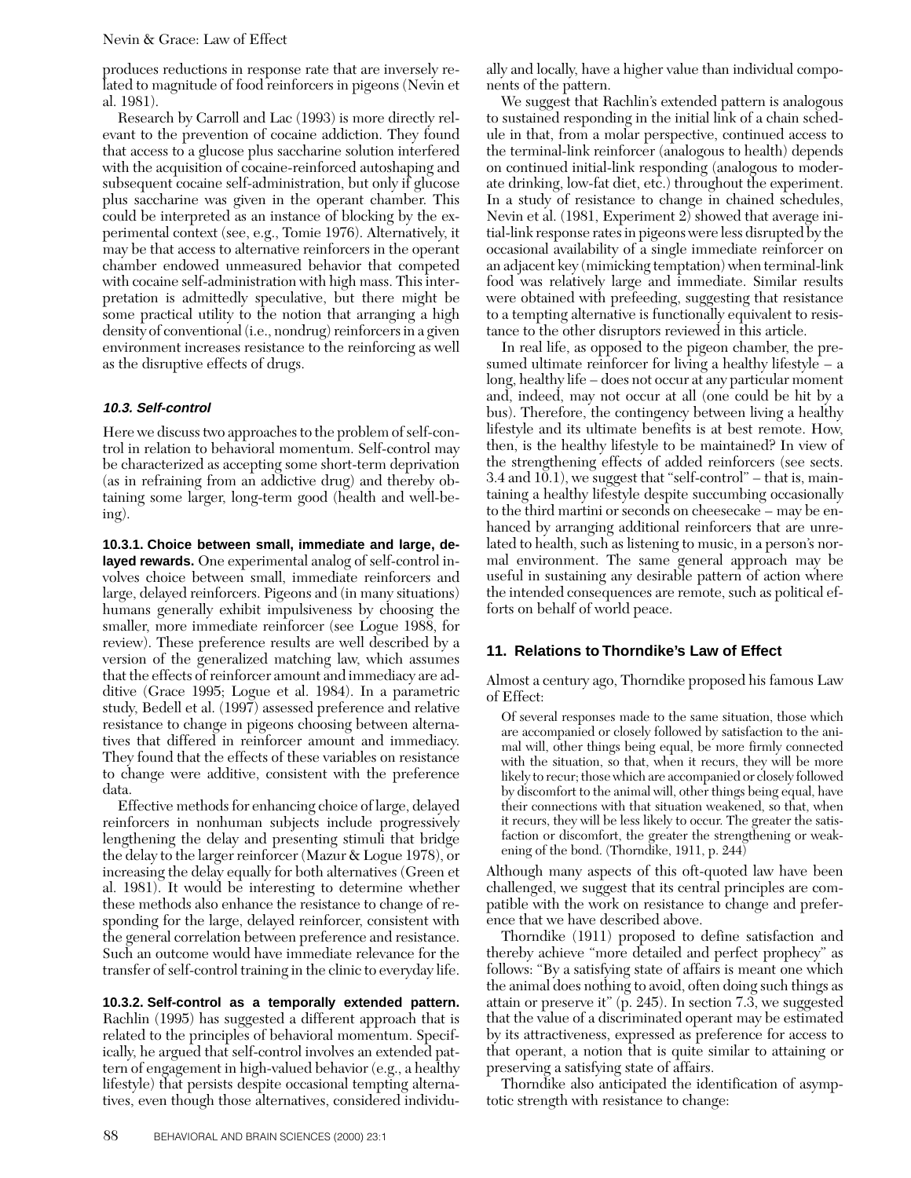produces reductions in response rate that are inversely related to magnitude of food reinforcers in pigeons (Nevin et al. 1981).

Research by Carroll and Lac (1993) is more directly relevant to the prevention of cocaine addiction. They found that access to a glucose plus saccharine solution interfered with the acquisition of cocaine-reinforced autoshaping and subsequent cocaine self-administration, but only if glucose plus saccharine was given in the operant chamber. This could be interpreted as an instance of blocking by the experimental context (see, e.g., Tomie 1976). Alternatively, it may be that access to alternative reinforcers in the operant chamber endowed unmeasured behavior that competed with cocaine self-administration with high mass. This interpretation is admittedly speculative, but there might be some practical utility to the notion that arranging a high density of conventional (i.e., nondrug) reinforcers in a given environment increases resistance to the reinforcing as well as the disruptive effects of drugs.

### *10.3. Self-control*

Here we discuss two approaches to the problem of self-control in relation to behavioral momentum. Self-control may be characterized as accepting some short-term deprivation (as in refraining from an addictive drug) and thereby obtaining some larger, long-term good (health and well-being).

**10.3.1. Choice between small, immediate and large, delayed rewards.** One experimental analog of self-control involves choice between small, immediate reinforcers and large, delayed reinforcers. Pigeons and (in many situations) humans generally exhibit impulsiveness by choosing the smaller, more immediate reinforcer (see Logue 1988, for review). These preference results are well described by a version of the generalized matching law, which assumes that the effects of reinforcer amount and immediacy are additive (Grace 1995; Logue et al. 1984). In a parametric study, Bedell et al. (1997) assessed preference and relative resistance to change in pigeons choosing between alternatives that differed in reinforcer amount and immediacy. They found that the effects of these variables on resistance to change were additive, consistent with the preference data.

Effective methods for enhancing choice of large, delayed reinforcers in nonhuman subjects include progressively lengthening the delay and presenting stimuli that bridge the delay to the larger reinforcer (Mazur & Logue 1978), or increasing the delay equally for both alternatives (Green et al. 1981). It would be interesting to determine whether these methods also enhance the resistance to change of responding for the large, delayed reinforcer, consistent with the general correlation between preference and resistance. Such an outcome would have immediate relevance for the transfer of self-control training in the clinic to everyday life.

**10.3.2. Self-control as a temporally extended pattern.** Rachlin (1995) has suggested a different approach that is related to the principles of behavioral momentum. Specifically, he argued that self-control involves an extended pattern of engagement in high-valued behavior (e.g., a healthy lifestyle) that persists despite occasional tempting alternatives, even though those alternatives, considered individually and locally, have a higher value than individual components of the pattern.

We suggest that Rachlin's extended pattern is analogous to sustained responding in the initial link of a chain schedule in that, from a molar perspective, continued access to the terminal-link reinforcer (analogous to health) depends on continued initial-link responding (analogous to moderate drinking, low-fat diet, etc.) throughout the experiment. In a study of resistance to change in chained schedules, Nevin et al. (1981, Experiment 2) showed that average initial-link response rates in pigeons were less disrupted by the occasional availability of a single immediate reinforcer on an adjacent key (mimicking temptation) when terminal-link food was relatively large and immediate. Similar results were obtained with prefeeding, suggesting that resistance to a tempting alternative is functionally equivalent to resistance to the other disruptors reviewed in this article.

In real life, as opposed to the pigeon chamber, the presumed ultimate reinforcer for living a healthy lifestyle – a long, healthy life – does not occur at any particular moment and, indeed, may not occur at all (one could be hit by a bus). Therefore, the contingency between living a healthy lifestyle and its ultimate benefits is at best remote. How, then, is the healthy lifestyle to be maintained? In view of the strengthening effects of added reinforcers (see sects. 3.4 and 10.1), we suggest that "self-control" – that is, maintaining a healthy lifestyle despite succumbing occasionally to the third martini or seconds on cheesecake – may be enhanced by arranging additional reinforcers that are unrelated to health, such as listening to music, in a person's normal environment. The same general approach may be useful in sustaining any desirable pattern of action where the intended consequences are remote, such as political efforts on behalf of world peace.

## 11. Relations to Thorndike's Law of Effect

Almost a century ago, Thorndike proposed his famous Law of Effect:

> Of several responses made to the same situation, those which are accompanied or closely followed by satisfaction to the animal will, other things being equal, be more firmly connected with the situation, so that, when it recurs, they will be more likely to recur; those which are accompanied or closely followed by discomfort to the animal will, other things being equal, have their connections with that situation weakened, so that, when it recurs, they will be less likely to occur. The greater the satisfaction or discomfort, the greater the strengthening or weakening of the bond. (Thorndike, 1911, p. 244)

Although many aspects of this oft-quoted law have been challenged, we suggest that its central principles are compatible with the work on resistance to change and preference that we have described above.

Thorndike (1911) proposed to define satisfaction and thereby achieve "more detailed and perfect prophecy" as follows: "By a satisfying state of affairs is meant one which the animal does nothing to avoid, often doing such things as attain or preserve it" (p. 245). In section 7.3, we suggested that the value of a discriminated operant may be estimated by its attractiveness, expressed as preference for access to that operant, a notion that is quite similar to attaining or preserving a satisfying state of affairs.

Thorndike also anticipated the identification of asymptotic strength with resistance to change: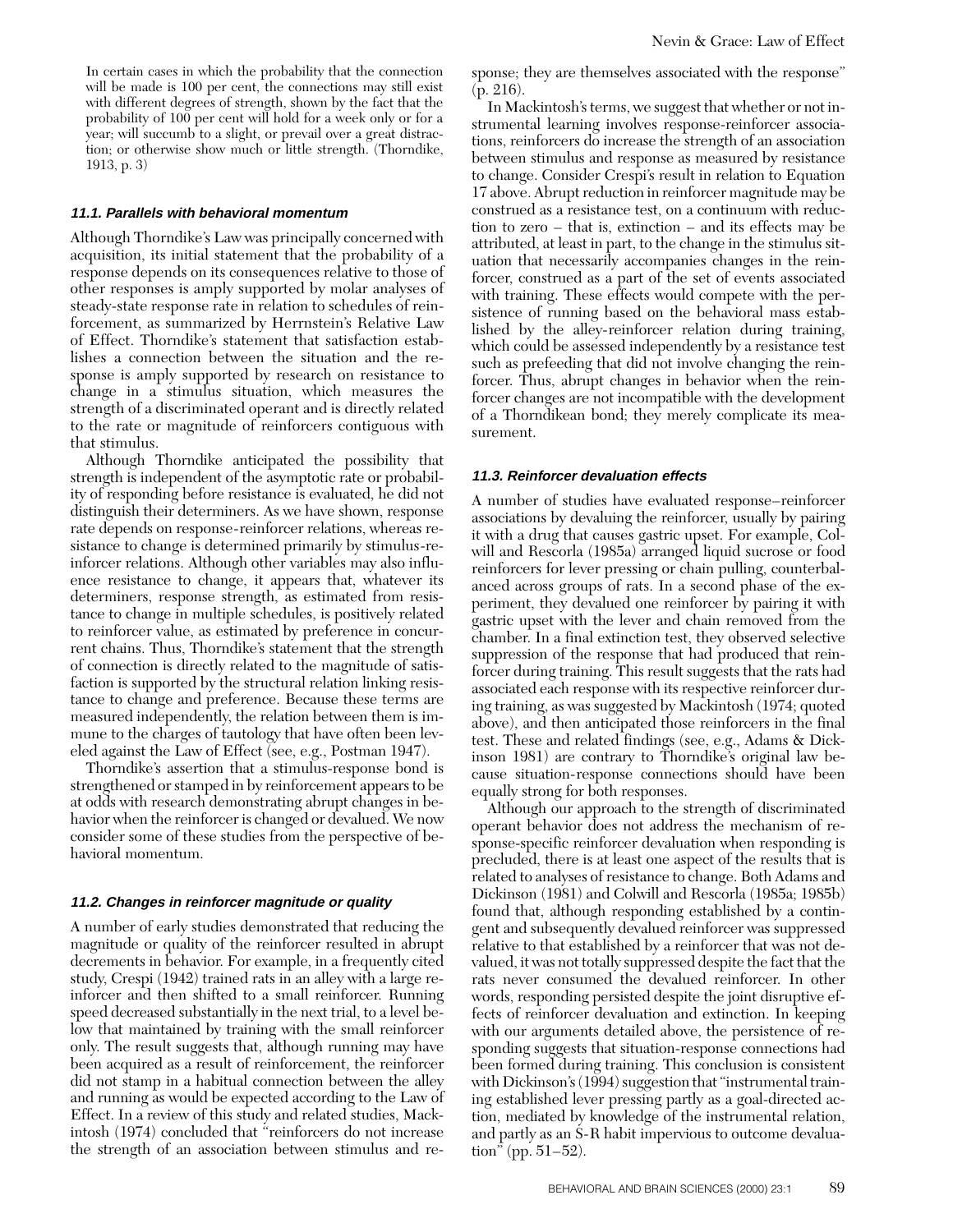> In certain cases in which the probability that the connection will be made is 100 per cent, the connections may still exist with different degrees of strength, shown by the fact that the probability of 100 per cent will hold for a week only or for a year; will succumb to a slight, or prevail over a great distraction; or otherwise show much or little strength. (Thorndike, 1913, p. 3)

### 11.1. Parallels with behavioral momentum

Although Thorndike's Law was principally concerned with acquisition, its initial statement that the probability of a response depends on its consequences relative to those of other responses is amply supported by molar analyses of steady-state response rate in relation to schedules of reinforcement, as summarized by Herrnstein's Relative Law of Effect. Thorndike's statement that satisfaction establishes a connection between the situation and the response is amply supported by research on resistance to change in a stimulus situation, which measures the strength of a discriminated operant and is directly related to the rate or magnitude of reinforcers contiguous with that stimulus.

Although Thorndike anticipated the possibility that strength is independent of the asymptotic rate or probability of responding before resistance is evaluated, he did not distinguish their determiners. As we have shown, response rate depends on response-reinforcer relations, whereas resistance to change is determined primarily by stimulus-reinforcer relations. Although other variables may also influence resistance to change, it appears that, whatever its determiners, response strength, as estimated from resistance to change in multiple schedules, is positively related to reinforcer value, as estimated by preference in concurrent chains. Thus, Thorndike's statement that the strength of connection is directly related to the magnitude of satisfaction is supported by the structural relation linking resistance to change and preference. Because these terms are measured independently, the relation between them is immune to the charges of tautology that have often been leveled against the Law of Effect (see, e.g., Postman 1947).

Thorndike's assertion that a stimulus-response bond is strengthened or stamped in by reinforcement appears to be at odds with research demonstrating abrupt changes in behavior when the reinforcer is changed or devalued. We now consider some of these studies from the perspective of behavioral momentum.

### 11.2. Changes in reinforcer magnitude or quality

A number of early studies demonstrated that reducing the magnitude or quality of the reinforcer resulted in abrupt decrements in behavior. For example, in a frequently cited study, Crespi (1942) trained rats in an alley with a large reinforcer and then shifted to a small reinforcer. Running speed decreased substantially in the next trial, to a level below that maintained by training with the small reinforcer only. The result suggests that, although running may have been acquired as a result of reinforcement, the reinforcer did not stamp in a habitual connection between the alley and running as would be expected according to the Law of Effect. In a review of this study and related studies, Mackintosh (1974) concluded that "reinforcers do not increase the strength of an association between stimulus and response; they are themselves associated with the response" (p. 216).

In Mackintosh's terms, we suggest that whether or not instrumental learning involves response-reinforcer associations, reinforcers do increase the strength of an association between stimulus and response as measured by resistance to change. Consider Crespi's result in relation to Equation 17 above. Abrupt reduction in reinforcer magnitude may be construed as a resistance test, on a continuum with reduction to zero – that is, extinction – and its effects may be attributed, at least in part, to the change in the stimulus situation that necessarily accompanies changes in the reinforcer, construed as a part of the set of events associated with training. These effects would compete with the persistence of running based on the behavioral mass established by the alley-reinforcer relation during training, which could be assessed independently by a resistance test such as prefeeding that did not involve changing the reinforcer. Thus, abrupt changes in behavior when the reinforcer changes are not incompatible with the development of a Thorndikean bond; they merely complicate its measurement.

### 11.3. Reinforcer devaluation effects

A number of studies have evaluated response–reinforcer associations by devaluing the reinforcer, usually by pairing it with a drug that causes gastric upset. For example, Colwill and Rescorla (1985a) arranged liquid sucrose or food reinforcers for lever pressing or chain pulling, counterbalanced across groups of rats. In a second phase of the experiment, they devalued one reinforcer by pairing it with gastric upset with the lever and chain removed from the chamber. In a final extinction test, they observed selective suppression of the response that had produced that reinforcer during training. This result suggests that the rats had associated each response with its respective reinforcer during training, as was suggested by Mackintosh (1974; quoted above), and then anticipated those reinforcers in the final test. These and related findings (see, e.g., Adams & Dickinson 1981) are contrary to Thorndike's original law because situation-response connections should have been equally strong for both responses.

Although our approach to the strength of discriminated operant behavior does not address the mechanism of response-specific reinforcer devaluation when responding is precluded, there is at least one aspect of the results that is related to analyses of resistance to change. Both Adams and Dickinson (1981) and Colwill and Rescorla (1985a; 1985b) found that, although responding established by a contingent and subsequently devalued reinforcer was suppressed relative to that established by a reinforcer that was not devalued, it was not totally suppressed despite the fact that the rats never consumed the devalued reinforcer. In other words, responding persisted despite the joint disruptive effects of reinforcer devaluation and extinction. In keeping with our arguments detailed above, the persistence of responding suggests that situation-response connections had been formed during training. This conclusion is consistent with Dickinson's (1994) suggestion that "instrumental training established lever pressing partly as a goal-directed action, mediated by knowledge of the instrumental relation, and partly as an S-R habit impervious to outcome devaluation" (pp. 51–52).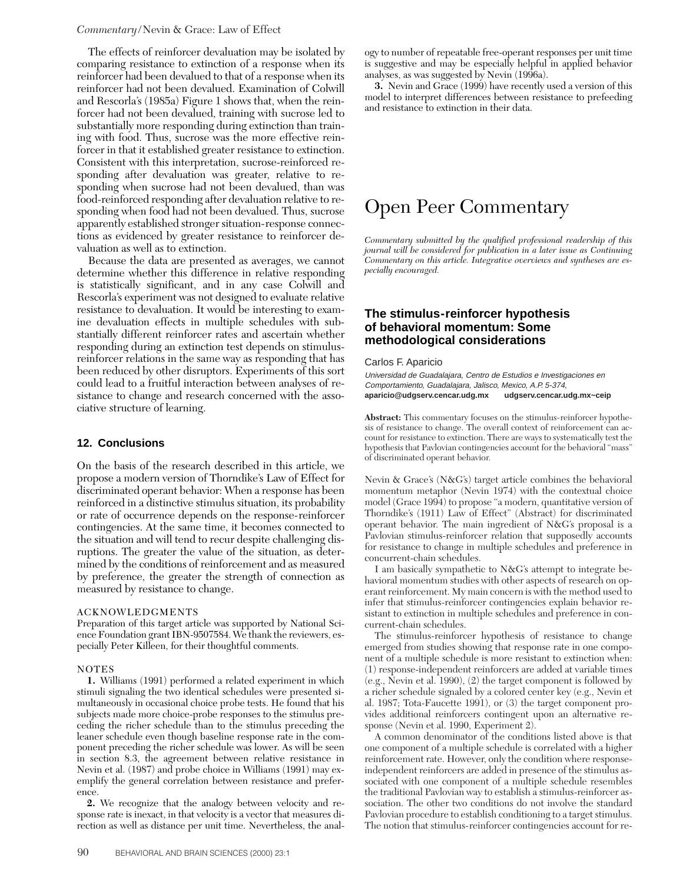The effects of reinforcer devaluation may be isolated by comparing resistance to extinction of a response when its reinforcer had been devalued to that of a response when its reinforcer had not been devalued. Examination of Colwill and Rescorla's (1985a) Figure 1 shows that, when the reinforcer had not been devalued, training with sucrose led to substantially more responding during extinction than training with food. Thus, sucrose was the more effective reinforcer in that it established greater resistance to extinction. Consistent with this interpretation, sucrose-reinforced responding after devaluation was greater, relative to responding when sucrose had not been devalued, than was food-reinforced responding after devaluation relative to responding when food had not been devalued. Thus, sucrose apparently established stronger situation-response connections as evidenced by greater resistance to reinforcer devaluation as well as to extinction.

Because the data are presented as averages, we cannot determine whether this difference in relative responding is statistically significant, and in any case Colwill and Rescorla's experiment was not designed to evaluate relative resistance to devaluation. It would be interesting to examine devaluation effects in multiple schedules with substantially different reinforcer rates and ascertain whether responding during an extinction test depends on stimulus-reinforcer relations in the same way as responding that has been reduced by other disruptors. Experiments of this sort could lead to a fruitful interaction between analyses of resistance to change and research concerned with the associative structure of learning.

## 12. Conclusions

On the basis of the research described in this article, we propose a modern version of Thorndike's Law of Effect for discriminated operant behavior: When a response has been reinforced in a distinctive stimulus situation, its probability or rate of occurrence depends on the response-reinforcer contingencies. At the same time, it becomes connected to the situation and will tend to recur despite challenging disruptions. The greater the value of the situation, as determined by the conditions of reinforcement and as measured by preference, the greater the strength of connection as measured by resistance to change.

ACKNOWLEDGMENTS

Preparation of this target article was supported by National Science Foundation grant IBN-9507584. We thank the reviewers, especially Peter Killeen, for their thoughtful comments.

NOTES

**1.** Williams (1991) performed a related experiment in which stimuli signaling the two identical schedules were presented simultaneously in occasional choice probe tests. He found that his subjects made more choice-probe responses to the stimulus preceding the richer schedule than to the stimulus preceding the leaner schedule even though baseline response rate in the component preceding the richer schedule was lower. As will be seen in section 8.3, the agreement between relative resistance in Nevin et al. (1987) and probe choice in Williams (1991) may exemplify the general correlation between resistance and preference.

**2.** We recognize that the analogy between velocity and response rate is inexact, in that velocity is a vector that measures direction as well as distance per unit time. Nevertheless, the analogy to number of repeatable free-operant responses per unit time is suggestive and may be especially helpful in applied behavior analyses, as was suggested by Nevin (1996a).

**3.** Nevin and Grace (1999) have recently used a version of this model to interpret differences between resistance to prefeeding and resistance to extinction in their data.

# Open Peer Commentary

*Commentary submitted by the qualified professional readership of this journal will be considered for publication in a later issue as Continuing Commentary on this article. Integrative overviews and syntheses are especially encouraged.*

## The stimulus-reinforcer hypothesis of behavioral momentum: Some methodological considerations

Carlos F. Aparicio

*Universidad de Guadalajara, Centro de Estudios e Investigaciones en Comportamiento, Guadalajara, Jalisco, Mexico, A.P. 5-374,*
**aparicio@udgserv.cencar.udg.mx** **udgserv.cencar.udg.mx~ceip**

**Abstract:** This commentary focuses on the stimulus-reinforcer hypothesis of resistance to change. The overall context of reinforcement can account for resistance to extinction. There are ways to systematically test the hypothesis that Pavlovian contingencies account for the behavioral "mass" of discriminated operant behavior.

Nevin & Grace's (N&G's) target article combines the behavioral momentum metaphor (Nevin 1974) with the contextual choice model (Grace 1994) to propose "a modern, quantitative version of Thorndike's (1911) Law of Effect" (Abstract) for discriminated operant behavior. The main ingredient of N&G's proposal is a Pavlovian stimulus-reinforcer relation that supposedly accounts for resistance to change in multiple schedules and preference in concurrent-chain schedules.

I am basically sympathetic to N&G's attempt to integrate behavioral momentum studies with other aspects of research on operant reinforcement. My main concern is with the method used to infer that stimulus-reinforcer contingencies explain behavior resistant to extinction in multiple schedules and preference in concurrent-chain schedules.

The stimulus-reinforcer hypothesis of resistance to change emerged from studies showing that response rate in one component of a multiple schedule is more resistant to extinction when: (1) response-independent reinforcers are added at variable times (e.g., Nevin et al. 1990), (2) the target component is followed by a richer schedule signaled by a colored center key (e.g., Nevin et al. 1987; Tota-Faucette 1991), or (3) the target component provides additional reinforcers contingent upon an alternative response (Nevin et al. 1990, Experiment 2).

A common denominator of the conditions listed above is that one component of a multiple schedule is correlated with a higher reinforcement rate. However, only the condition where response-independent reinforcers are added in presence of the stimulus associated with one component of a multiple schedule resembles the traditional Pavlovian way to establish a stimulus-reinforcer association. The other two conditions do not involve the standard Pavlovian procedure to establish conditioning to a target stimulus. The notion that stimulus-reinforcer contingencies account for re-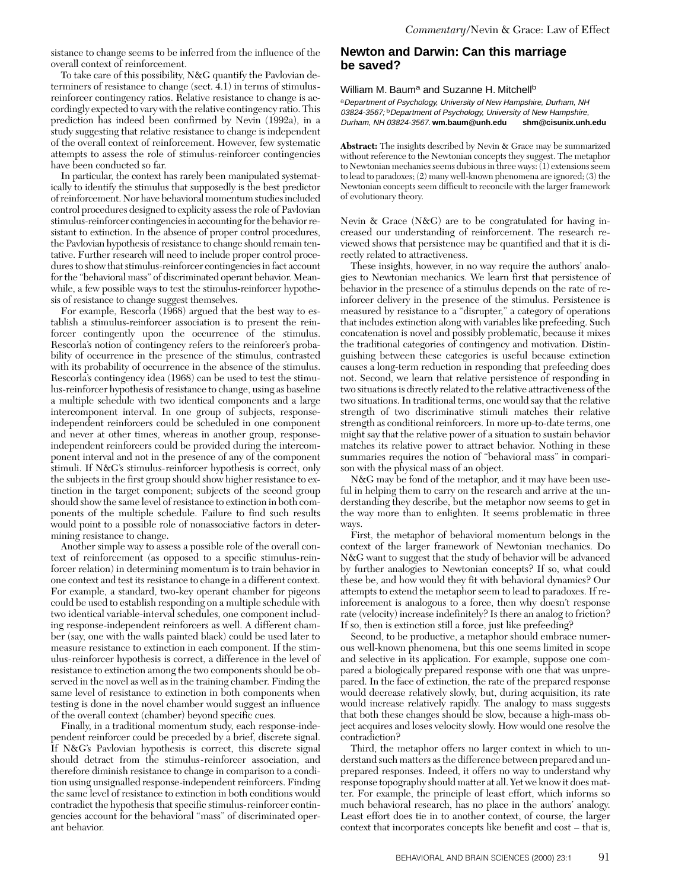sistance to change seems to be inferred from the influence of the overall context of reinforcement.

To take care of this possibility, N&G quantify the Pavlovian determiners of resistance to change (sect. 4.1) in terms of stimulus-reinforcer contingency ratios. Relative resistance to change is accordingly expected to vary with the relative contingency ratio. This prediction has indeed been confirmed by Nevin (1992a), in a study suggesting that relative resistance to change is independent of the overall context of reinforcement. However, few systematic attempts to assess the role of stimulus-reinforcer contingencies have been conducted so far.

In particular, the context has rarely been manipulated systematically to identify the stimulus that supposedly is the best predictor of reinforcement. Nor have behavioral momentum studies included control procedures designed to explicity assess the role of Pavlovian stimulus-reinforcer contingencies in accounting for the behavior resistant to extinction. In the absence of proper control procedures, the Pavlovian hypothesis of resistance to change should remain tentative. Further research will need to include proper control procedures to show that stimulus-reinforcer contingencies in fact account for the "behavioral mass" of discriminated operant behavior. Meanwhile, a few possible ways to test the stimulus-reinforcer hypothesis of resistance to change suggest themselves.

For example, Rescorla (1968) argued that the best way to establish a stimulus-reinforcer association is to present the reinforcer contingently upon the occurrence of the stimulus. Rescorla's notion of contingency refers to the reinforcer's probability of occurrence in the presence of the stimulus, contrasted with its probability of occurrence in the absence of the stimulus. Rescorla's contingency idea (1968) can be used to test the stimulus-reinforcer hypothesis of resistance to change, using as baseline a multiple schedule with two identical components and a large intercomponent interval. In one group of subjects, response-independent reinforcers could be scheduled in one component and never at other times, whereas in another group, response-independent reinforcers could be provided during the intercomponent interval and not in the presence of any of the component stimuli. If N&G's stimulus-reinforcer hypothesis is correct, only the subjects in the first group should show higher resistance to extinction in the target component; subjects of the second group should show the same level of resistance to extinction in both components of the multiple schedule. Failure to find such results would point to a possible role of nonassociative factors in determining resistance to change.

Another simple way to assess a possible role of the overall context of reinforcement (as opposed to a specific stimulus-reinforcer relation) in determining momentum is to train behavior in one context and test its resistance to change in a different context. For example, a standard, two-key operant chamber for pigeons could be used to establish responding on a multiple schedule with two identical variable-interval schedules, one component including response-independent reinforcers as well. A different chamber (say, one with the walls painted black) could be used later to measure resistance to extinction in each component. If the stimulus-reinforcer hypothesis is correct, a difference in the level of resistance to extinction among the two components should be observed in the novel as well as in the training chamber. Finding the same level of resistance to extinction in both components when testing is done in the novel chamber would suggest an influence of the overall context (chamber) beyond specific cues.

Finally, in a traditional momentum study, each response-independent reinforcer could be preceded by a brief, discrete signal. If N&G's Pavlovian hypothesis is correct, this discrete signal should detract from the stimulus-reinforcer association, and therefore diminish resistance to change in comparison to a condition using unsignalled response-independent reinforcers. Finding the same level of resistance to extinction in both conditions would contradict the hypothesis that specific stimulus-reinforcer contingencies account for the behavioral "mass" of discriminated operant behavior.

## Newton and Darwin: Can this marriage be saved?

William M. Baum[a] and Suzanne H. Mitchell[b]

[a]*Department of Psychology, University of New Hampshire, Durham, NH 03824-3567;* [b]*Department of Psychology, University of New Hampshire, Durham, NH 03824-3567.* **wm.baum@unh.edu** **shm@cisunix.unh.edu**

**Abstract:** The insights described by Nevin & Grace may be summarized without reference to the Newtonian concepts they suggest. The metaphor to Newtonian mechanics seems dubious in three ways: (1) extensions seem to lead to paradoxes; (2) many well-known phenomena are ignored; (3) the Newtonian concepts seem difficult to reconcile with the larger framework of evolutionary theory.

Nevin & Grace (N&G) are to be congratulated for having increased our understanding of reinforcement. The research reviewed shows that persistence may be quantified and that it is directly related to attractiveness.

These insights, however, in no way require the authors' analogies to Newtonian mechanics. We learn first that persistence of behavior in the presence of a stimulus depends on the rate of reinforcer delivery in the presence of the stimulus. Persistence is measured by resistance to a "disrupter," a category of operations that includes extinction along with variables like prefeeding. Such concatenation is novel and possibly problematic, because it mixes the traditional categories of contingency and motivation. Distinguishing between these categories is useful because extinction causes a long-term reduction in responding that prefeeding does not. Second, we learn that relative persistence of responding in two situations is directly related to the relative attractiveness of the two situations. In traditional terms, one would say that the relative strength of two discriminative stimuli matches their relative strength as conditional reinforcers. In more up-to-date terms, one might say that the relative power of a situation to sustain behavior matches its relative power to attract behavior. Nothing in these summaries requires the notion of "behavioral mass" in comparison with the physical mass of an object.

N&G may be fond of the metaphor, and it may have been useful in helping them to carry on the research and arrive at the understanding they describe, but the metaphor now seems to get in the way more than to enlighten. It seems problematic in three ways.

First, the metaphor of behavioral momentum belongs in the context of the larger framework of Newtonian mechanics. Do N&G want to suggest that the study of behavior will be advanced by further analogies to Newtonian concepts? If so, what could these be, and how would they fit with behavioral dynamics? Our attempts to extend the metaphor seem to lead to paradoxes. If reinforcement is analogous to a force, then why doesn't response rate (velocity) increase indefinitely? Is there an analog to friction? If so, then is extinction still a force, just like prefeeding?

Second, to be productive, a metaphor should embrace numerous well-known phenomena, but this one seems limited in scope and selective in its application. For example, suppose one compared a biologically prepared response with one that was unprepared. In the face of extinction, the rate of the prepared response would decrease relatively slowly, but, during acquisition, its rate would increase relatively rapidly. The analogy to mass suggests that both these changes should be slow, because a high-mass object acquires and loses velocity slowly. How would one resolve the contradiction?

Third, the metaphor offers no larger context in which to understand such matters as the difference between prepared and unprepared responses. Indeed, it offers no way to understand why response topography should matter at all. Yet we know it does matter. For example, the principle of least effort, which informs so much behavioral research, has no place in the authors' analogy. Least effort does tie in to another context, of course, the larger context that incorporates concepts like benefit and cost – that is,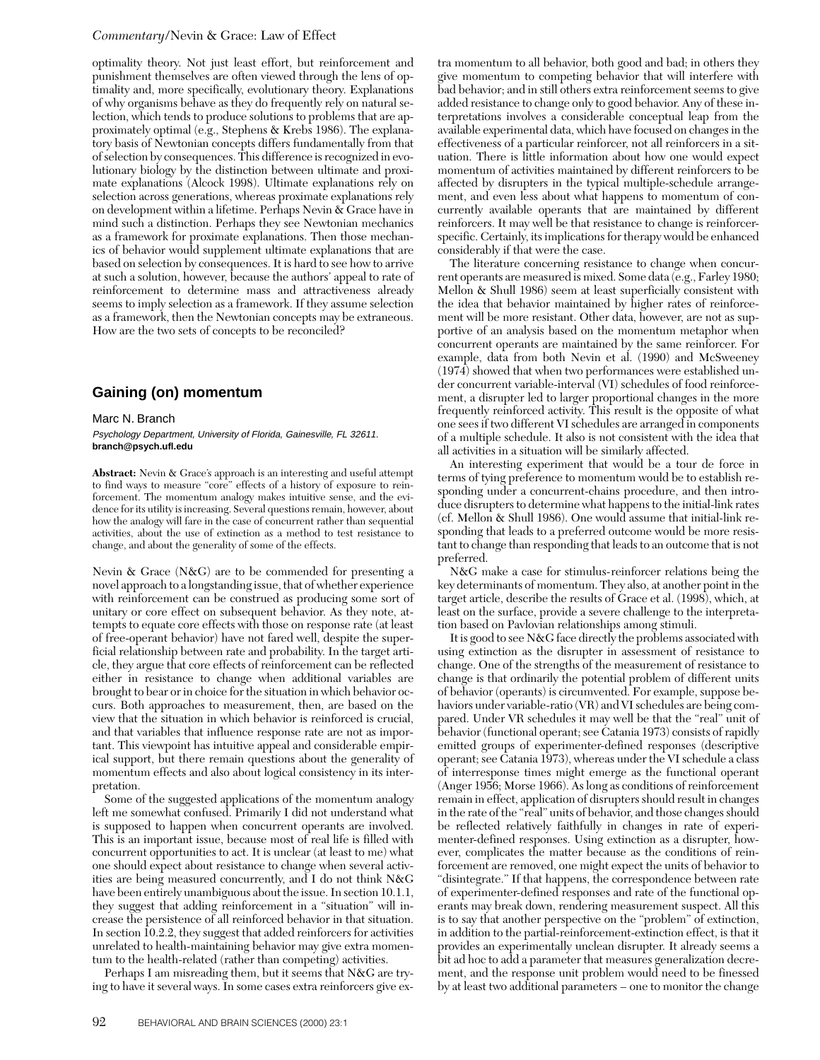optimality theory. Not just least effort, but reinforcement and punishment themselves are often viewed through the lens of optimality and, more specifically, evolutionary theory. Explanations of why organisms behave as they do frequently rely on natural selection, which tends to produce solutions to problems that are approximately optimal (e.g., Stephens & Krebs 1986). The explanatory basis of Newtonian concepts differs fundamentally from that of selection by consequences. This difference is recognized in evolutionary biology by the distinction between ultimate and proximate explanations (Alcock 1998). Ultimate explanations rely on selection across generations, whereas proximate explanations rely on development within a lifetime. Perhaps Nevin & Grace have in mind such a distinction. Perhaps they see Newtonian mechanics as a framework for proximate explanations. Then those mechanics of behavior would supplement ultimate explanations that are based on selection by consequences. It is hard to see how to arrive at such a solution, however, because the authors' appeal to rate of reinforcement to determine mass and attractiveness already seems to imply selection as a framework. If they assume selection as a framework, then the Newtonian concepts may be extraneous. How are the two sets of concepts to be reconciled?

## Gaining (on) momentum

Marc N. Branch

*Psychology Department, University of Florida, Gainesville, FL 32611.*
**branch@psych.ufl.edu**

**Abstract:** Nevin & Grace's approach is an interesting and useful attempt to find ways to measure "core" effects of a history of exposure to reinforcement. The momentum analogy makes intuitive sense, and the evidence for its utility is increasing. Several questions remain, however, about how the analogy will fare in the case of concurrent rather than sequential activities, about the use of extinction as a method to test resistance to change, and about the generality of some of the effects.

Nevin & Grace (N&G) are to be commended for presenting a novel approach to a longstanding issue, that of whether experience with reinforcement can be construed as producing some sort of unitary or core effect on subsequent behavior. As they note, attempts to equate core effects with those on response rate (at least of free-operant behavior) have not fared well, despite the superficial relationship between rate and probability. In the target article, they argue that core effects of reinforcement can be reflected either in resistance to change when additional variables are brought to bear or in choice for the situation in which behavior occurs. Both approaches to measurement, then, are based on the view that the situation in which behavior is reinforced is crucial, and that variables that influence response rate are not as important. This viewpoint has intuitive appeal and considerable empirical support, but there remain questions about the generality of momentum effects and also about logical consistency in its interpretation.

Some of the suggested applications of the momentum analogy left me somewhat confused. Primarily I did not understand what is supposed to happen when concurrent operants are involved. This is an important issue, because most of real life is filled with concurrent opportunities to act. It is unclear (at least to me) what one should expect about resistance to change when several activities are being measured concurrently, and I do not think N&G have been entirely unambiguous about the issue. In section 10.1.1, they suggest that adding reinforcement in a "situation" will increase the persistence of all reinforced behavior in that situation. In section 10.2.2, they suggest that added reinforcers for activities unrelated to health-maintaining behavior may give extra momentum to the health-related (rather than competing) activities.

Perhaps I am misreading them, but it seems that N&G are trying to have it several ways. In some cases extra reinforcers give extra momentum to all behavior, both good and bad; in others they give momentum to competing behavior that will interfere with bad behavior; and in still others extra reinforcement seems to give added resistance to change only to good behavior. Any of these interpretations involves a considerable conceptual leap from the available experimental data, which have focused on changes in the effectiveness of a particular reinforcer, not all reinforcers in a situation. There is little information about how one would expect momentum of activities maintained by different reinforcers to be affected by disrupters in the typical multiple-schedule arrangement, and even less about what happens to momentum of concurrently available operants that are maintained by different reinforcers. It may well be that resistance to change is reinforcer-specific. Certainly, its implications for therapy would be enhanced considerably if that were the case.

The literature concerning resistance to change when concurrent operants are measured is mixed. Some data (e.g., Farley 1980; Mellon & Shull 1986) seem at least superficially consistent with the idea that behavior maintained by higher rates of reinforcement will be more resistant. Other data, however, are not as supportive of an analysis based on the momentum metaphor when concurrent operants are maintained by the same reinforcer. For example, data from both Nevin et al. (1990) and McSweeney (1974) showed that when two performances were established under concurrent variable-interval (VI) schedules of food reinforcement, a disrupter led to larger proportional changes in the more frequently reinforced activity. This result is the opposite of what one sees if two different VI schedules are arranged in components of a multiple schedule. It also is not consistent with the idea that all activities in a situation will be similarly affected.

An interesting experiment that would be a tour de force in terms of tying preference to momentum would be to establish responding under a concurrent-chains procedure, and then introduce disrupters to determine what happens to the initial-link rates (cf. Mellon & Shull 1986). One would assume that initial-link responding that leads to a preferred outcome would be more resistant to change than responding that leads to an outcome that is not preferred.

N&G make a case for stimulus-reinforcer relations being the key determinants of momentum. They also, at another point in the target article, describe the results of Grace et al. (1998), which, at least on the surface, provide a severe challenge to the interpretation based on Pavlovian relationships among stimuli.

It is good to see N&G face directly the problems associated with using extinction as the disrupter in assessment of resistance to change. One of the strengths of the measurement of resistance to change is that ordinarily the potential problem of different units of behavior (operants) is circumvented. For example, suppose behaviors under variable-ratio (VR) and VI schedules are being compared. Under VR schedules it may well be that the "real" unit of behavior (functional operant; see Catania 1973) consists of rapidly emitted groups of experimenter-defined responses (descriptive operant; see Catania 1973), whereas under the VI schedule a class of interresponse times might emerge as the functional operant (Anger 1956; Morse 1966). As long as conditions of reinforcement remain in effect, application of disrupters should result in changes in the rate of the "real" units of behavior, and those changes should be reflected relatively faithfully in changes in rate of experimenter-defined responses. Using extinction as a disrupter, however, complicates the matter because as the conditions of reinforcement are removed, one might expect the units of behavior to "disintegrate." If that happens, the correspondence between rate of experimenter-defined responses and rate of the functional operants may break down, rendering measurement suspect. All this is to say that another perspective on the "problem" of extinction, in addition to the partial-reinforcement-extinction effect, is that it provides an experimentally unclean disrupter. It already seems a bit ad hoc to add a parameter that measures generalization decrement, and the response unit problem would need to be finessed by at least two additional parameters – one to monitor the change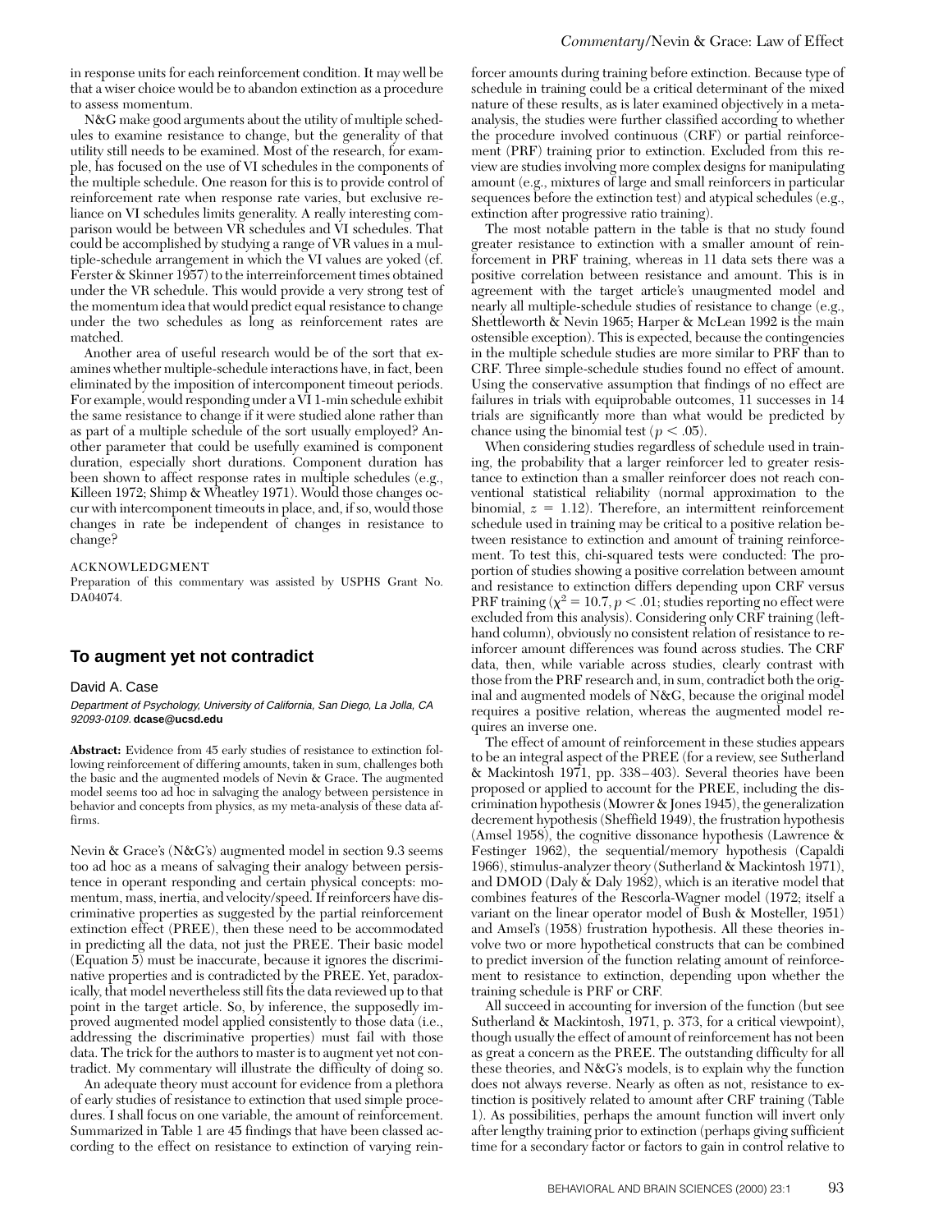in response units for each reinforcement condition. It may well be that a wiser choice would be to abandon extinction as a procedure to assess momentum.

N&G make good arguments about the utility of multiple schedules to examine resistance to change, but the generality of that utility still needs to be examined. Most of the research, for example, has focused on the use of VI schedules in the components of the multiple schedule. One reason for this is to provide control of reinforcement rate when response rate varies, but exclusive reliance on VI schedules limits generality. A really interesting comparison would be between VR schedules and VI schedules. That could be accomplished by studying a range of VR values in a multiple-schedule arrangement in which the VI values are yoked (cf. Ferster & Skinner 1957) to the interreinforcement times obtained under the VR schedule. This would provide a very strong test of the momentum idea that would predict equal resistance to change under the two schedules as long as reinforcement rates are matched.

Another area of useful research would be of the sort that examines whether multiple-schedule interactions have, in fact, been eliminated by the imposition of intercomponent timeout periods. For example, would responding under a VI 1-min schedule exhibit the same resistance to change if it were studied alone rather than as part of a multiple schedule of the sort usually employed? Another parameter that could be usefully examined is component duration, especially short durations. Component duration has been shown to affect response rates in multiple schedules (e.g., Killeen 1972; Shimp & Wheatley 1971). Would those changes occur with intercomponent timeouts in place, and, if so, would those changes in rate be independent of changes in resistance to change?

ACKNOWLEDGMENT

Preparation of this commentary was assisted by USPHS Grant No. DA04074.

## To augment yet not contradict

David A. Case

*Department of Psychology, University of California, San Diego, La Jolla, CA 92093-0109.* **dcase@ucsd.edu**

**Abstract:** Evidence from 45 early studies of resistance to extinction following reinforcement of differing amounts, taken in sum, challenges both the basic and the augmented models of Nevin & Grace. The augmented model seems too ad hoc in salvaging the analogy between persistence in behavior and concepts from physics, as my meta-analysis of these data affirms.

Nevin & Grace's (N&G's) augmented model in section 9.3 seems too ad hoc as a means of salvaging their analogy between persistence in operant responding and certain physical concepts: momentum, mass, inertia, and velocity/speed. If reinforcers have discriminative properties as suggested by the partial reinforcement extinction effect (PREE), then these need to be accommodated in predicting all the data, not just the PREE. Their basic model (Equation 5) must be inaccurate, because it ignores the discriminative properties and is contradicted by the PREE. Yet, paradoxically, that model nevertheless still fits the data reviewed up to that point in the target article. So, by inference, the supposedly improved augmented model applied consistently to those data (i.e., addressing the discriminative properties) must fail with those data. The trick for the authors to master is to augment yet not contradict. My commentary will illustrate the difficulty of doing so.

An adequate theory must account for evidence from a plethora of early studies of resistance to extinction that used simple procedures. I shall focus on one variable, the amount of reinforcement. Summarized in Table 1 are 45 findings that have been classed according to the effect on resistance to extinction of varying reinforcer amounts during training before extinction. Because type of schedule in training could be a critical determinant of the mixed nature of these results, as is later examined objectively in a meta-analysis, the studies were further classified according to whether the procedure involved continuous (CRF) or partial reinforcement (PRF) training prior to extinction. Excluded from this review are studies involving more complex designs for manipulating amount (e.g., mixtures of large and small reinforcers in particular sequences before the extinction test) and atypical schedules (e.g., extinction after progressive ratio training).

The most notable pattern in the table is that no study found greater resistance to extinction with a smaller amount of reinforcement in PRF training, whereas in 11 data sets there was a positive correlation between resistance and amount. This is in agreement with the target article's unaugmented model and nearly all multiple-schedule studies of resistance to change (e.g., Shettleworth & Nevin 1965; Harper & McLean 1992 is the main ostensible exception). This is expected, because the contingencies in the multiple schedule studies are more similar to PRF than to CRF. Three simple-schedule studies found no effect of amount. Using the conservative assumption that findings of no effect are failures in trials with equiprobable outcomes, 11 successes in 14 trials are significantly more than what would be predicted by chance using the binomial test ($p < .05$).

When considering studies regardless of schedule used in training, the probability that a larger reinforcer led to greater resistance to extinction than a smaller reinforcer does not reach conventional statistical reliability (normal approximation to the binomial, $z = 1.12$). Therefore, an intermittent reinforcement schedule used in training may be critical to a positive relation between resistance to extinction and amount of training reinforcement. To test this, chi-squared tests were conducted: The proportion of studies showing a positive correlation between amount and resistance to extinction differs depending upon CRF versus PRF training ($\chi^2 = 10.7, p < .01$; studies reporting no effect were excluded from this analysis). Considering only CRF training (left-hand column), obviously no consistent relation of resistance to reinforcer amount differences was found across studies. The CRF data, then, while variable across studies, clearly contrast with those from the PRF research and, in sum, contradict both the original and augmented models of N&G, because the original model requires a positive relation, whereas the augmented model requires an inverse one.

The effect of amount of reinforcement in these studies appears to be an integral aspect of the PREE (for a review, see Sutherland & Mackintosh 1971, pp. 338–403). Several theories have been proposed or applied to account for the PREE, including the discrimination hypothesis (Mowrer & Jones 1945), the generalization decrement hypothesis (Sheffield 1949), the frustration hypothesis (Amsel 1958), the cognitive dissonance hypothesis (Lawrence & Festinger 1962), the sequential/memory hypothesis (Capaldi 1966), stimulus-analyzer theory (Sutherland & Mackintosh 1971), and DMOD (Daly & Daly 1982), which is an iterative model that combines features of the Rescorla-Wagner model (1972; itself a variant on the linear operator model of Bush & Mosteller, 1951) and Amsel's (1958) frustration hypothesis. All these theories involve two or more hypothetical constructs that can be combined to predict inversion of the function relating amount of reinforcement to resistance to extinction, depending upon whether the training schedule is PRF or CRF.

All succeed in accounting for inversion of the function (but see Sutherland & Mackintosh, 1971, p. 373, for a critical viewpoint), though usually the effect of amount of reinforcement has not been as great a concern as the PREE. The outstanding difficulty for all these theories, and N&G's models, is to explain why the function does not always reverse. Nearly as often as not, resistance to extinction is positively related to amount after CRF training (Table 1). As possibilities, perhaps the amount function will invert only after lengthy training prior to extinction (perhaps giving sufficient time for a secondary factor or factors to gain in control relative to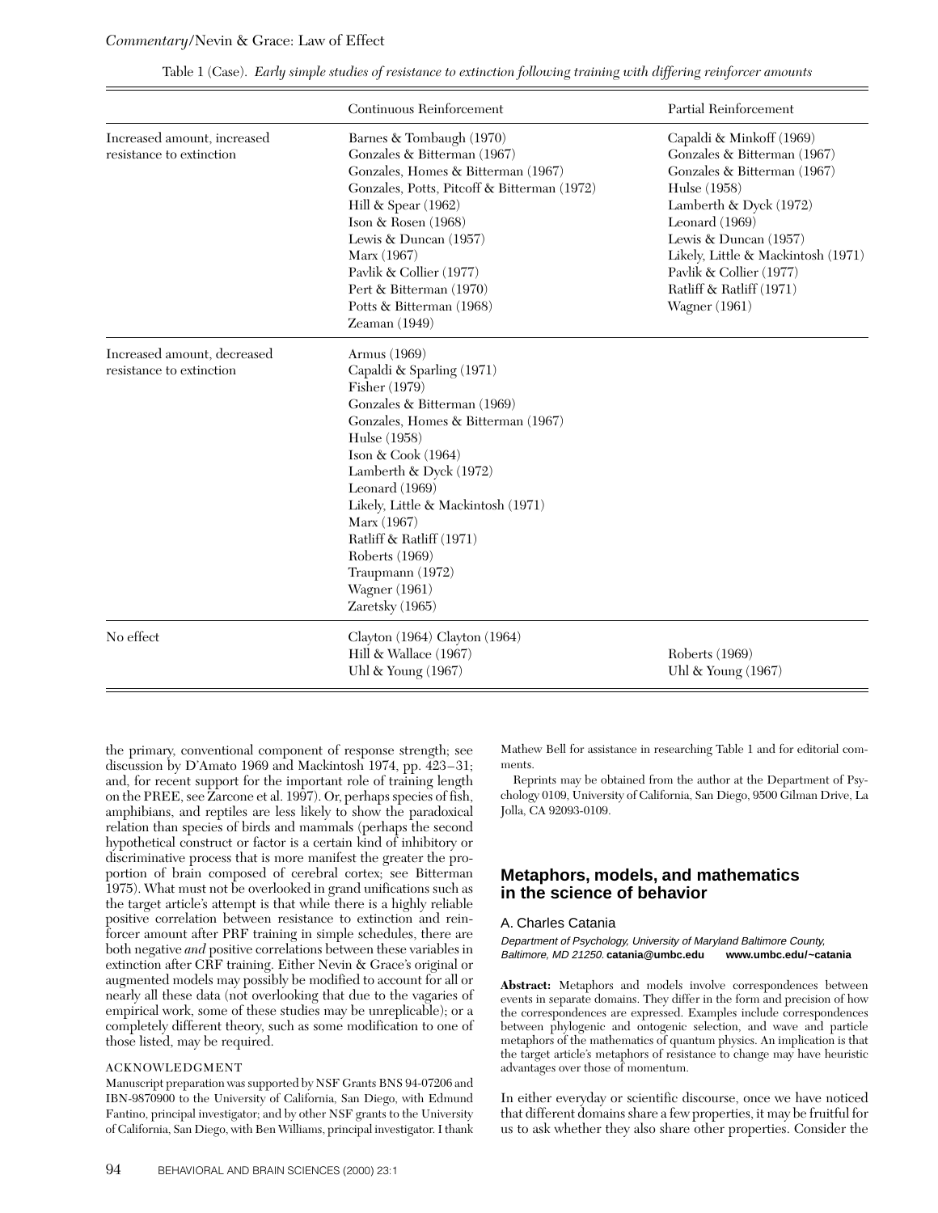Table 1 (Case). *Early simple studies of resistance to extinction following training with differing reinforcer amounts*

| | Continuous Reinforcement | Partial Reinforcement |
|---|---|---|
| Increased amount, increased resistance to extinction | Barnes & Tombaugh (1970)<br>Gonzales & Bitterman (1967)<br>Gonzales, Homes & Bitterman (1967)<br>Gonzales, Potts, Pitcoff & Bitterman (1972)<br>Hill & Spear (1962)<br>Ison & Rosen (1968)<br>Lewis & Duncan (1957)<br>Marx (1967)<br>Pavlik & Collier (1977)<br>Pert & Bitterman (1970)<br>Potts & Bitterman (1968)<br>Zeaman (1949) | Capaldi & Minkoff (1969)<br>Gonzales & Bitterman (1967)<br>Gonzales & Bitterman (1967)<br>Hulse (1958)<br>Lamberth & Dyck (1972)<br>Leonard (1969)<br>Lewis & Duncan (1957)<br>Likely, Little & Mackintosh (1971)<br>Pavlik & Collier (1977)<br>Ratliff & Ratliff (1971)<br>Wagner (1961) |
| Increased amount, decreased resistance to extinction | Armus (1969)<br>Capaldi & Sparling (1971)<br>Fisher (1979)<br>Gonzales & Bitterman (1969)<br>Gonzales, Homes & Bitterman (1967)<br>Hulse (1958)<br>Ison & Cook (1964)<br>Lamberth & Dyck (1972)<br>Leonard (1969)<br>Likely, Little & Mackintosh (1971)<br>Marx (1967)<br>Ratliff & Ratliff (1971)<br>Roberts (1969)<br>Traupmann (1972)<br>Wagner (1961)<br>Zaretsky (1965) | |
| No effect | Clayton (1964) Clayton (1964)<br>Hill & Wallace (1967)<br>Uhl & Young (1967) | Roberts (1969)<br>Uhl & Young (1967) |

the primary, conventional component of response strength; see discussion by D'Amato 1969 and Mackintosh 1974, pp. 423–31; and, for recent support for the important role of training length on the PREE, see Zarcone et al. 1997). Or, perhaps species of fish, amphibians, and reptiles are less likely to show the paradoxical relation than species of birds and mammals (perhaps the second hypothetical construct or factor is a certain kind of inhibitory or discriminative process that is more manifest the greater the proportion of brain composed of cerebral cortex; see Bitterman 1975). What must not be overlooked in grand unifications such as the target article's attempt is that while there is a highly reliable positive correlation between resistance to extinction and reinforcer amount after PRF training in simple schedules, there are both negative *and* positive correlations between these variables in extinction after CRF training. Either Nevin & Grace's original or augmented models may possibly be modified to account for all or nearly all these data (not overlooking that due to the vagaries of empirical work, some of these studies may be unreplicable); or a completely different theory, such as some modification to one of those listed, may be required.

#### ACKNOWLEDGMENT

Manuscript preparation was supported by NSF Grants BNS 94-07206 and IBN-9870900 to the University of California, San Diego, with Edmund Fantino, principal investigator; and by other NSF grants to the University of California, San Diego, with Ben Williams, principal investigator. I thank Mathew Bell for assistance in researching Table 1 and for editorial comments.

Reprints may be obtained from the author at the Department of Psychology 0109, University of California, San Diego, 9500 Gilman Drive, La Jolla, CA 92093-0109.

## Metaphors, models, and mathematics in the science of behavior

A. Charles Catania

*Department of Psychology, University of Maryland Baltimore County, Baltimore, MD 21250.* **catania@umbc.edu** **www.umbc.edu/~catania**

**Abstract:** Metaphors and models involve correspondences between events in separate domains. They differ in the form and precision of how the correspondences are expressed. Examples include correspondences between phylogenic and ontogenic selection, and wave and particle metaphors of the mathematics of quantum physics. An implication is that the target article's metaphors of resistance to change may have heuristic advantages over those of momentum.

In either everyday or scientific discourse, once we have noticed that different domains share a few properties, it may be fruitful for us to ask whether they also share other properties. Consider the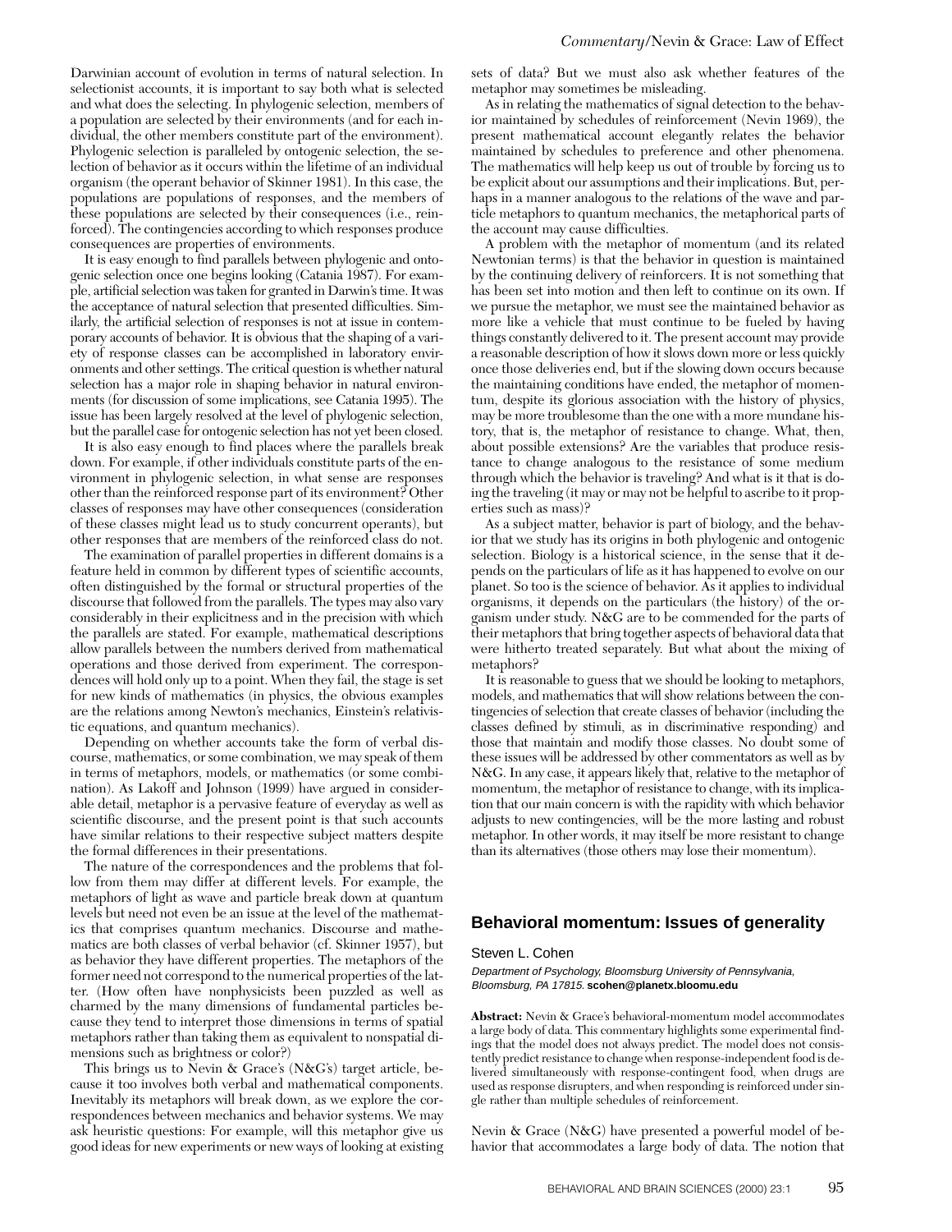Darwinian account of evolution in terms of natural selection. In selectionist accounts, it is important to say both what is selected and what does the selecting. In phylogenic selection, members of a population are selected by their environments (and for each individual, the other members constitute part of the environment). Phylogenic selection is paralleled by ontogenic selection, the selection of behavior as it occurs within the lifetime of an individual organism (the operant behavior of Skinner 1981). In this case, the populations are populations of responses, and the members of these populations are selected by their consequences (i.e., reinforced). The contingencies according to which responses produce consequences are properties of environments.

It is easy enough to find parallels between phylogenic and ontogenic selection once one begins looking (Catania 1987). For example, artificial selection was taken for granted in Darwin's time. It was the acceptance of natural selection that presented difficulties. Similarly, the artificial selection of responses is not at issue in contemporary accounts of behavior. It is obvious that the shaping of a variety of response classes can be accomplished in laboratory environments and other settings. The critical question is whether natural selection has a major role in shaping behavior in natural environments (for discussion of some implications, see Catania 1995). The issue has been largely resolved at the level of phylogenic selection, but the parallel case for ontogenic selection has not yet been closed.

It is also easy enough to find places where the parallels break down. For example, if other individuals constitute parts of the environment in phylogenic selection, in what sense are responses other than the reinforced response part of its environment? Other classes of responses may have other consequences (consideration of these classes might lead us to study concurrent operants), but other responses that are members of the reinforced class do not.

The examination of parallel properties in different domains is a feature held in common by different types of scientific accounts, often distinguished by the formal or structural properties of the discourse that followed from the parallels. The types may also vary considerably in their explicitness and in the precision with which the parallels are stated. For example, mathematical descriptions allow parallels between the numbers derived from mathematical operations and those derived from experiment. The correspondences will hold only up to a point. When they fail, the stage is set for new kinds of mathematics (in physics, the obvious examples are the relations among Newton's mechanics, Einstein's relativistic equations, and quantum mechanics).

Depending on whether accounts take the form of verbal discourse, mathematics, or some combination, we may speak of them in terms of metaphors, models, or mathematics (or some combination). As Lakoff and Johnson (1999) have argued in considerable detail, metaphor is a pervasive feature of everyday as well as scientific discourse, and the present point is that such accounts have similar relations to their respective subject matters despite the formal differences in their presentations.

The nature of the correspondences and the problems that follow from them may differ at different levels. For example, the metaphors of light as wave and particle break down at quantum levels but need not even be an issue at the level of the mathematics that comprises quantum mechanics. Discourse and mathematics are both classes of verbal behavior (cf. Skinner 1957), but as behavior they have different properties. The metaphors of the former need not correspond to the numerical properties of the latter. (How often have nonphysicists been puzzled as well as charmed by the many dimensions of fundamental particles because they tend to interpret those dimensions in terms of spatial metaphors rather than taking them as equivalent to nonspatial dimensions such as brightness or color?)

This brings us to Nevin & Grace's (N&G's) target article, because it too involves both verbal and mathematical components. Inevitably its metaphors will break down, as we explore the correspondences between mechanics and behavior systems. We may ask heuristic questions: For example, will this metaphor give us good ideas for new experiments or new ways of looking at existing sets of data? But we must also ask whether features of the metaphor may sometimes be misleading.

As in relating the mathematics of signal detection to the behavior maintained by schedules of reinforcement (Nevin 1969), the present mathematical account elegantly relates the behavior maintained by schedules to preference and other phenomena. The mathematics will help keep us out of trouble by forcing us to be explicit about our assumptions and their implications. But, perhaps in a manner analogous to the relations of the wave and particle metaphors to quantum mechanics, the metaphorical parts of the account may cause difficulties.

A problem with the metaphor of momentum (and its related Newtonian terms) is that the behavior in question is maintained by the continuing delivery of reinforcers. It is not something that has been set into motion and then left to continue on its own. If we pursue the metaphor, we must see the maintained behavior as more like a vehicle that must continue to be fueled by having things constantly delivered to it. The present account may provide a reasonable description of how it slows down more or less quickly once those deliveries end, but if the slowing down occurs because the maintaining conditions have ended, the metaphor of momentum, despite its glorious association with the history of physics, may be more troublesome than the one with a more mundane history, that is, the metaphor of resistance to change. What, then, about possible extensions? Are the variables that produce resistance to change analogous to the resistance of some medium through which the behavior is traveling? And what is it that is doing the traveling (it may or may not be helpful to ascribe to it properties such as mass)?

As a subject matter, behavior is part of biology, and the behavior that we study has its origins in both phylogenic and ontogenic selection. Biology is a historical science, in the sense that it depends on the particulars of life as it has happened to evolve on our planet. So too is the science of behavior. As it applies to individual organisms, it depends on the particulars (the history) of the organism under study. N&G are to be commended for the parts of their metaphors that bring together aspects of behavioral data that were hitherto treated separately. But what about the mixing of metaphors?

It is reasonable to guess that we should be looking to metaphors, models, and mathematics that will show relations between the contingencies of selection that create classes of behavior (including the classes defined by stimuli, as in discriminative responding) and those that maintain and modify those classes. No doubt some of these issues will be addressed by other commentators as well as by N&G. In any case, it appears likely that, relative to the metaphor of momentum, the metaphor of resistance to change, with its implication that our main concern is with the rapidity with which behavior adjusts to new contingencies, will be the more lasting and robust metaphor. In other words, it may itself be more resistant to change than its alternatives (those others may lose their momentum).

## Behavioral momentum: Issues of generality

Steven L. Cohen

*Department of Psychology, Bloomsburg University of Pennsylvania, Bloomsburg, PA 17815.* **scohen@planetx.bloomu.edu**

**Abstract:** Nevin & Grace's behavioral-momentum model accommodates a large body of data. This commentary highlights some experimental findings that the model does not always predict. The model does not consistently predict resistance to change when response-independent food is delivered simultaneously with response-contingent food, when drugs are used as response disrupters, and when responding is reinforced under single rather than multiple schedules of reinforcement.

Nevin & Grace (N&G) have presented a powerful model of behavior that accommodates a large body of data. The notion that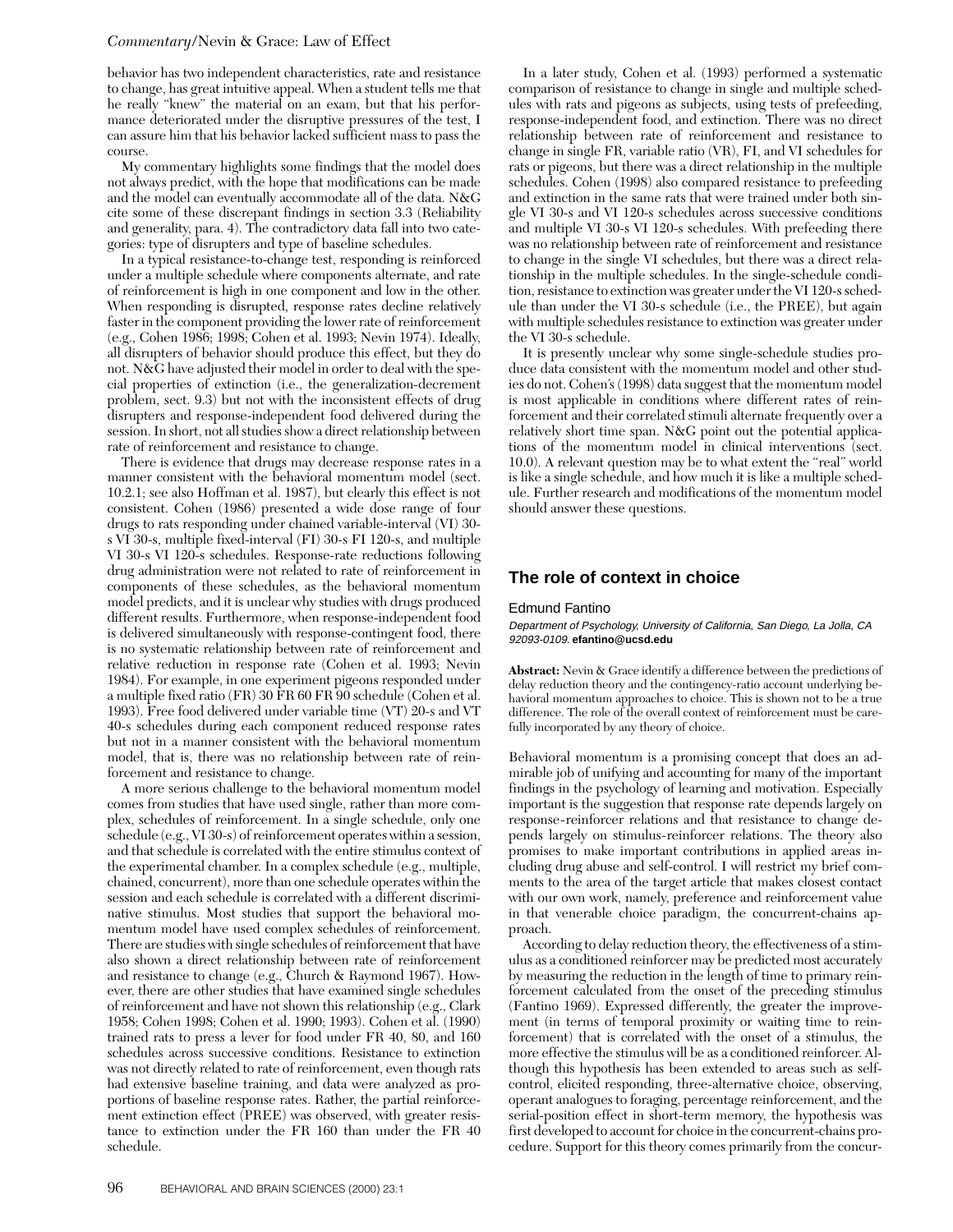behavior has two independent characteristics, rate and resistance to change, has great intuitive appeal. When a student tells me that he really "knew" the material on an exam, but that his performance deteriorated under the disruptive pressures of the test, I can assure him that his behavior lacked sufficient mass to pass the course.

My commentary highlights some findings that the model does not always predict, with the hope that modifications can be made and the model can eventually accommodate all of the data. N&G cite some of these discrepant findings in section 3.3 (Reliability and generality, para. 4). The contradictory data fall into two categories: type of disrupters and type of baseline schedules.

In a typical resistance-to-change test, responding is reinforced under a multiple schedule where components alternate, and rate of reinforcement is high in one component and low in the other. When responding is disrupted, response rates decline relatively faster in the component providing the lower rate of reinforcement (e.g., Cohen 1986; 1998; Cohen et al. 1993; Nevin 1974). Ideally, all disrupters of behavior should produce this effect, but they do not. N&G have adjusted their model in order to deal with the special properties of extinction (i.e., the generalization-decrement problem, sect. 9.3) but not with the inconsistent effects of drug disrupters and response-independent food delivered during the session. In short, not all studies show a direct relationship between rate of reinforcement and resistance to change.

There is evidence that drugs may decrease response rates in a manner consistent with the behavioral momentum model (sect. 10.2.1; see also Hoffman et al. 1987), but clearly this effect is not consistent. Cohen (1986) presented a wide dose range of four drugs to rats responding under chained variable-interval (VI) 30-s VI 30-s, multiple fixed-interval (FI) 30-s FI 120-s, and multiple VI 30-s VI 120-s schedules. Response-rate reductions following drug administration were not related to rate of reinforcement in components of these schedules, as the behavioral momentum model predicts, and it is unclear why studies with drugs produced different results. Furthermore, when response-independent food is delivered simultaneously with response-contingent food, there is no systematic relationship between rate of reinforcement and relative reduction in response rate (Cohen et al. 1993; Nevin 1984). For example, in one experiment pigeons responded under a multiple fixed ratio (FR) 30 FR 60 FR 90 schedule (Cohen et al. 1993). Free food delivered under variable time (VT) 20-s and VT 40-s schedules during each component reduced response rates but not in a manner consistent with the behavioral momentum model, that is, there was no relationship between rate of reinforcement and resistance to change.

A more serious challenge to the behavioral momentum model comes from studies that have used single, rather than more complex, schedules of reinforcement. In a single schedule, only one schedule (e.g., VI 30-s) of reinforcement operates within a session, and that schedule is correlated with the entire stimulus context of the experimental chamber. In a complex schedule (e.g., multiple, chained, concurrent), more than one schedule operates within the session and each schedule is correlated with a different discriminative stimulus. Most studies that support the behavioral momentum model have used complex schedules of reinforcement. There are studies with single schedules of reinforcement that have also shown a direct relationship between rate of reinforcement and resistance to change (e.g., Church & Raymond 1967). However, there are other studies that have examined single schedules of reinforcement and have not shown this relationship (e.g., Clark 1958; Cohen 1998; Cohen et al. 1990; 1993). Cohen et al. (1990) trained rats to press a lever for food under FR 40, 80, and 160 schedules across successive conditions. Resistance to extinction was not directly related to rate of reinforcement, even though rats had extensive baseline training, and data were analyzed as proportions of baseline response rates. Rather, the partial reinforcement extinction effect (PREE) was observed, with greater resistance to extinction under the FR 160 than under the FR 40 schedule.

In a later study, Cohen et al. (1993) performed a systematic comparison of resistance to change in single and multiple schedules with rats and pigeons as subjects, using tests of prefeeding, response-independent food, and extinction. There was no direct relationship between rate of reinforcement and resistance to change in single FR, variable ratio (VR), FI, and VI schedules for rats or pigeons, but there was a direct relationship in the multiple schedules. Cohen (1998) also compared resistance to prefeeding and extinction in the same rats that were trained under both single VI 30-s and VI 120-s schedules across successive conditions and multiple VI 30-s VI 120-s schedules. With prefeeding there was no relationship between rate of reinforcement and resistance to change in the single VI schedules, but there was a direct relationship in the multiple schedules. In the single-schedule condition, resistance to extinction was greater under the VI 120-s schedule than under the VI 30-s schedule (i.e., the PREE), but again with multiple schedules resistance to extinction was greater under the VI 30-s schedule.

It is presently unclear why some single-schedule studies produce data consistent with the momentum model and other studies do not. Cohen's (1998) data suggest that the momentum model is most applicable in conditions where different rates of reinforcement and their correlated stimuli alternate frequently over a relatively short time span. N&G point out the potential applications of the momentum model in clinical interventions (sect. 10.0). A relevant question may be to what extent the "real" world is like a single schedule, and how much it is like a multiple schedule. Further research and modifications of the momentum model should answer these questions.

## The role of context in choice

Edmund Fantino

*Department of Psychology, University of California, San Diego, La Jolla, CA 92093-0109.* **efantino@ucsd.edu**

**Abstract:** Nevin & Grace identify a difference between the predictions of delay reduction theory and the contingency-ratio account underlying behavioral momentum approaches to choice. This is shown not to be a true difference. The role of the overall context of reinforcement must be carefully incorporated by any theory of choice.

Behavioral momentum is a promising concept that does an admirable job of unifying and accounting for many of the important findings in the psychology of learning and motivation. Especially important is the suggestion that response rate depends largely on response-reinforcer relations and that resistance to change depends largely on stimulus-reinforcer relations. The theory also promises to make important contributions in applied areas including drug abuse and self-control. I will restrict my brief comments to the area of the target article that makes closest contact with our own work, namely, preference and reinforcement value in that venerable choice paradigm, the concurrent-chains approach.

According to delay reduction theory, the effectiveness of a stimulus as a conditioned reinforcer may be predicted most accurately by measuring the reduction in the length of time to primary reinforcement calculated from the onset of the preceding stimulus (Fantino 1969). Expressed differently, the greater the improvement (in terms of temporal proximity or waiting time to reinforcement) that is correlated with the onset of a stimulus, the more effective the stimulus will be as a conditioned reinforcer. Although this hypothesis has been extended to areas such as self-control, elicited responding, three-alternative choice, observing, operant analogues to foraging, percentage reinforcement, and the serial-position effect in short-term memory, the hypothesis was first developed to account for choice in the concurrent-chains procedure. Support for this theory comes primarily from the concur-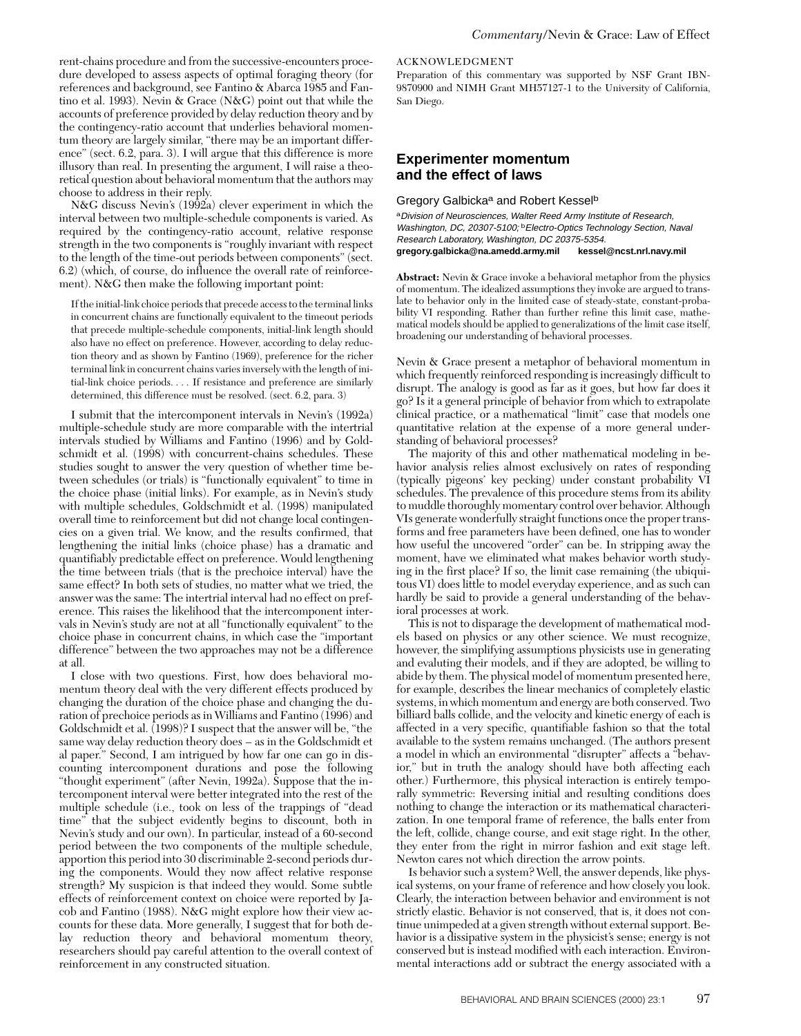rent-chains procedure and from the successive-encounters procedure developed to assess aspects of optimal foraging theory (for references and background, see Fantino & Abarca 1985 and Fantino et al. 1993). Nevin & Grace (N&G) point out that while the accounts of preference provided by delay reduction theory and by the contingency-ratio account that underlies behavioral momentum theory are largely similar, "there may be an important difference" (sect. 6.2, para. 3). I will argue that this difference is more illusory than real. In presenting the argument, I will raise a theoretical question about behavioral momentum that the authors may choose to address in their reply.

N&G discuss Nevin's (1992a) clever experiment in which the interval between two multiple-schedule components is varied. As required by the contingency-ratio account, relative response strength in the two components is "roughly invariant with respect to the length of the time-out periods between components" (sect. 6.2) (which, of course, do influence the overall rate of reinforcement). N&G then make the following important point:

> If the initial-link choice periods that precede access to the terminal links in concurrent chains are functionally equivalent to the timeout periods that precede multiple-schedule components, initial-link length should also have no effect on preference. However, according to delay reduction theory and as shown by Fantino (1969), preference for the richer terminal link in concurrent chains varies inversely with the length of initial-link choice periods. . . . If resistance and preference are similarly determined, this difference must be resolved. (sect. 6.2, para. 3)

I submit that the intercomponent intervals in Nevin's (1992a) multiple-schedule study are more comparable with the intertrial intervals studied by Williams and Fantino (1996) and by Goldschmidt et al. (1998) with concurrent-chains schedules. These studies sought to answer the very question of whether time between schedules (or trials) is "functionally equivalent" to time in the choice phase (initial links). For example, as in Nevin's study with multiple schedules, Goldschmidt et al. (1998) manipulated overall time to reinforcement but did not change local contingencies on a given trial. We know, and the results confirmed, that lengthening the initial links (choice phase) has a dramatic and quantifiably predictable effect on preference. Would lengthening the time between trials (that is the prechoice interval) have the same effect? In both sets of studies, no matter what we tried, the answer was the same: The intertrial interval had no effect on preference. This raises the likelihood that the intercomponent intervals in Nevin's study are not at all "functionally equivalent" to the choice phase in concurrent chains, in which case the "important difference" between the two approaches may not be a difference at all.

I close with two questions. First, how does behavioral momentum theory deal with the very different effects produced by changing the duration of the choice phase and changing the duration of prechoice periods as in Williams and Fantino (1996) and Goldschmidt et al. (1998)? I suspect that the answer will be, "the same way delay reduction theory does – as in the Goldschmidt et al paper." Second, I am intrigued by how far one can go in discounting intercomponent durations and pose the following "thought experiment" (after Nevin, 1992a). Suppose that the intercomponent interval were better integrated into the rest of the multiple schedule (i.e., took on less of the trappings of "dead time" that the subject evidently begins to discount, both in Nevin's study and our own). In particular, instead of a 60-second period between the two components of the multiple schedule, apportion this period into 30 discriminable 2-second periods during the components. Would they now affect relative response strength? My suspicion is that indeed they would. Some subtle effects of reinforcement context on choice were reported by Jacob and Fantino (1988). N&G might explore how their view accounts for these data. More generally, I suggest that for both delay reduction theory and behavioral momentum theory, researchers should pay careful attention to the overall context of reinforcement in any constructed situation.

ACKNOWLEDGMENT

Preparation of this commentary was supported by NSF Grant IBN-9870900 and NIMH Grant MH57127-1 to the University of California, San Diego.

## Experimenter momentum and the effect of laws

Gregory Galbicka[a] and Robert Kessel[b]

[a]*Division of Neurosciences, Walter Reed Army Institute of Research, Washington, DC, 20307-5100;* [b]*Electro-Optics Technology Section, Naval Research Laboratory, Washington, DC 20375-5354.*
**gregory.galbicka@na.amedd.army.mil kessel@ncst.nrl.navy.mil**

**Abstract:** Nevin & Grace invoke a behavioral metaphor from the physics of momentum. The idealized assumptions they invoke are argued to translate to behavior only in the limited case of steady-state, constant-probability VI responding. Rather than further refine this limit case, mathematical models should be applied to generalizations of the limit case itself, broadening our understanding of behavioral processes.

Nevin & Grace present a metaphor of behavioral momentum in which frequently reinforced responding is increasingly difficult to disrupt. The analogy is good as far as it goes, but how far does it go? Is it a general principle of behavior from which to extrapolate clinical practice, or a mathematical "limit" case that models one quantitative relation at the expense of a more general understanding of behavioral processes?

The majority of this and other mathematical modeling in behavior analysis relies almost exclusively on rates of responding (typically pigeons' key pecking) under constant probability VI schedules. The prevalence of this procedure stems from its ability to muddle thoroughly momentary control over behavior. Although VIs generate wonderfully straight functions once the proper transforms and free parameters have been defined, one has to wonder how useful the uncovered "order" can be. In stripping away the moment, have we eliminated what makes behavior worth studying in the first place? If so, the limit case remaining (the ubiquitous VI) does little to model everyday experience, and as such can hardly be said to provide a general understanding of the behavioral processes at work.

This is not to disparage the development of mathematical models based on physics or any other science. We must recognize, however, the simplifying assumptions physicists use in generating and evaluating their models, and if they are adopted, be willing to abide by them. The physical model of momentum presented here, for example, describes the linear mechanics of completely elastic systems, in which momentum and energy are both conserved. Two billiard balls collide, and the velocity and kinetic energy of each is affected in a very specific, quantifiable fashion so that the total available to the system remains unchanged. (The authors present a model in which an environmental "disrupter" affects a "behavior," but in truth the analogy should have both affecting each other.) Furthermore, this physical interaction is entirely temporally symmetric: Reversing initial and resulting conditions does nothing to change the interaction or its mathematical characterization. In one temporal frame of reference, the balls enter from the left, collide, change course, and exit stage right. In the other, they enter from the right in mirror fashion and exit stage left. Newton cares not which direction the arrow points.

Is behavior such a system? Well, the answer depends, like physical systems, on your frame of reference and how closely you look. Clearly, the interaction between behavior and environment is not strictly elastic. Behavior is not conserved, that is, it does not continue unimpeded at a given strength without external support. Behavior is a dissipative system in the physicist's sense; energy is not conserved but is instead modified with each interaction. Environmental interactions add or subtract the energy associated with a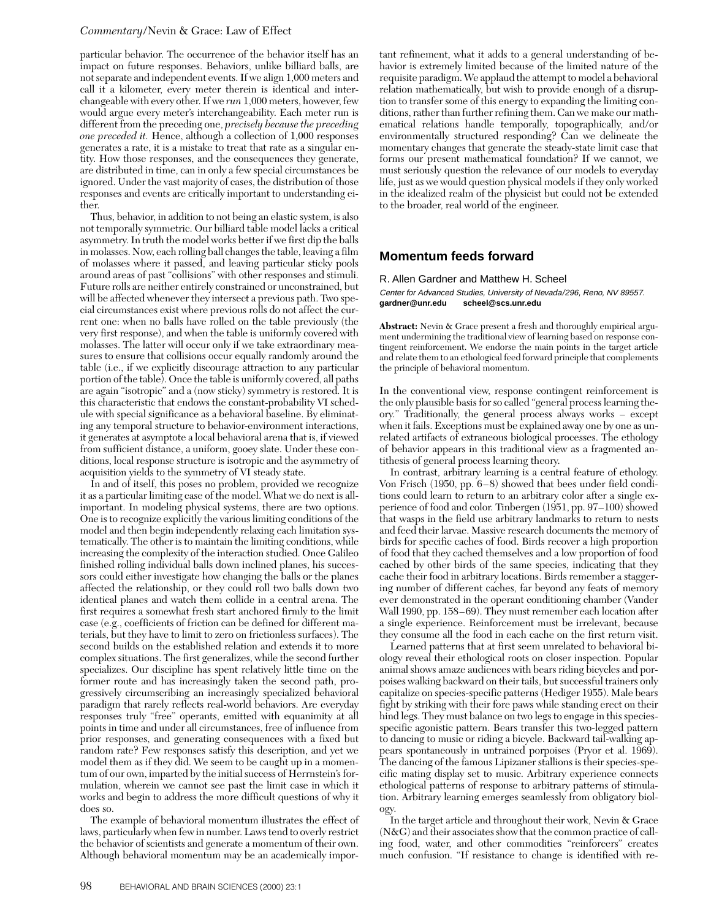particular behavior. The occurrence of the behavior itself has an impact on future responses. Behaviors, unlike billiard balls, are not separate and independent events. If we align 1,000 meters and call it a kilometer, every meter therein is identical and interchangeable with every other. If we *run* 1,000 meters, however, few would argue every meter's interchangeability. Each meter run is different from the preceding one, *precisely because the preceding one preceded it.* Hence, although a collection of 1,000 responses generates a rate, it is a mistake to treat that rate as a singular entity. How those responses, and the consequences they generate, are distributed in time, can in only a few special circumstances be ignored. Under the vast majority of cases, the distribution of those responses and events are critically important to understanding either.

Thus, behavior, in addition to not being an elastic system, is also not temporally symmetric. Our billiard table model lacks a critical asymmetry. In truth the model works better if we first dip the balls in molasses. Now, each rolling ball changes the table, leaving a film of molasses where it passed, and leaving particular sticky pools around areas of past "collisions" with other responses and stimuli. Future rolls are neither entirely constrained or unconstrained, but will be affected whenever they intersect a previous path. Two special circumstances exist where previous rolls do not affect the current one: when no balls have rolled on the table previously (the very first response), and when the table is uniformly covered with molasses. The latter will occur only if we take extraordinary measures to ensure that collisions occur equally randomly around the table (i.e., if we explicitly discourage attraction to any particular portion of the table). Once the table is uniformly covered, all paths are again "isotropic" and a (now sticky) symmetry is restored. It is this characteristic that endows the constant-probability VI schedule with special significance as a behavioral baseline. By eliminating any temporal structure to behavior-environment interactions, it generates at asymptote a local behavioral arena that is, if viewed from sufficient distance, a uniform, gooey slate. Under these conditions, local response structure is isotropic and the asymmetry of acquisition yields to the symmetry of VI steady state.

In and of itself, this poses no problem, provided we recognize it as a particular limiting case of the model. What we do next is all-important. In modeling physical systems, there are two options. One is to recognize explicitly the various limiting conditions of the model and then begin independently relaxing each limitation systematically. The other is to maintain the limiting conditions, while increasing the complexity of the interaction studied. Once Galileo finished rolling individual balls down inclined planes, his successors could either investigate how changing the balls or the planes affected the relationship, or they could roll two balls down two identical planes and watch them collide in a central arena. The first requires a somewhat fresh start anchored firmly to the limit case (e.g., coefficients of friction can be defined for different materials, but they have to limit to zero on frictionless surfaces). The second builds on the established relation and extends it to more complex situations. The first generalizes, while the second further specializes. Our discipline has spent relatively little time on the former route and has increasingly taken the second path, progressively circumscribing an increasingly specialized behavioral paradigm that rarely reflects real-world behaviors. Are everyday responses truly "free" operants, emitted with equanimity at all points in time and under all circumstances, free of influence from prior responses, and generating consequences with a fixed but random rate? Few responses satisfy this description, and yet we model them as if they did. We seem to be caught up in a momentum of our own, imparted by the initial success of Herrnstein's formulation, wherein we cannot see past the limit case in which it works and begin to address the more difficult questions of why it does so.

The example of behavioral momentum illustrates the effect of laws, particularly when few in number. Laws tend to overly restrict the behavior of scientists and generate a momentum of their own. Although behavioral momentum may be an academically important refinement, what it adds to a general understanding of behavior is extremely limited because of the limited nature of the requisite paradigm. We applaud the attempt to model a behavioral relation mathematically, but wish to provide enough of a disruption to transfer some of this energy to expanding the limiting conditions, rather than further refining them. Can we make our mathematical relations handle temporally, topographically, and/or environmentally structured responding? Can we delineate the momentary changes that generate the steady-state limit case that forms our present mathematical foundation? If we cannot, we must seriously question the relevance of our models to everyday life, just as we would question physical models if they only worked in the idealized realm of the physicist but could not be extended to the broader, real world of the engineer.

## Momentum feeds forward

R. Allen Gardner and Matthew H. Scheel

*Center for Advanced Studies, University of Nevada/296, Reno, NV 89557.*
**gardner@unr.edu scheel@scs.unr.edu**

**Abstract:** Nevin & Grace present a fresh and thoroughly empirical argument undermining the traditional view of learning based on response contingent reinforcement. We endorse the main points in the target article and relate them to an ethological feed forward principle that complements the principle of behavioral momentum.

In the conventional view, response contingent reinforcement is the only plausible basis for so called "general process learning theory." Traditionally, the general process always works – except when it fails. Exceptions must be explained away one by one as unrelated artifacts of extraneous biological processes. The ethology of behavior appears in this traditional view as a fragmented antithesis of general process learning theory.

In contrast, arbitrary learning is a central feature of ethology. Von Frisch (1950, pp. 6–8) showed that bees under field conditions could learn to return to an arbitrary color after a single experience of food and color. Tinbergen (1951, pp. 97–100) showed that wasps in the field use arbitrary landmarks to return to nests and feed their larvae. Massive research documents the memory of birds for specific caches of food. Birds recover a high proportion of food that they cached themselves and a low proportion of food cached by other birds of the same species, indicating that they cache their food in arbitrary locations. Birds remember a staggering number of different caches, far beyond any feats of memory ever demonstrated in the operant conditioning chamber (Vander Wall 1990, pp. 158–69). They must remember each location after a single experience. Reinforcement must be irrelevant, because they consume all the food in each cache on the first return visit.

Learned patterns that at first seem unrelated to behavioral biology reveal their ethological roots on closer inspection. Popular animal shows amaze audiences with bears riding bicycles and porpoises walking backward on their tails, but successful trainers only capitalize on species-specific patterns (Hediger 1955). Male bears fight by striking with their fore paws while standing erect on their hind legs. They must balance on two legs to engage in this species-specific agonistic pattern. Bears transfer this two-legged pattern to dancing to music or riding a bicycle. Backward tail-walking appears spontaneously in untrained porpoises (Pryor et al. 1969). The dancing of the famous Lipizaner stallions is their species-specific mating display set to music. Arbitrary experience connects ethological patterns of response to arbitrary patterns of stimulation. Arbitrary learning emerges seamlessly from obligatory biology.

In the target article and throughout their work, Nevin & Grace (N&G) and their associates show that the common practice of calling food, water, and other commodities "reinforcers" creates much confusion. "If resistance to change is identified with re-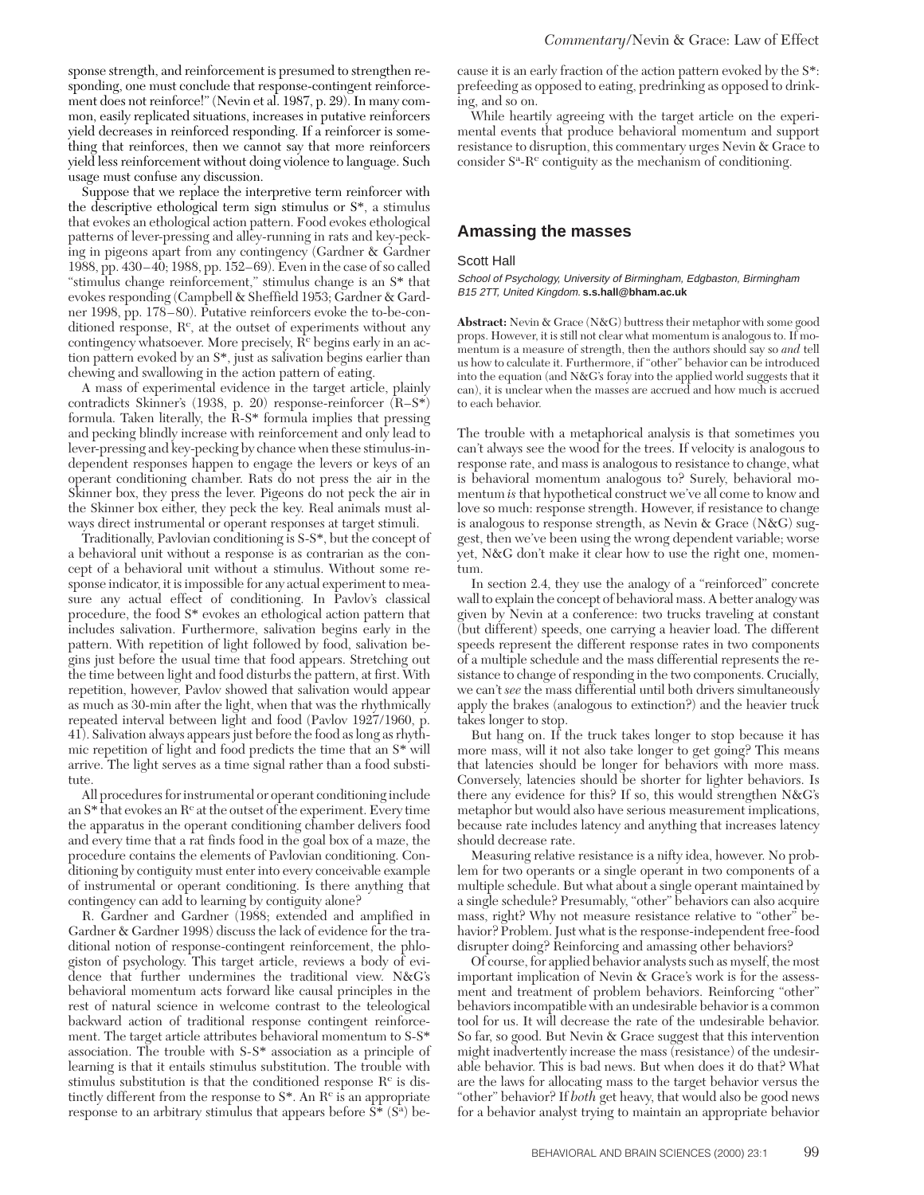sponse strength, and reinforcement is presumed to strengthen responding, one must conclude that response-contingent reinforcement does not reinforce!" (Nevin et al. 1987, p. 29). In many common, easily replicated situations, increases in putative reinforcers yield decreases in reinforced responding. If a reinforcer is something that reinforces, then we cannot say that more reinforcers yield less reinforcement without doing violence to language. Such usage must confuse any discussion.

Suppose that we replace the interpretive term reinforcer with the descriptive ethological term sign stimulus or S*, a stimulus that evokes an ethological action pattern. Food evokes ethological patterns of lever-pressing and alley-running in rats and key-pecking in pigeons apart from any contingency (Gardner & Gardner 1988, pp. 430–40; 1988, pp. 152–69). Even in the case of so called "stimulus change reinforcement," stimulus change is an S* that evokes responding (Campbell & Sheffield 1953; Gardner & Gardner 1998, pp. 178–80). Putative reinforcers evoke the to-be-conditioned response, $R^c$, at the outset of experiments without any contingency whatsoever. More precisely, $R^c$ begins early in an action pattern evoked by an S*, just as salivation begins earlier than chewing and swallowing in the action pattern of eating.

A mass of experimental evidence in the target article, plainly contradicts Skinner's (1938, p. 20) response-reinforcer (R–S*) formula. Taken literally, the R-S* formula implies that pressing and pecking blindly increase with reinforcement and only lead to lever-pressing and key-pecking by chance when these stimulus-independent responses happen to engage the levers or keys of an operant conditioning chamber. Rats do not press the air in the Skinner box, they press the lever. Pigeons do not peck the air in the Skinner box either, they peck the key. Real animals must always direct instrumental or operant responses at target stimuli.

Traditionally, Pavlovian conditioning is S-S*, but the concept of a behavioral unit without a response is as contrarian as the concept of a behavioral unit without a stimulus. Without some response indicator, it is impossible for any actual experiment to measure any actual effect of conditioning. In Pavlov's classical procedure, the food S* evokes an ethological action pattern that includes salivation. Furthermore, salivation begins early in the pattern. With repetition of light followed by food, salivation begins just before the usual time that food appears. Stretching out the time between light and food disturbs the pattern, at first. With repetition, however, Pavlov showed that salivation would appear as much as 30-min after the light, when that was the rhythmically repeated interval between light and food (Pavlov 1927/1960, p. 41). Salivation always appears just before the food as long as rhythmic repetition of light and food predicts the time that an S* will arrive. The light serves as a time signal rather than a food substitute.

All procedures for instrumental or operant conditioning include an S* that evokes an $R^c$ at the outset of the experiment. Every time the apparatus in the operant conditioning chamber delivers food and every time that a rat finds food in the goal box of a maze, the procedure contains the elements of Pavlovian conditioning. Conditioning by contiguity must enter into every conceivable example of instrumental or operant conditioning. Is there anything that contingency can add to learning by contiguity alone?

R. Gardner and Gardner (1988; extended and amplified in Gardner & Gardner 1998) discuss the lack of evidence for the traditional notion of response-contingent reinforcement, the phlogiston of psychology. This target article, reviews a body of evidence that further undermines the traditional view. N&G's behavioral momentum acts forward like causal principles in the rest of natural science in welcome contrast to the teleological backward action of traditional response contingent reinforcement. The target article attributes behavioral momentum to S-S* association. The trouble with S-S* association as a principle of learning is that it entails stimulus substitution. The trouble with stimulus substitution is that the conditioned response $R^c$ is distinctly different from the response to S*. An $R^c$ is an appropriate response to an arbitrary stimulus that appears before S* ($S^a$) because it is an early fraction of the action pattern evoked by the S*: prefeeding as opposed to eating, predrinking as opposed to drinking, and so on.

While heartily agreeing with the target article on the experimental events that produce behavioral momentum and support resistance to disruption, this commentary urges Nevin & Grace to consider $S^a$-$R^c$ contiguity as the mechanism of conditioning.

## Amassing the masses

Scott Hall

*School of Psychology, University of Birmingham, Edgbaston, Birmingham B15 2TT, United Kingdom.* **s.s.hall@bham.ac.uk**

**Abstract:** Nevin & Grace (N&G) buttress their metaphor with some good props. However, it is still not clear what momentum is analogous to. If momentum is a measure of strength, then the authors should say so *and* tell us how to calculate it. Furthermore, if "other" behavior can be introduced into the equation (and N&G's foray into the applied world suggests that it can), it is unclear when the masses are accrued and how much is accrued to each behavior.

The trouble with a metaphorical analysis is that sometimes you can't always see the wood for the trees. If velocity is analogous to response rate, and mass is analogous to resistance to change, what is behavioral momentum analogous to? Surely, behavioral momentum *is* that hypothetical construct we've all come to know and love so much: response strength. However, if resistance to change is analogous to response strength, as Nevin & Grace (N&G) suggest, then we've been using the wrong dependent variable; worse yet, N&G don't make it clear how to use the right one, momentum.

In section 2.4, they use the analogy of a "reinforced" concrete wall to explain the concept of behavioral mass. A better analogy was given by Nevin at a conference: two trucks traveling at constant (but different) speeds, one carrying a heavier load. The different speeds represent the different response rates in two components of a multiple schedule and the mass differential represents the resistance to change of responding in the two components. Crucially, we can't *see* the mass differential until both drivers simultaneously apply the brakes (analogous to extinction?) and the heavier truck takes longer to stop.

But hang on. If the truck takes longer to stop because it has more mass, will it not also take longer to get going? This means that latencies should be longer for behaviors with more mass. Conversely, latencies should be shorter for lighter behaviors. Is there any evidence for this? If so, this would strengthen N&G's metaphor but would also have serious measurement implications, because rate includes latency and anything that increases latency should decrease rate.

Measuring relative resistance is a nifty idea, however. No problem for two operants or a single operant in two components of a multiple schedule. But what about a single operant maintained by a single schedule? Presumably, "other" behaviors can also acquire mass, right? Why not measure resistance relative to "other" behavior? Problem. Just what is the response-independent free-food disrupter doing? Reinforcing and amassing other behaviors?

Of course, for applied behavior analysts such as myself, the most important implication of Nevin & Grace's work is for the assessment and treatment of problem behaviors. Reinforcing "other" behaviors incompatible with an undesirable behavior is a common tool for us. It will decrease the rate of the undesirable behavior. So far, so good. But Nevin & Grace suggest that this intervention might inadvertently increase the mass (resistance) of the undesirable behavior. This is bad news. But when does it do that? What are the laws for allocating mass to the target behavior versus the "other" behavior? If *both* get heavy, that would also be good news for a behavior analyst trying to maintain an appropriate behavior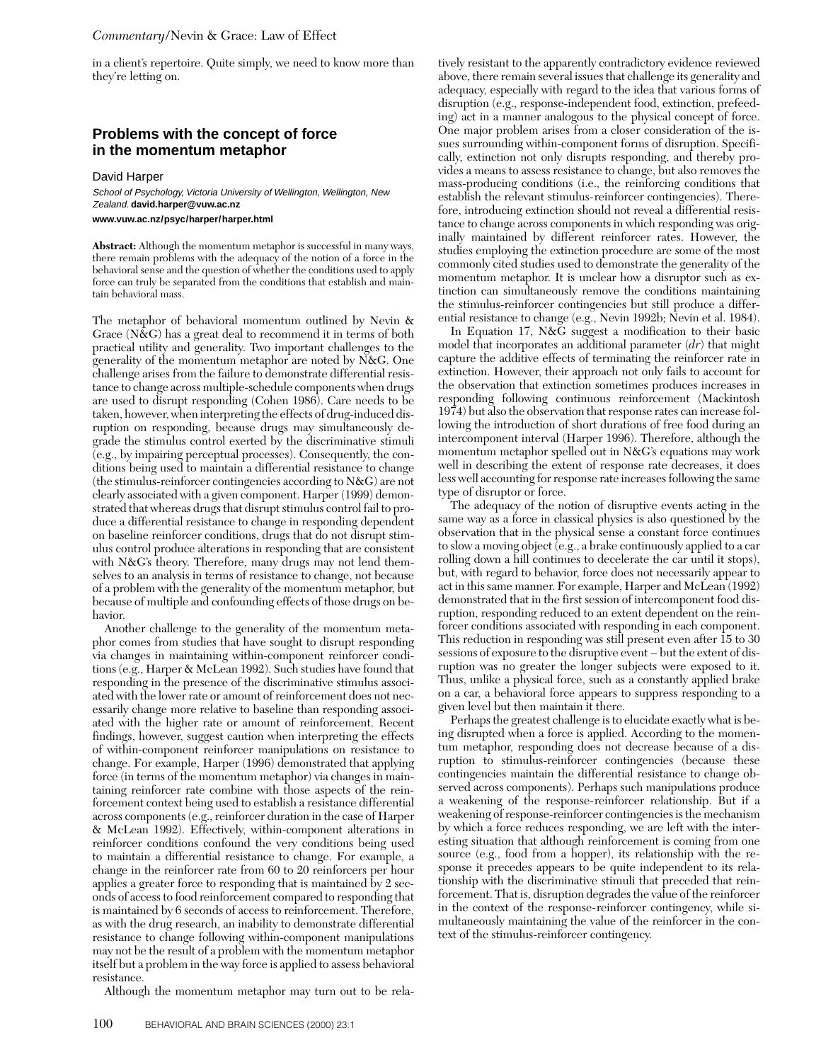in a client's repertoire. Quite simply, we need to know more than they're letting on.

## Problems with the concept of force in the momentum metaphor

David Harper

*School of Psychology, Victoria University of Wellington, Wellington, New Zealand.* **david.harper@vuw.ac.nz**

**www.vuw.ac.nz/psyc/harper/harper.html**

**Abstract:** Although the momentum metaphor is successful in many ways, there remain problems with the adequacy of the notion of a force in the behavioral sense and the question of whether the conditions used to apply force can truly be separated from the conditions that establish and maintain behavioral mass.

The metaphor of behavioral momentum outlined by Nevin & Grace (N&G) has a great deal to recommend it in terms of both practical utility and generality. Two important challenges to the generality of the momentum metaphor are noted by N&G. One challenge arises from the failure to demonstrate differential resistance to change across multiple-schedule components when drugs are used to disrupt responding (Cohen 1986). Care needs to be taken, however, when interpreting the effects of drug-induced disruption on responding, because drugs may simultaneously degrade the stimulus control exerted by the discriminative stimuli (e.g., by impairing perceptual processes). Consequently, the conditions being used to maintain a differential resistance to change (the stimulus-reinforcer contingencies according to N&G) are not clearly associated with a given component. Harper (1999) demonstrated that whereas drugs that disrupt stimulus control fail to produce a differential resistance to change in responding dependent on baseline reinforcer conditions, drugs that do not disrupt stimulus control produce alterations in responding that are consistent with N&G's theory. Therefore, many drugs may not lend themselves to an analysis in terms of resistance to change, not because of a problem with the generality of the momentum metaphor, but because of multiple and confounding effects of those drugs on behavior.

Another challenge to the generality of the momentum metaphor comes from studies that have sought to disrupt responding via changes in maintaining within-component reinforcer conditions (e.g., Harper & McLean 1992). Such studies have found that responding in the presence of the discriminative stimulus associated with the lower rate or amount of reinforcement does not necessarily change more relative to baseline than responding associated with the higher rate or amount of reinforcement. Recent findings, however, suggest caution when interpreting the effects of within-component reinforcer manipulations on resistance to change. For example, Harper (1996) demonstrated that applying force (in terms of the momentum metaphor) via changes in maintaining reinforcer rate combine with those aspects of the reinforcement context being used to establish a resistance differential across components (e.g., reinforcer duration in the case of Harper & McLean 1992). Effectively, within-component alterations in reinforcer conditions confound the very conditions being used to maintain a differential resistance to change. For example, a change in the reinforcer rate from 60 to 20 reinforcers per hour applies a greater force to responding that is maintained by 2 seconds of access to food reinforcement compared to responding that is maintained by 6 seconds of access to reinforcement. Therefore, as with the drug research, an inability to demonstrate differential resistance to change following within-component manipulations may not be the result of a problem with the momentum metaphor itself but a problem in the way force is applied to assess behavioral resistance.

Although the momentum metaphor may turn out to be relatively resistant to the apparently contradictory evidence reviewed above, there remain several issues that challenge its generality and adequacy, especially with regard to the idea that various forms of disruption (e.g., response-independent food, extinction, prefeeding) act in a manner analogous to the physical concept of force. One major problem arises from a closer consideration of the issues surrounding within-component forms of disruption. Specifically, extinction not only disrupts responding, and thereby provides a means to assess resistance to change, but also removes the mass-producing conditions (i.e., the reinforcing conditions that establish the relevant stimulus-reinforcer contingencies). Therefore, introducing extinction should not reveal a differential resistance to change across components in which responding was originally maintained by different reinforcer rates. However, the studies employing the extinction procedure are some of the most commonly cited studies used to demonstrate the generality of the momentum metaphor. It is unclear how a disruptor such as extinction can simultaneously remove the conditions maintaining the stimulus-reinforcer contingencies but still produce a differential resistance to change (e.g., Nevin 1992b; Nevin et al. 1984).

In Equation 17, N&G suggest a modification to their basic model that incorporates an additional parameter ($dr$) that might capture the additive effects of terminating the reinforcer rate in extinction. However, their approach not only fails to account for the observation that extinction sometimes produces increases in responding following continuous reinforcement (Mackintosh 1974) but also the observation that response rates can increase following the introduction of short durations of free food during an intercomponent interval (Harper 1996). Therefore, although the momentum metaphor spelled out in N&G's equations may work well in describing the extent of response rate decreases, it does less well accounting for response rate increases following the same type of disruptor or force.

The adequacy of the notion of disruptive events acting in the same way as a force in classical physics is also questioned by the observation that in the physical sense a constant force continues to slow a moving object (e.g., a brake continuously applied to a car rolling down a hill continues to decelerate the car until it stops), but, with regard to behavior, force does not necessarily appear to act in this same manner. For example, Harper and McLean (1992) demonstrated that in the first session of intercomponent food disruption, responding reduced to an extent dependent on the reinforcer conditions associated with responding in each component. This reduction in responding was still present even after 15 to 30 sessions of exposure to the disruptive event – but the extent of disruption was no greater the longer subjects were exposed to it. Thus, unlike a physical force, such as a constantly applied brake on a car, a behavioral force appears to suppress responding to a given level but then maintain it there.

Perhaps the greatest challenge is to elucidate exactly what is being disrupted when a force is applied. According to the momentum metaphor, responding does not decrease because of a disruption to stimulus-reinforcer contingencies (because these contingencies maintain the differential resistance to change observed across components). Perhaps such manipulations produce a weakening of the response-reinforcer relationship. But if a weakening of response-reinforcer contingencies is the mechanism by which a force reduces responding, we are left with the interesting situation that although reinforcement is coming from one source (e.g., food from a hopper), its relationship with the response it precedes appears to be quite independent to its relationship with the discriminative stimuli that preceded that reinforcement. That is, disruption degrades the value of the reinforcer in the context of the response-reinforcer contingency, while simultaneously maintaining the value of the reinforcer in the context of the stimulus-reinforcer contingency.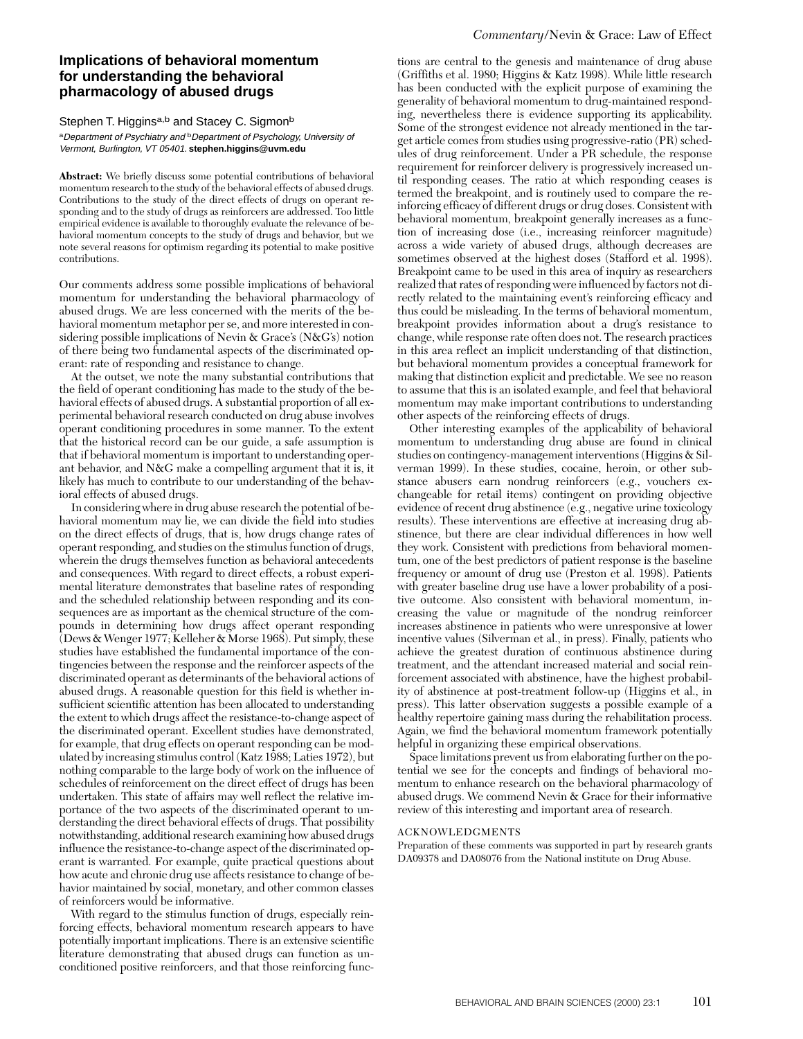## Implications of behavioral momentum for understanding the behavioral pharmacology of abused drugs

Stephen T. Higgins[a,b] and Stacey C. Sigmon[b]

[a]*Department of Psychiatry and* [b]*Department of Psychology, University of Vermont, Burlington, VT 05401.* **stephen.higgins@uvm.edu**

**Abstract:** We briefly discuss some potential contributions of behavioral momentum research to the study of the behavioral effects of abused drugs. Contributions to the study of the direct effects of drugs on operant responding and to the study of drugs as reinforcers are addressed. Too little empirical evidence is available to thoroughly evaluate the relevance of behavioral momentum concepts to the study of drugs and behavior, but we note several reasons for optimism regarding its potential to make positive contributions.

Our comments address some possible implications of behavioral momentum for understanding the behavioral pharmacology of abused drugs. We are less concerned with the merits of the behavioral momentum metaphor per se, and more interested in considering possible implications of Nevin & Grace's (N&G's) notion of there being two fundamental aspects of the discriminated operant: rate of responding and resistance to change.

At the outset, we note the many substantial contributions that the field of operant conditioning has made to the study of the behavioral effects of abused drugs. A substantial proportion of all experimental behavioral research conducted on drug abuse involves operant conditioning procedures in some manner. To the extent that the historical record can be our guide, a safe assumption is that if behavioral momentum is important to understanding operant behavior, and N&G make a compelling argument that it is, it likely has much to contribute to our understanding of the behavioral effects of abused drugs.

In considering where in drug abuse research the potential of behavioral momentum may lie, we can divide the field into studies on the direct effects of drugs, that is, how drugs change rates of operant responding, and studies on the stimulus function of drugs, wherein the drugs themselves function as behavioral antecedents and consequences. With regard to direct effects, a robust experimental literature demonstrates that baseline rates of responding and the scheduled relationship between responding and its consequences are as important as the chemical structure of the compounds in determining how drugs affect operant responding (Dews & Wenger 1977; Kelleher & Morse 1968). Put simply, these studies have established the fundamental importance of the contingencies between the response and the reinforcer aspects of the discriminated operant as determinants of the behavioral actions of abused drugs. A reasonable question for this field is whether insufficient scientific attention has been allocated to understanding the extent to which drugs affect the resistance-to-change aspect of the discriminated operant. Excellent studies have demonstrated, for example, that drug effects on operant responding can be modulated by increasing stimulus control (Katz 1988; Laties 1972), but nothing comparable to the large body of work on the influence of schedules of reinforcement on the direct effect of drugs has been undertaken. This state of affairs may well reflect the relative importance of the two aspects of the discriminated operant to understanding the direct behavioral effects of drugs. That possibility notwithstanding, additional research examining how abused drugs influence the resistance-to-change aspect of the discriminated operant is warranted. For example, quite practical questions about how acute and chronic drug use affects resistance to change of behavior maintained by social, monetary, and other common classes of reinforcers would be informative.

With regard to the stimulus function of drugs, especially reinforcing effects, behavioral momentum research appears to have potentially important implications. There is an extensive scientific literature demonstrating that abused drugs can function as unconditioned positive reinforcers, and that those reinforcing functions are central to the genesis and maintenance of drug abuse (Griffiths et al. 1980; Higgins & Katz 1998). While little research has been conducted with the explicit purpose of examining the generality of behavioral momentum to drug-maintained responding, nevertheless there is evidence supporting its applicability. Some of the strongest evidence not already mentioned in the target article comes from studies using progressive-ratio (PR) schedules of drug reinforcement. Under a PR schedule, the response requirement for reinforcer delivery is progressively increased until responding ceases. The ratio at which responding ceases is termed the breakpoint, and is routinely used to compare the reinforcing efficacy of different drugs or drug doses. Consistent with behavioral momentum, breakpoint generally increases as a function of increasing dose (i.e., increasing reinforcer magnitude) across a wide variety of abused drugs, although decreases are sometimes observed at the highest doses (Stafford et al. 1998). Breakpoint came to be used in this area of inquiry as researchers realized that rates of responding were influenced by factors not directly related to the maintaining event's reinforcing efficacy and thus could be misleading. In the terms of behavioral momentum, breakpoint provides information about a drug's resistance to change, while response rate often does not. The research practices in this area reflect an implicit understanding of that distinction, but behavioral momentum provides a conceptual framework for making that distinction explicit and predictable. We see no reason to assume that this is an isolated example, and feel that behavioral momentum may make important contributions to understanding other aspects of the reinforcing effects of drugs.

Other interesting examples of the applicability of behavioral momentum to understanding drug abuse are found in clinical studies on contingency-management interventions (Higgins & Silverman 1999). In these studies, cocaine, heroin, or other substance abusers earn nondrug reinforcers (e.g., vouchers exchangeable for retail items) contingent on providing objective evidence of recent drug abstinence (e.g., negative urine toxicology results). These interventions are effective at increasing drug abstinence, but there are clear individual differences in how well they work. Consistent with predictions from behavioral momentum, one of the best predictors of patient response is the baseline frequency or amount of drug use (Preston et al. 1998). Patients with greater baseline drug use have a lower probability of a positive outcome. Also consistent with behavioral momentum, increasing the value or magnitude of the nondrug reinforcer increases abstinence in patients who were unresponsive at lower incentive values (Silverman et al., in press). Finally, patients who achieve the greatest duration of continuous abstinence during treatment, and the attendant increased material and social reinforcement associated with abstinence, have the highest probability of abstinence at post-treatment follow-up (Higgins et al., in press). This latter observation suggests a possible example of a healthy repertoire gaining mass during the rehabilitation process. Again, we find the behavioral momentum framework potentially helpful in organizing these empirical observations.

Space limitations prevent us from elaborating further on the potential we see for the concepts and findings of behavioral momentum to enhance research on the behavioral pharmacology of abused drugs. We commend Nevin & Grace for their informative review of this interesting and important area of research.

### ACKNOWLEDGMENTS

Preparation of these comments was supported in part by research grants DA09378 and DA08076 from the National institute on Drug Abuse.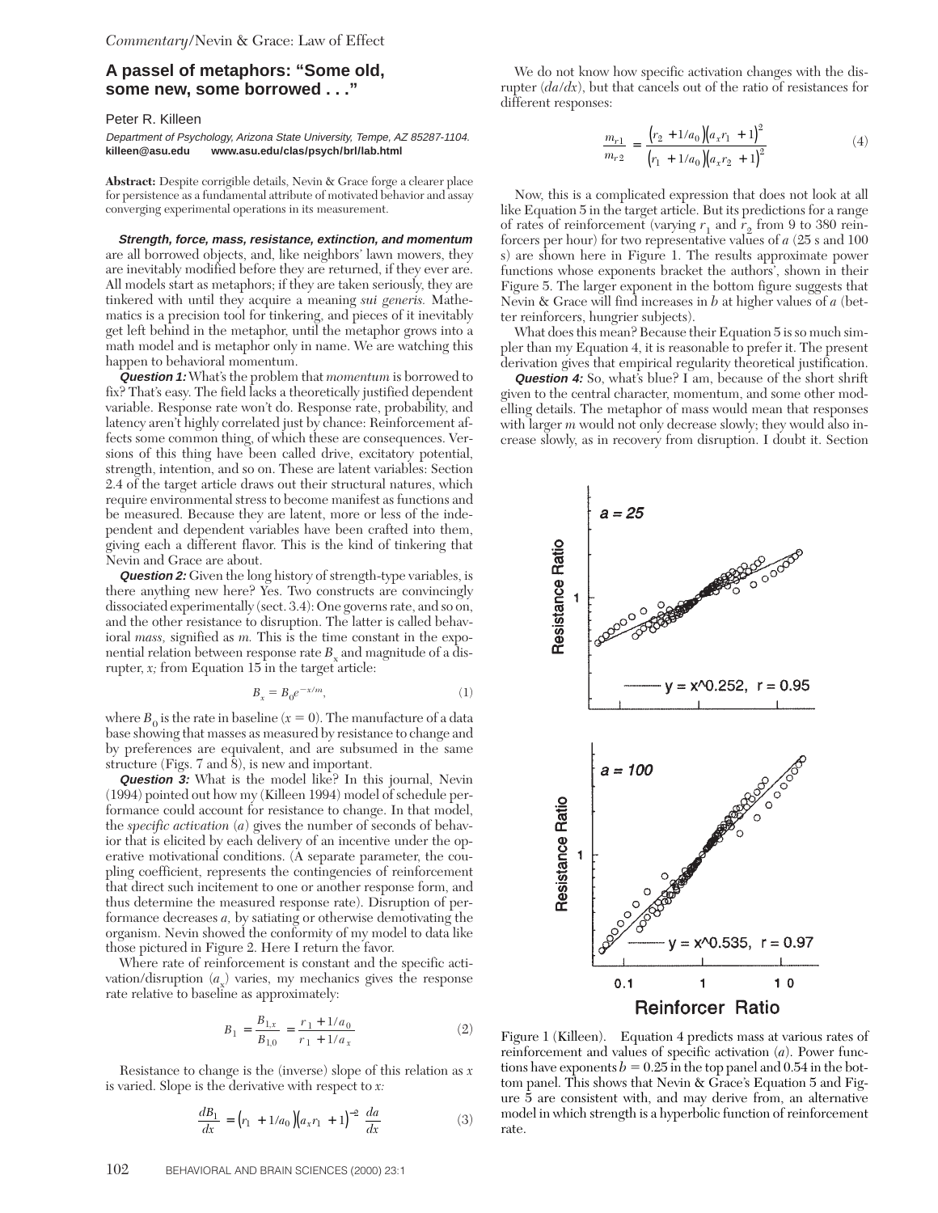## A passel of metaphors: "Some old, some new, some borrowed . . ."

Peter R. Killeen

*Department of Psychology, Arizona State University, Tempe, AZ 85287-1104.*
**killeen@asu.edu www.asu.edu/clas/psych/brl/lab.html**

**Abstract:** Despite corrigible details, Nevin & Grace forge a clearer place for persistence as a fundamental attribute of motivated behavior and assay converging experimental operations in its measurement.

***Strength, force, mass, resistance, extinction, and momentum*** are all borrowed objects, and, like neighbors' lawn mowers, they are inevitably modified before they are returned, if they ever are. All models start as metaphors; if they are taken seriously, they are tinkered with until they acquire a meaning *sui generis.* Mathematics is a precision tool for tinkering, and pieces of it inevitably get left behind in the metaphor, until the metaphor grows into a math model and is metaphor only in name. We are watching this happen to behavioral momentum.

***Question 1:*** What's the problem that *momentum* is borrowed to fix? That's easy. The field lacks a theoretically justified dependent variable. Response rate won't do. Response rate, probability, and latency aren't highly correlated just by chance: Reinforcement affects some common thing, of which these are consequences. Versions of this thing have been called drive, excitatory potential, strength, intention, and so on. These are latent variables: Section 2.4 of the target article draws out their structural natures, which require environmental stress to become manifest as functions and be measured. Because they are latent, more or less of the independent and dependent variables have been crafted into them, giving each a different flavor. This is the kind of tinkering that Nevin and Grace are about.

***Question 2:*** Given the long history of strength-type variables, is there anything new here? Yes. Two constructs are convincingly dissociated experimentally (sect. 3.4): One governs rate, and so on, and the other resistance to disruption. The latter is called behavioral *mass,* signified as *m.* This is the time constant in the exponential relation between response rate $B_x$ and magnitude of a disrupter, *x;* from Equation 15 in the target article:

$$B_x = B_0 e^{-x/m}, \tag{1}$$

where $B_0$ is the rate in baseline ($x = 0$). The manufacture of a data base showing that masses as measured by resistance to change and by preferences are equivalent, and are subsumed in the same structure (Figs. 7 and 8), is new and important.

***Question 3:*** What is the model like? In this journal, Nevin (1994) pointed out how my (Killeen 1994) model of schedule performance could account for resistance to change. In that model, the *specific activation* (*a*) gives the number of seconds of behavior that is elicited by each delivery of an incentive under the operative motivational conditions. (A separate parameter, the coupling coefficient, represents the contingencies of reinforcement that direct such incitement to one or another response form, and thus determine the measured response rate). Disruption of performance decreases *a,* by satiating or otherwise demotivating the organism. Nevin showed the conformity of my model to data like those pictured in Figure 2. Here I return the favor.

Where rate of reinforcement is constant and the specific activation/disruption ($a_x$) varies, my mechanics gives the response rate relative to baseline as approximately:

$$B_1 = \frac{B_{1,x}}{B_{1,0}} = \frac{r_1 + 1/a_0}{r_1 + 1/a_x} \tag{2}$$

Resistance to change is the (inverse) slope of this relation as *x* is varied. Slope is the derivative with respect to *x:*

$$\frac{dB_1}{dx} = \left(r_1 + 1/a_0\right)\left(a_x r_1 + 1\right)^{-2} \frac{da}{dx} \tag{3}$$

We do not know how specific activation changes with the disrupter ($da/dx$), but that cancels out of the ratio of resistances for different responses:

$$\frac{m_{r1}}{m_{r2}} = \frac{\left(r_2 + 1/a_0\right)\left(a_x r_1 + 1\right)^2}{\left(r_1 + 1/a_0\right)\left(a_x r_2 + 1\right)^2} \tag{4}$$

Now, this is a complicated expression that does not look at all like Equation 5 in the target article. But its predictions for a range of rates of reinforcement (varying $r_1$ and $r_2$ from 9 to 380 reinforcers per hour) for two representative values of *a* (25 s and 100 s) are shown here in Figure 1. The results approximate power functions whose exponents bracket the authors', shown in their Figure 5. The larger exponent in the bottom figure suggests that Nevin & Grace will find increases in *b* at higher values of *a* (better reinforcers, hungrier subjects).

What does this mean? Because their Equation 5 is so much simpler than my Equation 4, it is reasonable to prefer it. The present derivation gives that empirical regularity theoretical justification.

***Question 4:*** So, what's blue? I am, because of the short shrift given to the central character, momentum, and some other modelling details. The metaphor of mass would mean that responses with larger *m* would not only decrease slowly; they would also increase slowly, as in recovery from disruption. I doubt it. Section

Figure 1 (Killeen). Equation 4 predicts mass at various rates of reinforcement and values of specific activation (*a*). Power functions have exponents $b = 0.25$ in the top panel and 0.54 in the bottom panel. This shows that Nevin & Grace's Equation 5 and Figure 5 are consistent with, and may derive from, an alternative model in which strength is a hyperbolic function of reinforcement rate.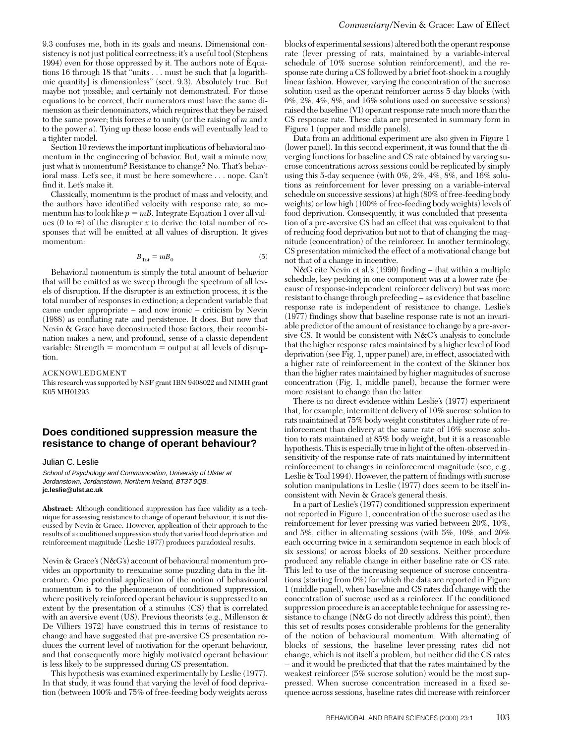9.3 confuses me, both in its goals and means. Dimensional consistency is not just political correctness; it's a useful tool (Stephens 1994) even for those oppressed by it. The authors note of Equations 16 through 18 that "units . . . must be such that [a logarithmic quantity] is dimensionless" (sect. 9.3). Absolutely true. But maybe not possible; and certainly not demonstrated. For those equations to be correct, their numerators must have the same dimension as their denominators, which requires that they be raised to the same power; this forces $a$ to unity (or the raising of $m$ and $x$ to the power $a$). Tying up these loose ends will eventually lead to a tighter model.

Section 10 reviews the important implications of behavioral momentum in the engineering of behavior. But, wait a minute now, just what *is* momentum? Resistance to change? No. That's behavioral mass. Let's see, it must be here somewhere . . . nope. Can't find it. Let's make it.

Classically, momentum is the product of mass and velocity, and the authors have identified velocity with response rate, so momentum has to look like $p = mB$. Integrate Equation 1 over all values (0 to ∞) of the disrupter $x$ to derive the total number of responses that will be emitted at all values of disruption. It gives momentum:

$$B_{\text{Tot}} = mB_0 \tag{5}$$

Behavioral momentum is simply the total amount of behavior that will be emitted as we sweep through the spectrum of all levels of disruption. If the disrupter is an extinction process, it is the total number of responses in extinction; a dependent variable that came under appropriate – and now ironic – criticism by Nevin (1988) as conflating rate and persistence. It does. But now that Nevin & Grace have deconstructed those factors, their recombination makes a new, and profound, sense of a classic dependent variable: Strength = momentum = output at all levels of disruption.

ACKNOWLEDGMENT

This research was supported by NSF grant IBN 9408022 and NIMH grant K05 MH01293.

## Does conditioned suppression measure the resistance to change of operant behaviour?

Julian C. Leslie

*School of Psychology and Communication, University of Ulster at Jordanstown, Jordanstown, Northern Ireland, BT37 0QB.*
**jc.leslie@ulst.ac.uk**

**Abstract:** Although conditioned suppression has face validity as a technique for assessing resistance to change of operant behaviour, it is not discussed by Nevin & Grace. However, application of their approach to the results of a conditioned suppression study that varied food deprivation and reinforcement magnitude (Leslie 1977) produces paradoxical results.

Nevin & Grace's (N&G's) account of behavioural momentum provides an opportunity to reexamine some puzzling data in the literature. One potential application of the notion of behavioural momentum is to the phenomenon of conditioned suppression, where positively reinforced operant behaviour is suppressed to an extent by the presentation of a stimulus (CS) that is correlated with an aversive event (US). Previous theorists (e.g., Millenson & De Villiers 1972) have construed this in terms of resistance to change and have suggested that pre-aversive CS presentation reduces the current level of motivation for the operant behaviour, and that consequently more highly motivated operant behaviour is less likely to be suppressed during CS presentation.

This hypothesis was examined experimentally by Leslie (1977). In that study, it was found that varying the level of food deprivation (between 100% and 75% of free-feeding body weights across blocks of experimental sessions) altered both the operant response rate (lever pressing of rats, maintained by a variable-interval schedule of 10% sucrose solution reinforcement), and the response rate during a CS followed by a brief foot-shock in a roughly linear fashion. However, varying the concentration of the sucrose solution used as the operant reinforcer across 5-day blocks (with 0%, 2%, 4%, 8%, and 16% solutions used on successive sessions) raised the baseline (VI) operant response rate much more than the CS response rate. These data are presented in summary form in Figure 1 (upper and middle panels).

Data from an additional experiment are also given in Figure 1 (lower panel). In this second experiment, it was found that the diverging functions for baseline and CS rate obtained by varying sucrose concentrations across sessions could be replicated by simply using this 5-day sequence (with 0%, 2%, 4%, 8%, and 16% solutions as reinforcement for lever pressing on a variable-interval schedule on successive sessions) at high (80% of free-feeding body weights) or low high (100% of free-feeding body weights) levels of food deprivation. Consequently, it was concluded that presentation of a pre-aversive CS had an effect that was equivalent to that of reducing food deprivation but not to that of changing the magnitude (concentration) of the reinforcer. In another terminology, CS presentation mimicked the effect of a motivational change but not that of a change in incentive.

N&G cite Nevin et al.'s (1990) finding – that within a multiple schedule, key pecking in one component was at a lower rate (because of response-independent reinforcer delivery) but was more resistant to change through prefeeding – as evidence that baseline response rate is independent of resistance to change. Leslie's (1977) findings show that baseline response rate is not an invariable predictor of the amount of resistance to change by a pre-aversive CS. It would be consistent with N&G's analysis to conclude that the higher response rates maintained by a higher level of food deprivation (see Fig. 1, upper panel) are, in effect, associated with a higher rate of reinforcement in the context of the Skinner box than the higher rates maintained by higher magnitudes of sucrose concentration (Fig. 1, middle panel), because the former were more resistant to change than the latter.

There is no direct evidence within Leslie's (1977) experiment that, for example, intermittent delivery of 10% sucrose solution to rats maintained at 75% body weight constitutes a higher rate of reinforcement than delivery at the same rate of 16% sucrose solution to rats maintained at 85% body weight, but it is a reasonable hypothesis. This is especially true in light of the often-observed insensitivity of the response rate of rats maintained by intermittent reinforcement to changes in reinforcement magnitude (see, e.g., Leslie & Toal 1994). However, the pattern of findings with sucrose solution manipulations in Leslie (1977) does seem to be itself inconsistent with Nevin & Grace's general thesis.

In a part of Leslie's (1977) conditioned suppression experiment not reported in Figure 1, concentration of the sucrose used as the reinforcement for lever pressing was varied between 20%, 10%, and 5%, either in alternating sessions (with 5%, 10%, and 20% each occurring twice in a semirandom sequence in each block of six sessions) or across blocks of 20 sessions. Neither procedure produced any reliable change in either baseline rate or CS rate. This led to use of the increasing sequence of sucrose concentrations (starting from 0%) for which the data are reported in Figure 1 (middle panel), when baseline and CS rates did change with the concentration of sucrose used as a reinforcer. If the conditioned suppression procedure is an acceptable technique for assessing resistance to change (N&G do not directly address this point), then this set of results poses considerable problems for the generality of the notion of behavioural momentum. With alternating of blocks of sessions, the baseline lever-pressing rates did not change, which is not itself a problem, but neither did the CS rates – and it would be predicted that that the rates maintained by the weakest reinforcer (5% sucrose solution) would be the most suppressed. When sucrose concentration increased in a fixed sequence across sessions, baseline rates did increase with reinforcer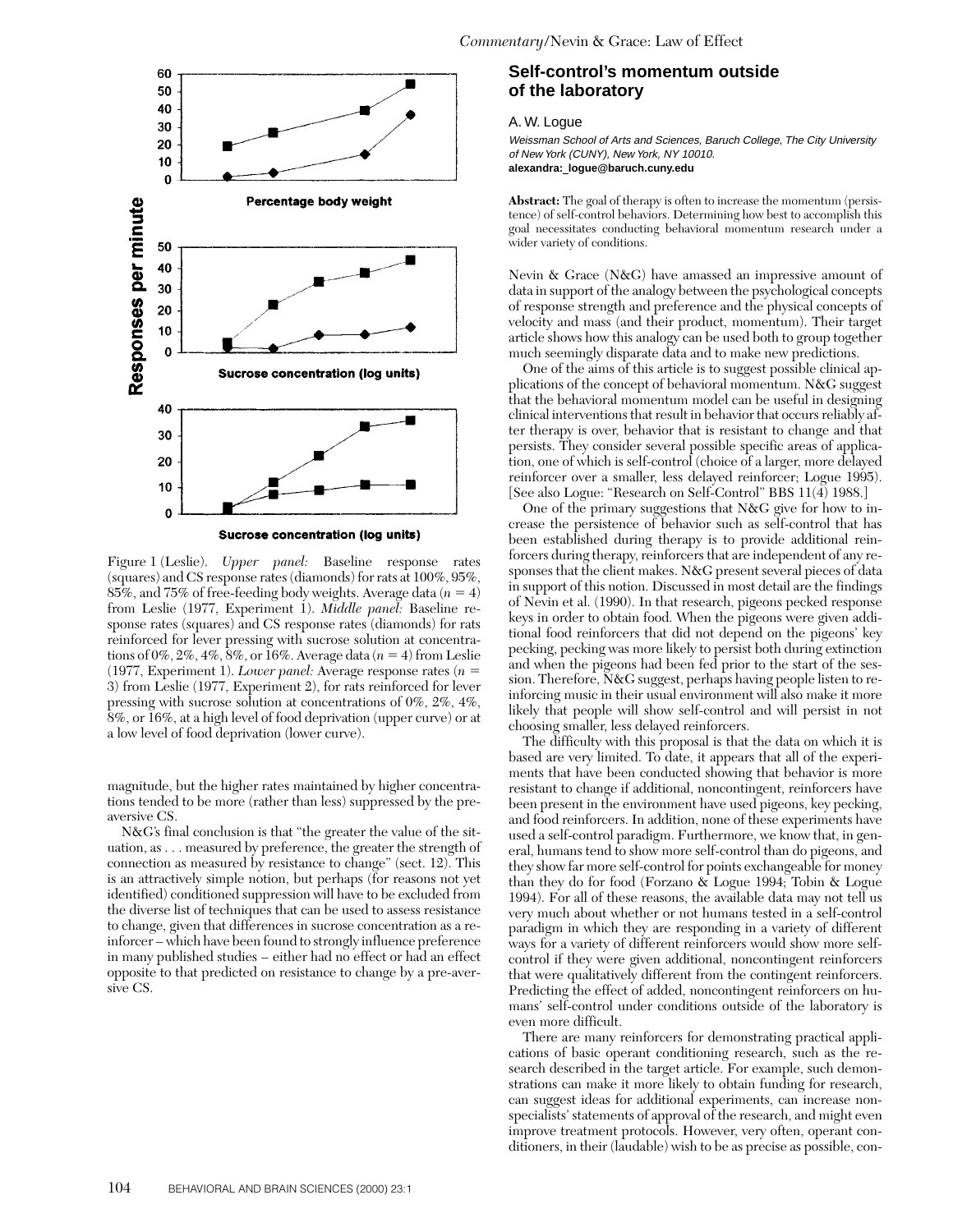60
50
40
30
20
10
0

Percentage body weight

Responses per minute

50
40
30
20
10
0

Sucrose concentration (log units)

40
30
20
10
0

Sucrose concentration (log units)

Figure 1 (Leslie). *Upper panel:* Baseline response rates (squares) and CS response rates (diamonds) for rats at 100%, 95%, 85%, and 75% of free-feeding body weights. Average data ($n = 4$) from Leslie (1977, Experiment 1). *Middle panel:* Baseline response rates (squares) and CS response rates (diamonds) for rats reinforced for lever pressing with sucrose solution at concentrations of 0%, 2%, 4%, 8%, or 16%. Average data ($n = 4$) from Leslie (1977, Experiment 1). *Lower panel:* Average response rates ($n = 3$) from Leslie (1977, Experiment 2), for rats reinforced for lever pressing with sucrose solution at concentrations of 0%, 2%, 4%, 8%, or 16%, at a high level of food deprivation (upper curve) or at a low level of food deprivation (lower curve).

magnitude, but the higher rates maintained by higher concentrations tended to be more (rather than less) suppressed by the pre-aversive CS.

N&G's final conclusion is that "the greater the value of the situation, as . . . measured by preference, the greater the strength of connection as measured by resistance to change" (sect. 12). This is an attractively simple notion, but perhaps (for reasons not yet identified) conditioned suppression will have to be excluded from the diverse list of techniques that can be used to assess resistance to change, given that differences in sucrose concentration as a reinforcer – which have been found to strongly influence preference in many published studies – either had no effect or had an effect opposite to that predicted on resistance to change by a pre-aversive CS.

## Self-control's momentum outside of the laboratory

A. W. Logue

*Weissman School of Arts and Sciences, Baruch College, The City University of New York (CUNY), New York, NY 10010.*
**alexandra:_logue@baruch.cuny.edu**

**Abstract:** The goal of therapy is often to increase the momentum (persistence) of self-control behaviors. Determining how best to accomplish this goal necessitates conducting behavioral momentum research under a wider variety of conditions.

Nevin & Grace (N&G) have amassed an impressive amount of data in support of the analogy between the psychological concepts of response strength and preference and the physical concepts of velocity and mass (and their product, momentum). Their target article shows how this analogy can be used both to group together much seemingly disparate data and to make new predictions.

One of the aims of this article is to suggest possible clinical applications of the concept of behavioral momentum. N&G suggest that the behavioral momentum model can be useful in designing clinical interventions that result in behavior that occurs reliably after therapy is over, behavior that is resistant to change and that persists. They consider several possible specific areas of application, one of which is self-control (choice of a larger, more delayed reinforcer over a smaller, less delayed reinforcer; Logue 1995). [See also Logue: "Research on Self-Control" BBS 11(4) 1988.]

One of the primary suggestions that N&G give for how to increase the persistence of behavior such as self-control that has been established during therapy is to provide additional reinforcers during therapy, reinforcers that are independent of any responses that the client makes. N&G present several pieces of data in support of this notion. Discussed in most detail are the findings of Nevin et al. (1990). In that research, pigeons pecked response keys in order to obtain food. When the pigeons were given additional food reinforcers that did not depend on the pigeons' key pecking, pecking was more likely to persist both during extinction and when the pigeons had been fed prior to the start of the session. Therefore, N&G suggest, perhaps having people listen to reinforcing music in their usual environment will also make it more likely that people will show self-control and will persist in not choosing smaller, less delayed reinforcers.

The difficulty with this proposal is that the data on which it is based are very limited. To date, it appears that all of the experiments that have been conducted showing that behavior is more resistant to change if additional, noncontingent, reinforcers have been present in the environment have used pigeons, key pecking, and food reinforcers. In addition, none of these experiments have used a self-control paradigm. Furthermore, we know that, in general, humans tend to show more self-control than do pigeons, and they show far more self-control for points exchangeable for money than they do for food (Forzano & Logue 1994; Tobin & Logue 1994). For all of these reasons, the available data may not tell us very much about whether or not humans tested in a self-control paradigm in which they are responding in a variety of different ways for a variety of different reinforcers would show more self-control if they were given additional, noncontingent reinforcers that were qualitatively different from the contingent reinforcers. Predicting the effect of added, noncontingent reinforcers on humans' self-control under conditions outside of the laboratory is even more difficult.

There are many reinforcers for demonstrating practical applications of basic operant conditioning research, such as the research described in the target article. For example, such demonstrations can make it more likely to obtain funding for research, can suggest ideas for additional experiments, can increase nonspecialists' statements of approval of the research, and might even improve treatment protocols. However, very often, operant conditioners, in their (laudable) wish to be as precise as possible, con-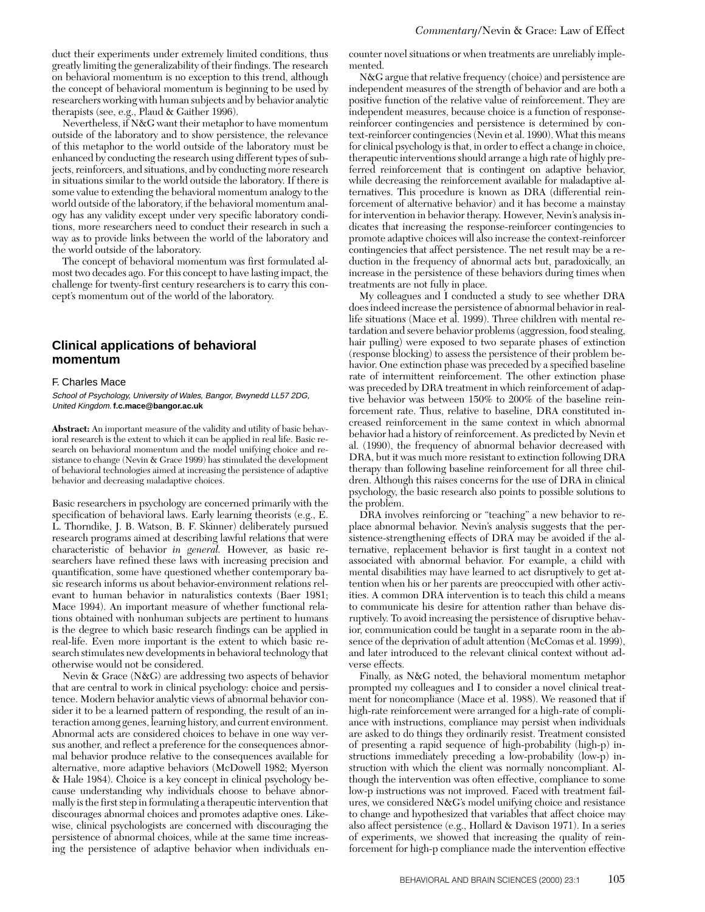duct their experiments under extremely limited conditions, thus greatly limiting the generalizability of their findings. The research on behavioral momentum is no exception to this trend, although the concept of behavioral momentum is beginning to be used by researchers working with human subjects and by behavior analytic therapists (see, e.g., Plaud & Gaither 1996).

Nevertheless, if N&G want their metaphor to have momentum outside of the laboratory and to show persistence, the relevance of this metaphor to the world outside of the laboratory must be enhanced by conducting the research using different types of subjects, reinforcers, and situations, and by conducting more research in situations similar to the world outside the laboratory. If there is some value to extending the behavioral momentum analogy to the world outside of the laboratory, if the behavioral momentum analogy has any validity except under very specific laboratory conditions, more researchers need to conduct their research in such a way as to provide links between the world of the laboratory and the world outside of the laboratory.

The concept of behavioral momentum was first formulated almost two decades ago. For this concept to have lasting impact, the challenge for twenty-first century researchers is to carry this concept's momentum out of the world of the laboratory.

## Clinical applications of behavioral momentum

F. Charles Mace

*School of Psychology, University of Wales, Bangor, Bwynedd LL57 2DG, United Kingdom.* **f.c.mace@bangor.ac.uk**

**Abstract:** An important measure of the validity and utility of basic behavioral research is the extent to which it can be applied in real life. Basic research on behavioral momentum and the model unifying choice and resistance to change (Nevin & Grace 1999) has stimulated the development of behavioral technologies aimed at increasing the persistence of adaptive behavior and decreasing maladaptive choices.

Basic researchers in psychology are concerned primarily with the specification of behavioral laws. Early learning theorists (e.g., E. L. Thorndike, J. B. Watson, B. F. Skinner) deliberately pursued research programs aimed at describing lawful relations that were characteristic of behavior *in general.* However, as basic researchers have refined these laws with increasing precision and quantification, some have questioned whether contemporary basic research informs us about behavior-environment relations relevant to human behavior in naturalistics contexts (Baer 1981; Mace 1994). An important measure of whether functional relations obtained with nonhuman subjects are pertinent to humans is the degree to which basic research findings can be applied in real-life. Even more important is the extent to which basic research stimulates new developments in behavioral technology that otherwise would not be considered.

Nevin & Grace (N&G) are addressing two aspects of behavior that are central to work in clinical psychology: choice and persistence. Modern behavior analytic views of abnormal behavior consider it to be a learned pattern of responding, the result of an interaction among genes, learning history, and current environment. Abnormal acts are considered choices to behave in one way versus another, and reflect a preference for the consequences abnormal behavior produce relative to the consequences available for alternative, more adaptive behaviors (McDowell 1982; Myerson & Hale 1984). Choice is a key concept in clinical psychology because understanding why individuals choose to behave abnormally is the first step in formulating a therapeutic intervention that discourages abnormal choices and promotes adaptive ones. Likewise, clinical psychologists are concerned with discouraging the persistence of abnormal choices, while at the same time increasing the persistence of adaptive behavior when individuals encounter novel situations or when treatments are unreliably implemented.

N&G argue that relative frequency (choice) and persistence are independent measures of the strength of behavior and are both a positive function of the relative value of reinforcement. They are independent measures, because choice is a function of response-reinforcer contingencies and persistence is determined by context-reinforcer contingencies (Nevin et al. 1990). What this means for clinical psychology is that, in order to effect a change in choice, therapeutic interventions should arrange a high rate of highly preferred reinforcement that is contingent on adaptive behavior, while decreasing the reinforcement available for maladaptive alternatives. This procedure is known as DRA (differential reinforcement of alternative behavior) and it has become a mainstay for intervention in behavior therapy. However, Nevin's analysis indicates that increasing the response-reinforcer contingencies to promote adaptive choices will also increase the context-reinforcer contingencies that affect persistence. The net result may be a reduction in the frequency of abnormal acts but, paradoxically, an increase in the persistence of these behaviors during times when treatments are not fully in place.

My colleagues and I conducted a study to see whether DRA does indeed increase the persistence of abnormal behavior in real-life situations (Mace et al. 1999). Three children with mental retardation and severe behavior problems (aggression, food stealing, hair pulling) were exposed to two separate phases of extinction (response blocking) to assess the persistence of their problem behavior. One extinction phase was preceded by a specified baseline rate of intermittent reinforcement. The other extinction phase was preceded by DRA treatment in which reinforcement of adaptive behavior was between 150% to 200% of the baseline reinforcement rate. Thus, relative to baseline, DRA constituted increased reinforcement in the same context in which abnormal behavior had a history of reinforcement. As predicted by Nevin et al. (1990), the frequency of abnormal behavior decreased with DRA, but it was much more resistant to extinction following DRA therapy than following baseline reinforcement for all three children. Although this raises concerns for the use of DRA in clinical psychology, the basic research also points to possible solutions to the problem.

DRA involves reinforcing or "teaching" a new behavior to replace abnormal behavior. Nevin's analysis suggests that the persistence-strengthening effects of DRA may be avoided if the alternative, replacement behavior is first taught in a context not associated with abnormal behavior. For example, a child with mental disabilities may have learned to act disruptively to get attention when his or her parents are preoccupied with other activities. A common DRA intervention is to teach this child a means to communicate his desire for attention rather than behave disruptively. To avoid increasing the persistence of disruptive behavior, communication could be taught in a separate room in the absence of the deprivation of adult attention (McComas et al. 1999), and later introduced to the relevant clinical context without adverse effects.

Finally, as N&G noted, the behavioral momentum metaphor prompted my colleagues and I to consider a novel clinical treatment for noncompliance (Mace et al. 1988). We reasoned that if high-rate reinforcement were arranged for a high-rate of compliance with instructions, compliance may persist when individuals are asked to do things they ordinarily resist. Treatment consisted of presenting a rapid sequence of high-probability (high-p) instructions immediately preceding a low-probability (low-p) instruction with which the client was normally noncompliant. Although the intervention was often effective, compliance to some low-p instructions was not improved. Faced with treatment failures, we considered N&G's model unifying choice and resistance to change and hypothesized that variables that affect choice may also affect persistence (e.g., Hollard & Davison 1971). In a series of experiments, we showed that increasing the quality of reinforcement for high-p compliance made the intervention effective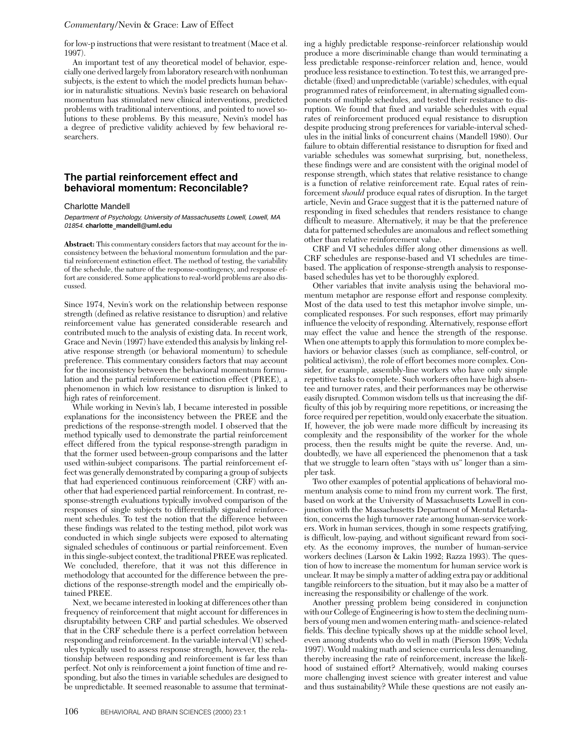for low-p instructions that were resistant to treatment (Mace et al. 1997).

An important test of any theoretical model of behavior, especially one derived largely from laboratory research with nonhuman subjects, is the extent to which the model predicts human behavior in naturalistic situations. Nevin's basic research on behavioral momentum has stimulated new clinical interventions, predicted problems with traditional interventions, and pointed to novel solutions to these problems. By this measure, Nevin's model has a degree of predictive validity achieved by few behavioral researchers.

## The partial reinforcement effect and behavioral momentum: Reconcilable?

Charlotte Mandell

*Department of Psychology, University of Massachusetts Lowell, Lowell, MA 01854.* **charlotte_mandell@uml.edu**

**Abstract:** This commentary considers factors that may account for the inconsistency between the behavioral momentum formulation and the partial reinforcement extinction effect. The method of testing, the variability of the schedule, the nature of the response-contingency, and response effort are considered. Some applications to real-world problems are also discussed.

Since 1974, Nevin's work on the relationship between response strength (defined as relative resistance to disruption) and relative reinforcement value has generated considerable research and contributed much to the analysis of existing data. In recent work, Grace and Nevin (1997) have extended this analysis by linking relative response strength (or behavioral momentum) to schedule preference. This commentary considers factors that may account for the inconsistency between the behavioral momentum formulation and the partial reinforcement extinction effect (PREE), a phenomenon in which low resistance to disruption is linked to high rates of reinforcement.

While working in Nevin's lab, I became interested in possible explanations for the inconsistency between the PREE and the predictions of the response-strength model. I observed that the method typically used to demonstrate the partial reinforcement effect differed from the typical response-strength paradigm in that the former used between-group comparisons and the latter used within-subject comparisons. The partial reinforcement effect was generally demonstrated by comparing a group of subjects that had experienced continuous reinforcement (CRF) with another that had experienced partial reinforcement. In contrast, response-strength evaluations typically involved comparison of the responses of single subjects to differentially signaled reinforcement schedules. To test the notion that the difference between these findings was related to the testing method, pilot work was conducted in which single subjects were exposed to alternating signaled schedules of continuous or partial reinforcement. Even in this single-subject context, the traditional PREE was replicated. We concluded, therefore, that it was not this difference in methodology that accounted for the difference between the predictions of the response-strength model and the empirically obtained PREE.

Next, we became interested in looking at differences other than frequency of reinforcement that might account for differences in disruptability between CRF and partial schedules. We observed that in the CRF schedule there is a perfect correlation between responding and reinforcement. In the variable interval (VI) schedules typically used to assess response strength, however, the relationship between responding and reinforcement is far less than perfect. Not only is reinforcement a joint function of time and responding, but also the times in variable schedules are designed to be unpredictable. It seemed reasonable to assume that terminating a highly predictable response-reinforcer relationship would produce a more discriminable change than would terminating a less predictable response-reinforcer relation and, hence, would produce less resistance to extinction. To test this, we arranged predictable (fixed) and unpredictable (variable) schedules, with equal programmed rates of reinforcement, in alternating signalled components of multiple schedules, and tested their resistance to disruption. We found that fixed and variable schedules with equal rates of reinforcement produced equal resistance to disruption despite producing strong preferences for variable-interval schedules in the initial links of concurrent chains (Mandell 1980). Our failure to obtain differential resistance to disruption for fixed and variable schedules was somewhat surprising, but, nonetheless, these findings were and are consistent with the original model of response strength, which states that relative resistance to change is a function of relative reinforcement rate. Equal rates of reinforcement *should* produce equal rates of disruption. In the target article, Nevin and Grace suggest that it is the patterned nature of responding in fixed schedules that renders resistance to change difficult to measure. Alternatively, it may be that the preference data for patterned schedules are anomalous and reflect something other than relative reinforcement value.

CRF and VI schedules differ along other dimensions as well. CRF schedules are response-based and VI schedules are time-based. The application of response-strength analysis to response-based schedules has yet to be thoroughly explored.

Other variables that invite analysis using the behavioral momentum metaphor are response effort and response complexity. Most of the data used to test this metaphor involve simple, uncomplicated responses. For such responses, effort may primarily influence the velocity of responding. Alternatively, response effort may effect the value and hence the strength of the response. When one attempts to apply this formulation to more complex behaviors or behavior classes (such as compliance, self-control, or political activism), the role of effort becomes more complex. Consider, for example, assembly-line workers who have only simple repetitive tasks to complete. Such workers often have high absentee and turnover rates, and their performances may be otherwise easily disrupted. Common wisdom tells us that increasing the difficulty of this job by requiring more repetitions, or increasing the force required per repetition, would only exacerbate the situation. If, however, the job were made more difficult by increasing its complexity and the responsibility of the worker for the whole process, then the results might be quite the reverse. And, undoubtedly, we have all experienced the phenomenon that a task that we struggle to learn often "stays with us" longer than a simpler task.

Two other examples of potential applications of behavioral momentum analysis come to mind from my current work. The first, based on work at the University of Massachusetts Lowell in conjunction with the Massachusetts Department of Mental Retardation, concerns the high turnover rate among human-service workers. Work in human services, though in some respects gratifying, is difficult, low-paying, and without significant reward from society. As the economy improves, the number of human-service workers declines (Larson & Lakin 1992; Razza 1993). The question of how to increase the momentum for human service work is unclear. It may be simply a matter of adding extra pay or additional tangible reinforcers to the situation, but it may also be a matter of increasing the responsibility or challenge of the work.

Another pressing problem being considered in conjunction with our College of Engineering is how to stem the declining numbers of young men and women entering math- and science-related fields. This decline typically shows up at the middle school level, even among students who do well in math (Pierson 1998; Vedula 1997). Would making math and science curricula less demanding, thereby increasing the rate of reinforcement, increase the likelihood of sustained effort? Alternatively, would making courses more challenging invest science with greater interest and value and thus sustainability? While these questions are not easily an-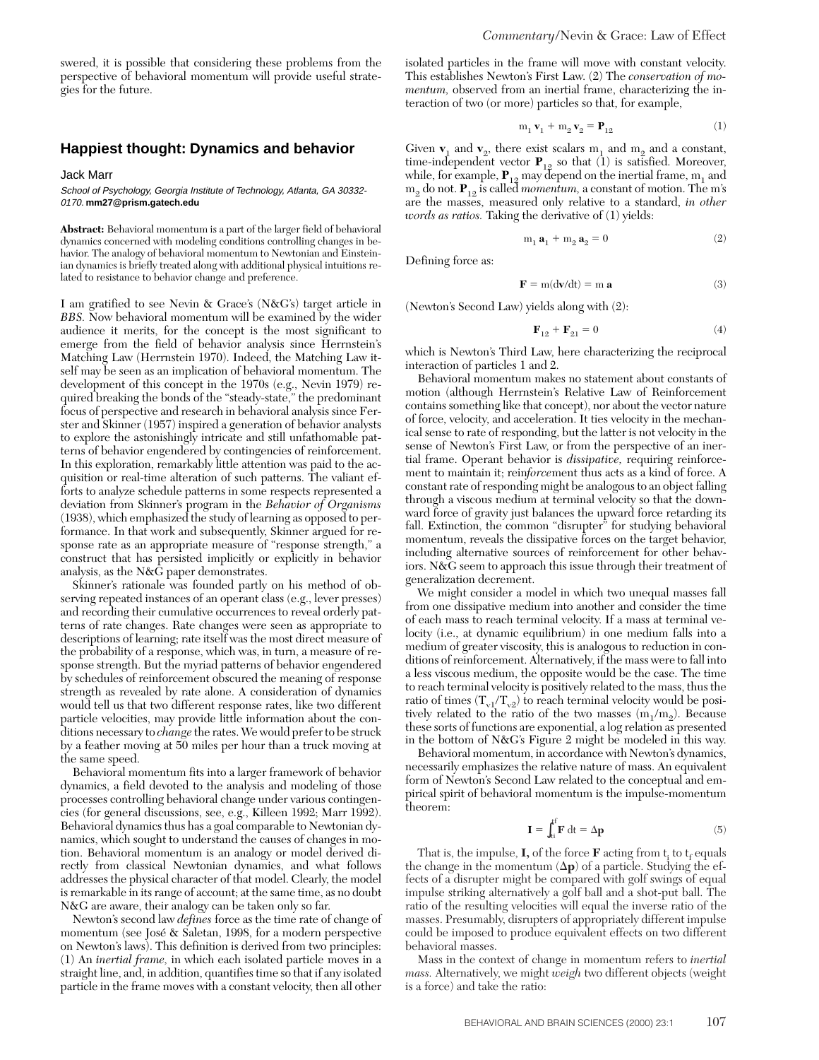swered, it is possible that considering these problems from the perspective of behavioral momentum will provide useful strategies for the future.

## Happiest thought: Dynamics and behavior

Jack Marr

*School of Psychology, Georgia Institute of Technology, Atlanta, GA 30332-0170.* **mm27@prism.gatech.edu**

**Abstract:** Behavioral momentum is a part of the larger field of behavioral dynamics concerned with modeling conditions controlling changes in behavior. The analogy of behavioral momentum to Newtonian and Einsteinian dynamics is briefly treated along with additional physical intuitions related to resistance to behavior change and preference.

I am gratified to see Nevin & Grace's (N&G's) target article in *BBS.* Now behavioral momentum will be examined by the wider audience it merits, for the concept is the most significant to emerge from the field of behavior analysis since Herrnstein's Matching Law (Herrnstein 1970). Indeed, the Matching Law itself may be seen as an implication of behavioral momentum. The development of this concept in the 1970s (e.g., Nevin 1979) required breaking the bonds of the "steady-state," the predominant focus of perspective and research in behavioral analysis since Ferster and Skinner (1957) inspired a generation of behavior analysts to explore the astonishingly intricate and still unfathomable patterns of behavior engendered by contingencies of reinforcement. In this exploration, remarkably little attention was paid to the acquisition or real-time alteration of such patterns. The valiant efforts to analyze schedule patterns in some respects represented a deviation from Skinner's program in the *Behavior of Organisms* (1938), which emphasized the study of learning as opposed to performance. In that work and subsequently, Skinner argued for response rate as an appropriate measure of "response strength," a construct that has persisted implicitly or explicitly in behavior analysis, as the N&G paper demonstrates.

Skinner's rationale was founded partly on his method of observing repeated instances of an operant class (e.g., lever presses) and recording their cumulative occurrences to reveal orderly patterns of rate changes. Rate changes were seen as appropriate to descriptions of learning; rate itself was the most direct measure of the probability of a response, which was, in turn, a measure of response strength. But the myriad patterns of behavior engendered by schedules of reinforcement obscured the meaning of response strength as revealed by rate alone. A consideration of dynamics would tell us that two different response rates, like two different particle velocities, may provide little information about the conditions necessary to *change* the rates. We would prefer to be struck by a feather moving at 50 miles per hour than a truck moving at the same speed.

Behavioral momentum fits into a larger framework of behavior dynamics, a field devoted to the analysis and modeling of those processes controlling behavioral change under various contingencies (for general discussions, see, e.g., Killeen 1992; Marr 1992). Behavioral dynamics thus has a goal comparable to Newtonian dynamics, which sought to understand the causes of changes in motion. Behavioral momentum is an analogy or model derived directly from classical Newtonian dynamics, and what follows addresses the physical character of that model. Clearly, the model is remarkable in its range of account; at the same time, as no doubt N&G are aware, their analogy can be taken only so far.

Newton's second law *defines* force as the time rate of change of momentum (see José & Saletan, 1998, for a modern perspective on Newton's laws). This definition is derived from two principles: (1) An *inertial frame,* in which each isolated particle moves in a straight line, and, in addition, quantifies time so that if any isolated particle in the frame moves with a constant velocity, then all other isolated particles in the frame will move with constant velocity. This establishes Newton's First Law. (2) The *conservation of momentum,* observed from an inertial frame, characterizing the interaction of two (or more) particles so that, for example,

$$m_1\,\mathbf{v}_1 + m_2\,\mathbf{v}_2 = \mathbf{P}_{12} \tag{1}$$

Given $\mathbf{v}_1$ and $\mathbf{v}_2$, there exist scalars $m_1$ and $m_2$ and a constant, time-independent vector $\mathbf{P}_{12}$ so that (1) is satisfied. Moreover, while, for example, $\mathbf{P}_{12}$ may depend on the inertial frame, $m_1$ and $m_2$ do not. $\mathbf{P}_{12}$ is called *momentum,* a constant of motion. The m's are the masses, measured only relative to a standard, *in other words as ratios.* Taking the derivative of (1) yields:

$$m_1\,\mathbf{a}_1 + m_2\,\mathbf{a}_2 = 0 \tag{2}$$

Defining force as:

$$\mathbf{F} = m(d\mathbf{v}/dt) = m\,\mathbf{a} \tag{3}$$

(Newton's Second Law) yields along with (2):

$$\mathbf{F}_{12} + \mathbf{F}_{21} = 0 \tag{4}$$

which is Newton's Third Law, here characterizing the reciprocal interaction of particles 1 and 2.

Behavioral momentum makes no statement about constants of motion (although Herrnstein's Relative Law of Reinforcement contains something like that concept), nor about the vector nature of force, velocity, and acceleration. It ties velocity in the mechanical sense to rate of responding, but the latter is not velocity in the sense of Newton's First Law, or from the perspective of an inertial frame. Operant behavior is *dissipative,* requiring reinforcement to maintain it; rein*force*ment thus acts as a kind of force. A constant rate of responding might be analogous to an object falling through a viscous medium at terminal velocity so that the downward force of gravity just balances the upward force retarding its fall. Extinction, the common "disrupter" for studying behavioral momentum, reveals the dissipative forces on the target behavior, including alternative sources of reinforcement for other behaviors. N&G seem to approach this issue through their treatment of generalization decrement.

We might consider a model in which two unequal masses fall from one dissipative medium into another and consider the time of each mass to reach terminal velocity. If a mass at terminal velocity (i.e., at dynamic equilibrium) in one medium falls into a medium of greater viscosity, this is analogous to reduction in conditions of reinforcement. Alternatively, if the mass were to fall into a less viscous medium, the opposite would be the case. The time to reach terminal velocity is positively related to the mass, thus the ratio of times ($T_{v1}/T_{v2}$) to reach terminal velocity would be positively related to the ratio of the two masses ($m_1/m_2$). Because these sorts of functions are exponential, a log relation as presented in the bottom of N&G's Figure 2 might be modeled in this way.

Behavioral momentum, in accordance with Newton's dynamics, necessarily emphasizes the relative nature of mass. An equivalent form of Newton's Second Law related to the conceptual and empirical spirit of behavioral momentum is the impulse-momentum theorem:

$$\mathbf{I} = \int_{t_i}^{t_f} \mathbf{F}\,dt = \Delta\mathbf{p} \tag{5}$$

That is, the impulse, **I,** of the force **F** acting from $t_i$ to $t_f$ equals the change in the momentum ($\Delta\mathbf{p}$) of a particle. Studying the effects of a disrupter might be compared with golf swings of equal impulse striking alternatively a golf ball and a shot-put ball. The ratio of the resulting velocities will equal the inverse ratio of the masses. Presumably, disrupters of appropriately different impulse could be imposed to produce equivalent effects on two different behavioral masses.

Mass in the context of change in momentum refers to *inertial mass.* Alternatively, we might *weigh* two different objects (weight is a force) and take the ratio: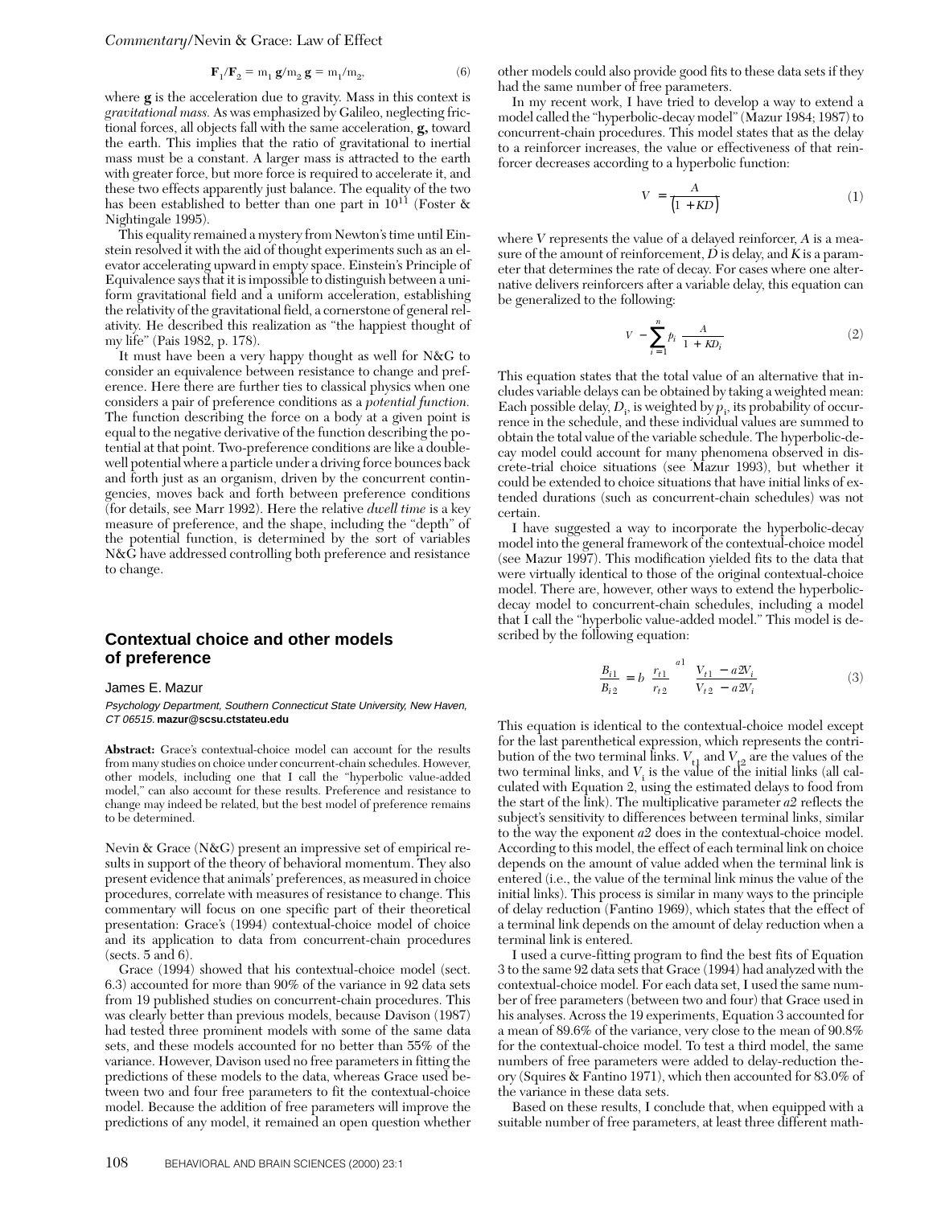$$\mathbf{F}_1/\mathbf{F}_2 = \mathrm{m}_1\, \mathbf{g}/\mathrm{m}_2\, \mathbf{g} = \mathrm{m}_1/\mathrm{m}_2, \tag{6}$$

where **g** is the acceleration due to gravity. Mass in this context is *gravitational mass.* As was emphasized by Galileo, neglecting frictional forces, all objects fall with the same acceleration, **g,** toward the earth. This implies that the ratio of gravitational to inertial mass must be a constant. A larger mass is attracted to the earth with greater force, but more force is required to accelerate it, and these two effects apparently just balance. The equality of the two has been established to better than one part in $10^{11}$ (Foster & Nightingale 1995).

This equality remained a mystery from Newton's time until Einstein resolved it with the aid of thought experiments such as an elevator accelerating upward in empty space. Einstein's Principle of Equivalence says that it is impossible to distinguish between a uniform gravitational field and a uniform acceleration, establishing the relativity of the gravitational field, a cornerstone of general relativity. He described this realization as "the happiest thought of my life" (Pais 1982, p. 178).

It must have been a very happy thought as well for N&G to consider an equivalence between resistance to change and preference. Here there are further ties to classical physics when one considers a pair of preference conditions as a *potential function.* The function describing the force on a body at a given point is equal to the negative derivative of the function describing the potential at that point. Two-preference conditions are like a double-well potential where a particle under a driving force bounces back and forth just as an organism, driven by the concurrent contingencies, moves back and forth between preference conditions (for details, see Marr 1992). Here the relative *dwell time* is a key measure of preference, and the shape, including the "depth" of the potential function, is determined by the sort of variables N&G have addressed controlling both preference and resistance to change.

## Contextual choice and other models of preference

James E. Mazur

*Psychology Department, Southern Connecticut State University, New Haven, CT 06515.* **mazur@scsu.ctstateu.edu**

**Abstract:** Grace's contextual-choice model can account for the results from many studies on choice under concurrent-chain schedules. However, other models, including one that I call the "hyperbolic value-added model," can also account for these results. Preference and resistance to change may indeed be related, but the best model of preference remains to be determined.

Nevin & Grace (N&G) present an impressive set of empirical results in support of the theory of behavioral momentum. They also present evidence that animals' preferences, as measured in choice procedures, correlate with measures of resistance to change. This commentary will focus on one specific part of their theoretical presentation: Grace's (1994) contextual-choice model of choice and its application to data from concurrent-chain procedures (sects. 5 and 6).

Grace (1994) showed that his contextual-choice model (sect. 6.3) accounted for more than 90% of the variance in 92 data sets from 19 published studies on concurrent-chain procedures. This was clearly better than previous models, because Davison (1987) had tested three prominent models with some of the same data sets, and these models accounted for no better than 55% of the variance. However, Davison used no free parameters in fitting the predictions of these models to the data, whereas Grace used between two and four free parameters to fit the contextual-choice model. Because the addition of free parameters will improve the predictions of any model, it remained an open question whether other models could also provide good fits to these data sets if they had the same number of free parameters.

In my recent work, I have tried to develop a way to extend a model called the "hyperbolic-decay model" (Mazur 1984; 1987) to concurrent-chain procedures. This model states that as the delay to a reinforcer increases, the value or effectiveness of that reinforcer decreases according to a hyperbolic function:

$$V = \frac{A}{(1 + KD)} \tag{1}$$

where $V$ represents the value of a delayed reinforcer, $A$ is a measure of the amount of reinforcement, $D$ is delay, and $K$ is a parameter that determines the rate of decay. For cases where one alternative delivers reinforcers after a variable delay, this equation can be generalized to the following:

$$V = \sum_{i=1}^{n} p_i \left( \frac{A}{1 + KD_i} \right) \tag{2}$$

This equation states that the total value of an alternative that includes variable delays can be obtained by taking a weighted mean: Each possible delay, $D_i$, is weighted by $p_i$, its probability of occurrence in the schedule, and these individual values are summed to obtain the total value of the variable schedule. The hyperbolic-decay model could account for many phenomena observed in discrete-trial choice situations (see Mazur 1993), but whether it could be extended to choice situations that have initial links of extended durations (such as concurrent-chain schedules) was not certain.

I have suggested a way to incorporate the hyperbolic-decay model into the general framework of the contextual-choice model (see Mazur 1997). This modification yielded fits to the data that were virtually identical to those of the original contextual-choice model. There are, however, other ways to extend the hyperbolic-decay model to concurrent-chain schedules, including a model that I call the "hyperbolic value-added model." This model is described by the following equation:

$$\frac{B_{i1}}{B_{i2}} = b \left( \frac{r_{t1}}{r_{t2}} \right)^{a1} \left( \frac{V_{t1} - a2V_i}{V_{t2} - a2V_i} \right) \tag{3}$$

This equation is identical to the contextual-choice model except for the last parenthetical expression, which represents the contribution of the two terminal links. $V_{t1}$ and $V_{t2}$ are the values of the two terminal links, and $V_i$ is the value of the initial links (all calculated with Equation 2, using the estimated delays to food from the start of the link). The multiplicative parameter $a2$ reflects the subject's sensitivity to differences between terminal links, similar to the way the exponent $a2$ does in the contextual-choice model. According to this model, the effect of each terminal link on choice depends on the amount of value added when the terminal link is entered (i.e., the value of the terminal link minus the value of the initial links). This process is similar in many ways to the principle of delay reduction (Fantino 1969), which states that the effect of a terminal link depends on the amount of delay reduction when a terminal link is entered.

I used a curve-fitting program to find the best fits of Equation 3 to the same 92 data sets that Grace (1994) had analyzed with the contextual-choice model. For each data set, I used the same number of free parameters (between two and four) that Grace used in his analyses. Across the 19 experiments, Equation 3 accounted for a mean of 89.6% of the variance, very close to the mean of 90.8% for the contextual-choice model. To test a third model, the same numbers of free parameters were added to delay-reduction theory (Squires & Fantino 1971), which then accounted for 83.0% of the variance in these data sets.

Based on these results, I conclude that, when equipped with a suitable number of free parameters, at least three different math-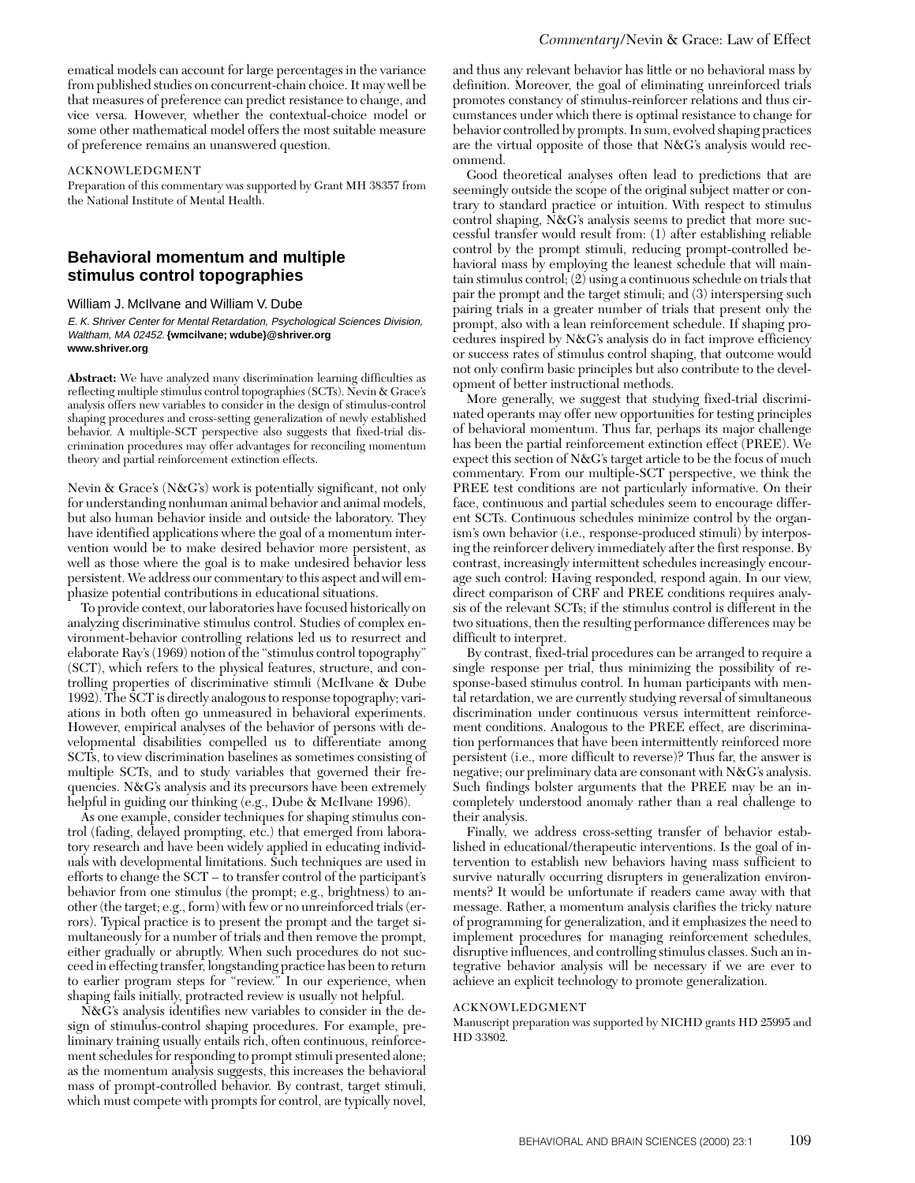ematical models can account for large percentages in the variance from published studies on concurrent-chain choice. It may well be that measures of preference can predict resistance to change, and vice versa. However, whether the contextual-choice model or some other mathematical model offers the most suitable measure of preference remains an unanswered question.

ACKNOWLEDGMENT

Preparation of this commentary was supported by Grant MH 38357 from the National Institute of Mental Health.

## Behavioral momentum and multiple stimulus control topographies

William J. McIlvane and William V. Dube

*E. K. Shriver Center for Mental Retardation, Psychological Sciences Division, Waltham, MA 02452.* **{wmcilvane; wdube}@shriver.org** **www.shriver.org**

**Abstract:** We have analyzed many discrimination learning difficulties as reflecting multiple stimulus control topographies (SCTs). Nevin & Grace's analysis offers new variables to consider in the design of stimulus-control shaping procedures and cross-setting generalization of newly established behavior. A multiple-SCT perspective also suggests that fixed-trial discrimination procedures may offer advantages for reconciling momentum theory and partial reinforcement extinction effects.

Nevin & Grace's (N&G's) work is potentially significant, not only for understanding nonhuman animal behavior and animal models, but also human behavior inside and outside the laboratory. They have identified applications where the goal of a momentum intervention would be to make desired behavior more persistent, as well as those where the goal is to make undesired behavior less persistent. We address our commentary to this aspect and will emphasize potential contributions in educational situations.

To provide context, our laboratories have focused historically on analyzing discriminative stimulus control. Studies of complex environment-behavior controlling relations led us to resurrect and elaborate Ray's (1969) notion of the "stimulus control topography" (SCT), which refers to the physical features, structure, and controlling properties of discriminative stimuli (McIlvane & Dube 1992). The SCT is directly analogous to response topography; variations in both often go unmeasured in behavioral experiments. However, empirical analyses of the behavior of persons with developmental disabilities compelled us to differentiate among SCTs, to view discrimination baselines as sometimes consisting of multiple SCTs, and to study variables that governed their frequencies. N&G's analysis and its precursors have been extremely helpful in guiding our thinking (e.g., Dube & McIlvane 1996).

As one example, consider techniques for shaping stimulus control (fading, delayed prompting, etc.) that emerged from laboratory research and have been widely applied in educating individuals with developmental limitations. Such techniques are used in efforts to change the SCT – to transfer control of the participant's behavior from one stimulus (the prompt; e.g., brightness) to another (the target; e.g., form) with few or no unreinforced trials (errors). Typical practice is to present the prompt and the target simultaneously for a number of trials and then remove the prompt, either gradually or abruptly. When such procedures do not succeed in effecting transfer, longstanding practice has been to return to earlier program steps for "review." In our experience, when shaping fails initially, protracted review is usually not helpful.

N&G's analysis identifies new variables to consider in the design of stimulus-control shaping procedures. For example, preliminary training usually entails rich, often continuous, reinforcement schedules for responding to prompt stimuli presented alone; as the momentum analysis suggests, this increases the behavioral mass of prompt-controlled behavior. By contrast, target stimuli, which must compete with prompts for control, are typically novel, and thus any relevant behavior has little or no behavioral mass by definition. Moreover, the goal of eliminating unreinforced trials promotes constancy of stimulus-reinforcer relations and thus circumstances under which there is optimal resistance to change for behavior controlled by prompts. In sum, evolved shaping practices are the virtual opposite of those that N&G's analysis would recommend.

Good theoretical analyses often lead to predictions that are seemingly outside the scope of the original subject matter or contrary to standard practice or intuition. With respect to stimulus control shaping, N&G's analysis seems to predict that more successful transfer would result from: (1) after establishing reliable control by the prompt stimuli, reducing prompt-controlled behavioral mass by employing the leanest schedule that will maintain stimulus control; (2) using a continuous schedule on trials that pair the prompt and the target stimuli; and (3) interspersing such pairing trials in a greater number of trials that present only the prompt, also with a lean reinforcement schedule. If shaping procedures inspired by N&G's analysis do in fact improve efficiency or success rates of stimulus control shaping, that outcome would not only confirm basic principles but also contribute to the development of better instructional methods.

More generally, we suggest that studying fixed-trial discriminated operants may offer new opportunities for testing principles of behavioral momentum. Thus far, perhaps its major challenge has been the partial reinforcement extinction effect (PREE). We expect this section of N&G's target article to be the focus of much commentary. From our multiple-SCT perspective, we think the PREE test conditions are not particularly informative. On their face, continuous and partial schedules seem to encourage different SCTs. Continuous schedules minimize control by the organism's own behavior (i.e., response-produced stimuli) by interposing the reinforcer delivery immediately after the first response. By contrast, increasingly intermittent schedules increasingly encourage such control: Having responded, respond again. In our view, direct comparison of CRF and PREE conditions requires analysis of the relevant SCTs; if the stimulus control is different in the two situations, then the resulting performance differences may be difficult to interpret.

By contrast, fixed-trial procedures can be arranged to require a single response per trial, thus minimizing the possibility of response-based stimulus control. In human participants with mental retardation, we are currently studying reversal of simultaneous discrimination under continuous versus intermittent reinforcement conditions. Analogous to the PREE effect, are discrimination performances that have been intermittently reinforced more persistent (i.e., more difficult to reverse)? Thus far, the answer is negative; our preliminary data are consonant with N&G's analysis. Such findings bolster arguments that the PREE may be an incompletely understood anomaly rather than a real challenge to their analysis.

Finally, we address cross-setting transfer of behavior established in educational/therapeutic interventions. Is the goal of intervention to establish new behaviors having mass sufficient to survive naturally occurring disrupters in generalization environments? It would be unfortunate if readers came away with that message. Rather, a momentum analysis clarifies the tricky nature of programming for generalization, and it emphasizes the need to implement procedures for managing reinforcement schedules, disruptive influences, and controlling stimulus classes. Such an integrative behavior analysis will be necessary if we are ever to achieve an explicit technology to promote generalization.

ACKNOWLEDGMENT

Manuscript preparation was supported by NICHD grants HD 25995 and HD 33802.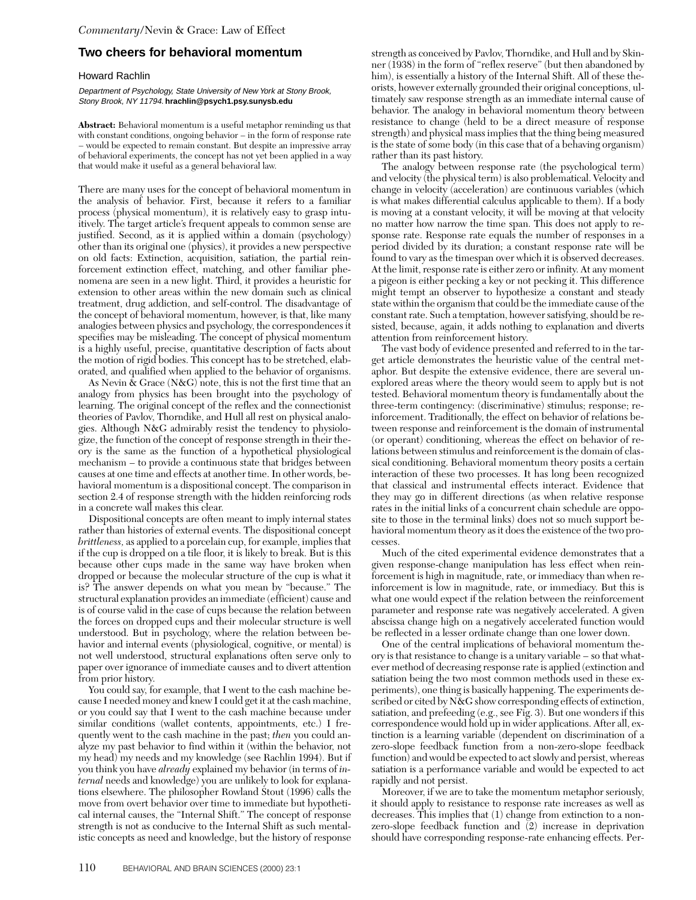## Two cheers for behavioral momentum

Howard Rachlin

*Department of Psychology, State University of New York at Stony Brook, Stony Brook, NY 11794.* **hrachlin@psych1.psy.sunysb.edu**

**Abstract:** Behavioral momentum is a useful metaphor reminding us that with constant conditions, ongoing behavior – in the form of response rate – would be expected to remain constant. But despite an impressive array of behavioral experiments, the concept has not yet been applied in a way that would make it useful as a general behavioral law.

There are many uses for the concept of behavioral momentum in the analysis of behavior. First, because it refers to a familiar process (physical momentum), it is relatively easy to grasp intuitively. The target article's frequent appeals to common sense are justified. Second, as it is applied within a domain (psychology) other than its original one (physics), it provides a new perspective on old facts: Extinction, acquisition, satiation, the partial reinforcement extinction effect, matching, and other familiar phenomena are seen in a new light. Third, it provides a heuristic for extension to other areas within the new domain such as clinical treatment, drug addiction, and self-control. The disadvantage of the concept of behavioral momentum, however, is that, like many analogies between physics and psychology, the correspondences it specifies may be misleading. The concept of physical momentum is a highly useful, precise, quantitative description of facts about the motion of rigid bodies. This concept has to be stretched, elaborated, and qualified when applied to the behavior of organisms.

As Nevin & Grace (N&G) note, this is not the first time that an analogy from physics has been brought into the psychology of learning. The original concept of the reflex and the connectionist theories of Pavlov, Thorndike, and Hull all rest on physical analogies. Although N&G admirably resist the tendency to physiologize, the function of the concept of response strength in their theory is the same as the function of a hypothetical physiological mechanism – to provide a continuous state that bridges between causes at one time and effects at another time. In other words, behavioral momentum is a dispositional concept. The comparison in section 2.4 of response strength with the hidden reinforcing rods in a concrete wall makes this clear.

Dispositional concepts are often meant to imply internal states rather than histories of external events. The dispositional concept *brittleness*, as applied to a porcelain cup, for example, implies that if the cup is dropped on a tile floor, it is likely to break. But is this because other cups made in the same way have broken when dropped or because the molecular structure of the cup is what it is? The answer depends on what you mean by "because." The structural explanation provides an immediate (efficient) cause and is of course valid in the case of cups because the relation between the forces on dropped cups and their molecular structure is well understood. But in psychology, where the relation between behavior and internal events (physiological, cognitive, or mental) is not well understood, structural explanations often serve only to paper over ignorance of immediate causes and to divert attention from prior history.

You could say, for example, that I went to the cash machine because I needed money and knew I could get it at the cash machine, or you could say that I went to the cash machine because under similar conditions (wallet contents, appointments, etc.) I frequently went to the cash machine in the past; *then* you could analyze my past behavior to find within it (within the behavior, not my head) my needs and my knowledge (see Rachlin 1994). But if you think you have *already* explained my behavior (in terms of *internal* needs and knowledge) you are unlikely to look for explanations elsewhere. The philosopher Rowland Stout (1996) calls the move from overt behavior over time to immediate but hypothetical internal causes, the "Internal Shift." The concept of response strength is not as conducive to the Internal Shift as such mentalistic concepts as need and knowledge, but the history of response strength as conceived by Pavlov, Thorndike, and Hull and by Skinner (1938) in the form of "reflex reserve" (but then abandoned by him), is essentially a history of the Internal Shift. All of these theorists, however externally grounded their original conceptions, ultimately saw response strength as an immediate internal cause of behavior. The analogy in behavioral momentum theory between resistance to change (held to be a direct measure of response strength) and physical mass implies that the thing being measured is the state of some body (in this case that of a behaving organism) rather than its past history.

The analogy between response rate (the psychological term) and velocity (the physical term) is also problematical. Velocity and change in velocity (acceleration) are continuous variables (which is what makes differential calculus applicable to them). If a body is moving at a constant velocity, it will be moving at that velocity no matter how narrow the time span. This does not apply to response rate. Response rate equals the number of responses in a period divided by its duration; a constant response rate will be found to vary as the timespan over which it is observed decreases. At the limit, response rate is either zero or infinity. At any moment a pigeon is either pecking a key or not pecking it. This difference might tempt an observer to hypothesize a constant and steady state within the organism that could be the immediate cause of the constant rate. Such a temptation, however satisfying, should be resisted, because, again, it adds nothing to explanation and diverts attention from reinforcement history.

The vast body of evidence presented and referred to in the target article demonstrates the heuristic value of the central metaphor. But despite the extensive evidence, there are several unexplored areas where the theory would seem to apply but is not tested. Behavioral momentum theory is fundamentally about the three-term contingency: (discriminative) stimulus; response; reinforcement. Traditionally, the effect on behavior of relations between response and reinforcement is the domain of instrumental (or operant) conditioning, whereas the effect on behavior of relations between stimulus and reinforcement is the domain of classical conditioning. Behavioral momentum theory posits a certain interaction of these two processes. It has long been recognized that classical and instrumental effects interact. Evidence that they may go in different directions (as when relative response rates in the initial links of a concurrent chain schedule are opposite to those in the terminal links) does not so much support behavioral momentum theory as it does the existence of the two processes.

Much of the cited experimental evidence demonstrates that a given response-change manipulation has less effect when reinforcement is high in magnitude, rate, or immediacy than when reinforcement is low in magnitude, rate, or immediacy. But this is what one would expect if the relation between the reinforcement parameter and response rate was negatively accelerated. A given abscissa change high on a negatively accelerated function would be reflected in a lesser ordinate change than one lower down.

One of the central implications of behavioral momentum theory is that resistance to change is a unitary variable – so that whatever method of decreasing response rate is applied (extinction and satiation being the two most common methods used in these experiments), one thing is basically happening. The experiments described or cited by N&G show corresponding effects of extinction, satiation, and prefeeding (e.g., see Fig. 3). But one wonders if this correspondence would hold up in wider applications. After all, extinction is a learning variable (dependent on discrimination of a zero-slope feedback function from a non-zero-slope feedback function) and would be expected to act slowly and persist, whereas satiation is a performance variable and would be expected to act rapidly and not persist.

Moreover, if we are to take the momentum metaphor seriously, it should apply to resistance to response rate increases as well as decreases. This implies that (1) change from extinction to a non-zero-slope feedback function and (2) increase in deprivation should have corresponding response-rate enhancing effects. Per-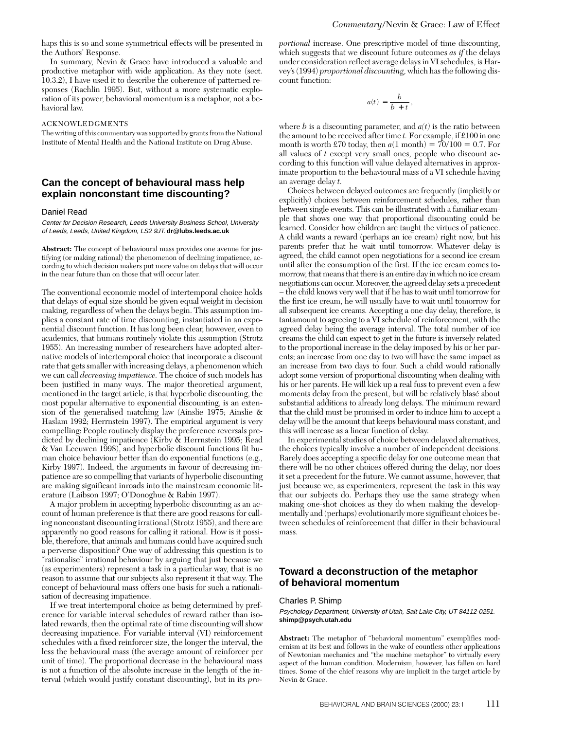haps this is so and some symmetrical effects will be presented in the Authors' Response.

In summary, Nevin & Grace have introduced a valuable and productive metaphor with wide application. As they note (sect. 10.3.2), I have used it to describe the coherence of patterned responses (Rachlin 1995). But, without a more systematic exploration of its power, behavioral momentum is a metaphor, not a behavioral law.

ACKNOWLEDGMENTS

The writing of this commentary was supported by grants from the National Institute of Mental Health and the National Institute on Drug Abuse.

## Can the concept of behavioural mass help explain nonconstant time discounting?

Daniel Read

*Center for Decision Research, Leeds University Business School, University of Leeds, Leeds, United Kingdom, LS2 9JT.* **dr@lubs.leeds.ac.uk**

**Abstract:** The concept of behavioural mass provides one avenue for justifying (or making rational) the phenomenon of declining impatience, according to which decision makers put more value on delays that will occur in the near future than on those that will occur later.

The conventional economic model of intertemporal choice holds that delays of equal size should be given equal weight in decision making, regardless of when the delays begin. This assumption implies a constant rate of time discounting, instantiated in an exponential discount function. It has long been clear, however, even to academics, that humans routinely violate this assumption (Strotz 1955). An increasing number of researchers have adopted alternative models of intertemporal choice that incorporate a discount rate that gets smaller with increasing delays, a phenomenon which we can call *decreasing impatience.* The choice of such models has been justified in many ways. The major theoretical argument, mentioned in the target article, is that hyperbolic discounting, the most popular alternative to exponential discounting, is an extension of the generalised matching law (Ainslie 1975; Ainslie & Haslam 1992; Herrnstein 1997). The empirical argument is very compelling: People routinely display the preference reversals predicted by declining impatience (Kirby & Herrnstein 1995; Read & Van Leeuwen 1998), and hyperbolic discount functions fit human choice behaviour better than do exponential functions (e.g., Kirby 1997). Indeed, the arguments in favour of decreasing impatience are so compelling that variants of hyperbolic discounting are making significant inroads into the mainstream economic literature (Laibson 1997; O'Donoghue & Rabin 1997).

A major problem in accepting hyperbolic discounting as an account of human preference is that there are good reasons for calling nonconstant discounting irrational (Strotz 1955), and there are apparently no good reasons for calling it rational. How is it possible, therefore, that animals and humans could have acquired such a perverse disposition? One way of addressing this question is to "rationalise" irrational behaviour by arguing that just because we (as experimenters) represent a task in a particular way, that is no reason to assume that our subjects also represent it that way. The concept of behavioural mass offers one basis for such a rationalisation of decreasing impatience.

If we treat intertemporal choice as being determined by preference for variable interval schedules of reward rather than isolated rewards, then the optimal rate of time discounting will show decreasing impatience. For variable interval (VI) reinforcement schedules with a fixed reinforcer size, the longer the interval, the less the behavioural mass (the average amount of reinforcer per unit of time). The proportional decrease in the behavioural mass is not a function of the absolute increase in the length of the interval (which would justify constant discounting), but in its *proportional* increase. One prescriptive model of time discounting, which suggests that we discount future outcomes *as if* the delays under consideration reflect average delays in VI schedules, is Harvey's (1994) *proportional discounting*, which has the following discount function:

$$a(t) = \frac{b}{b + t},$$

where $b$ is a discounting parameter, and $a(t)$ is the ratio between the amount to be received after time $t$. For example, if £100 in one month is worth £70 today, then $a(1 \text{ month}) = 70/100 = 0.7$. For all values of $t$ except very small ones, people who discount according to this function will value delayed alternatives in approximate proportion to the behavioural mass of a VI schedule having an average delay $t$.

Choices between delayed outcomes are frequently (implicitly or explicitly) choices between reinforcement schedules, rather than between single events. This can be illustrated with a familiar example that shows one way that proportional discounting could be learned. Consider how children are taught the virtues of patience. A child wants a reward (perhaps an ice cream) right now, but his parents prefer that he wait until tomorrow. Whatever delay is agreed, the child cannot open negotiations for a second ice cream until after the consumption of the first. If the ice cream comes tomorrow, that means that there is an entire day in which no ice cream negotiations can occur. Moreover, the agreed delay sets a precedent – the child knows very well that if he has to wait until tomorrow for the first ice cream, he will usually have to wait until tomorrow for all subsequent ice creams. Accepting a one day delay, therefore, is tantamount to agreeing to a VI schedule of reinforcement, with the agreed delay being the average interval. The total number of ice creams the child can expect to get in the future is inversely related to the proportional increase in the delay imposed by his or her parents; an increase from one day to two will have the same impact as an increase from two days to four. Such a child would rationally adopt some version of proportional discounting when dealing with his or her parents. He will kick up a real fuss to prevent even a few moments delay from the present, but will be relatively blasé about substantial additions to already long delays. The minimum reward that the child must be promised in order to induce him to accept a delay will be the amount that keeps behavioural mass constant, and this will increase as a linear function of delay.

In experimental studies of choice between delayed alternatives, the choices typically involve a number of independent decisions. Rarely does accepting a specific delay for one outcome mean that there will be no other choices offered during the delay, nor does it set a precedent for the future. We cannot assume, however, that just because we, as experimenters, represent the task in this way that our subjects do. Perhaps they use the same strategy when making one-shot choices as they do when making the developmentally and (perhaps) evolutionarily more significant choices between schedules of reinforcement that differ in their behavioural mass.

## Toward a deconstruction of the metaphor of behavioral momentum

Charles P. Shimp

*Psychology Department, University of Utah, Salt Lake City, UT 84112-0251.* **shimp@psych.utah.edu**

**Abstract:** The metaphor of "behavioral momentum" exemplifies modernism at its best and follows in the wake of countless other applications of Newtonian mechanics and "the machine metaphor" to virtually every aspect of the human condition. Modernism, however, has fallen on hard times. Some of the chief reasons why are implicit in the target article by Nevin & Grace.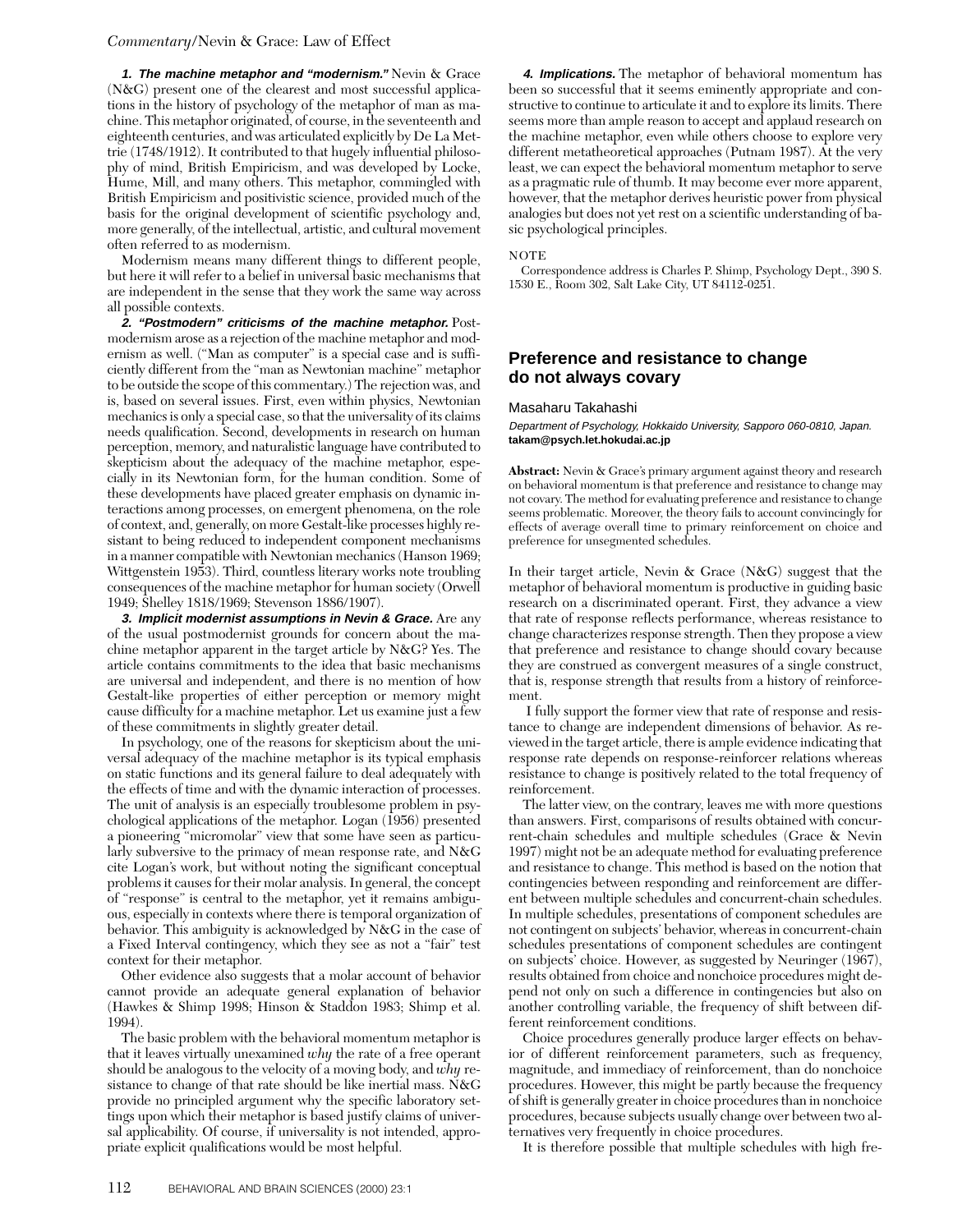**1. The machine metaphor and "modernism."** Nevin & Grace (N&G) present one of the clearest and most successful applications in the history of psychology of the metaphor of man as machine. This metaphor originated, of course, in the seventeenth and eighteenth centuries, and was articulated explicitly by De La Mettrie (1748/1912). It contributed to that hugely influential philosophy of mind, British Empiricism, and was developed by Locke, Hume, Mill, and many others. This metaphor, commingled with British Empiricism and positivistic science, provided much of the basis for the original development of scientific psychology and, more generally, of the intellectual, artistic, and cultural movement often referred to as modernism.

Modernism means many different things to different people, but here it will refer to a belief in universal basic mechanisms that are independent in the sense that they work the same way across all possible contexts.

**2. "Postmodern" criticisms of the machine metaphor.** Postmodernism arose as a rejection of the machine metaphor and modernism as well. ("Man as computer" is a special case and is sufficiently different from the "man as Newtonian machine" metaphor to be outside the scope of this commentary.) The rejection was, and is, based on several issues. First, even within physics, Newtonian mechanics is only a special case, so that the universality of its claims needs qualification. Second, developments in research on human perception, memory, and naturalistic language have contributed to skepticism about the adequacy of the machine metaphor, especially in its Newtonian form, for the human condition. Some of these developments have placed greater emphasis on dynamic interactions among processes, on emergent phenomena, on the role of context, and, generally, on more Gestalt-like processes highly resistant to being reduced to independent component mechanisms in a manner compatible with Newtonian mechanics (Hanson 1969; Wittgenstein 1953). Third, countless literary works note troubling consequences of the machine metaphor for human society (Orwell 1949; Shelley 1818/1969; Stevenson 1886/1907).

**3. Implicit modernist assumptions in Nevin & Grace.** Are any of the usual postmodernist grounds for concern about the machine metaphor apparent in the target article by N&G? Yes. The article contains commitments to the idea that basic mechanisms are universal and independent, and there is no mention of how Gestalt-like properties of either perception or memory might cause difficulty for a machine metaphor. Let us examine just a few of these commitments in slightly greater detail.

In psychology, one of the reasons for skepticism about the universal adequacy of the machine metaphor is its typical emphasis on static functions and its general failure to deal adequately with the effects of time and with the dynamic interaction of processes. The unit of analysis is an especially troublesome problem in psychological applications of the metaphor. Logan (1956) presented a pioneering "micromolar" view that some have seen as particularly subversive to the primacy of mean response rate, and N&G cite Logan's work, but without noting the significant conceptual problems it causes for their molar analysis. In general, the concept of "response" is central to the metaphor, yet it remains ambiguous, especially in contexts where there is temporal organization of behavior. This ambiguity is acknowledged by N&G in the case of a Fixed Interval contingency, which they see as not a "fair" test context for their metaphor.

Other evidence also suggests that a molar account of behavior cannot provide an adequate general explanation of behavior (Hawkes & Shimp 1998; Hinson & Staddon 1983; Shimp et al. 1994).

The basic problem with the behavioral momentum metaphor is that it leaves virtually unexamined *why* the rate of a free operant should be analogous to the velocity of a moving body, and *why* resistance to change of that rate should be like inertial mass. N&G provide no principled argument why the specific laboratory settings upon which their metaphor is based justify claims of universal applicability. Of course, if universality is not intended, appropriate explicit qualifications would be most helpful.

**4. Implications.** The metaphor of behavioral momentum has been so successful that it seems eminently appropriate and constructive to continue to articulate it and to explore its limits. There seems more than ample reason to accept and applaud research on the machine metaphor, even while others choose to explore very different metatheoretical approaches (Putnam 1987). At the very least, we can expect the behavioral momentum metaphor to serve as a pragmatic rule of thumb. It may become ever more apparent, however, that the metaphor derives heuristic power from physical analogies but does not yet rest on a scientific understanding of basic psychological principles.

NOTE

Correspondence address is Charles P. Shimp, Psychology Dept., 390 S. 1530 E., Room 302, Salt Lake City, UT 84112-0251.

## Preference and resistance to change do not always covary

Masaharu Takahashi

*Department of Psychology, Hokkaido University, Sapporo 060-0810, Japan.*
**takam@psych.let.hokudai.ac.jp**

**Abstract:** Nevin & Grace's primary argument against theory and research on behavioral momentum is that preference and resistance to change may not covary. The method for evaluating preference and resistance to change seems problematic. Moreover, the theory fails to account convincingly for effects of average overall time to primary reinforcement on choice and preference for unsegmented schedules.

In their target article, Nevin & Grace (N&G) suggest that the metaphor of behavioral momentum is productive in guiding basic research on a discriminated operant. First, they advance a view that rate of response reflects performance, whereas resistance to change characterizes response strength. Then they propose a view that preference and resistance to change should covary because they are construed as convergent measures of a single construct, that is, response strength that results from a history of reinforcement.

I fully support the former view that rate of response and resistance to change are independent dimensions of behavior. As reviewed in the target article, there is ample evidence indicating that response rate depends on response-reinforcer relations whereas resistance to change is positively related to the total frequency of reinforcement.

The latter view, on the contrary, leaves me with more questions than answers. First, comparisons of results obtained with concurrent-chain schedules and multiple schedules (Grace & Nevin 1997) might not be an adequate method for evaluating preference and resistance to change. This method is based on the notion that contingencies between responding and reinforcement are different between multiple schedules and concurrent-chain schedules. In multiple schedules, presentations of component schedules are not contingent on subjects' behavior, whereas in concurrent-chain schedules presentations of component schedules are contingent on subjects' choice. However, as suggested by Neuringer (1967), results obtained from choice and nonchoice procedures might depend not only on such a difference in contingencies but also on another controlling variable, the frequency of shift between different reinforcement conditions.

Choice procedures generally produce larger effects on behavior of different reinforcement parameters, such as frequency, magnitude, and immediacy of reinforcement, than do nonchoice procedures. However, this might be partly because the frequency of shift is generally greater in choice procedures than in nonchoice procedures, because subjects usually change over between two alternatives very frequently in choice procedures.

It is therefore possible that multiple schedules with high fre-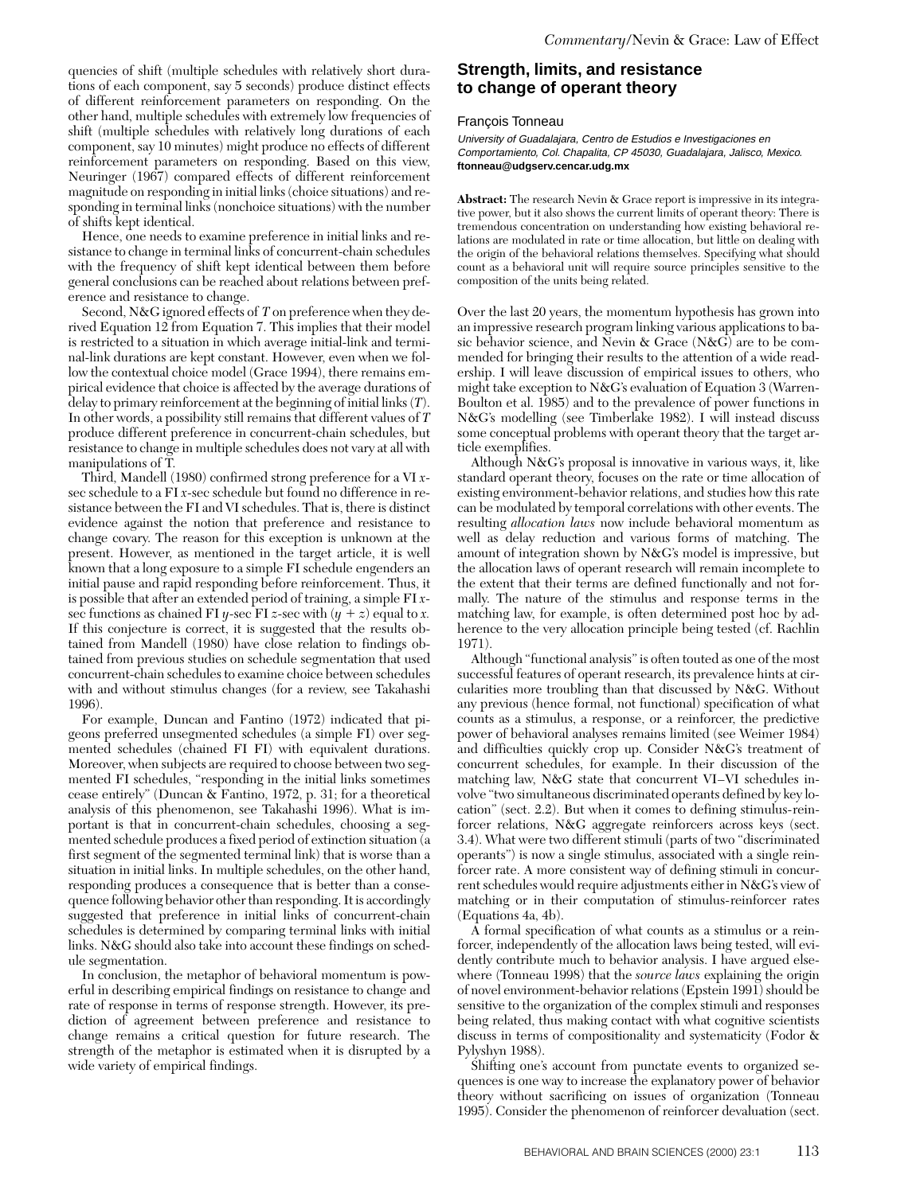quencies of shift (multiple schedules with relatively short durations of each component, say 5 seconds) produce distinct effects of different reinforcement parameters on responding. On the other hand, multiple schedules with extremely low frequencies of shift (multiple schedules with relatively long durations of each component, say 10 minutes) might produce no effects of different reinforcement parameters on responding. Based on this view, Neuringer (1967) compared effects of different reinforcement magnitude on responding in initial links (choice situations) and responding in terminal links (nonchoice situations) with the number of shifts kept identical.

Hence, one needs to examine preference in initial links and resistance to change in terminal links of concurrent-chain schedules with the frequency of shift kept identical between them before general conclusions can be reached about relations between preference and resistance to change.

Second, N&G ignored effects of $T$ on preference when they derived Equation 12 from Equation 7. This implies that their model is restricted to a situation in which average initial-link and terminal-link durations are kept constant. However, even when we follow the contextual choice model (Grace 1994), there remains empirical evidence that choice is affected by the average durations of delay to primary reinforcement at the beginning of initial links ($T$). In other words, a possibility still remains that different values of $T$ produce different preference in concurrent-chain schedules, but resistance to change in multiple schedules does not vary at all with manipulations of T.

Third, Mandell (1980) confirmed strong preference for a VI $x$-sec schedule to a FI $x$-sec schedule but found no difference in resistance between the FI and VI schedules. That is, there is distinct evidence against the notion that preference and resistance to change covary. The reason for this exception is unknown at the present. However, as mentioned in the target article, it is well known that a long exposure to a simple FI schedule engenders an initial pause and rapid responding before reinforcement. Thus, it is possible that after an extended period of training, a simple FI $x$-sec functions as chained FI $y$-sec FI $z$-sec with $(y + z)$ equal to $x$. If this conjecture is correct, it is suggested that the results obtained from Mandell (1980) have close relation to findings obtained from previous studies on schedule segmentation that used concurrent-chain schedules to examine choice between schedules with and without stimulus changes (for a review, see Takahashi 1996).

For example, Duncan and Fantino (1972) indicated that pigeons preferred unsegmented schedules (a simple FI) over segmented schedules (chained FI FI) with equivalent durations. Moreover, when subjects are required to choose between two segmented FI schedules, "responding in the initial links sometimes cease entirely" (Duncan & Fantino, 1972, p. 31; for a theoretical analysis of this phenomenon, see Takahashi 1996). What is important is that in concurrent-chain schedules, choosing a segmented schedule produces a fixed period of extinction situation (a first segment of the segmented terminal link) that is worse than a situation in initial links. In multiple schedules, on the other hand, responding produces a consequence that is better than a consequence following behavior other than responding. It is accordingly suggested that preference in initial links of concurrent-chain schedules is determined by comparing terminal links with initial links. N&G should also take into account these findings on schedule segmentation.

In conclusion, the metaphor of behavioral momentum is powerful in describing empirical findings on resistance to change and rate of response in terms of response strength. However, its prediction of agreement between preference and resistance to change remains a critical question for future research. The strength of the metaphor is estimated when it is disrupted by a wide variety of empirical findings.

## Strength, limits, and resistance to change of operant theory

François Tonneau

*University of Guadalajara, Centro de Estudios e Investigaciones en Comportamiento, Col. Chapalita, CP 45030, Guadalajara, Jalisco, Mexico.*
**ftonneau@udgserv.cencar.udg.mx**

**Abstract:** The research Nevin & Grace report is impressive in its integrative power, but it also shows the current limits of operant theory: There is tremendous concentration on understanding how existing behavioral relations are modulated in rate or time allocation, but little on dealing with the origin of the behavioral relations themselves. Specifying what should count as a behavioral unit will require source principles sensitive to the composition of the units being related.

Over the last 20 years, the momentum hypothesis has grown into an impressive research program linking various applications to basic behavior science, and Nevin & Grace (N&G) are to be commended for bringing their results to the attention of a wide readership. I will leave discussion of empirical issues to others, who might take exception to N&G's evaluation of Equation 3 (Warren-Boulton et al. 1985) and to the prevalence of power functions in N&G's modelling (see Timberlake 1982). I will instead discuss some conceptual problems with operant theory that the target article exemplifies.

Although N&G's proposal is innovative in various ways, it, like standard operant theory, focuses on the rate or time allocation of existing environment-behavior relations, and studies how this rate can be modulated by temporal correlations with other events. The resulting *allocation laws* now include behavioral momentum as well as delay reduction and various forms of matching. The amount of integration shown by N&G's model is impressive, but the allocation laws of operant research will remain incomplete to the extent that their terms are defined functionally and not formally. The nature of the stimulus and response terms in the matching law, for example, is often determined post hoc by adherence to the very allocation principle being tested (cf. Rachlin 1971).

Although "functional analysis" is often touted as one of the most successful features of operant research, its prevalence hints at circularities more troubling than that discussed by N&G. Without any previous (hence formal, not functional) specification of what counts as a stimulus, a response, or a reinforcer, the predictive power of behavioral analyses remains limited (see Weimer 1984) and difficulties quickly crop up. Consider N&G's treatment of concurrent schedules, for example. In their discussion of the matching law, N&G state that concurrent VI–VI schedules involve "two simultaneous discriminated operants defined by key location" (sect. 2.2). But when it comes to defining stimulus-reinforcer relations, N&G aggregate reinforcers across keys (sect. 3.4). What were two different stimuli (parts of two "discriminated operants") is now a single stimulus, associated with a single reinforcer rate. A more consistent way of defining stimuli in concurrent schedules would require adjustments either in N&G's view of matching or in their computation of stimulus-reinforcer rates (Equations 4a, 4b).

A formal specification of what counts as a stimulus or a reinforcer, independently of the allocation laws being tested, will evidently contribute much to behavior analysis. I have argued elsewhere (Tonneau 1998) that the *source laws* explaining the origin of novel environment-behavior relations (Epstein 1991) should be sensitive to the organization of the complex stimuli and responses being related, thus making contact with what cognitive scientists discuss in terms of compositionality and systematicity (Fodor & Pylyshyn 1988).

Shifting one's account from punctate events to organized sequences is one way to increase the explanatory power of behavior theory without sacrificing on issues of organization (Tonneau 1995). Consider the phenomenon of reinforcer devaluation (sect.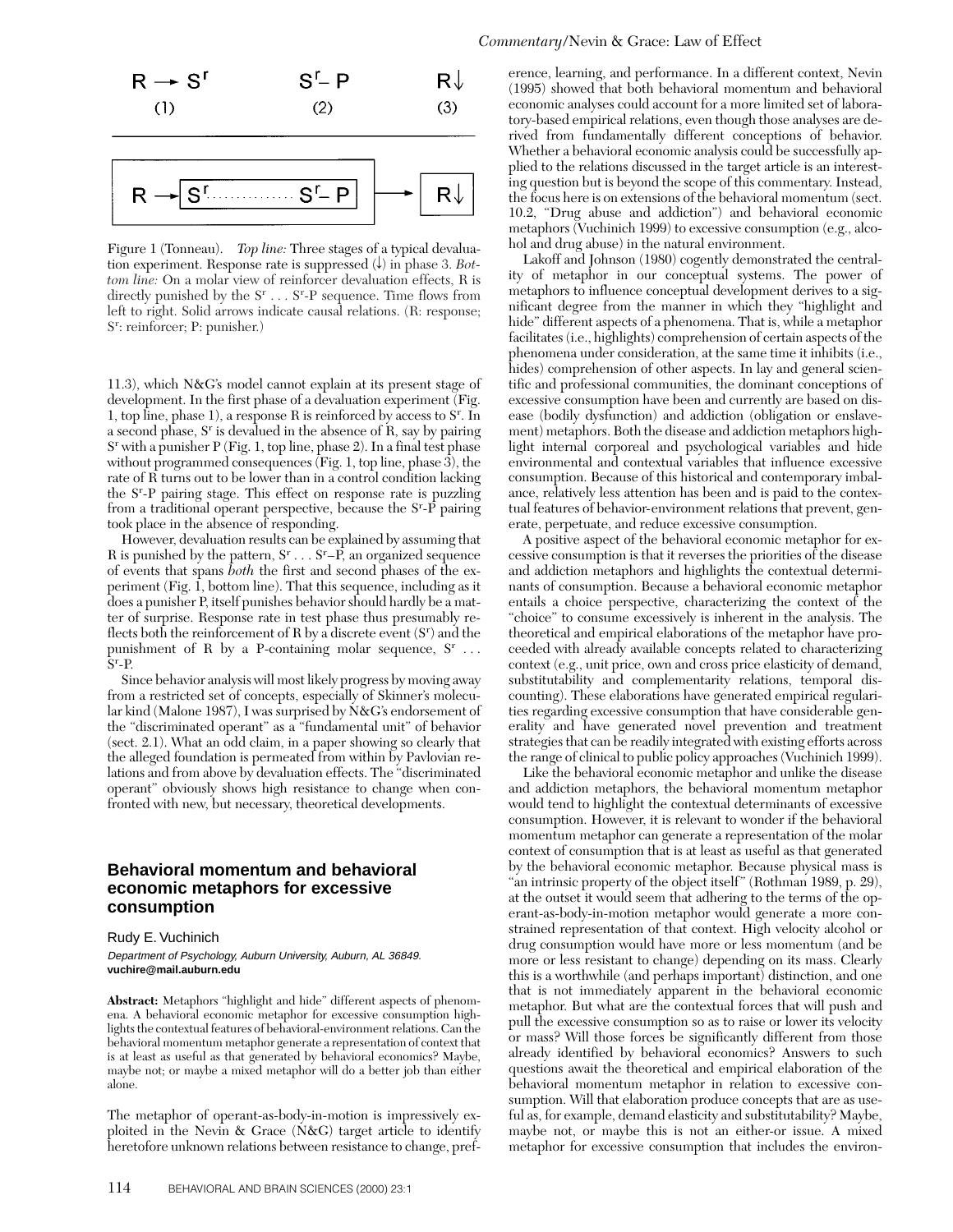$R \rightarrow S^r$ (1)

$S^r – P$ (2)

$R\downarrow$ (3)

$R \rightarrow$ $S^r$ ............ $S^r – P$ $\rightarrow$ $R\downarrow$

Figure 1 (Tonneau). *Top line:* Three stages of a typical devaluation experiment. Response rate is suppressed (↓) in phase 3. *Bottom line:* On a molar view of reinforcer devaluation effects, R is directly punished by the $S^r$ . . . $S^r$-P sequence. Time flows from left to right. Solid arrows indicate causal relations. (R: response; $S^r$: reinforcer; P: punisher.)

11.3), which N&G's model cannot explain at its present stage of development. In the first phase of a devaluation experiment (Fig. 1, top line, phase 1), a response R is reinforced by access to $S^r$. In a second phase, $S^r$ is devalued in the absence of R, say by pairing $S^r$ with a punisher P (Fig. 1, top line, phase 2). In a final test phase without programmed consequences (Fig. 1, top line, phase 3), the rate of R turns out to be lower than in a control condition lacking the $S^r$-P pairing stage. This effect on response rate is puzzling from a traditional operant perspective, because the $S^r$-P pairing took place in the absence of responding.

However, devaluation results can be explained by assuming that R is punished by the pattern, $S^r$ . . . $S^r$–P, an organized sequence of events that spans *both* the first and second phases of the experiment (Fig. 1, bottom line). That this sequence, including as it does a punisher P, itself punishes behavior should hardly be a matter of surprise. Response rate in test phase thus presumably reflects both the reinforcement of R by a discrete event ($S^r$) and the punishment of R by a P-containing molar sequence, $S^r$ . . . $S^r$-P.

Since behavior analysis will most likely progress by moving away from a restricted set of concepts, especially of Skinner's molecular kind (Malone 1987), I was surprised by N&G's endorsement of the "discriminated operant" as a "fundamental unit" of behavior (sect. 2.1). What an odd claim, in a paper showing so clearly that the alleged foundation is permeated from within by Pavlovian relations and from above by devaluation effects. The "discriminated operant" obviously shows high resistance to change when confronted with new, but necessary, theoretical developments.

## Behavioral momentum and behavioral economic metaphors for excessive consumption

Rudy E. Vuchinich

*Department of Psychology, Auburn University, Auburn, AL 36849.*
**vuchire@mail.auburn.edu**

**Abstract:** Metaphors "highlight and hide" different aspects of phenomena. A behavioral economic metaphor for excessive consumption highlights the contextual features of behavioral-environment relations. Can the behavioral momentum metaphor generate a representation of context that is at least as useful as that generated by behavioral economics? Maybe, maybe not; or maybe a mixed metaphor will do a better job than either alone.

The metaphor of operant-as-body-in-motion is impressively exploited in the Nevin & Grace (N&G) target article to identify heretofore unknown relations between resistance to change, preference, learning, and performance. In a different context, Nevin (1995) showed that both behavioral momentum and behavioral economic analyses could account for a more limited set of laboratory-based empirical relations, even though those analyses are derived from fundamentally different conceptions of behavior. Whether a behavioral economic analysis could be successfully applied to the relations discussed in the target article is an interesting question but is beyond the scope of this commentary. Instead, the focus here is on extensions of the behavioral momentum (sect. 10.2, "Drug abuse and addiction") and behavioral economic metaphors (Vuchinich 1999) to excessive consumption (e.g., alcohol and drug abuse) in the natural environment.

Lakoff and Johnson (1980) cogently demonstrated the centrality of metaphor in our conceptual systems. The power of metaphors to influence conceptual development derives to a significant degree from the manner in which they "highlight and hide" different aspects of a phenomena. That is, while a metaphor facilitates (i.e., highlights) comprehension of certain aspects of the phenomena under consideration, at the same time it inhibits (i.e., hides) comprehension of other aspects. In lay and general scientific and professional communities, the dominant conceptions of excessive consumption have been and currently are based on disease (bodily dysfunction) and addiction (obligation or enslavement) metaphors. Both the disease and addiction metaphors highlight internal corporeal and psychological variables and hide environmental and contextual variables that influence excessive consumption. Because of this historical and contemporary imbalance, relatively less attention has been and is paid to the contextual features of behavior-environment relations that prevent, generate, perpetuate, and reduce excessive consumption.

A positive aspect of the behavioral economic metaphor for excessive consumption is that it reverses the priorities of the disease and addiction metaphors and highlights the contextual determinants of consumption. Because a behavioral economic metaphor entails a choice perspective, characterizing the context of the "choice" to consume excessively is inherent in the analysis. The theoretical and empirical elaborations of the metaphor have proceeded with already available concepts related to characterizing context (e.g., unit price, own and cross price elasticity of demand, substitutability and complementarity relations, temporal discounting). These elaborations have generated empirical regularities regarding excessive consumption that have considerable generality and have generated novel prevention and treatment strategies that can be readily integrated with existing efforts across the range of clinical to public policy approaches (Vuchinich 1999).

Like the behavioral economic metaphor and unlike the disease and addiction metaphors, the behavioral momentum metaphor would tend to highlight the contextual determinants of excessive consumption. However, it is relevant to wonder if the behavioral momentum metaphor can generate a representation of the molar context of consumption that is at least as useful as that generated by the behavioral economic metaphor. Because physical mass is "an intrinsic property of the object itself" (Rothman 1989, p. 29), at the outset it would seem that adhering to the terms of the operant-as-body-in-motion metaphor would generate a more constrained representation of that context. High velocity alcohol or drug consumption would have more or less momentum (and be more or less resistant to change) depending on its mass. Clearly this is a worthwhile (and perhaps important) distinction, and one that is not immediately apparent in the behavioral economic metaphor. But what are the contextual forces that will push and pull the excessive consumption so as to raise or lower its velocity or mass? Will those forces be significantly different from those already identified by behavioral economics? Answers to such questions await the theoretical and empirical elaboration of the behavioral momentum metaphor in relation to excessive consumption. Will that elaboration produce concepts that are as useful as, for example, demand elasticity and substitutability? Maybe, maybe not, or maybe this is not an either-or issue. A mixed metaphor for excessive consumption that includes the environ-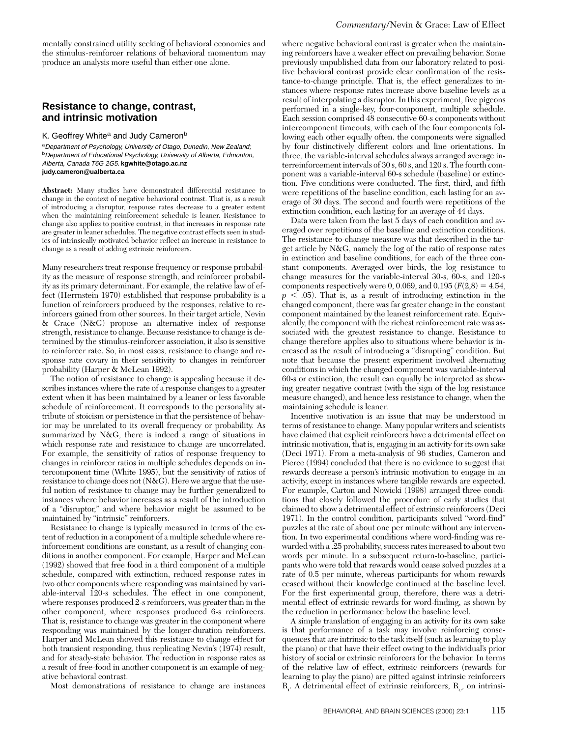mentally constrained utility seeking of behavioral economics and the stimulus-reinforcer relations of behavioral momentum may produce an analysis more useful than either one alone.

## Resistance to change, contrast, and intrinsic motivation

K. Geoffrey White[a] and Judy Cameron[b]

[a]*Department of Psychology, University of Otago, Dunedin, New Zealand;* [b]*Department of Educational Psychology, University of Alberta, Edmonton, Alberta, Canada T6G 2G5.* **kgwhite@otago.ac.nz judy.cameron@ualberta.ca**

**Abstract:** Many studies have demonstrated differential resistance to change in the context of negative behavioral contrast. That is, as a result of introducing a disruptor, response rates decrease to a greater extent when the maintaining reinforcement schedule is leaner. Resistance to change also applies to positive contrast, in that increases in response rate are greater in leaner schedules. The negative contrast effects seen in studies of intrinsically motivated behavior reflect an increase in resistance to change as a result of adding extrinsic reinforcers.

Many researchers treat response frequency or response probability as the measure of response strength, and reinforcer probability as its primary determinant. For example, the relative law of effect (Herrnstein 1970) established that response probability is a function of reinforcers produced by the responses, relative to reinforcers gained from other sources. In their target article, Nevin & Grace (N&G) propose an alternative index of response strength, resistance to change. Because resistance to change is determined by the stimulus-reinforcer association, it also is sensitive to reinforcer rate. So, in most cases, resistance to change and response rate covary in their sensitivity to changes in reinforcer probability (Harper & McLean 1992).

The notion of resistance to change is appealing because it describes instances where the rate of a response changes to a greater extent when it has been maintained by a leaner or less favorable schedule of reinforcement. It corresponds to the personality attribute of stoicism or persistence in that the persistence of behavior may be unrelated to its overall frequency or probability. As summarized by N&G, there is indeed a range of situations in which response rate and resistance to change are uncorrelated. For example, the sensitivity of ratios of response frequency to changes in reinforcer ratios in multiple schedules depends on intercomponent time (White 1995), but the sensitivity of ratios of resistance to change does not (N&G). Here we argue that the useful notion of resistance to change may be further generalized to instances where behavior increases as a result of the introduction of a "disruptor," and where behavior might be assumed to be maintained by "intrinsic" reinforcers.

Resistance to change is typically measured in terms of the extent of reduction in a component of a multiple schedule where reinforcement conditions are constant, as a result of changing conditions in another component. For example, Harper and McLean (1992) showed that free food in a third component of a multiple schedule, compared with extinction, reduced response rates in two other components where responding was maintained by variable-interval 120-s schedules. The effect in one component, where responses produced 2-s reinforcers, was greater than in the other component, where responses produced 6-s reinforcers. That is, resistance to change was greater in the component where responding was maintained by the longer-duration reinforcers. Harper and McLean showed this resistance to change effect for both transient responding, thus replicating Nevin's (1974) result, and for steady-state behavior. The reduction in response rates as a result of free-food in another component is an example of negative behavioral contrast.

Most demonstrations of resistance to change are instances where negative behavioral contrast is greater when the maintaining reinforcers have a weaker effect on prevailing behavior. Some previously unpublished data from our laboratory related to positive behavioral contrast provide clear confirmation of the resistance-to-change principle. That is, the effect generalizes to instances where response rates increase above baseline levels as a result of interpolating a disruptor. In this experiment, five pigeons performed in a single-key, four-component, multiple schedule. Each session comprised 48 consecutive 60-s components without intercomponent timeouts, with each of the four components following each other equally often. the components were signalled by four distinctively different colors and line orientations. In three, the variable-interval schedules always arranged average interreinforcement intervals of 30 s, 60 s, and 120 s. The fourth component was a variable-interval 60-s schedule (baseline) or extinction. Five conditions were conducted. The first, third, and fifth were repetitions of the baseline condition, each lasting for an average of 30 days. The second and fourth were repetitions of the extinction condition, each lasting for an average of 44 days.

Data were taken from the last 5 days of each condition and averaged over repetitions of the baseline and extinction conditions. The resistance-to-change measure was that described in the target article by N&G, namely the log of the ratio of response rates in extinction and baseline conditions, for each of the three constant components. Averaged over birds, the log resistance to change measures for the variable-interval 30-s, 60-s, and 120-s components respectively were 0, 0.069, and 0.195 ($F(2,8) = 4.54$, $p < .05$). That is, as a result of introducing extinction in the changed component, there was far greater change in the constant component maintained by the leanest reinforcement rate. Equivalently, the component with the richest reinforcement rate was associated with the greatest resistance to change. Resistance to change therefore applies also to situations where behavior is increased as the result of introducing a "disrupting" condition. But note that because the present experiment involved alternating conditions in which the changed component was variable-interval 60-s or extinction, the result can equally be interpreted as showing greater negative contrast (with the sign of the log resistance measure changed), and hence less resistance to change, when the maintaining schedule is leaner.

Incentive motivation is an issue that may be understood in terms of resistance to change. Many popular writers and scientists have claimed that explicit reinforcers have a detrimental effect on intrinsic motivation, that is, engaging in an activity for its own sake (Deci 1971). From a meta-analysis of 96 studies, Cameron and Pierce (1994) concluded that there is no evidence to suggest that rewards decrease a person's intrinsic motivation to engage in an activity, except in instances where tangible rewards are expected. For example, Carton and Nowicki (1998) arranged three conditions that closely followed the procedure of early studies that claimed to show a detrimental effect of extrinsic reinforcers (Deci 1971). In the control condition, participants solved "word-find" puzzles at the rate of about one per minute without any intervention. In two experimental conditions where word-finding was rewarded with a .25 probability, success rates increased to about two words per minute. In a subsequent return-to-baseline, participants who were told that rewards would cease solved puzzles at a rate of 0.5 per minute, whereas participants for whom rewards ceased without their knowledge continued at the baseline level. For the first experimental group, therefore, there was a detrimental effect of extrinsic rewards for word-finding, as shown by the reduction in performance below the baseline level.

A simple translation of engaging in an activity for its own sake is that performance of a task may involve reinforcing consequences that are intrinsic to the task itself (such as learning to play the piano) or that have their effect owing to the individual's prior history of social or extrinsic reinforcers for the behavior. In terms of the relative law of effect, extrinsic reinforcers (rewards for learning to play the piano) are pitted against intrinsic reinforcers $R_i$. A detrimental effect of extrinsic reinforcers, $R_e$, on intrinsi-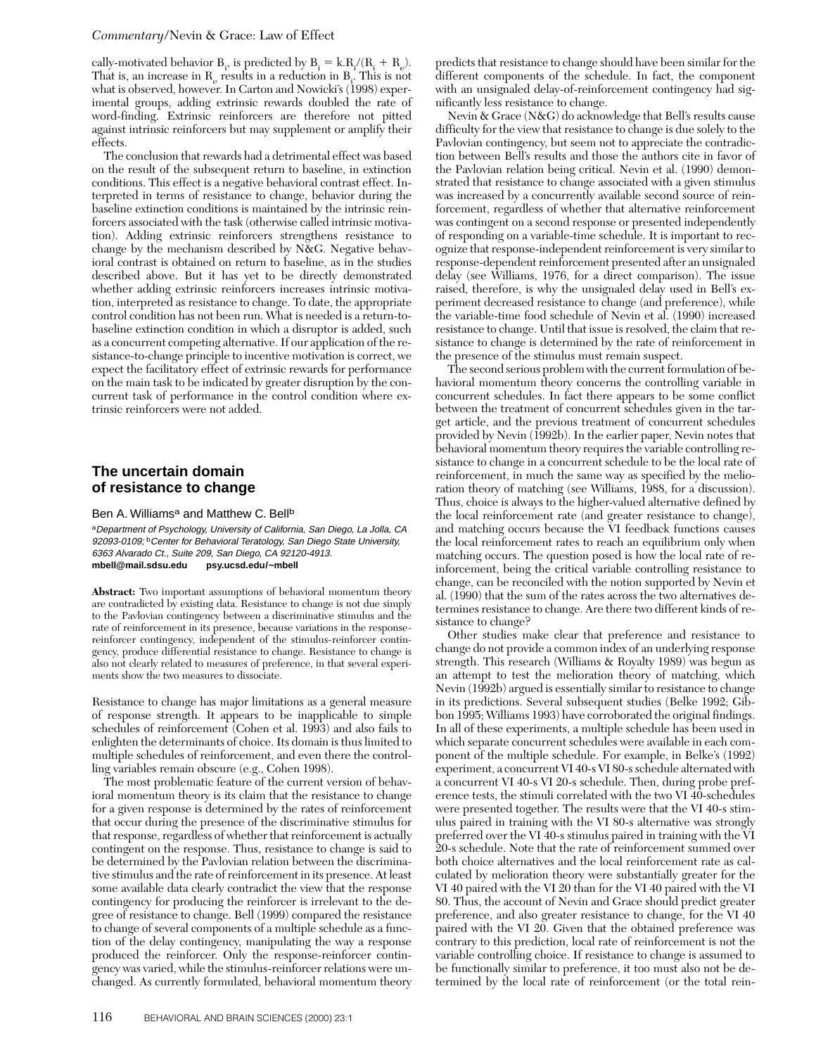cally-motivated behavior $B_i$, is predicted by $B_i = k.R_i/(R_i + R_e)$. That is, an increase in $R_e$ results in a reduction in $B_i$. This is not what is observed, however. In Carton and Nowicki's (1998) experimental groups, adding extrinsic rewards doubled the rate of word-finding. Extrinsic reinforcers are therefore not pitted against intrinsic reinforcers but may supplement or amplify their effects.

The conclusion that rewards had a detrimental effect was based on the result of the subsequent return to baseline, in extinction conditions. This effect is a negative behavioral contrast effect. Interpreted in terms of resistance to change, behavior during the baseline extinction conditions is maintained by the intrinsic reinforcers associated with the task (otherwise called intrinsic motivation). Adding extrinsic reinforcers strengthens resistance to change by the mechanism described by N&G. Negative behavioral contrast is obtained on return to baseline, as in the studies described above. But it has yet to be directly demonstrated whether adding extrinsic reinforcers increases intrinsic motivation, interpreted as resistance to change. To date, the appropriate control condition has not been run. What is needed is a return-to-baseline extinction condition in which a disruptor is added, such as a concurrent competing alternative. If our application of the resistance-to-change principle to incentive motivation is correct, we expect the facilitatory effect of extrinsic rewards for performance on the main task to be indicated by greater disruption by the concurrent task of performance in the control condition where extrinsic reinforcers were not added.

## The uncertain domain of resistance to change

Ben A. Williams[a] and Matthew C. Bell[b]

[a]*Department of Psychology, University of California, San Diego, La Jolla, CA 92093-0109;* [b]*Center for Behavioral Teratology, San Diego State University, 6363 Alvarado Ct., Suite 209, San Diego, CA 92120-4913.*
**mbell@mail.sdsu.edu psy.ucsd.edu/~mbell**

**Abstract:** Two important assumptions of behavioral momentum theory are contradicted by existing data. Resistance to change is not due simply to the Pavlovian contingency between a discriminative stimulus and the rate of reinforcement in its presence, because variations in the response-reinforcer contingency, independent of the stimulus-reinforcer contingency, produce differential resistance to change. Resistance to change is also not clearly related to measures of preference, in that several experiments show the two measures to dissociate.

Resistance to change has major limitations as a general measure of response strength. It appears to be inapplicable to simple schedules of reinforcement (Cohen et al. 1993) and also fails to enlighten the determinants of choice. Its domain is thus limited to multiple schedules of reinforcement, and even there the controlling variables remain obscure (e.g., Cohen 1998).

The most problematic feature of the current version of behavioral momentum theory is its claim that the resistance to change for a given response is determined by the rates of reinforcement that occur during the presence of the discriminative stimulus for that response, regardless of whether that reinforcement is actually contingent on the response. Thus, resistance to change is said to be determined by the Pavlovian relation between the discriminative stimulus and the rate of reinforcement in its presence. At least some available data clearly contradict the view that the response contingency for producing the reinforcer is irrelevant to the degree of resistance to change. Bell (1999) compared the resistance to change of several components of a multiple schedule as a function of the delay contingency, manipulating the way a response produced the reinforcer. Only the response-reinforcer contingency was varied, while the stimulus-reinforcer relations were unchanged. As currently formulated, behavioral momentum theory predicts that resistance to change should have been similar for the different components of the schedule. In fact, the component with an unsignaled delay-of-reinforcement contingency had significantly less resistance to change.

Nevin & Grace (N&G) do acknowledge that Bell's results cause difficulty for the view that resistance to change is due solely to the Pavlovian contingency, but seem not to appreciate the contradiction between Bell's results and those the authors cite in favor of the Pavlovian relation being critical. Nevin et al. (1990) demonstrated that resistance to change associated with a given stimulus was increased by a concurrently available second source of reinforcement, regardless of whether that alternative reinforcement was contingent on a second response or presented independently of responding on a variable-time schedule. It is important to recognize that response-independent reinforcement is very similar to response-dependent reinforcement presented after an unsignaled delay (see Williams, 1976, for a direct comparison). The issue raised, therefore, is why the unsignaled delay used in Bell's experiment decreased resistance to change, while the variable-time food schedule of Nevin et al. (1990) increased resistance to change. Until that issue is resolved, the claim that resistance to change is determined by the rate of reinforcement in the presence of the stimulus must remain suspect.

The second serious problem with the current formulation of behavioral momentum theory concerns the controlling variable in concurrent schedules. In fact there appears to be some conflict between the treatment of concurrent schedules given in the target article, and the previous treatment of concurrent schedules provided by Nevin (1992b). In the earlier paper, Nevin notes that behavioral momentum theory requires the variable controlling resistance to change in a concurrent schedule to be the local rate of reinforcement, in much the same way as specified by the melioration theory of matching (see Williams, 1988, for a discussion). Thus, choice is always to the higher-valued alternative defined by the local reinforcement rate (and greater resistance to change), and matching occurs because the VI feedback functions causes the local reinforcement rates to reach an equilibrium only when matching occurs. The question posed is how the local rate of reinforcement, being the critical variable controlling resistance to change, can be reconciled with the notion supported by Nevin et al. (1990) that the sum of the rates across the two alternatives determines resistance to change. Are there two different kinds of resistance to change?

Other studies make clear that preference and resistance to change do not provide a common index of an underlying response strength. This research (Williams & Royalty 1989) was begun as an attempt to test the melioration theory of matching, which Nevin (1992b) argued is essentially similar to resistance to change in its predictions. Several subsequent studies (Belke 1992; Gibbon 1995; Williams 1993) have corroborated the original findings. In all of these experiments, a multiple schedule has been used in which separate concurrent schedules were available in each component of the multiple schedule. For example, in Belke's (1992) experiment, a concurrent VI 40-s VI 80-s schedule alternated with a concurrent VI 40-s VI 20-s schedule. Then, during probe preference tests, the stimuli correlated with the two VI 40-schedules were presented together. The results were that the VI 40-s stimulus paired in training with the VI 80-s alternative was strongly preferred over the VI 40-s stimulus paired in training with the VI 20-s schedule. Note that the rate of reinforcement summed over both choice alternatives and the local reinforcement rate as calculated by melioration theory were substantially greater for the VI 40 paired with the VI 20 than for the VI 40 paired with the VI 80. Thus, the account of Nevin and Grace should predict greater preference, and also greater resistance to change, for the VI 40 paired with the VI 20. Given that the obtained preference was contrary to this prediction, local rate of reinforcement is not the variable controlling choice. If resistance to change is assumed to be functionally similar to preference, it too must also not be determined by the local rate of reinforcement (or the total rein-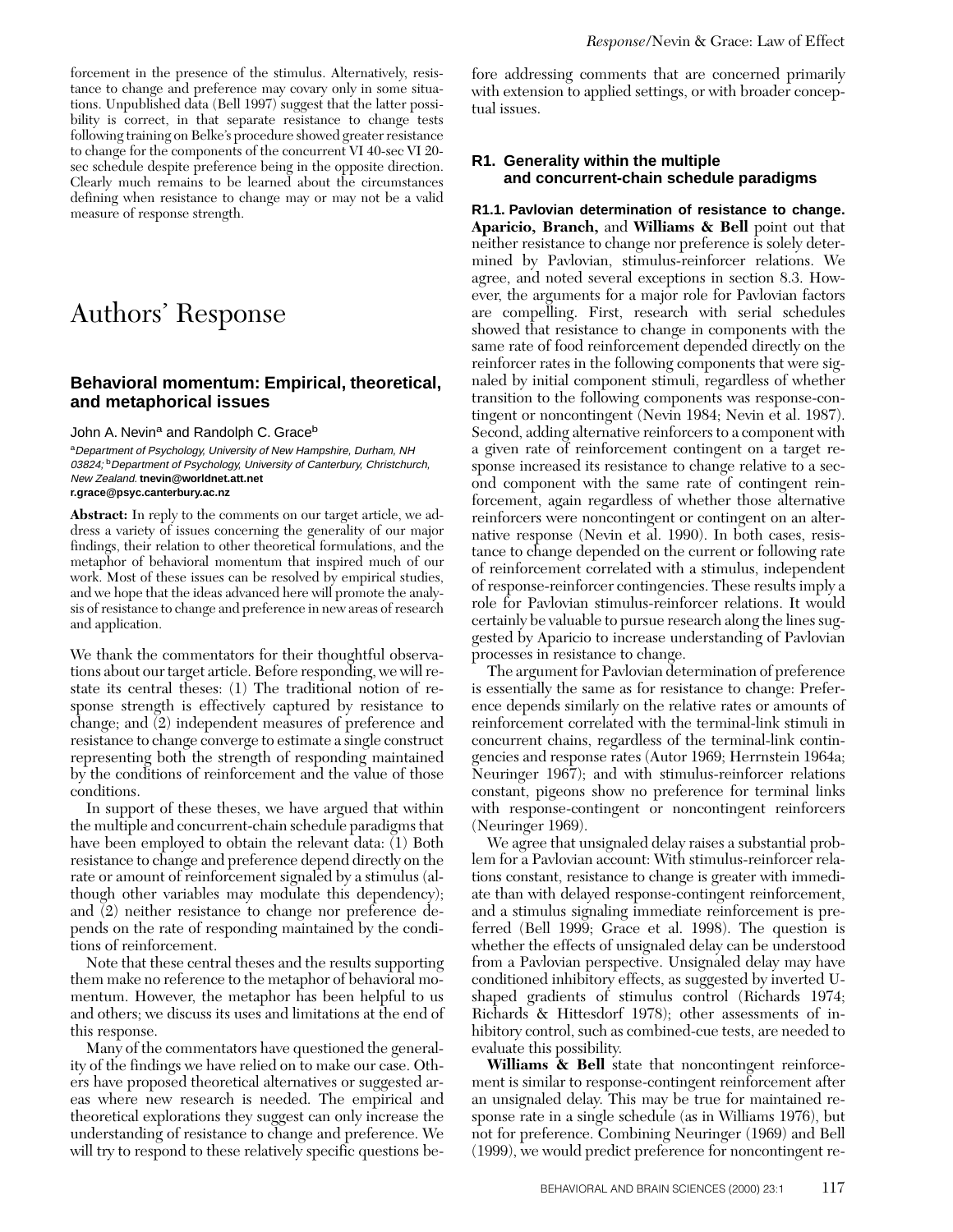forcement in the presence of the stimulus. Alternatively, resistance to change and preference may covary only in some situations. Unpublished data (Bell 1997) suggest that the latter possibility is correct, in that separate resistance to change tests following training on Belke's procedure showed greater resistance to change for the components of the concurrent VI 40-sec VI 20-sec schedule despite preference being in the opposite direction. Clearly much remains to be learned about the circumstances defining when resistance to change may or may not be a valid measure of response strength.

# Authors' Response

## Behavioral momentum: Empirical, theoretical, and metaphorical issues

John A. Nevin[a] and Randolph C. Grace[b]

[a]*Department of Psychology, University of New Hampshire, Durham, NH 03824;* [b]*Department of Psychology, University of Canterbury, Christchurch, New Zealand.* **tnevin@worldnet.att.net r.grace@psyc.canterbury.ac.nz**

**Abstract:** In reply to the comments on our target article, we address a variety of issues concerning the generality of our major findings, their relation to other theoretical formulations, and the metaphor of behavioral momentum that inspired much of our work. Most of these issues can be resolved by empirical studies, and we hope that the ideas advanced here will promote the analysis of resistance to change and preference in new areas of research and application.

We thank the commentators for their thoughtful observations about our target article. Before responding, we will restate its central theses: (1) The traditional notion of response strength is effectively captured by resistance to change; and (2) independent measures of preference and resistance to change converge to estimate a single construct representing both the strength of responding maintained by the conditions of reinforcement and the value of those conditions.

In support of these theses, we have argued that within the multiple and concurrent-chain schedule paradigms that have been employed to obtain the relevant data: (1) Both resistance to change and preference depend directly on the rate or amount of reinforcement signaled by a stimulus (although other variables may modulate this dependency); and (2) neither resistance to change nor preference depends on the rate of responding maintained by the conditions of reinforcement.

Note that these central theses and the results supporting them make no reference to the metaphor of behavioral momentum. However, the metaphor has been helpful to us and others; we discuss its uses and limitations at the end of this response.

Many of the commentators have questioned the generality of the findings we have relied on to make our case. Others have proposed theoretical alternatives or suggested areas where new research is needed. The empirical and theoretical explorations they suggest can only increase the understanding of resistance to change and preference. We will try to respond to these relatively specific questions before addressing comments that are concerned primarily with extension to applied settings, or with broader conceptual issues.

### R1. Generality within the multiple and concurrent-chain schedule paradigms

**R1.1. Pavlovian determination of resistance to change.** **Aparicio, Branch,** and **Williams & Bell** point out that neither resistance to change nor preference is solely determined by Pavlovian, stimulus-reinforcer relations. We agree, and noted several exceptions in section 8.3. However, the arguments for a major role for Pavlovian factors are compelling. First, research with serial schedules showed that resistance to change in components with the same rate of food reinforcement depended directly on the reinforcer rates in the following components that were signaled by initial component stimuli, regardless of whether transition to the following components was response-contingent or noncontingent (Nevin 1984; Nevin et al. 1987). Second, adding alternative reinforcers to a component with a given rate of reinforcement contingent on a target response increased its resistance to change relative to a second component with the same rate of contingent reinforcement, again regardless of whether those alternative reinforcers were noncontingent or contingent on an alternative response (Nevin et al. 1990). In both cases, resistance to change depended on the current or following rate of reinforcement correlated with a stimulus, independent of response-reinforcer contingencies. These results imply a role for Pavlovian stimulus-reinforcer relations. It would certainly be valuable to pursue research along the lines suggested by Aparicio to increase understanding of Pavlovian processes in resistance to change.

The argument for Pavlovian determination of preference is essentially the same as for resistance to change: Preference depends similarly on the relative rates or amounts of reinforcement correlated with the terminal-link stimuli in concurrent chains, regardless of the terminal-link contingencies and response rates (Autor 1969; Herrnstein 1964a; Neuringer 1967); and with stimulus-reinforcer relations constant, pigeons show no preference for terminal links with response-contingent or noncontingent reinforcers (Neuringer 1969).

We agree that unsignaled delay raises a substantial problem for a Pavlovian account: With stimulus-reinforcer relations constant, resistance to change is greater with immediate than with delayed response-contingent reinforcement, and a stimulus signaling immediate reinforcement is preferred (Bell 1999; Grace et al. 1998). The question is whether the effects of unsignaled delay can be understood from a Pavlovian perspective. Unsignaled delay may have conditioned inhibitory effects, as suggested by inverted U-shaped gradients of stimulus control (Richards 1974; Richards & Hittesdorf 1978); other assessments of inhibitory control, such as combined-cue tests, are needed to evaluate this possibility.

**Williams & Bell** state that noncontingent reinforcement is similar to response-contingent reinforcement after an unsignaled delay. This may be true for maintained response rate in a single schedule (as in Williams 1976), but not for preference. Combining Neuringer (1969) and Bell (1999), we would predict preference for noncontingent re-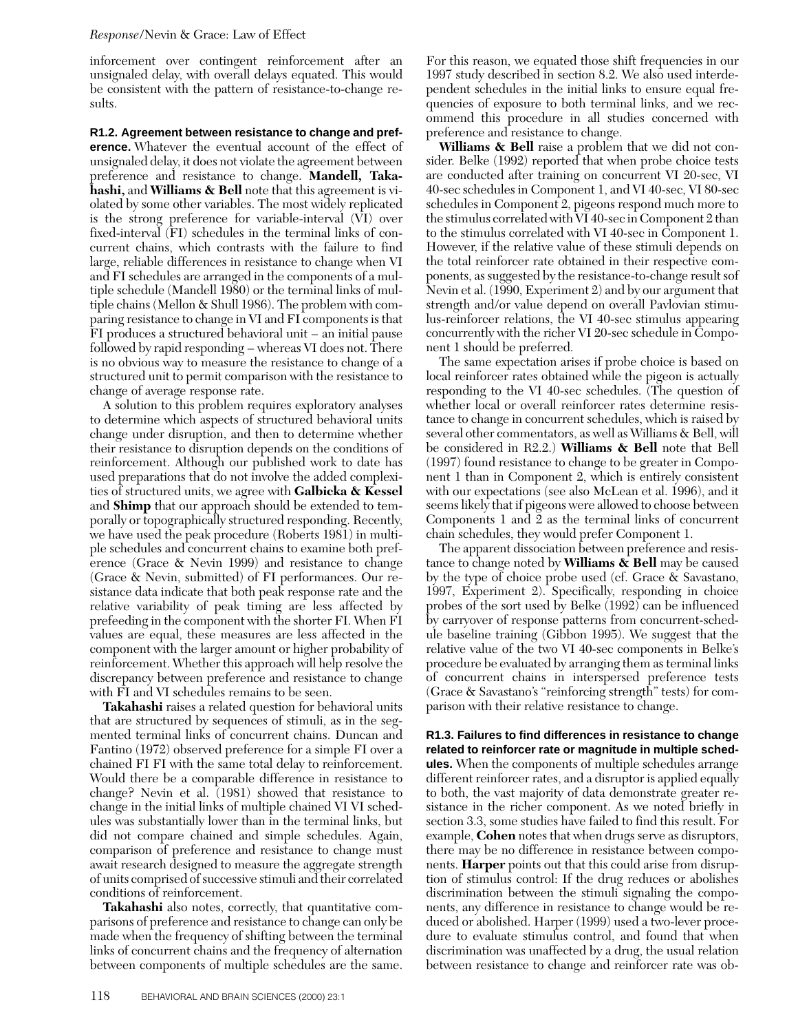inforcement over contingent reinforcement after an unsignaled delay, with overall delays equated. This would be consistent with the pattern of resistance-to-change results.

**R1.2. Agreement between resistance to change and preference.** Whatever the eventual account of the effect of unsignaled delay, it does not violate the agreement between preference and resistance to change. **Mandell, Takahashi,** and **Williams & Bell** note that this agreement is violated by some other variables. The most widely replicated is the strong preference for variable-interval (VI) over fixed-interval (FI) schedules in the terminal links of concurrent chains, which contrasts with the failure to find large, reliable differences in resistance to change when VI and FI schedules are arranged in the components of a multiple schedule (Mandell 1980) or the terminal links of multiple chains (Mellon & Shull 1986). The problem with comparing resistance to change in VI and FI components is that FI produces a structured behavioral unit – an initial pause followed by rapid responding – whereas VI does not. There is no obvious way to measure the resistance to change of a structured unit to permit comparison with the resistance to change of average response rate.

A solution to this problem requires exploratory analyses to determine which aspects of structured behavioral units change under disruption, and then to determine whether their resistance to disruption depends on the conditions of reinforcement. Although our published work to date has used preparations that do not involve the added complexities of structured units, we agree with **Galbicka & Kessel** and **Shimp** that our approach should be extended to temporally or topographically structured responding. Recently, we have used the peak procedure (Roberts 1981) in multiple schedules and concurrent chains to examine both preference (Grace & Nevin 1999) and resistance to change (Grace & Nevin, submitted) of FI performances. Our resistance data indicate that both peak response rate and the relative variability of peak timing are less affected by prefeeding in the component with the shorter FI. When FI values are equal, these measures are less affected in the component with the larger amount or higher probability of reinforcement. Whether this approach will help resolve the discrepancy between preference and resistance to change with FI and VI schedules remains to be seen.

**Takahashi** raises a related question for behavioral units that are structured by sequences of stimuli, as in the segmented terminal links of concurrent chains. Duncan and Fantino (1972) observed preference for a simple FI over a chained FI FI with the same total delay to reinforcement. Would there be a comparable difference in resistance to change? Nevin et al. (1981) showed that resistance to change in the initial links of multiple chained VI VI schedules was substantially lower than in the terminal links, but did not compare chained and simple schedules. Again, comparison of preference and resistance to change must await research designed to measure the aggregate strength of units comprised of successive stimuli and their correlated conditions of reinforcement.

**Takahashi** also notes, correctly, that quantitative comparisons of preference and resistance to change can only be made when the frequency of shifting between the terminal links of concurrent chains and the frequency of alternation between components of multiple schedules are the same. For this reason, we equated those shift frequencies in our 1997 study described in section 8.2. We also used interdependent schedules in the initial links to ensure equal frequencies of exposure to both terminal links, and we recommend this procedure in all studies concerned with preference and resistance to change.

**Williams & Bell** raise a problem that we did not consider. Belke (1992) reported that when probe choice tests are conducted after training on concurrent VI 20-sec, VI 40-sec schedules in Component 1, and VI 40-sec, VI 80-sec schedules in Component 2, pigeons respond much more to the stimulus correlated with VI 40-sec in Component 2 than to the stimulus correlated with VI 40-sec in Component 1. However, if the relative value of these stimuli depends on the total reinforcer rate obtained in their respective components, as suggested by the resistance-to-change result sof Nevin et al. (1990, Experiment 2) and by our argument that strength and/or value depend on overall Pavlovian stimulus-reinforcer relations, the VI 40-sec stimulus appearing concurrently with the richer VI 20-sec schedule in Component 1 should be preferred.

The same expectation arises if probe choice is based on local reinforcer rates obtained while the pigeon is actually responding to the VI 40-sec schedules. (The question of whether local or overall reinforcer rates determine resistance to change in concurrent schedules, which is raised by several other commentators, as well as Williams & Bell, will be considered in R2.2.) **Williams & Bell** note that Bell (1997) found resistance to change to be greater in Component 1 than in Component 2, which is entirely consistent with our expectations (see also McLean et al. 1996), and it seems likely that if pigeons were allowed to choose between Components 1 and 2 as the terminal links of concurrent chain schedules, they would prefer Component 1.

The apparent dissociation between preference and resistance to change noted by **Williams & Bell** may be caused by the type of choice probe used (cf. Grace & Savastano, 1997, Experiment 2). Specifically, responding in choice probes of the sort used by Belke (1992) can be influenced by carryover of response patterns from concurrent-schedule baseline training (Gibbon 1995). We suggest that the relative value of the two VI 40-sec components in Belke's procedure be evaluated by arranging them as terminal links of concurrent chains in interspersed preference tests (Grace & Savastano's "reinforcing strength" tests) for comparison with their relative resistance to change.

**R1.3. Failures to find differences in resistance to change related to reinforcer rate or magnitude in multiple schedules.** When the components of multiple schedules arrange different reinforcer rates, and a disruptor is applied equally to both, the vast majority of data demonstrate greater resistance in the richer component. As we noted briefly in section 3.3, some studies have failed to find this result. For example, **Cohen** notes that when drugs serve as disruptors, there may be no difference in resistance between components. **Harper** points out that this could arise from disruption of stimulus control: If the drug reduces or abolishes discrimination between the stimuli signaling the components, any difference in resistance to change would be reduced or abolished. Harper (1999) used a two-lever procedure to evaluate stimulus control, and found that when discrimination was unaffected by a drug, the usual relation between resistance to change and reinforcer rate was ob-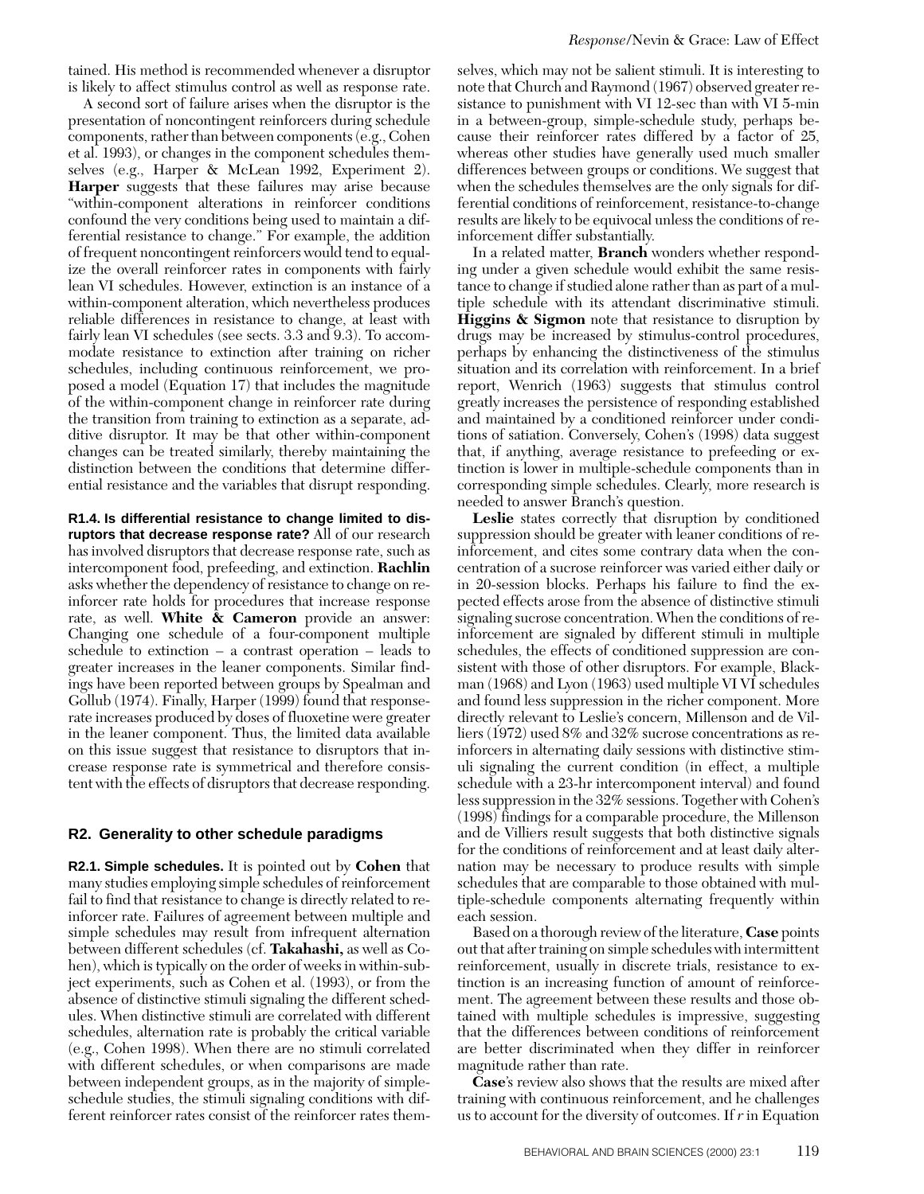tained. His method is recommended whenever a disruptor is likely to affect stimulus control as well as response rate.

A second sort of failure arises when the disruptor is the presentation of noncontingent reinforcers during schedule components, rather than between components (e.g., Cohen et al. 1993), or changes in the component schedules themselves (e.g., Harper & McLean 1992, Experiment 2). **Harper** suggests that these failures may arise because "within-component alterations in reinforcer conditions confound the very conditions being used to maintain a differential resistance to change." For example, the addition of frequent noncontingent reinforcers would tend to equalize the overall reinforcer rates in components with fairly lean VI schedules. However, extinction is an instance of a within-component alteration, which nevertheless produces reliable differences in resistance to change, at least with fairly lean VI schedules (see sects. 3.3 and 9.3). To accommodate resistance to extinction after training on richer schedules, including continuous reinforcement, we proposed a model (Equation 17) that includes the magnitude of the within-component change in reinforcer rate during the transition from training to extinction as a separate, additive disruptor. It may be that other within-component changes can be treated similarly, thereby maintaining the distinction between the conditions that determine differential resistance and the variables that disrupt responding.

**R1.4. Is differential resistance to change limited to disruptors that decrease response rate?** All of our research has involved disruptors that decrease response rate, such as intercomponent food, prefeeding, and extinction. **Rachlin** asks whether the dependency of resistance to change on reinforcer rate holds for procedures that increase response rate, as well. **White & Cameron** provide an answer: Changing one schedule of a four-component multiple schedule to extinction – a contrast operation – leads to greater increases in the leaner components. Similar findings have been reported between groups by Spealman and Gollub (1974). Finally, Harper (1999) found that response-rate increases produced by doses of fluoxetine were greater in the leaner component. Thus, the limited data available on this issue suggest that resistance to disruptors that increase response rate is symmetrical and therefore consistent with the effects of disruptors that decrease responding.

## R2. Generality to other schedule paradigms

**R2.1. Simple schedules.** It is pointed out by **Cohen** that many studies employing simple schedules of reinforcement fail to find that resistance to change is directly related to reinforcer rate. Failures of agreement between multiple and simple schedules may result from infrequent alternation between different schedules (cf. **Takahashi,** as well as Cohen), which is typically on the order of weeks in within-subject experiments, such as Cohen et al. (1993), or from the absence of distinctive stimuli signaling the different schedules. When distinctive stimuli are correlated with different schedules, alternation rate is probably the critical variable (e.g., Cohen 1998). When there are no stimuli correlated with different schedules, or when comparisons are made between independent groups, as in the majority of simple-schedule studies, the stimuli signaling conditions with different reinforcer rates consist of the reinforcer rates themselves, which may not be salient stimuli. It is interesting to note that Church and Raymond (1967) observed greater resistance to punishment with VI 12-sec than with VI 5-min in a between-group, simple-schedule study, perhaps because their reinforcer rates differed by a factor of 25, whereas other studies have generally used much smaller differences between groups or conditions. We suggest that when the schedules themselves are the only signals for differential conditions of reinforcement, resistance-to-change results are likely to be equivocal unless the conditions of reinforcement differ substantially.

In a related matter, **Branch** wonders whether responding under a given schedule would exhibit the same resistance to change if studied alone rather than as part of a multiple schedule with its attendant discriminative stimuli. **Higgins & Sigmon** note that resistance to disruption by drugs may be increased by stimulus-control procedures, perhaps by enhancing the distinctiveness of the stimulus situation and its correlation with reinforcement. In a brief report, Wenrich (1963) suggests that stimulus control greatly increases the persistence of responding established and maintained by a conditioned reinforcer under conditions of satiation. Conversely, Cohen's (1998) data suggest that, if anything, average resistance to prefeeding or extinction is lower in multiple-schedule components than in corresponding simple schedules. Clearly, more research is needed to answer Branch's question.

**Leslie** states correctly that disruption by conditioned suppression should be greater with leaner conditions of reinforcement, and cites some contrary data when the concentration of a sucrose reinforcer was varied either daily or in 20-session blocks. Perhaps his failure to find the expected effects arose from the absence of distinctive stimuli signaling sucrose concentration. When the conditions of reinforcement are signaled by different stimuli in multiple schedules, the effects of conditioned suppression are consistent with those of other disruptors. For example, Blackman (1968) and Lyon (1963) used multiple VI VI schedules and found less suppression in the richer component. More directly relevant to Leslie's concern, Millenson and de Villiers (1972) used 8% and 32% sucrose concentrations as reinforcers in alternating daily sessions with distinctive stimuli signaling the current condition (in effect, a multiple schedule with a 23-hr intercomponent interval) and found less suppression in the 32% sessions. Together with Cohen's (1998) findings for a comparable procedure, the Millenson and de Villiers result suggests that both distinctive signals for the conditions of reinforcement and at least daily alternation may be necessary to produce results with simple schedules that are comparable to those obtained with multiple-schedule components alternating frequently within each session.

Based on a thorough review of the literature, **Case** points out that after training on simple schedules with intermittent reinforcement, usually in discrete trials, resistance to extinction is an increasing function of amount of reinforcement. The agreement between these results and those obtained with multiple schedules is impressive, suggesting that the differences between conditions of reinforcement are better discriminated when they differ in reinforcer magnitude rather than rate.

**Case**'s review also shows that the results are mixed after training with continuous reinforcement, and he challenges us to account for the diversity of outcomes. If $r$ in Equation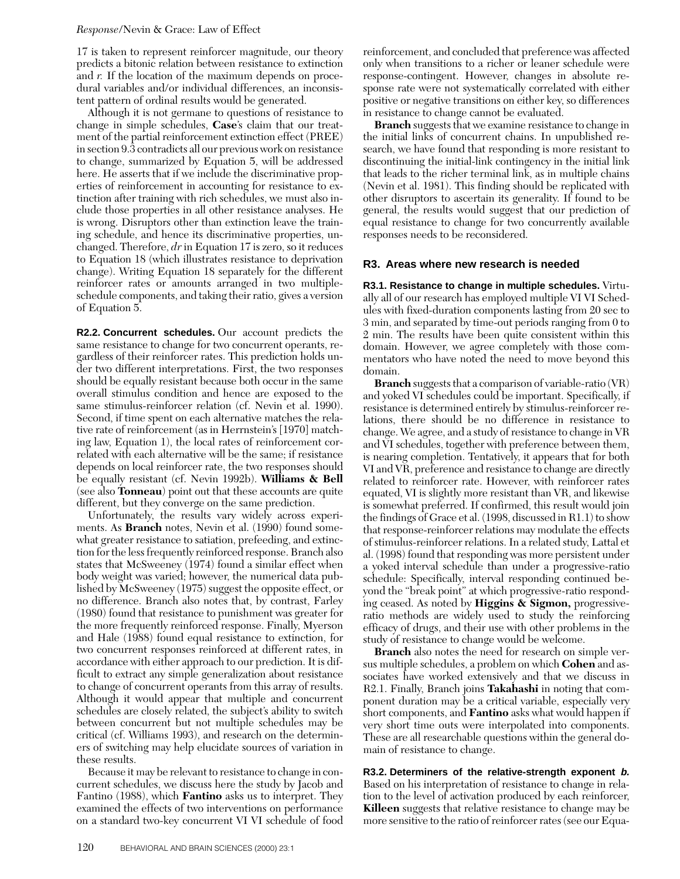17 is taken to represent reinforcer magnitude, our theory predicts a bitonic relation between resistance to extinction and *r*. If the location of the maximum depends on procedural variables and/or individual differences, an inconsistent pattern of ordinal results would be generated.

Although it is not germane to questions of resistance to change in simple schedules, **Case**'s claim that our treatment of the partial reinforcement extinction effect (PREE) in section 9.3 contradicts all our previous work on resistance to change, summarized by Equation 5, will be addressed here. He asserts that if we include the discriminative properties of reinforcement in accounting for resistance to extinction after training with rich schedules, we must also include those properties in all other resistance analyses. He is wrong. Disruptors other than extinction leave the training schedule, and hence its discriminative properties, unchanged. Therefore, *dr* in Equation 17 is zero, so it reduces to Equation 18 (which illustrates resistance to deprivation change). Writing Equation 18 separately for the different reinforcer rates or amounts arranged in two multiple-schedule components, and taking their ratio, gives a version of Equation 5.

**R2.2. Concurrent schedules.** Our account predicts the same resistance to change for two concurrent operants, regardless of their reinforcer rates. This prediction holds under two different interpretations. First, the two responses should be equally resistant because both occur in the same overall stimulus condition and hence are exposed to the same stimulus-reinforcer relation (cf. Nevin et al. 1990). Second, if time spent on each alternative matches the relative rate of reinforcement (as in Herrnstein's [1970] matching law, Equation 1), the local rates of reinforcement correlated with each alternative will be the same; if resistance depends on local reinforcer rate, the two responses should be equally resistant (cf. Nevin 1992b). **Williams & Bell** (see also **Tonneau**) point out that these accounts are quite different, but they converge on the same prediction.

Unfortunately, the results vary widely across experiments. As **Branch** notes, Nevin et al. (1990) found somewhat greater resistance to satiation, prefeeding, and extinction for the less frequently reinforced response. Branch also states that McSweeney (1974) found a similar effect when body weight was varied; however, the numerical data published by McSweeney (1975) suggest the opposite effect, or no difference. Branch also notes that, by contrast, Farley (1980) found that resistance to punishment was greater for the more frequently reinforced response. Finally, Myerson and Hale (1988) found equal resistance to extinction, for two concurrent responses reinforced at different rates, in accordance with either approach to our prediction. It is difficult to extract any simple generalization about resistance to change of concurrent operants from this array of results. Although it would appear that multiple and concurrent schedules are closely related, the subject's ability to switch between concurrent but not multiple schedules may be critical (cf. Williams 1993), and research on the determiners of switching may help elucidate sources of variation in these results.

Because it may be relevant to resistance to change in concurrent schedules, we discuss here the study by Jacob and Fantino (1988), which **Fantino** asks us to interpret. They examined the effects of two interventions on performance on a standard two-key concurrent VI VI schedule of food reinforcement, and concluded that preference was affected only when transitions to a richer or leaner schedule were response-contingent. However, changes in absolute response rate were not systematically correlated with either positive or negative transitions on either key, so differences in resistance to change cannot be evaluated.

**Branch** suggests that we examine resistance to change in the initial links of concurrent chains. In unpublished research, we have found that responding is more resistant to discontinuing the initial-link contingency in the initial link that leads to the richer terminal link, as in multiple chains (Nevin et al. 1981). This finding should be replicated with other disruptors to ascertain its generality. If found to be general, the results would suggest that our prediction of equal resistance to change for two concurrently available responses needs to be reconsidered.

## R3. Areas where new research is needed

**R3.1. Resistance to change in multiple schedules.** Virtually all of our research has employed multiple VI VI Schedules with fixed-duration components lasting from 20 sec to 3 min, and separated by time-out periods ranging from 0 to 2 min. The results have been quite consistent within this domain. However, we agree completely with those commentators who have noted the need to move beyond this domain.

**Branch** suggests that a comparison of variable-ratio (VR) and yoked VI schedules could be important. Specifically, if resistance is determined entirely by stimulus-reinforcer relations, there should be no difference in resistance to change. We agree, and a study of resistance to change in VR and VI schedules, together with preference between them, is nearing completion. Tentatively, it appears that for both VI and VR, preference and resistance to change are directly related to reinforcer rate. However, with reinforcer rates equated, VI is slightly more resistant than VR, and likewise is somewhat preferred. If confirmed, this result would join the findings of Grace et al. (1998, discussed in R1.1) to show that response-reinforcer relations may modulate the effects of stimulus-reinforcer relations. In a related study, Lattal et al. (1998) found that responding was more persistent under a yoked interval schedule than under a progressive-ratio schedule: Specifically, interval responding continued beyond the "break point" at which progressive-ratio responding ceased. As noted by **Higgins & Sigmon,** progressive-ratio methods are widely used to study the reinforcing efficacy of drugs, and their use with other problems in the study of resistance to change would be welcome.

**Branch** also notes the need for research on simple versus multiple schedules, a problem on which **Cohen** and associates have worked extensively and that we discuss in R2.1. Finally, Branch joins **Takahashi** in noting that component duration may be a critical variable, especially very short components, and **Fantino** asks what would happen if very short time outs were interpolated into components. These are all researchable questions within the general domain of resistance to change.

**R3.2. Determiners of the relative-strength exponent *b*.** Based on his interpretation of resistance to change in relation to the level of activation produced by each reinforcer, **Killeen** suggests that relative resistance to change may be more sensitive to the ratio of reinforcer rates (see our Equa-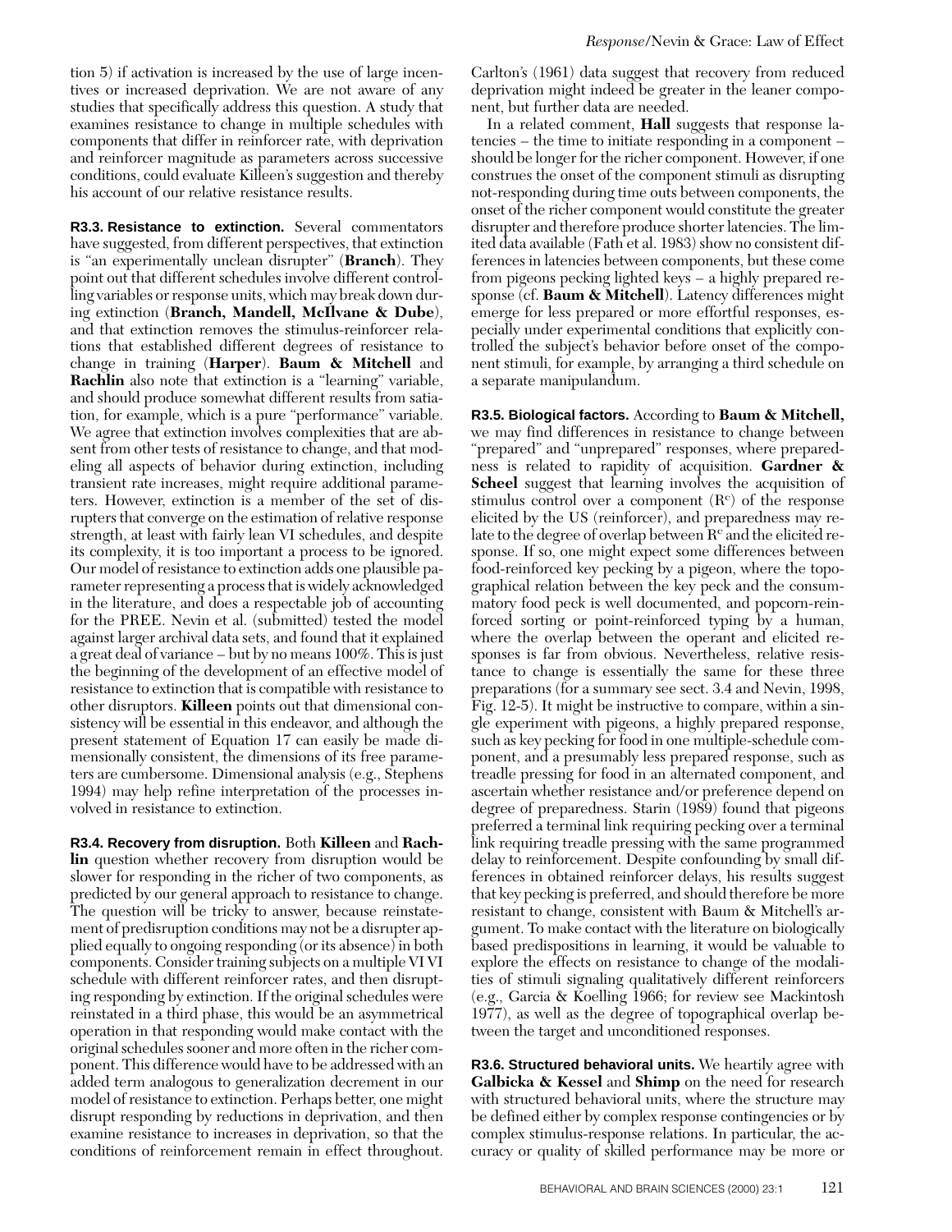tion 5) if activation is increased by the use of large incentives or increased deprivation. We are not aware of any studies that specifically address this question. A study that examines resistance to change in multiple schedules with components that differ in reinforcer rate, with deprivation and reinforcer magnitude as parameters across successive conditions, could evaluate Killeen's suggestion and thereby his account of our relative resistance results.

**R3.3. Resistance to extinction.** Several commentators have suggested, from different perspectives, that extinction is "an experimentally unclean disrupter" (**Branch**). They point out that different schedules involve different controlling variables or response units, which may break down during extinction (**Branch, Mandell, McIlvane & Dube**), and that extinction removes the stimulus-reinforcer relations that established different degrees of resistance to change in training (**Harper**). **Baum & Mitchell** and **Rachlin** also note that extinction is a "learning" variable, and should produce somewhat different results from satiation, for example, which is a pure "performance" variable. We agree that extinction involves complexities that are absent from other tests of resistance to change, and that modeling all aspects of behavior during extinction, including transient rate increases, might require additional parameters. However, extinction is a member of the set of disrupters that converge on the estimation of relative response strength, at least with fairly lean VI schedules, and despite its complexity, it is too important a process to be ignored. Our model of resistance to extinction adds one plausible parameter representing a process that is widely acknowledged in the literature, and does a respectable job of accounting for the PREE. Nevin et al. (submitted) tested the model against larger archival data sets, and found that it explained a great deal of variance – but by no means 100%. This is just the beginning of the development of an effective model of resistance to extinction that is compatible with resistance to other disruptors. **Killeen** points out that dimensional consistency will be essential in this endeavor, and although the present statement of Equation 17 can easily be made dimensionally consistent, the dimensions of its free parameters are cumbersome. Dimensional analysis (e.g., Stephens 1994) may help refine interpretation of the processes involved in resistance to extinction.

**R3.4. Recovery from disruption.** Both **Killeen** and **Rachlin** question whether recovery from disruption would be slower for responding in the richer of two components, as predicted by our general approach to resistance to change. The question will be tricky to answer, because reinstatement of predisruption conditions may not be a disrupter applied equally to ongoing responding (or its absence) in both components. Consider training subjects on a multiple VI VI schedule with different reinforcer rates, and then disrupting responding by extinction. If the original schedules were reinstated in a third phase, this would be an asymmetrical operation in that responding would make contact with the original schedules sooner and more often in the richer component. This difference would have to be addressed with an added term analogous to generalization decrement in our model of resistance to extinction. Perhaps better, one might disrupt responding by reductions in deprivation, and then examine resistance to increases in deprivation, so that the conditions of reinforcement remain in effect throughout. Carlton's (1961) data suggest that recovery from reduced deprivation might indeed be greater in the leaner component, but further data are needed.

In a related comment, **Hall** suggests that response latencies – the time to initiate responding in a component – should be longer for the richer component. However, if one construes the onset of the component stimuli as disrupting not-responding during time outs between components, the onset of the richer component would constitute the greater disrupter and therefore produce shorter latencies. The limited data available (Fath et al. 1983) show no consistent differences in latencies between components, but these come from pigeons pecking lighted keys – a highly prepared response (cf. **Baum & Mitchell**). Latency differences might emerge for less prepared or more effortful responses, especially under experimental conditions that explicitly controlled the subject's behavior before onset of the component stimuli, for example, by arranging a third schedule on a separate manipulandum.

**R3.5. Biological factors.** According to **Baum & Mitchell,** we may find differences in resistance to change between "prepared" and "unprepared" responses, where preparedness is related to rapidity of acquisition. **Gardner & Scheel** suggest that learning involves the acquisition of stimulus control over a component ($R^c$) of the response elicited by the US (reinforcer), and preparedness may relate to the degree of overlap between $R^c$ and the elicited response. If so, one might expect some differences between food-reinforced key pecking by a pigeon, where the topographical relation between the key peck and the consummatory food peck is well documented, and popcorn-reinforced sorting or point-reinforced typing by a human, where the overlap between the operant and elicited responses is far from obvious. Nevertheless, relative resistance to change is essentially the same for these three preparations (for a summary see sect. 3.4 and Nevin, 1998, Fig. 12-5). It might be instructive to compare, within a single experiment with pigeons, a highly prepared response, such as key pecking for food in one multiple-schedule component, and a presumably less prepared response, such as treadle pressing for food in an alternated component, and ascertain whether resistance and/or preference depend on degree of preparedness. Starin (1989) found that pigeons preferred a terminal link requiring pecking over a terminal link requiring treadle pressing with the same programmed delay to reinforcement. Despite confounding by small differences in obtained reinforcer delays, his results suggest that key pecking is preferred, and should therefore be more resistant to change, consistent with Baum & Mitchell's argument. To make contact with the literature on biologically based predispositions in learning, it would be valuable to explore the effects on resistance to change of the modalities of stimuli signaling qualitatively different reinforcers (e.g., Garcia & Koelling 1966; for review see Mackintosh 1977), as well as the degree of topographical overlap between the target and unconditioned responses.

**R3.6. Structured behavioral units.** We heartily agree with **Galbicka & Kessel** and **Shimp** on the need for research with structured behavioral units, where the structure may be defined either by complex response contingencies or by complex stimulus-response relations. In particular, the accuracy or quality of skilled performance may be more or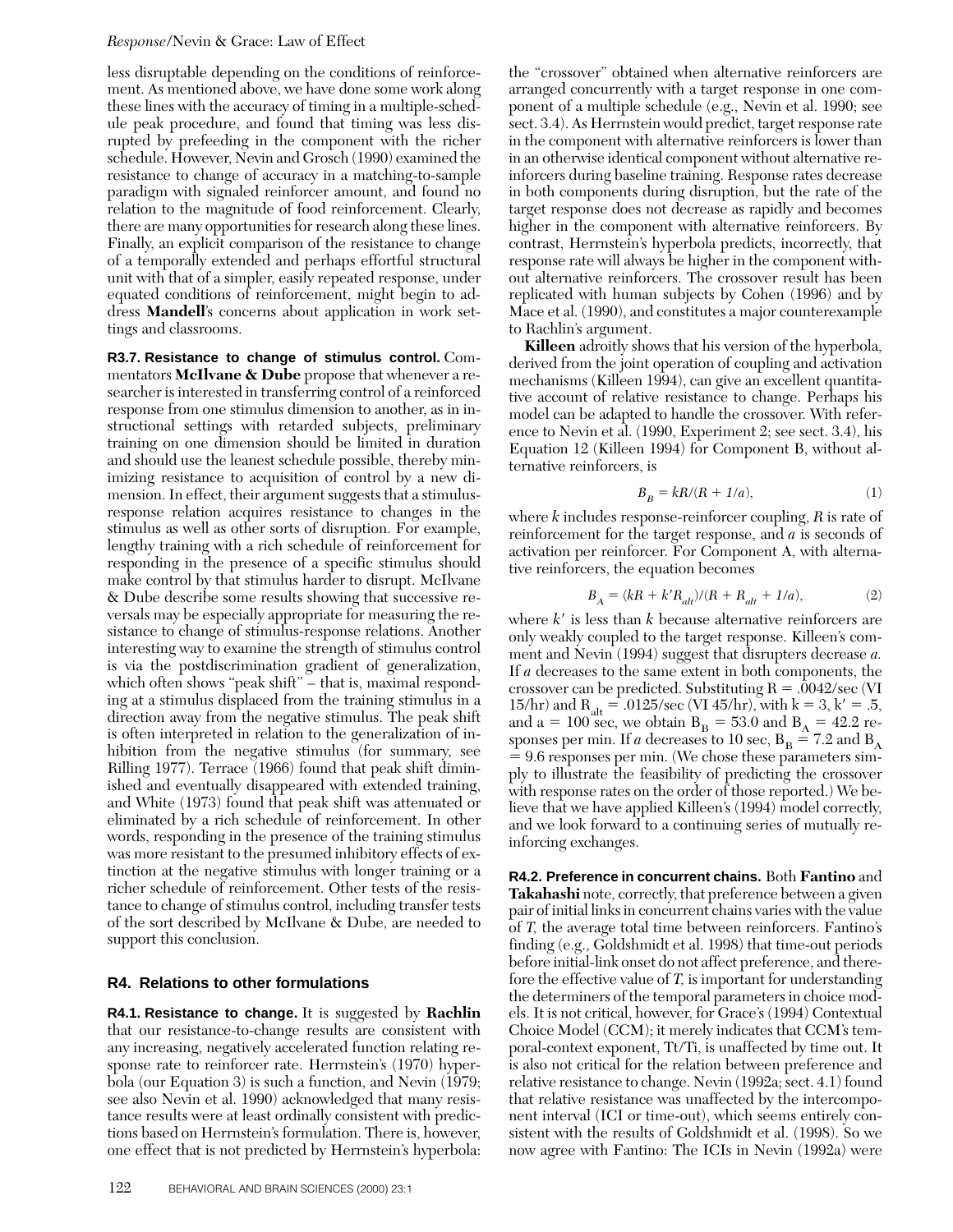less disruptable depending on the conditions of reinforcement. As mentioned above, we have done some work along these lines with the accuracy of timing in a multiple-schedule peak procedure, and found that timing was less disrupted by prefeeding in the component with the richer schedule. However, Nevin and Grosch (1990) examined the resistance to change of accuracy in a matching-to-sample paradigm with signaled reinforcer amount, and found no relation to the magnitude of food reinforcement. Clearly, there are many opportunities for research along these lines. Finally, an explicit comparison of the resistance to change of a temporally extended and perhaps effortful structural unit with that of a simpler, easily repeated response, under equated conditions of reinforcement, might begin to address **Mandell**'s concerns about application in work settings and classrooms.

**R3.7. Resistance to change of stimulus control.** Commentators **McIlvane & Dube** propose that whenever a researcher is interested in transferring control of a reinforced response from one stimulus dimension to another, as in instructional settings with retarded subjects, preliminary training on one dimension should be limited in duration and should use the leanest schedule possible, thereby minimizing resistance to acquisition of control by a new dimension. In effect, their argument suggests that a stimulus-response relation acquires resistance to changes in the stimulus as well as other sorts of disruption. For example, lengthy training with a rich schedule of reinforcement for responding in the presence of a specific stimulus should make control by that stimulus harder to disrupt. McIlvane & Dube describe some results showing that successive reversals may be especially appropriate for measuring the resistance to change of stimulus-response relations. Another interesting way to examine the strength of stimulus control is via the postdiscrimination gradient of generalization, which often shows "peak shift" – that is, maximal responding at a stimulus displaced from the training stimulus in a direction away from the negative stimulus. The peak shift is often interpreted in relation to the generalization of inhibition from the negative stimulus (for summary, see Rilling 1977). Terrace (1966) found that peak shift diminished and eventually disappeared with extended training, and White (1973) found that peak shift was attenuated or eliminated by a rich schedule of reinforcement. In other words, responding in the presence of the training stimulus was more resistant to the presumed inhibitory effects of extinction at the negative stimulus with longer training or a richer schedule of reinforcement. Other tests of the resistance to change of stimulus control, including transfer tests of the sort described by McIlvane & Dube, are needed to support this conclusion.

## R4. Relations to other formulations

**R4.1. Resistance to change.** It is suggested by **Rachlin** that our resistance-to-change results are consistent with any increasing, negatively accelerated function relating response rate to reinforcer rate. Herrnstein's (1970) hyperbola (our Equation 3) is such a function, and Nevin (1979; see also Nevin et al. 1990) acknowledged that many resistance results were at least ordinally consistent with predictions based on Herrnstein's formulation. There is, however, one effect that is not predicted by Herrnstein's hyperbola: the "crossover" obtained when alternative reinforcers are arranged concurrently with a target response in one component of a multiple schedule (e.g., Nevin et al. 1990; see sect. 3.4). As Herrnstein would predict, target response rate in the component with alternative reinforcers is lower than in an otherwise identical component without alternative reinforcers during baseline training. Response rates decrease in both components during disruption, but the rate of the target response does not decrease as rapidly and becomes higher in the component with alternative reinforcers. By contrast, Herrnstein's hyperbola predicts, incorrectly, that response rate will always be higher in the component without alternative reinforcers. The crossover result has been replicated with human subjects by Cohen (1996) and by Mace et al. (1990), and constitutes a major counterexample to Rachlin's argument.

**Killeen** adroitly shows that his version of the hyperbola, derived from the joint operation of coupling and activation mechanisms (Killeen 1994), can give an excellent quantitative account of relative resistance to change. Perhaps his model can be adapted to handle the crossover. With reference to Nevin et al. (1990, Experiment 2; see sect. 3.4), his Equation 12 (Killeen 1994) for Component B, without alternative reinforcers, is

$$B_B = kR/(R + 1/a), \tag{1}$$

where $k$ includes response-reinforcer coupling, $R$ is rate of reinforcement for the target response, and $a$ is seconds of activation per reinforcer. For Component A, with alternative reinforcers, the equation becomes

$$B_A = (kR + k'R_{alt})/(R + R_{alt} + 1/a), \tag{2}$$

where $k'$ is less than $k$ because alternative reinforcers are only weakly coupled to the target response. Killeen's comment and Nevin (1994) suggest that disrupters decrease $a$. If $a$ decreases to the same extent in both components, the crossover can be predicted. Substituting $R = .0042$/sec (VI 15/hr) and $R_{alt} = .0125$/sec (VI 45/hr), with $k = 3$, $k' = .5$, and $a = 100$ sec, we obtain $B_B = 53.0$ and $B_A = 42.2$ responses per min. If $a$ decreases to 10 sec, $B_B = 7.2$ and $B_A = 9.6$ responses per min. (We chose these parameters simply to illustrate the feasibility of predicting the crossover with response rates on the order of those reported.) We believe that we have applied Killeen's (1994) model correctly, and we look forward to a continuing series of mutually reinforcing exchanges.

**R4.2. Preference in concurrent chains.** Both **Fantino** and **Takahashi** note, correctly, that preference between a given pair of initial links in concurrent chains varies with the value of $T$, the average total time between reinforcers. Fantino's finding (e.g., Goldshmidt et al. 1998) that time-out periods before initial-link onset do not affect preference, and therefore the effective value of $T$, is important for understanding the determiners of the temporal parameters in choice models. It is not critical, however, for Grace's (1994) Contextual Choice Model (CCM); it merely indicates that CCM's temporal-context exponent, Tt/Ti, is unaffected by time out. It is also not critical for the relation between preference and relative resistance to change. Nevin (1992a; sect. 4.1) found that relative resistance was unaffected by the intercomponent interval (ICI or time-out), which seems entirely consistent with the results of Goldshmidt et al. (1998). So we now agree with Fantino: The ICIs in Nevin (1992a) were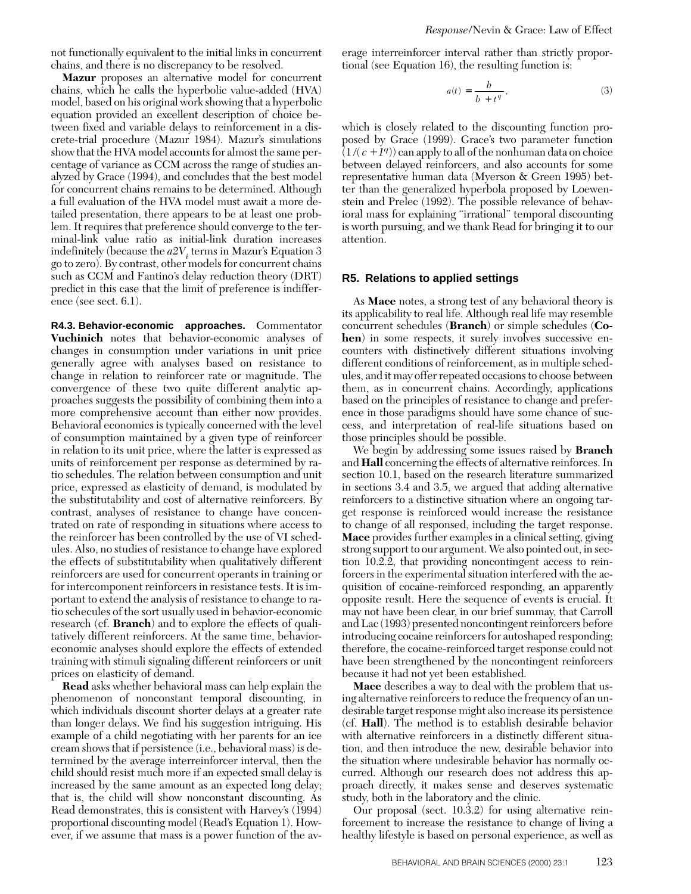not functionally equivalent to the initial links in concurrent chains, and there is no discrepancy to be resolved.

**Mazur** proposes an alternative model for concurrent chains, which he calls the hyperbolic value-added (HVA) model, based on his original work showing that a hyperbolic equation provided an excellent description of choice between fixed and variable delays to reinforcement in a discrete-trial procedure (Mazur 1984). Mazur's simulations show that the HVA model accounts for almost the same percentage of variance as CCM across the range of studies analyzed by Grace (1994), and concludes that the best model for concurrent chains remains to be determined. Although a full evaluation of the HVA model must await a more detailed presentation, there appears to be at least one problem. It requires that preference should converge to the terminal-link value ratio as initial-link duration increases indefinitely (because the $a2V_i$ terms in Mazur's Equation 3 go to zero). By contrast, other models for concurrent chains such as CCM and Fantino's delay reduction theory (DRT) predict in this case that the limit of preference is indifference (see sect. 6.1).

**R4.3. Behavior-economic approaches.** Commentator **Vuchinich** notes that behavior-economic analyses of changes in consumption under variations in unit price generally agree with analyses based on resistance to change in relation to reinforcer rate or magnitude. The convergence of these two quite different analytic approaches suggests the possibility of combining them into a more comprehensive account than either now provides. Behavioral economics is typically concerned with the level of consumption maintained by a given type of reinforcer in relation to its unit price, where the latter is expressed as units of reinforcement per response as determined by ratio schedules. The relation between consumption and unit price, expressed as elasticity of demand, is modulated by the substitutability and cost of alternative reinforcers. By contrast, analyses of resistance to change have concentrated on rate of responding in situations where access to the reinforcer has been controlled by the use of VI schedules. Also, no studies of resistance to change have explored the effects of substitutability when qualitatively different reinforcers are used for concurrent operants in training or for intercomponent reinforcers in resistance tests. It is important to extend the analysis of resistance to change to ratio schecules of the sort usually used in behavior-economic research (cf. **Branch**) and to explore the effects of qualitatively different reinforcers. At the same time, behavior-economic analyses should explore the effects of extended training with stimuli signaling different reinforcers or unit prices on elasticity of demand.

**Read** asks whether behavioral mass can help explain the phenomenon of nonconstant temporal discounting, in which individuals discount shorter delays at a greater rate than longer delays. We find his suggestion intriguing. His example of a child negotiating with her parents for an ice cream shows that if persistence (i.e., behavioral mass) is determined by the average interreinforcer interval, then the child should resist much more if an expected small delay is increased by the same amount as an expected long delay; that is, the child will show nonconstant discounting. As Read demonstrates, this is consistent with Harvey's (1994) proportional discounting model (Read's Equation 1). However, if we assume that mass is a power function of the average interreinforcer interval rather than strictly proportional (see Equation 16), the resulting function is:

$$a(t) = \frac{b}{b + t^q}, \tag{3}$$

which is closely related to the discounting function proposed by Grace (1999). Grace's two parameter function $(1/(c + t^q))$ can apply to all of the nonhuman data on choice between delayed reinforcers, and also accounts for some representative human data (Myerson & Green 1995) better than the generalized hyperbola proposed by Loewenstein and Prelec (1992). The possible relevance of behavioral mass for explaining "irrational" temporal discounting is worth pursuing, and we thank Read for bringing it to our attention.

## R5. Relations to applied settings

As **Mace** notes, a strong test of any behavioral theory is its applicability to real life. Although real life may resemble concurrent schedules (**Branch**) or simple schedules (**Cohen**) in some respects, it surely involves successive encounters with distinctively different situations involving different conditions of reinforcement, as in multiple schedules, and it may offer repeated occasions to choose between them, as in concurrent chains. Accordingly, applications based on the principles of resistance to change and preference in those paradigms should have some chance of success, and interpretation of real-life situations based on those principles should be possible.

We begin by addressing some issues raised by **Branch** and **Hall** concerning the effects of alternative reinforces. In section 10.1, based on the research literature summarized in sections 3.4 and 3.5, we argued that adding alternative reinforcers to a distinctive situation where an ongoing target response is reinforced would increase the resistance to change of all responsed, including the target response. **Mace** provides further examples in a clinical setting, giving strong support to our argument. We also pointed out, in section 10.2.2, that providing noncontingent access to reinforcers in the experimental situation interfered with the acquisition of cocaine-reinforced responding, an apparently opposite result. Here the sequence of events is crucial. It may not have been clear, in our brief summay, that Carroll and Lac (1993) presented noncontingent reinforcers before introducing cocaine reinforcers for autoshaped responding; therefore, the cocaine-reinforced target response could not have been strengthened by the noncontingent reinforcers because it had not yet been established.

**Mace** describes a way to deal with the problem that using alternative reinforcers to reduce the frequency of an undesirable target response might also increase its persistence (cf. **Hall**). The method is to establish desirable behavior with alternative reinforcers in a distinctly different situation, and then introduce the new, desirable behavior into the situation where undesirable behavior has normally occurred. Although our research does not address this approach directly, it makes sense and deserves systematic study, both in the laboratory and the clinic.

Our proposal (sect. 10.3.2) for using alternative reinforcement to increase the resistance to change of living a healthy lifestyle is based on personal experience, as well as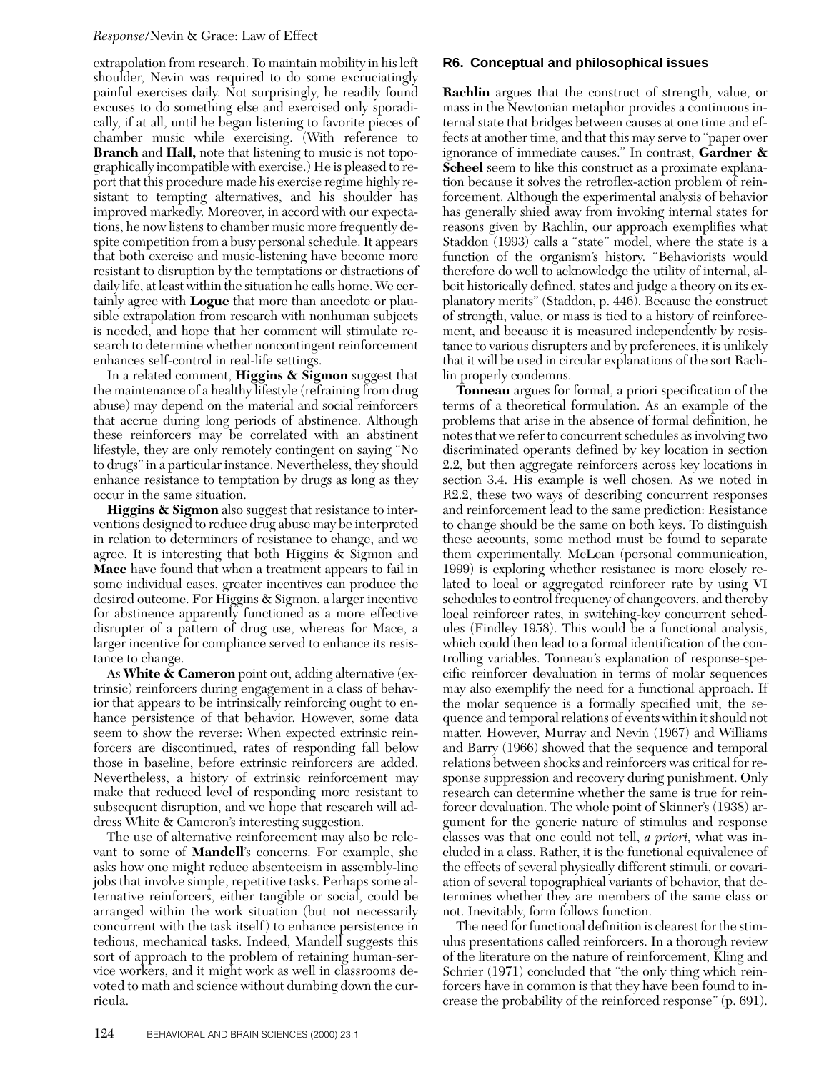extrapolation from research. To maintain mobility in his left shoulder, Nevin was required to do some excruciatingly painful exercises daily. Not surprisingly, he readily found excuses to do something else and exercised only sporadically, if at all, until he began listening to favorite pieces of chamber music while exercising. (With reference to **Branch** and **Hall,** note that listening to music is not topographically incompatible with exercise.) He is pleased to report that this procedure made his exercise regime highly resistant to tempting alternatives, and his shoulder has improved markedly. Moreover, in accord with our expectations, he now listens to chamber music more frequently despite competition from a busy personal schedule. It appears that both exercise and music-listening have become more resistant to disruption by the temptations or distractions of daily life, at least within the situation he calls home. We certainly agree with **Logue** that more than anecdote or plausible extrapolation from research with nonhuman subjects is needed, and hope that her comment will stimulate research to determine whether noncontingent reinforcement enhances self-control in real-life settings.

In a related comment, **Higgins & Sigmon** suggest that the maintenance of a healthy lifestyle (refraining from drug abuse) may depend on the material and social reinforcers that accrue during long periods of abstinence. Although these reinforcers may be correlated with an abstinent lifestyle, they are only remotely contingent on saying "No to drugs" in a particular instance. Nevertheless, they should enhance resistance to temptation by drugs as long as they occur in the same situation.

**Higgins & Sigmon** also suggest that resistance to interventions designed to reduce drug abuse may be interpreted in relation to determiners of resistance to change, and we agree. It is interesting that both Higgins & Sigmon and **Mace** have found that when a treatment appears to fail in some individual cases, greater incentives can produce the desired outcome. For Higgins & Sigmon, a larger incentive for abstinence apparently functioned as a more effective disrupter of a pattern of drug use, whereas for Mace, a larger incentive for compliance served to enhance its resistance to change.

As **White & Cameron** point out, adding alternative (extrinsic) reinforcers during engagement in a class of behavior that appears to be intrinsically reinforcing ought to enhance persistence of that behavior. However, some data seem to show the reverse: When expected extrinsic reinforcers are discontinued, rates of responding fall below those in baseline, before extrinsic reinforcers are added. Nevertheless, a history of extrinsic reinforcement may make that reduced level of responding more resistant to subsequent disruption, and we hope that research will address White & Cameron's interesting suggestion.

The use of alternative reinforcement may also be relevant to some of **Mandell**'s concerns. For example, she asks how one might reduce absenteeism in assembly-line jobs that involve simple, repetitive tasks. Perhaps some alternative reinforcers, either tangible or social, could be arranged within the work situation (but not necessarily concurrent with the task itself) to enhance persistence in tedious, mechanical tasks. Indeed, Mandell suggests this sort of approach to the problem of retaining human-service workers, and it might work as well in classrooms devoted to math and science without dumbing down the curricula.

## R6. Conceptual and philosophical issues

**Rachlin** argues that the construct of strength, value, or mass in the Newtonian metaphor provides a continuous internal state that bridges between causes at one time and effects at another time, and that this may serve to "paper over ignorance of immediate causes." In contrast, **Gardner & Scheel** seem to like this construct as a proximate explanation because it solves the retroflex-action problem of reinforcement. Although the experimental analysis of behavior has generally shied away from invoking internal states for reasons given by Rachlin, our approach exemplifies what Staddon (1993) calls a "state" model, where the state is a function of the organism's history. "Behaviorists would therefore do well to acknowledge the utility of internal, albeit historically defined, states and judge a theory on its explanatory merits" (Staddon, p. 446). Because the construct of strength, value, or mass is tied to a history of reinforcement, and because it is measured independently by resistance to various disrupters and by preferences, it is unlikely that it will be used in circular explanations of the sort Rachlin properly condemns.

**Tonneau** argues for formal, a priori specification of the terms of a theoretical formulation. As an example of the problems that arise in the absence of formal definition, he notes that we refer to concurrent schedules as involving two discriminated operants defined by key location in section 2.2, but then aggregate reinforcers across key locations in section 3.4. His example is well chosen. As we noted in R2.2, these two ways of describing concurrent responses and reinforcement lead to the same prediction: Resistance to change should be the same on both keys. To distinguish these accounts, some method must be found to separate them experimentally. McLean (personal communication, 1999) is exploring whether resistance is more closely related to local or aggregated reinforcer rate by using VI schedules to control frequency of changeovers, and thereby local reinforcer rates, in switching-key concurrent schedules (Findley 1958). This would be a functional analysis, which could then lead to a formal identification of the controlling variables. Tonneau's explanation of response-specific reinforcer devaluation in terms of molar sequences may also exemplify the need for a functional approach. If the molar sequence is a formally specified unit, the sequence and temporal relations of events within it should not matter. However, Murray and Nevin (1967) and Williams and Barry (1966) showed that the sequence and temporal relations between shocks and reinforcers was critical for response suppression and recovery during punishment. Only research can determine whether the same is true for reinforcer devaluation. The whole point of Skinner's (1938) argument for the generic nature of stimulus and response classes was that one could not tell, *a priori,* what was included in a class. Rather, it is the functional equivalence of the effects of several physically different stimuli, or covariation of several topographical variants of behavior, that determines whether they are members of the same class or not. Inevitably, form follows function.

The need for functional definition is clearest for the stimulus presentations called reinforcers. In a thorough review of the literature on the nature of reinforcement, Kling and Schrier (1971) concluded that "the only thing which reinforcers have in common is that they have been found to increase the probability of the reinforced response" (p. 691).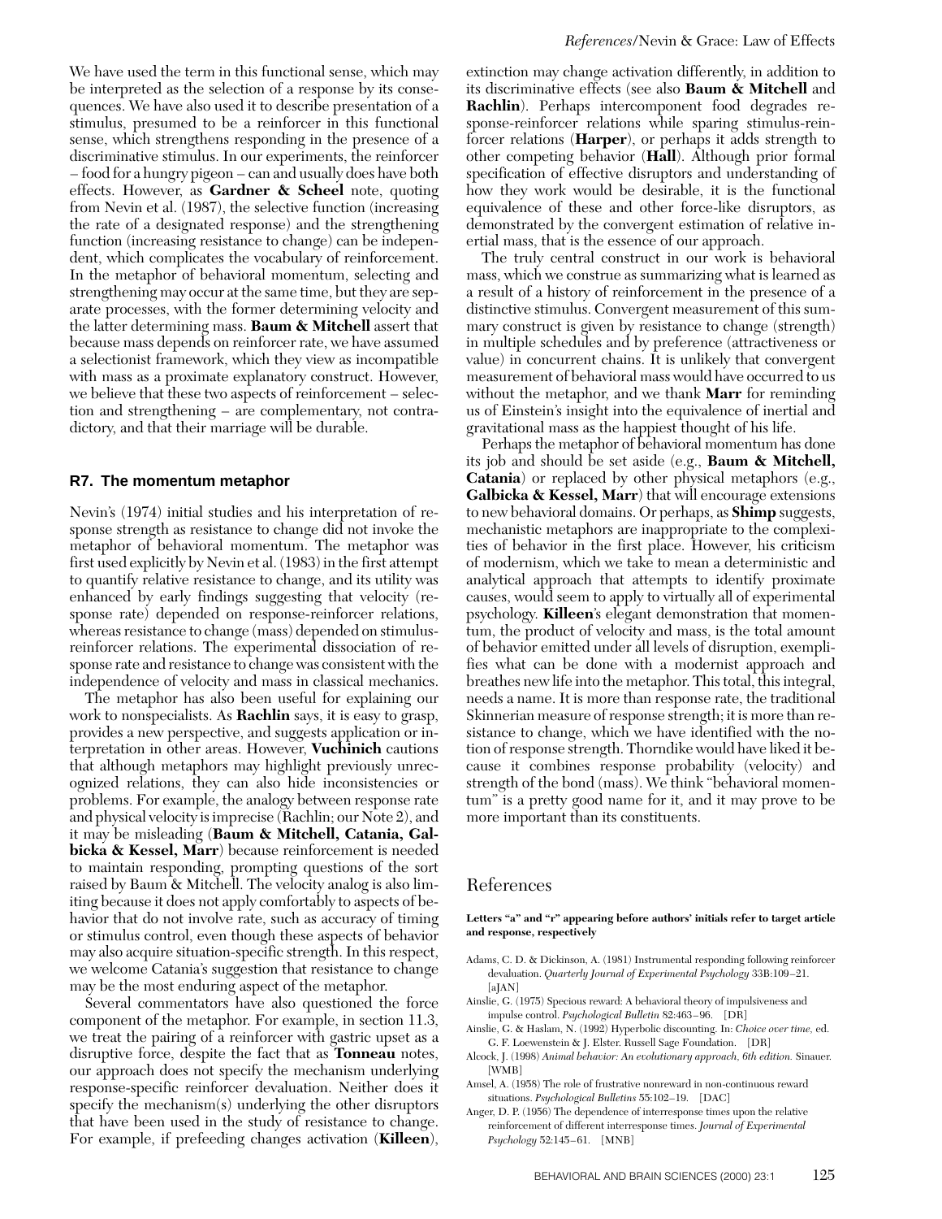We have used the term in this functional sense, which may be interpreted as the selection of a response by its consequences. We have also used it to describe presentation of a stimulus, presumed to be a reinforcer in this functional sense, which strengthens responding in the presence of a discriminative stimulus. In our experiments, the reinforcer – food for a hungry pigeon – can and usually does have both effects. However, as **Gardner & Scheel** note, quoting from Nevin et al. (1987), the selective function (increasing the rate of a designated response) and the strengthening function (increasing resistance to change) can be independent, which complicates the vocabulary of reinforcement. In the metaphor of behavioral momentum, selecting and strengthening may occur at the same time, but they are separate processes, with the former determining velocity and the latter determining mass. **Baum & Mitchell** assert that because mass depends on reinforcer rate, we have assumed a selectionist framework, which they view as incompatible with mass as a proximate explanatory construct. However, we believe that these two aspects of reinforcement – selection and strengthening – are complementary, not contradictory, and that their marriage will be durable.

## R7. The momentum metaphor

Nevin's (1974) initial studies and his interpretation of response strength as resistance to change did not invoke the metaphor of behavioral momentum. The metaphor was first used explicitly by Nevin et al. (1983) in the first attempt to quantify relative resistance to change, and its utility was enhanced by early findings suggesting that velocity (response rate) depended on response-reinforcer relations, whereas resistance to change (mass) depended on stimulus-reinforcer relations. The experimental dissociation of response rate and resistance to change was consistent with the independence of velocity and mass in classical mechanics.

The metaphor has also been useful for explaining our work to nonspecialists. As **Rachlin** says, it is easy to grasp, provides a new perspective, and suggests application or interpretation in other areas. However, **Vuchinich** cautions that although metaphors may highlight previously unrecognized relations, they can also hide inconsistencies or problems. For example, the analogy between response rate and physical velocity is imprecise (Rachlin; our Note 2), and it may be misleading (**Baum & Mitchell, Catania, Galbicka & Kessel, Marr**) because reinforcement is needed to maintain responding, prompting questions of the sort raised by Baum & Mitchell. The velocity analog is also limiting because it does not apply comfortably to aspects of behavior that do not involve rate, such as accuracy of timing or stimulus control, even though these aspects of behavior may also acquire situation-specific strength. In this respect, we welcome Catania's suggestion that resistance to change may be the most enduring aspect of the metaphor.

Several commentators have also questioned the force component of the metaphor. For example, in section 11.3, we treat the pairing of a reinforcer with gastric upset as a disruptive force, despite the fact that as **Tonneau** notes, our approach does not specify the mechanism underlying response-specific reinforcer devaluation. Neither does it specify the mechanism(s) underlying the other disruptors that have been used in the study of resistance to change. For example, if prefeeding changes activation (**Killeen**), extinction may change activation differently, in addition to its discriminative effects (see also **Baum & Mitchell** and **Rachlin**). Perhaps intercomponent food degrades response-reinforcer relations while sparing stimulus-reinforcer relations (**Harper**), or perhaps it adds strength to other competing behavior (**Hall**). Although prior formal specification of effective disruptors and understanding of how they work would be desirable, it is the functional equivalence of these and other force-like disruptors, as demonstrated by the convergent estimation of relative inertial mass, that is the essence of our approach.

The truly central construct in our work is behavioral mass, which we construe as summarizing what is learned as a result of a history of reinforcement in the presence of a distinctive stimulus. Convergent measurement of this summary construct is given by resistance to change (strength) in multiple schedules and by preference (attractiveness or value) in concurrent chains. It is unlikely that convergent measurement of behavioral mass would have occurred to us without the metaphor, and we thank **Marr** for reminding us of Einstein's insight into the equivalence of inertial and gravitational mass as the happiest thought of his life.

Perhaps the metaphor of behavioral momentum has done its job and should be set aside (e.g., **Baum & Mitchell, Catania**) or replaced by other physical metaphors (e.g., **Galbicka & Kessel, Marr**) that will encourage extensions to new behavioral domains. Or perhaps, as **Shimp** suggests, mechanistic metaphors are inappropriate to the complexities of behavior in the first place. However, his criticism of modernism, which we take to mean a deterministic and analytical approach that attempts to identify proximate causes, would seem to apply to virtually all of experimental psychology. **Killeen**'s elegant demonstration that momentum, the product of velocity and mass, is the total amount of behavior emitted under all levels of disruption, exemplifies what can be done with a modernist approach and breathes new life into the metaphor. This total, this integral, needs a name. It is more than response rate, the traditional Skinnerian measure of response strength; it is more than resistance to change, which we have identified with the notion of response strength. Thorndike would have liked it because it combines response probability (velocity) and strength of the bond (mass). We think "behavioral momentum" is a pretty good name for it, and it may prove to be more important than its constituents.

# References

**Letters "a" and "r" appearing before authors' initials refer to target article and response, respectively**

Adams, C. D. & Dickinson, A. (1981) Instrumental responding following reinforcer devaluation. *Quarterly Journal of Experimental Psychology* 33B:109–21. [aJAN]

Ainslie, G. (1975) Specious reward: A behavioral theory of impulsiveness and impulse control. *Psychological Bulletin* 82:463–96. [DR]

Ainslie, G. & Haslam, N. (1992) Hyperbolic discounting. In: *Choice over time,* ed. G. F. Loewenstein & J. Elster. Russell Sage Foundation. [DR]

Alcock, J. (1998) *Animal behavior: An evolutionary approach, 6th edition.* Sinauer. [WMB]

Amsel, A. (1958) The role of frustrative nonreward in non-continuous reward situations. *Psychological Bulletins* 55:102–19. [DAC]

Anger, D. P. (1956) The dependence of interresponse times upon the relative reinforcement of different interresponse times. *Journal of Experimental Psychology* 52:145–61. [MNB]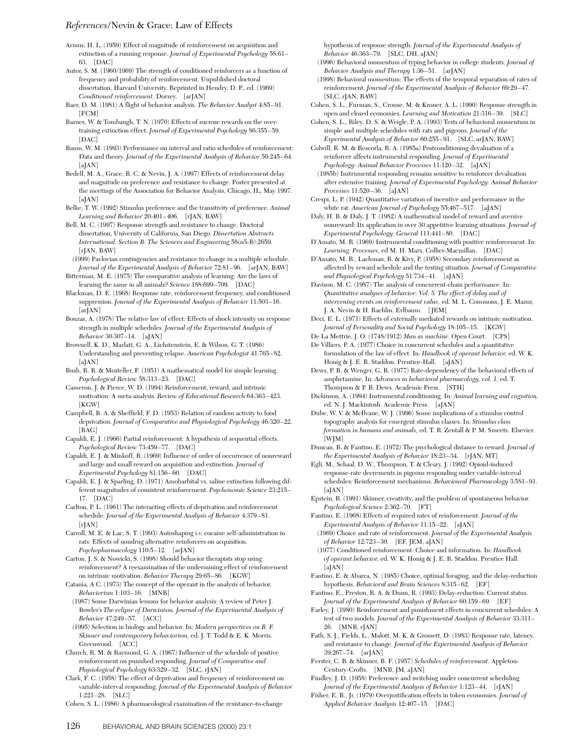Armus, H. L. (1959) Effect of magnitude of reinforcement on acquisition and extinction of a running response. *Journal of Experimental Psychology* 58:61–63. [DAC]

Autor, S. M. (1960/1969) The strength of conditioned reinforcers as a function of frequency and probability of reinforcement. Unpublished doctoral dissertation, Harvard University. Reprinted in Hendry, D. P., ed. (1969) *Conditioned reinforcement.* Dorsey. [arJAN]

Baer, D. M. (1981) A flight of behavior analysis. *The Behavior Analyst* 4:85–91. [FCM]

Barnes, W. & Tombaugh, T. N. (1970) Effects of sucrose rewards on the overtraining extinction effect. *Journal of Experimental Psychology* 86:355–59. [DAC]

Baum, W. M. (1993) Performance on interval and ratio schedules of reinforcement: Data and theory. *Journal of the Experimental Analysis of Behavior* 59:245–64. [aJAN]

Bedell, M. A., Grace, R. C. & Nevin, J. A. (1997) Effects of reinforcement delay and magnitude on preference and resistance to change. Poster presented at the meetings of the Association for Behavior Analysis, Chicago, IL, May 1997. [aJAN]

Belke, T. W. (1992) Stimulus preference and the transitivity of preference. *Animal Learning and Behavior* 20:401–406. [rJAN, BAW]

Bell, M. C. (1997) Response strength and resistance to change. Doctoral dissertation, University of California, San Diego. *Dissertation Abstracts International: Section B: The Sciences and Engineering* 58(n5-B):2659. [rJAN, BAW]

(1999) Pavlovian contingencies and resistance to change in a multiple schedule. *Journal of the Experimental Analysis of Behavior* 72:81–96. [arJAN, BAW]

Bitterman, M. E. (1975) The comparative analysis of learning: Are the laws of learning the same in all animals? *Science* 188:699–709. [DAC]

Blackman, D. E. (1968) Response rate, reinforcement frequency, and conditioned suppression. *Journal of the Experimental Analysis of Behavior* 11:503–16. [arJAN]

Bouzas, A. (1978) The relative law of effect: Effects of shock intensity on response strength in multiple schedules. *Journal of the Experimental Analysis of Behavior* 30:307–14. [aJAN]

Brownell, K. D., Marlatt, G. A., Lichtenstein, E. & Wilson, G. T. (1986) Understanding and preventing relapse. *American Psychologist* 41:765–82. [aJAN]

Bush, R. R. & Mosteller, F. (1951) A mathematical model for simple learning. *Psychological Review* 58:313–23. [DAC]

Cameron, J. & Pierce, W. D. (1994) Reinforcement, reward, and intrinsic motivation: A meta-analysis. *Review of Educational Research* 64:363–423. [KGW]

Campbell, B. A. & Sheffield, F. D. (1953) Relation of random activity to food deprivation. *Journal of Comparative and Physiological Psychology* 46:320–22. [RAG]

Capaldi, E. J. (1966) Partial reinforcement: A hypothesis of sequential effects. *Psychological Review* 73:459–77. [DAC]

Capaldi, E. J. & Minkoff, R. (1969) Influence of order of occurrence of nonreward and large and small reward on acquisition and extinction. *Journal of Experimental Psychology* 81:156–60. [DAC]

Capaldi, E. J. & Sparling, D. (1971) Amobarbital vs. saline extinction following different magnitudes of consistent reinforcement. *Psychonomic Science* 23:215–17. [DAC]

Carlton, P. L. (1961) The interacting effects of deprivation and reinforcement schedule. *Journal of the Experimental Analysis of Behavior* 4:379–81. [rJAN]

Carroll, M. E. & Lac, S. T. (1993) Autoshaping i.v. cocaine self-administration in rats: Effects of nondrug alternative reinforcers on acquisition. *Psychopharmacology* 110:5–12. [arJAN]

Carton, J. S. & Nowicki, S. (1998) Should behavior therapists stop using reinforcement? A reexamination of the undermining effect of reinforcement on intrinsic motivation. *Behavior Therapy* 29:65–86. [KGW]

Catania, A C. (1973) The concept of the operant in the analysis of behavior. *Behaviorism* 1:103–16. [MNB]

(1987) Some Darwinian lessons for behavior analysis: A review of Peter J. Bowler's *The eclipse of Darwinism. Journal of the Experimental Analysis of Behavior* 47:249–57. [ACC]

(1995) Selection in biology and behavior. In: *Modern perspectives on B. F. Skinner and contemporary behaviorism,* ed. J. T. Todd & E. K. Morris. Greenwood. [ACC]

Church, R. M. & Raymond, G. A. (1967) Influence of the schedule of positive reinforcement on punished responding. *Journal of Comparative and Physiological Psychology* 63:329–32. [SLC, rJAN]

Clark, F. C. (1958) The effect of deprivation and frequency of reinforcement on variable-interval responding. *Journal of the Experimental Analysis of Behavior* 1:221–28. [SLC]

Cohen, S. L. (1986) A pharmacological examination of the resistance-to-change hypothesis of response strength. *Journal of the Experimental Analysis of Behavior* 46:363–79. [SLC, DH, aJAN]

(1996) Behavioral momentum of typing behavior in college students. *Journal of Behavior Analysis and Therapy* 1:36–51. [arJAN]

(1998) Behavioral momentum: The effects of the temporal separation of rates of reinforcement. *Journal of the Experimental Analysis of Behavior* 69:29–47. [SLC, rJAN, BAW]

Cohen, S. L., Furman, S., Crouse, M. & Kroner, A. L. (1990) Response strength in open and closed economies. *Learning and Motivation* 21:316–39. [SLC]

Cohen, S. L., Riley, D. S. & Weigle, P. A. (1993) Tests of behavioral momentum in simple and multiple schedules with rats and pigeons. *Journal of the Experimental Analysis of Behavior* 60:255–91. [SLC, arJAN, BAW]

Colwill, R. M. & Rescorla, R. A. (1985a) Postconditioning devaluation of a reinforcer affects instrumental responding. *Journal of Experimental Psychology: Animal Behavior Processes* 11:120–32. [aJAN]

(1985b) Instrumental responding remains sensitive to reinforcer devaluation after extensive training. *Journal of Experimental Psychology: Animal Behavior Processes* 11:520–36. [aJAN]

Crespi, L. P. (1942) Quantitative variation of incentive and performance in the white rat. *American Journal of Psychology* 55:467–517. [aJAN]

Daly, H. B. & Daly, J. T. (1982) A mathematical model of reward and aversive nonreward: Its application in over 30 appetitive learning situations. *Journal of Experimental Psychology: General* 111:441–80. [DAC]

D'Amato, M. R. (1969) Instrumental conditioning with positive reinforcement. In: *Learning: Processes,* ed M. H. Marx. Collier-Macmillan. [DAC]

D'Amato, M. R., Lachman, R. & Kivy, P. (1958) Secondary reinforcement as affected by reward schedule and the testing situation. *Journal of Comparative and Physiological Psychology* 51:734–41. [aJAN]

Davison, M. C. (1987) The analysis of concurrent-chain performance. In: *Quantitative analyses of behavior: Vol. 5. The effect of delay and of intervening events on reinforcement value,* ed. M. L. Commons, J. E. Mazur, J. A. Nevin & H. Rachlin. Erlbaum. [JEM]

Deci, E. L. (1971) Effects of externally mediated rewards on intrinsic motivation. *Journal of Personality and Social Psychology* 18:105–15. [KGW]

De La Mettrie, J. O. (1748/1912) *Man as machine.* Open Court. [CPS]

De Villiers, P. A. (1977) Choice in concurrent schedules and a quantitative formulation of the law of effect. In: *Handbook of operant behavior,* ed. W. K. Honig & J. E. R. Staddon. Prentice-Hall. [aJAN]

Dews, P. B. & Wenger, G. R. (1977) Rate-dependency of the behavioral effects of amphetamine. In: *Advances in behavioral pharmacology, vol. 1,* ed. T. Thompson & P. B. Dews. Academic Press. [STH]

Dickinson, A. (1994) Instrumental conditioning. In: *Animal learning and cognition,* ed. N. J. Mackintosh. Academic Press. [aJAN]

Dube, W. V. & McIlvane, W. J. (1996) Some implications of a stimulus control topography analysis for emergent stimulus classes. In: *Stimulus class formation in humans and animals,* ed. T. R. Zentall & P. M. Smeets. Elsevier. [WJM]

Duncan, B. & Fantino, E. (1972) The psychological distance to reward. *Journal of the Experimental Analysis of Behavior* 18:23–34. [rJAN, MT]

Egli, M., Schaal, D. W., Thompson, T. & Cleary, J. (1992) Opioid-induced response-rate decrements in pigeons responding under variable-interval schedules: Reinforcement mechanisms. *Behavioural Pharmacology* 3:581–91. [aJAN]

Epstein, R. (1991) Skinner, creativity, and the problem of spontaneous behavior. *Psychological Science* 2:362–70. [FT]

Fantino, E. (1968) Effects of required rates of reinforcement. *Journal of the Experimental Analysis of Behavior* 11:15–22. [aJAN]

(1969) Choice and rate of reinforcement. *Journal of the Experimental Analysis of Behavior* 12:723–30. [EF, JEM, aJAN]

(1977) Conditioned reinforcement: Choice and information. In: *Handbook of operant behavior,* ed. W. K. Honig & J. E. R. Staddon. Prentice Hall. [aJAN]

Fantino, E. & Abarca, N. (1985) Choice, optimal foraging, and the delay-reduction hypothesis. *Behavioral and Brain Sciences* 8:315–62. [EF]

Fantino, E., Preston, R. A. & Dunn, R. (1993) Delay-reduction: Current status. *Journal of the Experimental Analysis of Behavior* 60:159–69. [EF]

Farley, J. (1980) Reinforcement and punishment effects in concurrent schedules: A test of two models. *Journal of the Experimental Analysis of Behavior* 33:311–26. [MNB, rJAN]

Fath, S. J., Fields, L., Malott, M. K. & Grossett, D. (1983) Response rate, latency, and resistance to change. *Journal of the Experimental Analysis of Behavior* 39:267–74. [arJAN]

Ferster, C. B. & Skinner, B. F. (1957) *Schedules of reinforcement.* Appleton-Century-Crofts. [MNB, JM, aJAN]

Findley, J. D. (1958) Preference and switching under concurrent scheduling. *Journal of the Experimental Analysis of Behavior* 1:123–44. [rJAN]

Fisher, E. B., Jr. (1979) Overjustification effects in token economies. *Journal of Applied Behavior Analysis* 12:407–15. [DAC]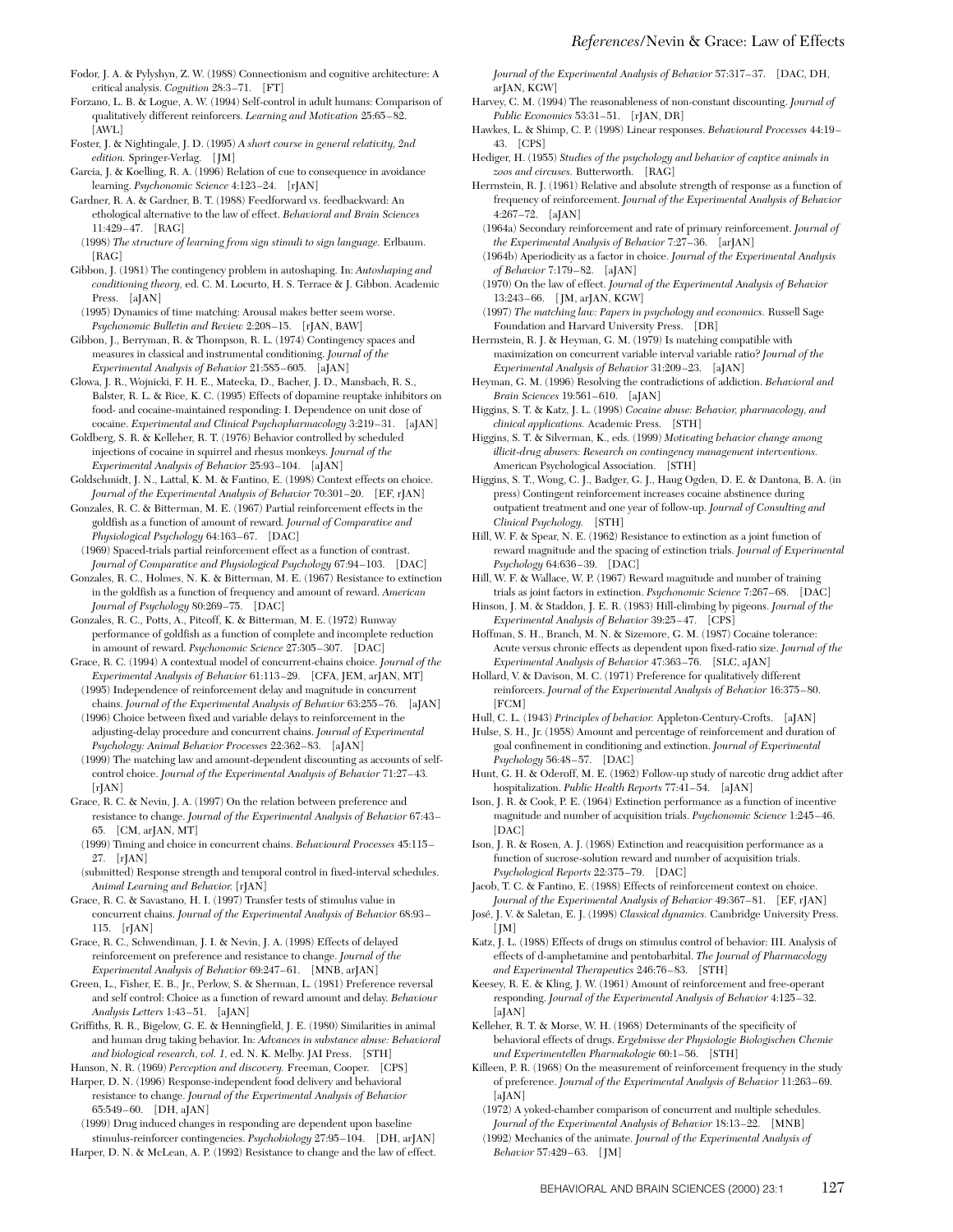Fodor, J. A. & Pylyshyn, Z. W. (1988) Connectionism and cognitive architecture: A critical analysis. *Cognition* 28:3–71. [FT]

Forzano, L. B. & Logue, A. W. (1994) Self-control in adult humans: Comparison of qualitatively different reinforcers. *Learning and Motivation* 25:65–82. [AWL]

Foster, J. & Nightingale, J. D. (1995) *A short course in general relativity, 2nd edition.* Springer-Verlag. [JM]

Garcia, J. & Koelling, R. A. (1996) Relation of cue to consequence in avoidance learning. *Psychonomic Science* 4:123–24. [rJAN]

Gardner, R. A. & Gardner, B. T. (1988) Feedforward vs. feedbackward: An ethological alternative to the law of effect. *Behavioral and Brain Sciences* 11:429–47. [RAG]

(1998) *The structure of learning from sign stimuli to sign language.* Erlbaum. [RAG]

Gibbon, J. (1981) The contingency problem in autoshaping. In: *Autoshaping and conditioning theory,* ed. C. M. Locurto, H. S. Terrace & J. Gibbon. Academic Press. [aJAN]

(1995) Dynamics of time matching: Arousal makes better seem worse. *Psychonomic Bulletin and Review* 2:208–15. [rJAN, BAW]

Gibbon, J., Berryman, R. & Thompson, R. L. (1974) Contingency spaces and measures in classical and instrumental conditioning. *Journal of the Experimental Analysis of Behavior* 21:585–605. [aJAN]

Glowa, J. R., Wojnicki, F. H. E., Matecka, D., Bacher, J. D., Mansbach, R. S., Balster, R. L. & Rice, K. C. (1995) Effects of dopamine reuptake inhibitors on food- and cocaine-maintained responding: I. Dependence on unit dose of cocaine. *Experimental and Clinical Psychopharmacology* 3:219–31. [aJAN]

Goldberg, S. R. & Kelleher, R. T. (1976) Behavior controlled by scheduled injections of cocaine in squirrel and rhesus monkeys. *Journal of the Experimental Analysis of Behavior* 25:93–104. [aJAN]

Goldschmidt, J. N., Lattal, K. M. & Fantino, E. (1998) Context effects on choice. *Journal of the Experimental Analysis of Behavior* 70:301–20. [EF, rJAN]

Gonzales, R. C. & Bitterman, M. E. (1967) Partial reinforcement effects in the goldfish as a function of amount of reward. *Journal of Comparative and Physiological Psychology* 64:163–67. [DAC]

(1969) Spaced-trials partial reinforcement effect as a function of contrast. *Journal of Comparative and Physiological Psychology* 67:94–103. [DAC]

Gonzales, R. C., Holmes, N. K. & Bitterman, M. E. (1967) Resistance to extinction in the goldfish as a function of frequency and amount of reward. *American Journal of Psychology* 80:269–75. [DAC]

Gonzales, R. C., Potts, A., Pitcoff, K. & Bitterman, M. E. (1972) Runway performance of goldfish as a function of complete and incomplete reduction in amount of reward. *Psychonomic Science* 27:305–307. [DAC]

Grace, R. C. (1994) A contextual model of concurrent-chains choice. *Journal of the Experimental Analysis of Behavior* 61:113–29. [CFA, JEM, arJAN, MT]

(1995) Independence of reinforcement delay and magnitude in concurrent chains. *Journal of the Experimental Analysis of Behavior* 63:255–76. [aJAN]

(1996) Choice between fixed and variable delays to reinforcement in the adjusting-delay procedure and concurrent chains. *Journal of Experimental Psychology: Animal Behavior Processes* 22:362–83. [aJAN]

(1999) The matching law and amount-dependent discounting as accounts of self-control choice. *Journal of the Experimental Analysis of Behavior* 71:27–43. [rJAN]

Grace, R. C. & Nevin, J. A. (1997) On the relation between preference and resistance to change. *Journal of the Experimental Analysis of Behavior* 67:43–65. [CM, arJAN, MT]

(1999) Timing and choice in concurrent chains. *Behavioural Processes* 45:115–27. [rJAN]

(submitted) Response strength and temporal control in fixed-interval schedules. *Animal Learning and Behavior.* [rJAN]

Grace, R. C. & Savastano, H. I. (1997) Transfer tests of stimulus value in concurrent chains. *Journal of the Experimental Analysis of Behavior* 68:93–115. [rJAN]

Grace, R. C., Schwendiman, J. I. & Nevin, J. A. (1998) Effects of delayed reinforcement on preference and resistance to change. *Journal of the Experimental Analysis of Behavior* 69:247–61. [MNB, arJAN]

Green, L., Fisher, E. B., Jr., Perlow, S. & Sherman, L. (1981) Preference reversal and self control: Choice as a function of reward amount and delay. *Behaviour Analysis Letters* 1:43–51. [aJAN]

Griffiths, R. R., Bigelow, G. E. & Henningfield, J. E. (1980) Similarities in animal and human drug taking behavior. In: *Advances in substance abuse: Behavioral and biological research, vol. 1,* ed. N. K. Melby. JAI Press. [STH]

Hanson, N. R. (1969) *Perception and discovery.* Freeman, Cooper. [CPS]

Harper, D. N. (1996) Response-independent food delivery and behavioral resistance to change. *Journal of the Experimental Analysis of Behavior* 65:549–60. [DH, aJAN]

(1999) Drug induced changes in responding are dependent upon baseline stimulus-reinforcer contingencies. *Psychobiology* 27:95–104. [DH, arJAN]

Harper, D. N. & McLean, A. P. (1992) Resistance to change and the law of effect. *Journal of the Experimental Analysis of Behavior* 57:317–37. [DAC, DH, arJAN, KGW]

Harvey, C. M. (1994) The reasonableness of non-constant discounting. *Journal of Public Economics* 53:31–51. [rJAN, DR]

Hawkes, L. & Shimp, C. P. (1998) Linear responses. *Behavioural Processes* 44:19–43. [CPS]

Hediger, H. (1955) *Studies of the psychology and behavior of captive animals in zoos and circuses.* Butterworth. [RAG]

Herrnstein, R. J. (1961) Relative and absolute strength of response as a function of frequency of reinforcement. *Journal of the Experimental Analysis of Behavior* 4:267–72. [aJAN]

(1964a) Secondary reinforcement and rate of primary reinforcement. *Journal of the Experimental Analysis of Behavior* 7:27–36. [arJAN]

(1964b) Aperiodicity as a factor in choice. *Journal of the Experimental Analysis of Behavior* 7:179–82. [aJAN]

(1970) On the law of effect. *Journal of the Experimental Analysis of Behavior* 13:243–66. [JM, arJAN, KGW]

(1997) *The matching law: Papers in psychology and economics.* Russell Sage Foundation and Harvard University Press. [DR]

Herrnstein, R. J. & Heyman, G. M. (1979) Is matching compatible with maximization on concurrent variable interval variable ratio? *Journal of the Experimental Analysis of Behavior* 31:209–23. [aJAN]

Heyman, G. M. (1996) Resolving the contradictions of addiction. *Behavioral and Brain Sciences* 19:561–610. [aJAN]

Higgins, S. T. & Katz, J. L. (1998) *Cocaine abuse: Behavior, pharmacology, and clinical applications.* Academic Press. [STH]

Higgins, S. T. & Silverman, K., eds. (1999) *Motivating behavior change among illicit-drug abusers: Research on contingency management interventions.* American Psychological Association. [STH]

Higgins, S. T., Wong, C. J., Badger, G. J., Haug Ogden, D. E. & Dantona, B. A. (in press) Contingent reinforcement increases cocaine abstinence during outpatient treatment and one year of follow-up. *Journal of Consulting and Clinical Psychology.* [STH]

Hill, W. F. & Spear, N. E. (1962) Resistance to extinction as a joint function of reward magnitude and the spacing of extinction trials. *Journal of Experimental Psychology* 64:636–39. [DAC]

Hill, W. F. & Wallace, W. P. (1967) Reward magnitude and number of training trials as joint factors in extinction. *Psychonomic Science* 7:267–68. [DAC]

Hinson, J. M. & Staddon, J. E. R. (1983) Hill-climbing by pigeons. *Journal of the Experimental Analysis of Behavior* 39:25–47. [CPS]

Hoffman, S. H., Branch, M. N. & Sizemore, G. M. (1987) Cocaine tolerance: Acute versus chronic effects as dependent upon fixed-ratio size. *Journal of the Experimental Analysis of Behavior* 47:363–76. [SLC, aJAN]

Hollard, V. & Davison, M. C. (1971) Preference for qualitatively different reinforcers. *Journal of the Experimental Analysis of Behavior* 16:375–80. [FCM]

Hull, C. L. (1943) *Principles of behavior.* Appleton-Century-Crofts. [aJAN]

Hulse, S. H., Jr. (1958) Amount and percentage of reinforcement and duration of goal confinement in conditioning and extinction. *Journal of Experimental Psychology* 56:48–57. [DAC]

Hunt, G. H. & Oderoff, M. E. (1962) Follow-up study of narcotic drug addict after hospitalization. *Public Health Reports* 77:41–54. [aJAN]

Ison, J. R. & Cook, P. E. (1964) Extinction performance as a function of incentive magnitude and number of acquisition trials. *Psychonomic Science* 1:245–46. [DAC]

Ison, J. R. & Rosen, A. J. (1968) Extinction and reacquisition performance as a function of sucrose-solution reward and number of acquisition trials. *Psychological Reports* 22:375–79. [DAC]

Jacob, T. C. & Fantino, E. (1988) Effects of reinforcement context on choice. *Journal of the Experimental Analysis of Behavior* 49:367–81. [EF, rJAN]

José, J. V. & Saletan, E. J. (1998) *Classical dynamics.* Cambridge University Press. [JM]

Katz, J. L. (1988) Effects of drugs on stimulus control of behavior: III. Analysis of effects of d-amphetamine and pentobarbital. *The Journal of Pharmacology and Experimental Therapeutics* 246:76–83. [STH]

Keesey, R. E. & Kling, J. W. (1961) Amount of reinforcement and free-operant responding. *Journal of the Experimental Analysis of Behavior* 4:125–32. [aJAN]

Kelleher, R. T. & Morse, W. H. (1968) Determinants of the specificity of behavioral effects of drugs. *Ergebnisse der Physiologie Biologischen Chemie und Experimentellen Pharmakologie* 60:1–56. [STH]

Killeen, P. R. (1968) On the measurement of reinforcement frequency in the study of preference. *Journal of the Experimental Analysis of Behavior* 11:263–69. [aJAN]

(1972) A yoked-chamber comparison of concurrent and multiple schedules. *Journal of the Experimental Analysis of Behavior* 18:13–22. [MNB]

(1992) Mechanics of the animate. *Journal of the Experimental Analysis of Behavior* 57:429–63. [JM]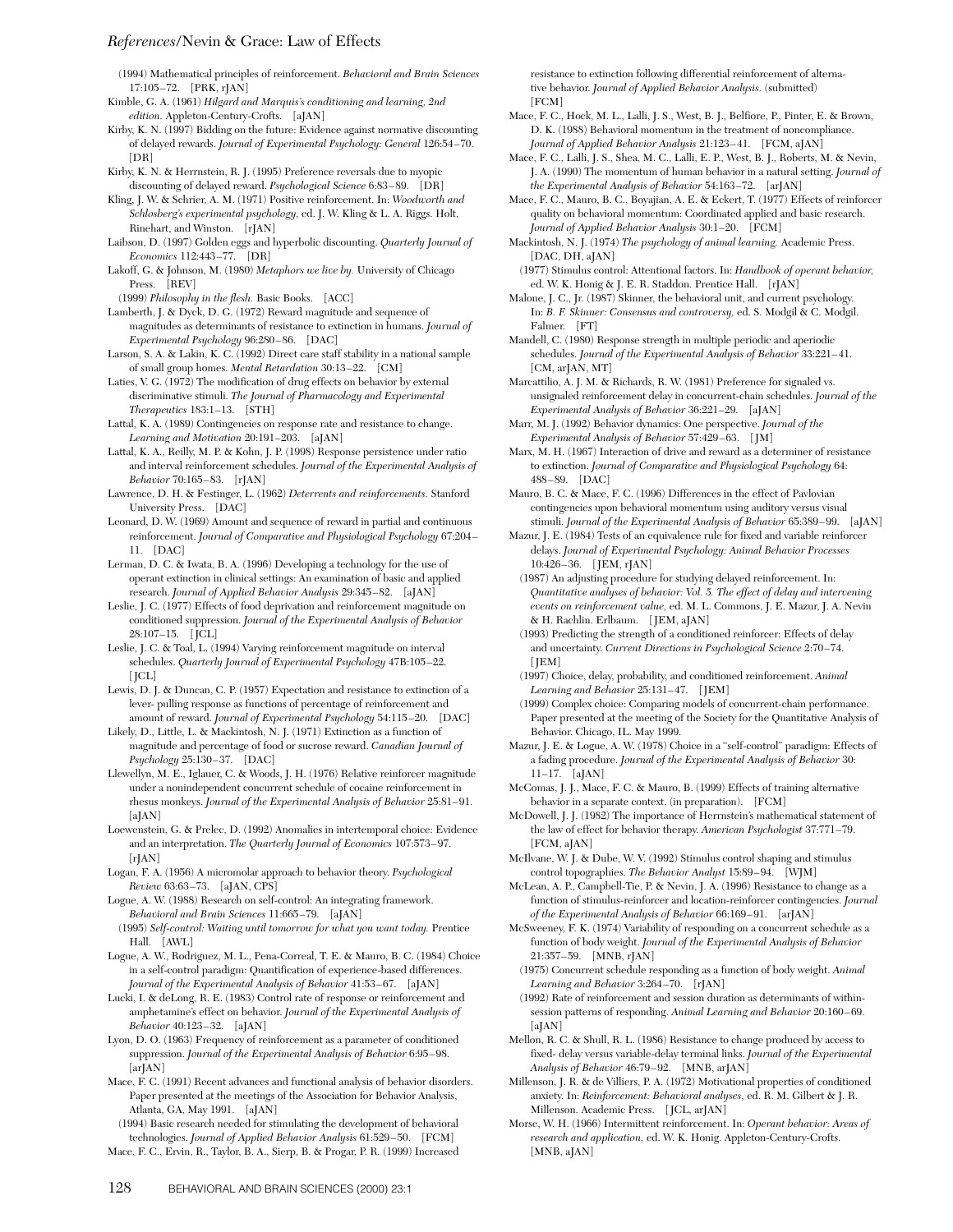(1994) Mathematical principles of reinforcement. *Behavioral and Brain Sciences* 17:105–72. [PRK, rJAN]

Kimble, G. A. (1961) *Hilgard and Marquis's conditioning and learning, 2nd edition.* Appleton-Century-Crofts. [aJAN]

Kirby, K. N. (1997) Bidding on the future: Evidence against normative discounting of delayed rewards. *Journal of Experimental Psychology: General* 126:54–70. [DR]

Kirby, K. N. & Herrnstein, R. J. (1995) Preference reversals due to myopic discounting of delayed reward. *Psychological Science* 6:83–89. [DR]

Kling, J. W. & Schrier, A. M. (1971) Positive reinforcement. In: *Woodworth and Schlosberg's experimental psychology,* ed. J. W. Kling & L. A. Riggs. Holt, Rinehart, and Winston. [rJAN]

Laibson, D. (1997) Golden eggs and hyperbolic discounting. *Quarterly Journal of Economics* 112:443–77. [DR]

Lakoff, G. & Johnson, M. (1980) *Metaphors we live by.* University of Chicago Press. [REV]

(1999) *Philosophy in the flesh.* Basic Books. [ACC]

Lamberth, J. & Dyck, D. G. (1972) Reward magnitude and sequence of magnitudes as determinants of resistance to extinction in humans. *Journal of Experimental Psychology* 96:280–86. [DAC]

Larson, S. A. & Lakin, K. C. (1992) Direct care staff stability in a national sample of small group homes. *Mental Retardation* 30:13–22. [CM]

Laties, V. G. (1972) The modification of drug effects on behavior by external discriminative stimuli. *The Journal of Pharmacology and Experimental Therapeutics* 183:1–13. [STH]

Lattal, K. A. (1989) Contingencies on response rate and resistance to change. *Learning and Motivation* 20:191–203. [aJAN]

Lattal, K. A., Reilly, M. P. & Kohn, J. P. (1998) Response persistence under ratio and interval reinforcement schedules. *Journal of the Experimental Analysis of Behavior* 70:165–83. [rJAN]

Lawrence, D. H. & Festinger, L. (1962) *Deterrents and reinforcements.* Stanford University Press. [DAC]

Leonard, D. W. (1969) Amount and sequence of reward in partial and continuous reinforcement. *Journal of Comparative and Physiological Psychology* 67:204–11. [DAC]

Lerman, D. C. & Iwata, B. A. (1996) Developing a technology for the use of operant extinction in clinical settings: An examination of basic and applied research. *Journal of Applied Behavior Analysis* 29:345–82. [aJAN]

Leslie, J. C. (1977) Effects of food deprivation and reinforcement magnitude on conditioned suppression. *Journal of the Experimental Analysis of Behavior* 28:107–15. [JCL]

Leslie, J. C. & Toal, L. (1994) Varying reinforcement magnitude on interval schedules. *Quarterly Journal of Experimental Psychology* 47B:105–22. [JCL]

Lewis, D. J. & Duncan, C. P. (1957) Expectation and resistance to extinction of a lever- pulling response as functions of percentage of reinforcement and amount of reward. *Journal of Experimental Psychology* 54:115–20. [DAC]

Likely, D., Little, L. & Mackintosh, N. J. (1971) Extinction as a function of magnitude and percentage of food or sucrose reward. *Canadian Journal of Psychology* 25:130–37. [DAC]

Llewellyn, M. E., Iglauer, C. & Woods, J. H. (1976) Relative reinforcer magnitude under a nonindependent concurrent schedule of cocaine reinforcement in rhesus monkeys. *Journal of the Experimental Analysis of Behavior* 25:81–91. [aJAN]

Loewenstein, G. & Prelec, D. (1992) Anomalies in intertemporal choice: Evidence and an interpretation. *The Quarterly Journal of Economics* 107:573–97. [rJAN]

Logan, F. A. (1956) A micromolar approach to behavior theory. *Psychological Review* 63:63–73. [aJAN, CPS]

Logue, A. W. (1988) Research on self-control: An integrating framework. *Behavioral and Brain Sciences* 11:665–79. [aJAN]

(1995) *Self-control: Waiting until tomorrow for what you want today.* Prentice Hall. [AWL]

Logue, A. W., Rodriguez, M. L., Pena-Correal, T. E. & Mauro, B. C. (1984) Choice in a self-control paradigm: Quantification of experience-based differences. *Journal of the Experimental Analysis of Behavior* 41:53–67. [aJAN]

Lucki, I. & deLong, R. E. (1983) Control rate of response or reinforcement and amphetamine's effect on behavior. *Journal of the Experimental Analysis of Behavior* 40:123–32. [aJAN]

Lyon, D. O. (1963) Frequency of reinforcement as a parameter of conditioned suppression. *Journal of the Experimental Analysis of Behavior* 6:95–98. [arJAN]

Mace, F. C. (1991) Recent advances and functional analysis of behavior disorders. Paper presented at the meetings of the Association for Behavior Analysis, Atlanta, GA, May 1991. [aJAN]

(1994) Basic research needed for stimulating the development of behavioral technologies. *Journal of Applied Behavior Analysis* 61:529–50. [FCM]

Mace, F. C., Ervin, R., Taylor, B. A., Sierp, B. & Progar, P. R. (1999) Increased resistance to extinction following differential reinforcement of alternative behavior. *Journal of Applied Behavior Analysis.* (submitted) [FCM]

Mace, F. C., Hock, M. L., Lalli, J. S., West, B. J., Belfiore, P., Pinter, E. & Brown, D. K. (1988) Behavioral momentum in the treatment of noncompliance. *Journal of Applied Behavior Analysis* 21:123–41. [FCM, aJAN]

Mace, F. C., Lalli, J. S., Shea, M. C., Lalli, E. P., West, B. J., Roberts, M. & Nevin, J. A. (1990) The momentum of human behavior in a natural setting. *Journal of the Experimental Analysis of Behavior* 54:163–72. [arJAN]

Mace, F. C., Mauro, B. C., Boyajian, A. E. & Eckert, T. (1977) Effects of reinforcer quality on behavioral momentum: Coordinated applied and basic research. *Journal of Applied Behavior Analysis* 30:1–20. [FCM]

Mackintosh, N. J. (1974) *The psychology of animal learning.* Academic Press. [DAC, DH, aJAN]

(1977) Stimulus control: Attentional factors. In: *Handbook of operant behavior,* ed. W. K. Honig & J. E. R. Staddon. Prentice Hall. [rJAN]

Malone, J. C., Jr. (1987) Skinner, the behavioral unit, and current psychology. In: *B. F. Skinner: Consensus and controversy,* ed. S. Modgil & C. Modgil. Falmer. [FT]

Mandell, C. (1980) Response strength in multiple periodic and aperiodic schedules. *Journal of the Experimental Analysis of Behavior* 33:221–41. [CM, arJAN, MT]

Marcattilio, A. J. M. & Richards, R. W. (1981) Preference for signaled vs. unsignaled reinforcement delay in concurrent-chain schedules. *Journal of the Experimental Analysis of Behavior* 36:221–29. [aJAN]

Marr, M. J. (1992) Behavior dynamics: One perspective. *Journal of the Experimental Analysis of Behavior* 57:429–63. [JM]

Marx, M. H. (1967) Interaction of drive and reward as a determiner of resistance to extinction. *Journal of Comparative and Physiological Psychology* 64: 488–89. [DAC]

Mauro, B. C. & Mace, F. C. (1996) Differences in the effect of Pavlovian contingencies upon behavioral momentum using auditory versus visual stimuli. *Journal of the Experimental Analysis of Behavior* 65:389–99. [aJAN]

Mazur, J. E. (1984) Tests of an equivalence rule for fixed and variable reinforcer delays. *Journal of Experimental Psychology: Animal Behavior Processes* 10:426–36. [JEM, rJAN]

(1987) An adjusting procedure for studying delayed reinforcement. In: *Quantitative analyses of behavior: Vol. 5. The effect of delay and intervening events on reinforcement value,* ed. M. L. Commons, J. E. Mazur, J. A. Nevin & H. Rachlin. Erlbaum. [JEM, aJAN]

(1993) Predicting the strength of a conditioned reinforcer: Effects of delay and uncertainty. *Current Directions in Psychological Science* 2:70–74. [JEM]

(1997) Choice, delay, probability, and conditioned reinforcement. *Animal Learning and Behavior* 25:131–47. [JEM]

(1999) Complex choice: Comparing models of concurrent-chain performance. Paper presented at the meeting of the Society for the Quantitative Analysis of Behavior. Chicago, IL. May 1999.

Mazur, J. E. & Logue, A. W. (1978) Choice in a "self-control" paradigm: Effects of a fading procedure. *Journal of the Experimental Analysis of Behavior* 30: 11–17. [aJAN]

McComas, J. J., Mace, F. C. & Mauro, B. (1999) Effects of training alternative behavior in a separate context. (in preparation). [FCM]

McDowell, J. J. (1982) The importance of Herrnstein's mathematical statement of the law of effect for behavior therapy. *American Psychologist* 37:771–79. [FCM, aJAN]

McIlvane, W. J. & Dube, W. V. (1992) Stimulus control shaping and stimulus control topographies. *The Behavior Analyst* 15:89–94. [WJM]

McLean, A. P., Campbell-Tie, P. & Nevin, J. A. (1996) Resistance to change as a function of stimulus-reinforcer and location-reinforcer contingencies. *Journal of the Experimental Analysis of Behavior* 66:169–91. [arJAN]

McSweeney, F. K. (1974) Variability of responding on a concurrent schedule as a function of body weight. *Journal of the Experimental Analysis of Behavior* 21:357–59. [MNB, rJAN]

(1975) Concurrent schedule responding as a function of body weight. *Animal Learning and Behavior* 3:264–70. [rJAN]

(1992) Rate of reinforcement and session duration as determinants of within-session patterns of responding. *Animal Learning and Behavior* 20:160–69. [aJAN]

Mellon, R. C. & Shull, R. L. (1986) Resistance to change produced by access to fixed- delay versus variable-delay terminal links. *Journal of the Experimental Analysis of Behavior* 46:79–92. [MNB, arJAN]

Millenson, J. R. & de Villiers, P. A. (1972) Motivational properties of conditioned anxiety. In: *Reinforcement: Behavioral analyses,* ed. R. M. Gilbert & J. R. Millenson. Academic Press. [JCL, arJAN]

Morse, W. H. (1966) Intermittent reinforcement. In: *Operant behavior: Areas of research and application,* ed. W. K. Honig. Appleton-Century-Crofts. [MNB, aJAN]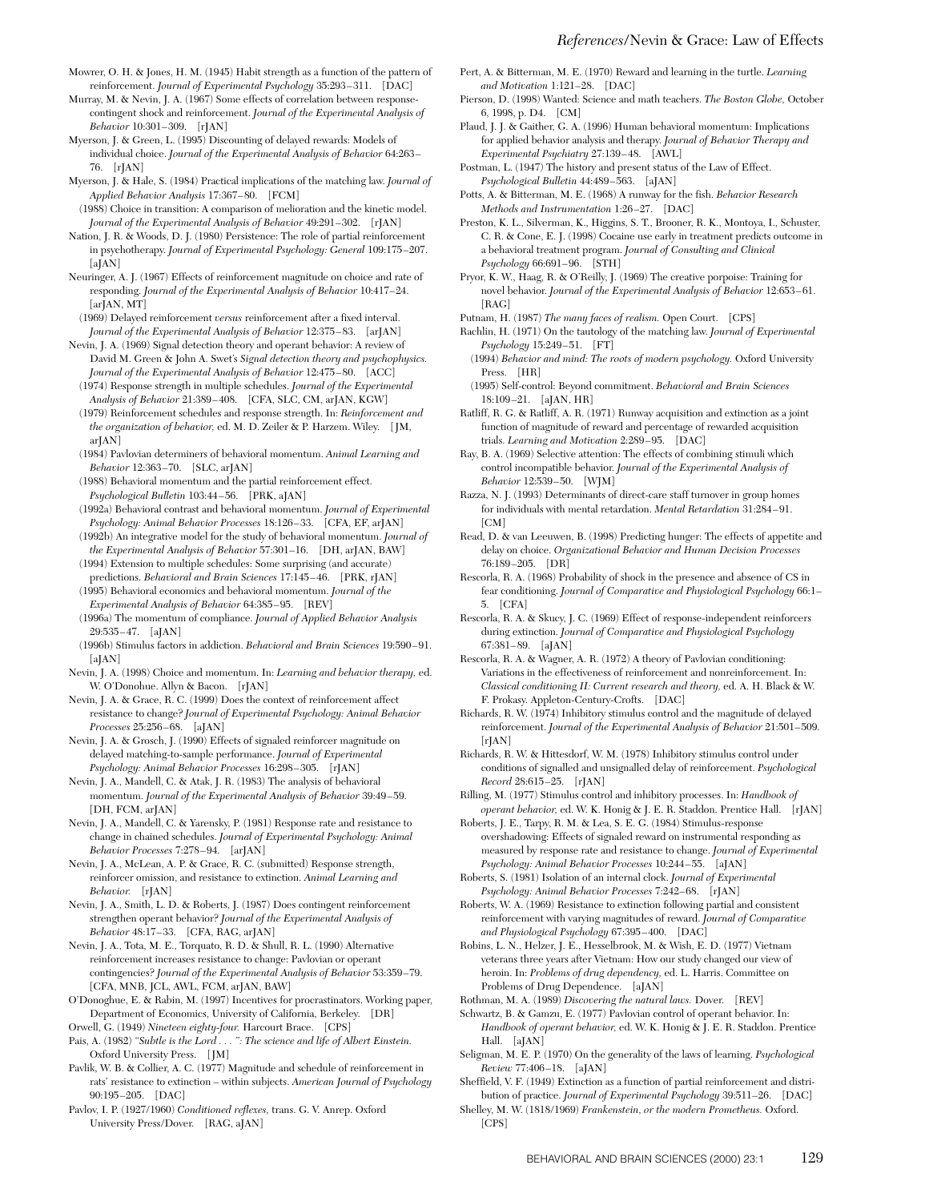Mowrer, O. H. & Jones, H. M. (1945) Habit strength as a function of the pattern of reinforcement. *Journal of Experimental Psychology* 35:293–311. [DAC]

Murray, M. & Nevin, J. A. (1967) Some effects of correlation between response-contingent shock and reinforcement. *Journal of the Experimental Analysis of Behavior* 10:301–309. [rJAN]

Myerson, J. & Green, L. (1995) Discounting of delayed rewards: Models of individual choice. *Journal of the Experimental Analysis of Behavior* 64:263–76. [rJAN]

Myerson, J. & Hale, S. (1984) Practical implications of the matching law. *Journal of Applied Behavior Analysis* 17:367–80. [FCM]

(1988) Choice in transition: A comparison of melioration and the kinetic model. *Journal of the Experimental Analysis of Behavior* 49:291–302. [rJAN]

Nation, J. R. & Woods, D. J. (1980) Persistence: The role of partial reinforcement in psychotherapy. *Journal of Experimental Psychology: General* 109:175–207. [aJAN]

Neuringer, A. J. (1967) Effects of reinforcement magnitude on choice and rate of responding. *Journal of the Experimental Analysis of Behavior* 10:417–24. [arJAN, MT]

(1969) Delayed reinforcement *versus* reinforcement after a fixed interval. *Journal of the Experimental Analysis of Behavior* 12:375–83. [arJAN]

Nevin, J. A. (1969) Signal detection theory and operant behavior: A review of David M. Green & John A. Swet's *Signal detection theory and psychophysics. Journal of the Experimental Analysis of Behavior* 12:475–80. [ACC]

(1974) Response strength in multiple schedules. *Journal of the Experimental Analysis of Behavior* 21:389–408. [CFA, SLC, CM, arJAN, KGW]

(1979) Reinforcement schedules and response strength. In: *Reinforcement and the organization of behavior,* ed. M. D. Zeiler & P. Harzem. Wiley. [JM, arJAN]

(1984) Pavlovian determiners of behavioral momentum. *Animal Learning and Behavior* 12:363–70. [SLC, arJAN]

(1988) Behavioral momentum and the partial reinforcement effect. *Psychological Bulletin* 103:44–56. [PRK, aJAN]

(1992a) Behavioral contrast and behavioral momentum. *Journal of Experimental Psychology: Animal Behavior Processes* 18:126–33. [CFA, EF, arJAN]

(1992b) An integrative model for the study of behavioral momentum. *Journal of the Experimental Analysis of Behavior* 57:301–16. [DH, arJAN, BAW]

(1994) Extension to multiple schedules: Some surprising (and accurate) predictions. *Behavioral and Brain Sciences* 17:145–46. [PRK, rJAN]

(1995) Behavioral economics and behavioral momentum. *Journal of the Experimental Analysis of Behavior* 64:385–95. [REV]

(1996a) The momentum of compliance. *Journal of Applied Behavior Analysis* 29:535–47. [aJAN]

(1996b) Stimulus factors in addiction. *Behavioral and Brain Sciences* 19:590–91. [aJAN]

Nevin, J. A. (1998) Choice and momentum. In: *Learning and behavior therapy,* ed. W. O'Donohue. Allyn & Bacon. [rJAN]

Nevin, J. A. & Grace, R. C. (1999) Does the context of reinforcement affect resistance to change? *Journal of Experimental Psychology: Animal Behavior Processes* 25:256–68. [aJAN]

Nevin, J. A. & Grosch, J. (1990) Effects of signaled reinforcer magnitude on delayed matching-to-sample performance. *Journal of Experimental Psychology: Animal Behavior Processes* 16:298–305. [rJAN]

Nevin, J. A., Mandell, C. & Atak, J. R. (1983) The analysis of behavioral momentum. *Journal of the Experimental Analysis of Behavior* 39:49–59. [DH, FCM, arJAN]

Nevin, J. A., Mandell, C. & Yarensky, P. (1981) Response rate and resistance to change in chained schedules. *Journal of Experimental Psychology: Animal Behavior Processes* 7:278–94. [arJAN]

Nevin, J. A., McLean, A. P. & Grace, R. C. (submitted) Response strength, reinforcer omission, and resistance to extinction. *Animal Learning and Behavior.* [rJAN]

Nevin, J. A., Smith, L. D. & Roberts, J. (1987) Does contingent reinforcement strengthen operant behavior? *Journal of the Experimental Analysis of Behavior* 48:17–33. [CFA, RAG, arJAN]

Nevin, J. A., Tota, M. E., Torquato, R. D. & Shull, R. L. (1990) Alternative reinforcement increases resistance to change: Pavlovian or operant contingencies? *Journal of the Experimental Analysis of Behavior* 53:359–79. [CFA, MNB, JCL, AWL, FCM, arJAN, BAW]

O'Donoghue, E. & Rabin, M. (1997) Incentives for procrastinators. Working paper, Department of Economics, University of California, Berkeley. [DR]

Orwell, G. (1949) *Nineteen eighty-four.* Harcourt Brace. [CPS]

Pais, A. (1982) *"Subtle is the Lord . . . ": The science and life of Albert Einstein.* Oxford University Press. [JM]

Pavlik, W. B. & Collier, A. C. (1977) Magnitude and schedule of reinforcement in rats' resistance to extinction – within subjects. *American Journal of Psychology* 90:195–205. [DAC]

Pavlov, I. P. (1927/1960) *Conditioned reflexes,* trans. G. V. Anrep. Oxford University Press/Dover. [RAG, aJAN]

Pert, A. & Bitterman, M. E. (1970) Reward and learning in the turtle. *Learning and Motivation* 1:121–28. [DAC]

Pierson, D. (1998) Wanted: Science and math teachers. *The Boston Globe,* October 6, 1998, p. D4. [CM]

Plaud, J. J. & Gaither, G. A. (1996) Human behavioral momentum: Implications for applied behavior analysis and therapy. *Journal of Behavior Therapy and Experimental Psychiatry* 27:139–48. [AWL]

Postman, L. (1947) The history and present status of the Law of Effect. *Psychological Bulletin* 44:489–563. [aJAN]

Potts, A. & Bitterman, M. E. (1968) A runway for the fish. *Behavior Research Methods and Instrumentation* 1:26–27. [DAC]

Preston, K. L., Silverman, K., Higgins, S. T., Brooner, R. K., Montoya, I., Schuster, C. R. & Cone, E. J. (1998) Cocaine use early in treatment predicts outcome in a behavioral treatment program. *Journal of Consulting and Clinical Psychology* 66:691–96. [STH]

Pryor, K. W., Haag, R. & O'Reilly, J. (1969) The creative porpoise: Training for novel behavior. *Journal of the Experimental Analysis of Behavior* 12:653–61. [RAG]

Putnam, H. (1987) *The many faces of realism.* Open Court. [CPS]

Rachlin, H. (1971) On the tautology of the matching law. *Journal of Experimental Psychology* 15:249–51. [FT]

(1994) *Behavior and mind: The roots of modern psychology.* Oxford University Press. [HR]

(1995) Self-control: Beyond commitment. *Behavioral and Brain Sciences* 18:109–21. [aJAN, HR]

Ratliff, R. G. & Ratliff, A. R. (1971) Runway acquisition and extinction as a joint function of magnitude of reward and percentage of rewarded acquisition trials. *Learning and Motivation* 2:289–95. [DAC]

Ray, B. A. (1969) Selective attention: The effects of combining stimuli which control incompatible behavior. *Journal of the Experimental Analysis of Behavior* 12:539–50. [WJM]

Razza, N. J. (1993) Determinants of direct-care staff turnover in group homes for individuals with mental retardation. *Mental Retardation* 31:284–91. [CM]

Read, D. & van Leeuwen, B. (1998) Predicting hunger: The effects of appetite and delay on choice. *Organizational Behavior and Human Decision Processes* 76:189–205. [DR]

Rescorla, R. A. (1968) Probability of shock in the presence and absence of CS in fear conditioning. *Journal of Comparative and Physiological Psychology* 66:1–5. [CFA]

Rescorla, R. A. & Skucy, J. C. (1969) Effect of response-independent reinforcers during extinction. *Journal of Comparative and Physiological Psychology* 67:381–89. [aJAN]

Rescorla, R. A. & Wagner, A. R. (1972) A theory of Pavlovian conditioning: Variations in the effectiveness of reinforcement and nonreinforcement. In: *Classical conditioning II: Current research and theory,* ed. A. H. Black & W. F. Prokasy. Appleton-Century-Crofts. [DAC]

Richards, R. W. (1974) Inhibitory stimulus control and the magnitude of delayed reinforcement. *Journal of the Experimental Analysis of Behavior* 21:501–509. [rJAN]

Richards, R. W. & Hittesdorf, W. M. (1978) Inhibitory stimulus control under conditions of signalled and unsignalled delay of reinforcement. *Psychological Record* 28:615–25. [rJAN]

Rilling, M. (1977) Stimulus control and inhibitory processes. In: *Handbook of operant behavior,* ed. W. K. Honig & J. E. R. Staddon. Prentice Hall. [rJAN]

Roberts, J. E., Tarpy, R. M. & Lea, S. E. G. (1984) Stimulus-response overshadowing: Effects of signaled reward on instrumental responding as measured by response rate and resistance to change. *Journal of Experimental Psychology: Animal Behavior Processes* 10:244–55. [aJAN]

Roberts, S. (1981) Isolation of an internal clock. *Journal of Experimental Psychology: Animal Behavior Processes* 7:242–68. [rJAN]

Roberts, W. A. (1969) Resistance to extinction following partial and consistent reinforcement with varying magnitudes of reward. *Journal of Comparative and Physiological Psychology* 67:395–400. [DAC]

Robins, L. N., Helzer, J. E., Hesselbrook, M. & Wish, E. D. (1977) Vietnam veterans three years after Vietnam: How our study changed our view of heroin. In: *Problems of drug dependency,* ed. L. Harris. Committee on Problems of Drug Dependence. [aJAN]

Rothman, M. A. (1989) *Discovering the natural laws.* Dover. [REV]

Schwartz, B. & Gamzu, E. (1977) Pavlovian control of operant behavior. In: *Handbook of operant behavior,* ed. W. K. Honig & J. E. R. Staddon. Prentice Hall. [aJAN]

Seligman, M. E. P. (1970) On the generality of the laws of learning. *Psychological Review* 77:406–18. [aJAN]

Sheffield, V. F. (1949) Extinction as a function of partial reinforcement and distribution of practice. *Journal of Experimental Psychology* 39:511–26. [DAC]

Shelley, M. W. (1818/1969) *Frankenstein, or the modern Prometheus.* Oxford. [CPS]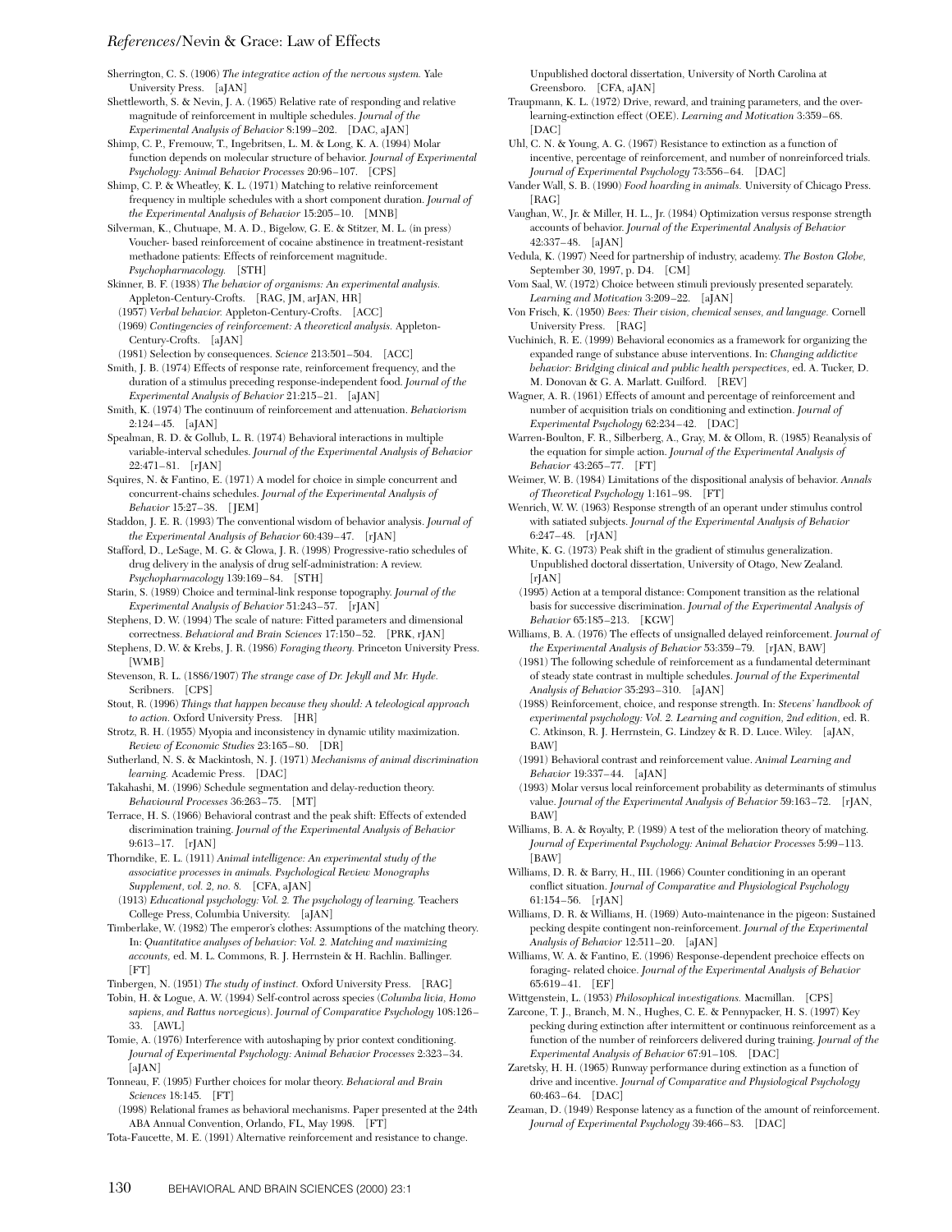Sherrington, C. S. (1906) *The integrative action of the nervous system.* Yale University Press. [aJAN]

Shettleworth, S. & Nevin, J. A. (1965) Relative rate of responding and relative magnitude of reinforcement in multiple schedules. *Journal of the Experimental Analysis of Behavior* 8:199–202. [DAC, aJAN]

Shimp, C. P., Fremouw, T., Ingebritsen, L. M. & Long, K. A. (1994) Molar function depends on molecular structure of behavior. *Journal of Experimental Psychology: Animal Behavior Processes* 20:96–107. [CPS]

Shimp, C. P. & Wheatley, K. L. (1971) Matching to relative reinforcement frequency in multiple schedules with a short component duration. *Journal of the Experimental Analysis of Behavior* 15:205–10. [MNB]

Silverman, K., Chutuape, M. A. D., Bigelow, G. E. & Stitzer, M. L. (in press) Voucher- based reinforcement of cocaine abstinence in treatment-resistant methadone patients: Effects of reinforcement magnitude. *Psychopharmacology.* [STH]

Skinner, B. F. (1938) *The behavior of organisms: An experimental analysis.* Appleton-Century-Crofts. [RAG, JM, arJAN, HR]

(1957) *Verbal behavior.* Appleton-Century-Crofts. [ACC]

(1969) *Contingencies of reinforcement: A theoretical analysis.* Appleton-Century-Crofts. [aJAN]

(1981) Selection by consequences. *Science* 213:501–504. [ACC]

Smith, J. B. (1974) Effects of response rate, reinforcement frequency, and the duration of a stimulus preceding response-independent food. *Journal of the Experimental Analysis of Behavior* 21:215–21. [aJAN]

Smith, K. (1974) The continuum of reinforcement and attenuation. *Behaviorism* 2:124–45. [aJAN]

Spealman, R. D. & Gollub, L. R. (1974) Behavioral interactions in multiple variable-interval schedules. *Journal of the Experimental Analysis of Behavior* 22:471–81. [rJAN]

Squires, N. & Fantino, E. (1971) A model for choice in simple concurrent and concurrent-chains schedules. *Journal of the Experimental Analysis of Behavior* 15:27–38. [JEM]

Staddon, J. E. R. (1993) The conventional wisdom of behavior analysis. *Journal of the Experimental Analysis of Behavior* 60:439–47. [rJAN]

Stafford, D., LeSage, M. G. & Glowa, J. R. (1998) Progressive-ratio schedules of drug delivery in the analysis of drug self-administration: A review. *Psychopharmacology* 139:169–84. [STH]

Starin, S. (1989) Choice and terminal-link response topography. *Journal of the Experimental Analysis of Behavior* 51:243–57. [rJAN]

Stephens, D. W. (1994) The scale of nature: Fitted parameters and dimensional correctness. *Behavioral and Brain Sciences* 17:150–52. [PRK, rJAN]

Stephens, D. W. & Krebs, J. R. (1986) *Foraging theory.* Princeton University Press. [WMB]

Stevenson, R. L. (1886/1907) *The strange case of Dr. Jekyll and Mr. Hyde.* Scribners. [CPS]

Stout, R. (1996) *Things that happen because they should: A teleological approach to action.* Oxford University Press. [HR]

Strotz, R. H. (1955) Myopia and inconsistency in dynamic utility maximization. *Review of Economic Studies* 23:165–80. [DR]

Sutherland, N. S. & Mackintosh, N. J. (1971) *Mechanisms of animal discrimination learning.* Academic Press. [DAC]

Takahashi, M. (1996) Schedule segmentation and delay-reduction theory. *Behavioural Processes* 36:263–75. [MT]

Terrace, H. S. (1966) Behavioral contrast and the peak shift: Effects of extended discrimination training. *Journal of the Experimental Analysis of Behavior* 9:613–17. [rJAN]

Thorndike, E. L. (1911) *Animal intelligence: An experimental study of the associative processes in animals. Psychological Review Monographs Supplement, vol. 2, no. 8.* [CFA, aJAN]

(1913) *Educational psychology: Vol. 2. The psychology of learning.* Teachers College Press, Columbia University. [aJAN]

Timberlake, W. (1982) The emperor's clothes: Assumptions of the matching theory. In: *Quantitative analyses of behavior: Vol. 2. Matching and maximizing accounts,* ed. M. L. Commons, R. J. Herrnstein & H. Rachlin. Ballinger. [FT]

Tinbergen, N. (1951) *The study of instinct.* Oxford University Press. [RAG]

Tobin, H. & Logue, A. W. (1994) Self-control across species (*Columba livia, Homo sapiens, and Rattus norvegicus*). *Journal of Comparative Psychology* 108:126–33. [AWL]

Tomie, A. (1976) Interference with autoshaping by prior context conditioning. *Journal of Experimental Psychology: Animal Behavior Processes* 2:323–34. [aJAN]

Tonneau, F. (1995) Further choices for molar theory. *Behavioral and Brain Sciences* 18:145. [FT]

(1998) Relational frames as behavioral mechanisms. Paper presented at the 24th ABA Annual Convention, Orlando, FL, May 1998. [FT]

Tota-Faucette, M. E. (1991) Alternative reinforcement and resistance to change. Unpublished doctoral dissertation, University of North Carolina at Greensboro. [CFA, aJAN]

Traupmann, K. L. (1972) Drive, reward, and training parameters, and the overlearning-extinction effect (OEE). *Learning and Motivation* 3:359–68. [DAC]

Uhl, C. N. & Young, A. G. (1967) Resistance to extinction as a function of incentive, percentage of reinforcement, and number of nonreinforced trials. *Journal of Experimental Psychology* 73:556–64. [DAC]

Vander Wall, S. B. (1990) *Food hoarding in animals.* University of Chicago Press. [RAG]

Vaughan, W., Jr. & Miller, H. L., Jr. (1984) Optimization versus response strength accounts of behavior. *Journal of the Experimental Analysis of Behavior* 42:337–48. [aJAN]

Vedula, K. (1997) Need for partnership of industry, academy. *The Boston Globe,* September 30, 1997, p. D4. [CM]

Vom Saal, W. (1972) Choice between stimuli previously presented separately. *Learning and Motivation* 3:209–22. [aJAN]

Von Frisch, K. (1950) *Bees: Their vision, chemical senses, and language.* Cornell University Press. [RAG]

Vuchinich, R. E. (1999) Behavioral economics as a framework for organizing the expanded range of substance abuse interventions. In: *Changing addictive behavior: Bridging clinical and public health perspectives,* ed. A. Tucker, D. M. Donovan & G. A. Marlatt. Guilford. [REV]

Wagner, A. R. (1961) Effects of amount and percentage of reinforcement and number of acquisition trials on conditioning and extinction. *Journal of Experimental Psychology* 62:234–42. [DAC]

Warren-Boulton, F. R., Silberberg, A., Gray, M. & Ollom, R. (1985) Reanalysis of the equation for simple action. *Journal of the Experimental Analysis of Behavior* 43:265–77. [FT]

Weimer, W. B. (1984) Limitations of the dispositional analysis of behavior. *Annals of Theoretical Psychology* 1:161–98. [FT]

Wenrich, W. W. (1963) Response strength of an operant under stimulus control with satiated subjects. *Journal of the Experimental Analysis of Behavior* 6:247–48. [rJAN]

White, K. G. (1973) Peak shift in the gradient of stimulus generalization. Unpublished doctoral dissertation, University of Otago, New Zealand. [rJAN]

(1995) Action at a temporal distance: Component transition as the relational basis for successive discrimination. *Journal of the Experimental Analysis of Behavior* 65:185–213. [KGW]

Williams, B. A. (1976) The effects of unsignalled delayed reinforcement. *Journal of the Experimental Analysis of Behavior* 53:359–79. [rJAN, BAW]

(1981) The following schedule of reinforcement as a fundamental determinant of steady state contrast in multiple schedules. *Journal of the Experimental Analysis of Behavior* 35:293–310. [aJAN]

(1988) Reinforcement, choice, and response strength. In: *Stevens' handbook of experimental psychology: Vol. 2. Learning and cognition, 2nd edition,* ed. R. C. Atkinson, R. J. Herrnstein, G. Lindzey & R. D. Luce. Wiley. [aJAN, BAW]

(1991) Behavioral contrast and reinforcement value. *Animal Learning and Behavior* 19:337–44. [aJAN]

(1993) Molar versus local reinforcement probability as determinants of stimulus value. *Journal of the Experimental Analysis of Behavior* 59:163–72. [rJAN, BAW]

Williams, B. A. & Royalty, P. (1989) A test of the melioration theory of matching. *Journal of Experimental Psychology: Animal Behavior Processes* 5:99–113. [BAW]

Williams, D. R. & Barry, H., III. (1966) Counter conditioning in an operant conflict situation. *Journal of Comparative and Physiological Psychology* 61:154–56. [rJAN]

Williams, D. R. & Williams, H. (1969) Auto-maintenance in the pigeon: Sustained pecking despite contingent non-reinforcement. *Journal of the Experimental Analysis of Behavior* 12:511–20. [aJAN]

Williams, W. A. & Fantino, E. (1996) Response-dependent prechoice effects on foraging- related choice. *Journal of the Experimental Analysis of Behavior* 65:619–41. [EF]

Wittgenstein, L. (1953) *Philosophical investigations.* Macmillan. [CPS]

Zarcone, T. J., Branch, M. N., Hughes, C. E. & Pennypacker, H. S. (1997) Key pecking during extinction after intermittent or continuous reinforcement as a function of the number of reinforcers delivered during training. *Journal of the Experimental Analysis of Behavior* 67:91–108. [DAC]

Zaretsky, H. H. (1965) Runway performance during extinction as a function of drive and incentive. *Journal of Comparative and Physiological Psychology* 60:463–64. [DAC]

Zeaman, D. (1949) Response latency as a function of the amount of reinforcement. *Journal of Experimental Psychology* 39:466–83. [DAC]